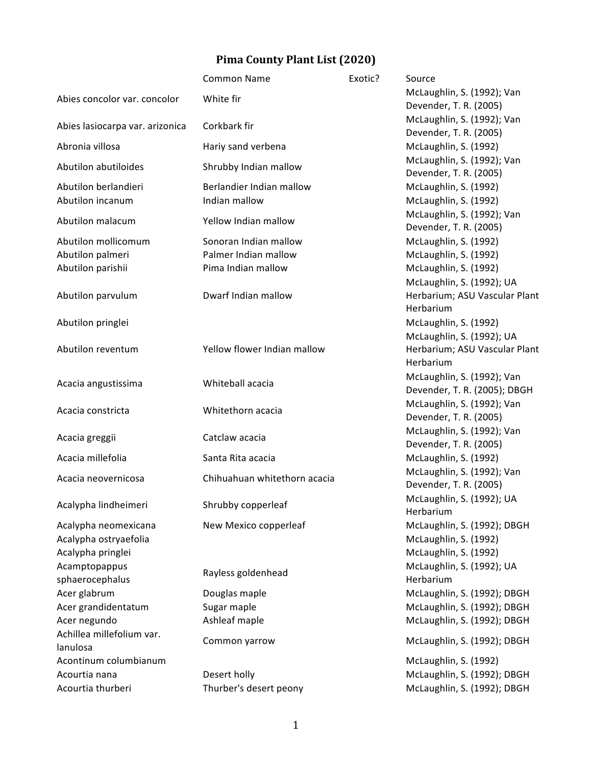# Pima County Plant List (2020)

| | Common Name | Exotic? | Source |
|---|---|---|---|
| Abies concolor var. concolor | White fir | | McLaughlin, S. (1992); Van Devender, T. R. (2005) |
| Abies lasiocarpa var. arizonica | Corkbark fir | | McLaughlin, S. (1992); Van Devender, T. R. (2005) |
| Abronia villosa | Hariy sand verbena | | McLaughlin, S. (1992) |
| Abutilon abutiloides | Shrubby Indian mallow | | McLaughlin, S. (1992); Van Devender, T. R. (2005) |
| Abutilon berlandieri | Berlandier Indian mallow | | McLaughlin, S. (1992) |
| Abutilon incanum | Indian mallow | | McLaughlin, S. (1992) |
| Abutilon malacum | Yellow Indian mallow | | McLaughlin, S. (1992); Van Devender, T. R. (2005) |
| Abutilon mollicomum | Sonoran Indian mallow | | McLaughlin, S. (1992) |
| Abutilon palmeri | Palmer Indian mallow | | McLaughlin, S. (1992) |
| Abutilon parishii | Pima Indian mallow | | McLaughlin, S. (1992) |
| Abutilon parvulum | Dwarf Indian mallow | | McLaughlin, S. (1992); UA Herbarium; ASU Vascular Plant Herbarium |
| Abutilon pringlei | | | McLaughlin, S. (1992) |
| Abutilon reventum | Yellow flower Indian mallow | | McLaughlin, S. (1992); UA Herbarium; ASU Vascular Plant Herbarium |
| Acacia angustissima | Whiteball acacia | | McLaughlin, S. (1992); Van Devender, T. R. (2005); DBGH |
| Acacia constricta | Whitethorn acacia | | McLaughlin, S. (1992); Van Devender, T. R. (2005) |
| Acacia greggii | Catclaw acacia | | McLaughlin, S. (1992); Van Devender, T. R. (2005) |
| Acacia millefolia | Santa Rita acacia | | McLaughlin, S. (1992) |
| Acacia neovernicosa | Chihuahuan whitethorn acacia | | McLaughlin, S. (1992); Van Devender, T. R. (2005) |
| Acalypha lindheimeri | Shrubby copperleaf | | McLaughlin, S. (1992); UA Herbarium |
| Acalypha neomexicana | New Mexico copperleaf | | McLaughlin, S. (1992); DBGH |
| Acalypha ostryaefolia | | | McLaughlin, S. (1992) |
| Acalypha pringlei | | | McLaughlin, S. (1992) |
| Acamptopappus sphaerocephalus | Rayless goldenhead | | McLaughlin, S. (1992); UA Herbarium |
| Acer glabrum | Douglas maple | | McLaughlin, S. (1992); DBGH |
| Acer grandidentatum | Sugar maple | | McLaughlin, S. (1992); DBGH |
| Acer negundo | Ashleaf maple | | McLaughlin, S. (1992); DBGH |
| Achillea millefolium var. lanulosa | Common yarrow | | McLaughlin, S. (1992); DBGH |
| Acontinum columbianum | | | McLaughlin, S. (1992) |
| Acourtia nana | Desert holly | | McLaughlin, S. (1992); DBGH |
| Acourtia thurberi | Thurber's desert peony | | McLaughlin, S. (1992); DBGH |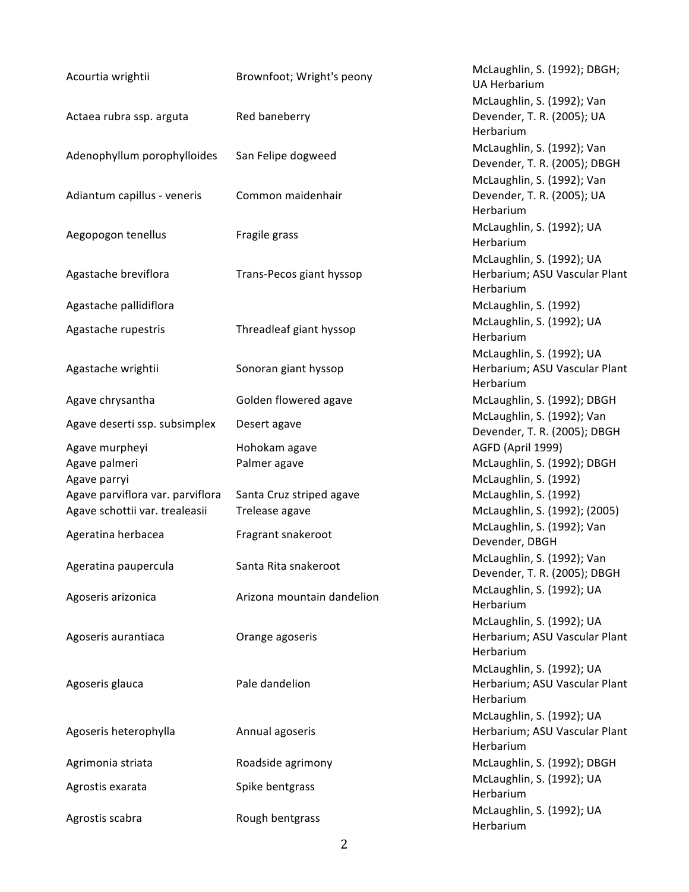| | | |
|---|---|---|
| Acourtia wrightii | Brownfoot; Wright's peony | McLaughlin, S. (1992); DBGH; UA Herbarium |
| Actaea rubra ssp. arguta | Red baneberry | McLaughlin, S. (1992); Van Devender, T. R. (2005); UA Herbarium |
| Adenophyllum porophylloides | San Felipe dogweed | McLaughlin, S. (1992); Van Devender, T. R. (2005); DBGH |
| Adiantum capillus - veneris | Common maidenhair | McLaughlin, S. (1992); Van Devender, T. R. (2005); UA Herbarium |
| Aegopogon tenellus | Fragile grass | McLaughlin, S. (1992); UA Herbarium |
| Agastache breviflora | Trans-Pecos giant hyssop | McLaughlin, S. (1992); UA Herbarium; ASU Vascular Plant Herbarium |
| Agastache pallidiflora | | McLaughlin, S. (1992) |
| Agastache rupestris | Threadleaf giant hyssop | McLaughlin, S. (1992); UA Herbarium |
| Agastache wrightii | Sonoran giant hyssop | McLaughlin, S. (1992); UA Herbarium; ASU Vascular Plant Herbarium |
| Agave chrysantha | Golden flowered agave | McLaughlin, S. (1992); DBGH |
| Agave deserti ssp. subsimplex | Desert agave | McLaughlin, S. (1992); Van Devender, T. R. (2005); DBGH |
| Agave murpheyi | Hohokam agave | AGFD (April 1999) |
| Agave palmeri | Palmer agave | McLaughlin, S. (1992); DBGH |
| Agave parryi | | McLaughlin, S. (1992) |
| Agave parviflora var. parviflora | Santa Cruz striped agave | McLaughlin, S. (1992) |
| Agave schottii var. treleasii | Trelease agave | McLaughlin, S. (1992); (2005) |
| Ageratina herbacea | Fragrant snakeroot | McLaughlin, S. (1992); Van Devender, DBGH |
| Ageratina paupercula | Santa Rita snakeroot | McLaughlin, S. (1992); Van Devender, T. R. (2005); DBGH |
| Agoseris arizonica | Arizona mountain dandelion | McLaughlin, S. (1992); UA Herbarium |
| Agoseris aurantiaca | Orange agoseris | McLaughlin, S. (1992); UA Herbarium; ASU Vascular Plant Herbarium |
| Agoseris glauca | Pale dandelion | McLaughlin, S. (1992); UA Herbarium; ASU Vascular Plant Herbarium |
| Agoseris heterophylla | Annual agoseris | McLaughlin, S. (1992); UA Herbarium; ASU Vascular Plant Herbarium |
| Agrimonia striata | Roadside agrimony | McLaughlin, S. (1992); DBGH |
| Agrostis exarata | Spike bentgrass | McLaughlin, S. (1992); UA Herbarium |
| Agrostis scabra | Rough bentgrass | McLaughlin, S. (1992); UA Herbarium |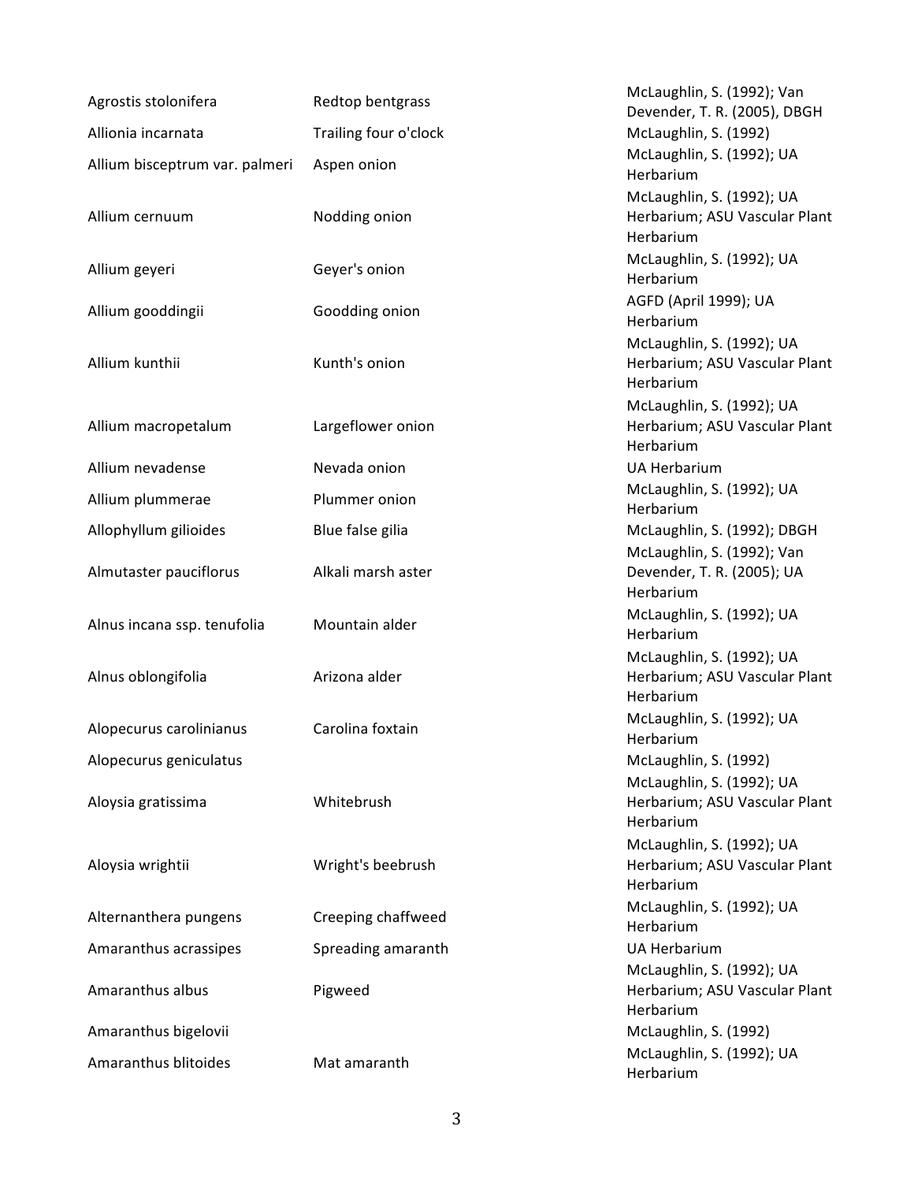| | | |
|---|---|---|
| Agrostis stolonifera | Redtop bentgrass | McLaughlin, S. (1992); Van Devender, T. R. (2005), DBGH |
| Allionia incarnata | Trailing four o'clock | McLaughlin, S. (1992) |
| Allium bisceptrum var. palmeri | Aspen onion | McLaughlin, S. (1992); UA Herbarium |
| Allium cernuum | Nodding onion | McLaughlin, S. (1992); UA Herbarium; ASU Vascular Plant Herbarium |
| Allium geyeri | Geyer's onion | McLaughlin, S. (1992); UA Herbarium |
| Allium gooddingii | Goodding onion | AGFD (April 1999); UA Herbarium |
| Allium kunthii | Kunth's onion | McLaughlin, S. (1992); UA Herbarium; ASU Vascular Plant Herbarium |
| Allium macropetalum | Largeflower onion | McLaughlin, S. (1992); UA Herbarium; ASU Vascular Plant Herbarium |
| Allium nevadense | Nevada onion | UA Herbarium |
| Allium plummerae | Plummer onion | McLaughlin, S. (1992); UA Herbarium |
| Allophyllum gilioides | Blue false gilia | McLaughlin, S. (1992); DBGH |
| Almutaster pauciflorus | Alkali marsh aster | McLaughlin, S. (1992); Van Devender, T. R. (2005); UA Herbarium |
| Alnus incana ssp. tenufolia | Mountain alder | McLaughlin, S. (1992); UA Herbarium |
| Alnus oblongifolia | Arizona alder | McLaughlin, S. (1992); UA Herbarium; ASU Vascular Plant Herbarium |
| Alopecurus carolinianus | Carolina foxtain | McLaughlin, S. (1992); UA Herbarium |
| Alopecurus geniculatus | | McLaughlin, S. (1992) |
| Aloysia gratissima | Whitebrush | McLaughlin, S. (1992); UA Herbarium; ASU Vascular Plant Herbarium |
| Aloysia wrightii | Wright's beebrush | McLaughlin, S. (1992); UA Herbarium; ASU Vascular Plant Herbarium |
| Alternanthera pungens | Creeping chaffweed | McLaughlin, S. (1992); UA Herbarium |
| Amaranthus acrassipes | Spreading amaranth | UA Herbarium |
| Amaranthus albus | Pigweed | McLaughlin, S. (1992); UA Herbarium; ASU Vascular Plant Herbarium |
| Amaranthus bigelovii | | McLaughlin, S. (1992) |
| Amaranthus blitoides | Mat amaranth | McLaughlin, S. (1992); UA Herbarium |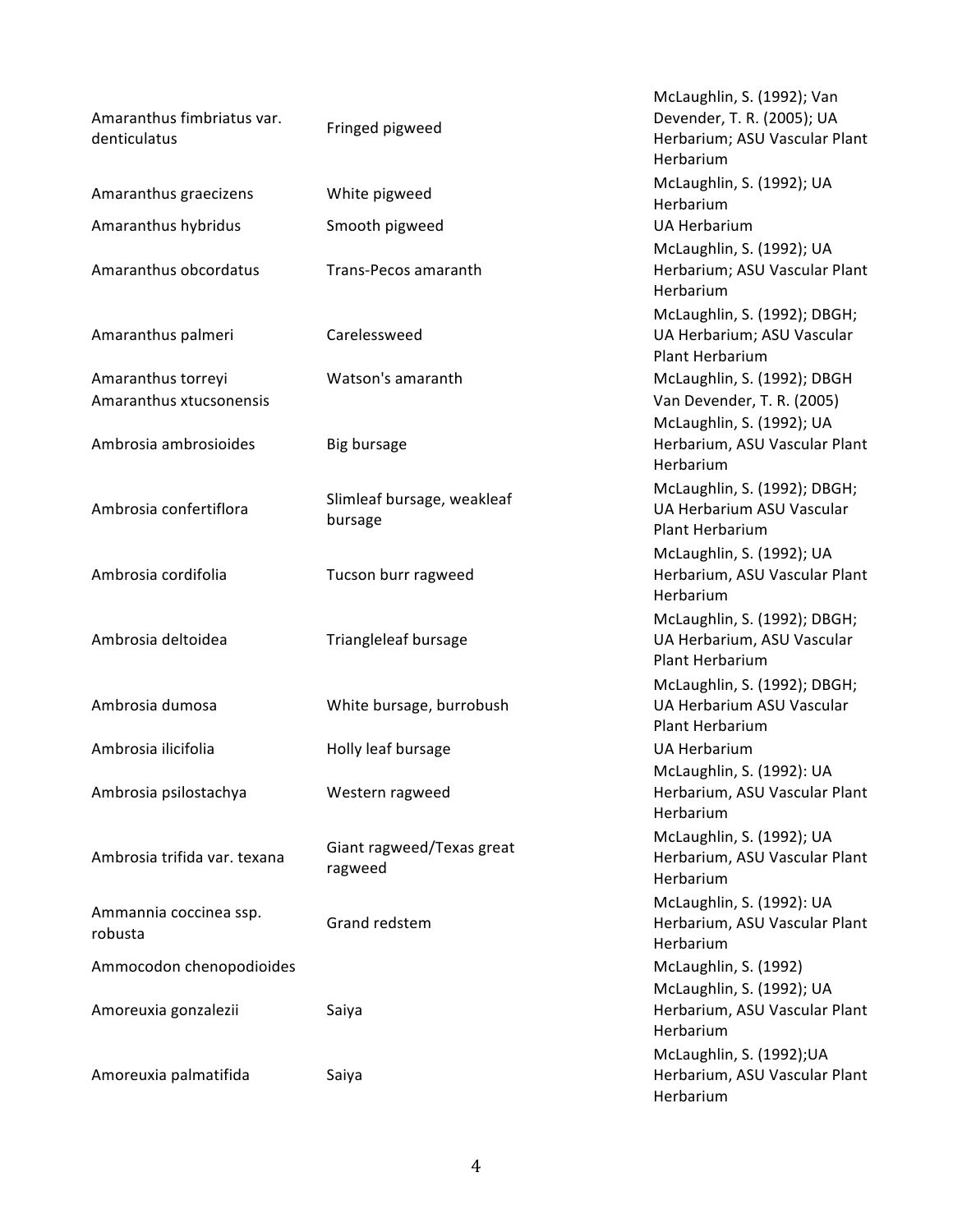| | | |
|---|---|---|
| Amaranthus fimbriatus var. denticulatus | Fringed pigweed | McLaughlin, S. (1992); Van Devender, T. R. (2005); UA Herbarium; ASU Vascular Plant Herbarium |
| Amaranthus graecizens | White pigweed | McLaughlin, S. (1992); UA Herbarium |
| Amaranthus hybridus | Smooth pigweed | UA Herbarium |
| Amaranthus obcordatus | Trans-Pecos amaranth | McLaughlin, S. (1992); UA Herbarium; ASU Vascular Plant Herbarium |
| Amaranthus palmeri | Carelessweed | McLaughlin, S. (1992); DBGH; UA Herbarium; ASU Vascular Plant Herbarium |
| Amaranthus torreyi | Watson's amaranth | McLaughlin, S. (1992); DBGH |
| Amaranthus xtucsonensis | | Van Devender, T. R. (2005) |
| Ambrosia ambrosioides | Big bursage | McLaughlin, S. (1992); UA Herbarium, ASU Vascular Plant Herbarium |
| Ambrosia confertiflora | Slimleaf bursage, weakleaf bursage | McLaughlin, S. (1992); DBGH; UA Herbarium ASU Vascular Plant Herbarium |
| Ambrosia cordifolia | Tucson burr ragweed | McLaughlin, S. (1992); UA Herbarium, ASU Vascular Plant Herbarium |
| Ambrosia deltoidea | Triangleleaf bursage | McLaughlin, S. (1992); DBGH; UA Herbarium, ASU Vascular Plant Herbarium |
| Ambrosia dumosa | White bursage, burrobush | McLaughlin, S. (1992); DBGH; UA Herbarium ASU Vascular Plant Herbarium |
| Ambrosia ilicifolia | Holly leaf bursage | UA Herbarium |
| Ambrosia psilostachya | Western ragweed | McLaughlin, S. (1992): UA Herbarium, ASU Vascular Plant Herbarium |
| Ambrosia trifida var. texana | Giant ragweed/Texas great ragweed | McLaughlin, S. (1992); UA Herbarium, ASU Vascular Plant Herbarium |
| Ammannia coccinea ssp. robusta | Grand redstem | McLaughlin, S. (1992): UA Herbarium, ASU Vascular Plant Herbarium |
| Ammocodon chenopodioides | | McLaughlin, S. (1992) |
| Amoreuxia gonzalezii | Saiya | McLaughlin, S. (1992); UA Herbarium, ASU Vascular Plant Herbarium |
| Amoreuxia palmatifida | Saiya | McLaughlin, S. (1992);UA Herbarium, ASU Vascular Plant Herbarium |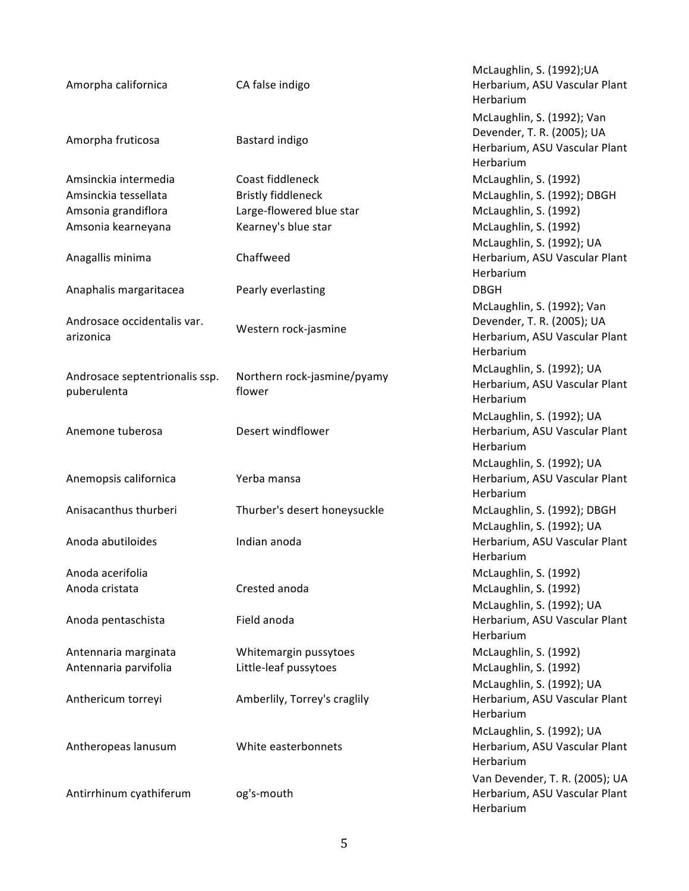| | | |
|---|---|---|
| Amorpha californica | CA false indigo | McLaughlin, S. (1992);UA Herbarium, ASU Vascular Plant Herbarium |
| Amorpha fruticosa | Bastard indigo | McLaughlin, S. (1992); Van Devender, T. R. (2005); UA Herbarium, ASU Vascular Plant Herbarium |
| Amsinckia intermedia | Coast fiddleneck | McLaughlin, S. (1992) |
| Amsinckia tessellata | Bristly fiddleneck | McLaughlin, S. (1992); DBGH |
| Amsonia grandiflora | Large-flowered blue star | McLaughlin, S. (1992) |
| Amsonia kearneyana | Kearney's blue star | McLaughlin, S. (1992) |
| Anagallis minima | Chaffweed | McLaughlin, S. (1992); UA Herbarium, ASU Vascular Plant Herbarium |
| Anaphalis margaritacea | Pearly everlasting | DBGH |
| Androsace occidentalis var. arizonica | Western rock-jasmine | McLaughlin, S. (1992); Van Devender, T. R. (2005); UA Herbarium, ASU Vascular Plant Herbarium |
| Androsace septentrionalis ssp. puberulenta | Northern rock-jasmine/pyamy flower | McLaughlin, S. (1992); UA Herbarium, ASU Vascular Plant Herbarium |
| Anemone tuberosa | Desert windflower | McLaughlin, S. (1992); UA Herbarium, ASU Vascular Plant Herbarium |
| Anemopsis californica | Yerba mansa | McLaughlin, S. (1992); UA Herbarium, ASU Vascular Plant Herbarium |
| Anisacanthus thurberi | Thurber's desert honeysuckle | McLaughlin, S. (1992); DBGH |
| Anoda abutiloides | Indian anoda | McLaughlin, S. (1992); UA Herbarium, ASU Vascular Plant Herbarium |
| Anoda acerifolia | | McLaughlin, S. (1992) |
| Anoda cristata | Crested anoda | McLaughlin, S. (1992) |
| Anoda pentaschista | Field anoda | McLaughlin, S. (1992); UA Herbarium, ASU Vascular Plant Herbarium |
| Antennaria marginata | Whitemargin pussytoes | McLaughlin, S. (1992) |
| Antennaria parvifolia | Little-leaf pussytoes | McLaughlin, S. (1992) |
| Anthericum torreyi | Amberlily, Torrey's craglily | McLaughlin, S. (1992); UA Herbarium, ASU Vascular Plant Herbarium |
| Antheropeas lanusum | White easterbonnets | McLaughlin, S. (1992); UA Herbarium, ASU Vascular Plant Herbarium |
| Antirrhinum cyathiferum | og's-mouth | Van Devender, T. R. (2005); UA Herbarium, ASU Vascular Plant Herbarium |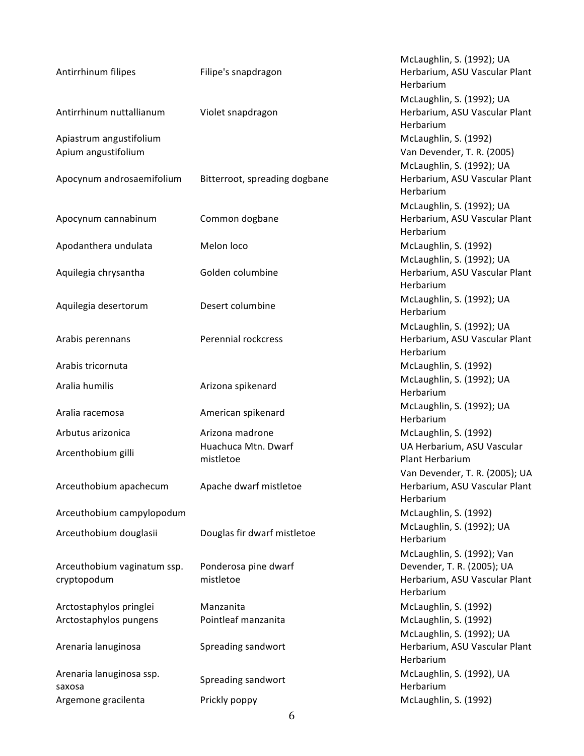| | | |
|---|---|---|
| Antirrhinum filipes | Filipe's snapdragon | McLaughlin, S. (1992); UA Herbarium, ASU Vascular Plant Herbarium |
| Antirrhinum nuttallianum | Violet snapdragon | McLaughlin, S. (1992); UA Herbarium, ASU Vascular Plant Herbarium |
| Apiastrum angustifolium | | McLaughlin, S. (1992) |
| Apium angustifolium | | Van Devender, T. R. (2005) |
| Apocynum androsaemifolium | Bitterroot, spreading dogbane | McLaughlin, S. (1992); UA Herbarium, ASU Vascular Plant Herbarium |
| Apocynum cannabinum | Common dogbane | McLaughlin, S. (1992); UA Herbarium, ASU Vascular Plant Herbarium |
| Apodanthera undulata | Melon loco | McLaughlin, S. (1992) |
| Aquilegia chrysantha | Golden columbine | McLaughlin, S. (1992); UA Herbarium, ASU Vascular Plant Herbarium |
| Aquilegia desertorum | Desert columbine | McLaughlin, S. (1992); UA Herbarium |
| Arabis perennans | Perennial rockcress | McLaughlin, S. (1992); UA Herbarium, ASU Vascular Plant Herbarium |
| Arabis tricornuta | | McLaughlin, S. (1992) |
| Aralia humilis | Arizona spikenard | McLaughlin, S. (1992); UA Herbarium |
| Aralia racemosa | American spikenard | McLaughlin, S. (1992); UA Herbarium |
| Arbutus arizonica | Arizona madrone | McLaughlin, S. (1992) |
| Arcenthobium gilli | Huachuca Mtn. Dwarf mistletoe | UA Herbarium, ASU Vascular Plant Herbarium |
| Arceuthobium apachecum | Apache dwarf mistletoe | Van Devender, T. R. (2005); UA Herbarium, ASU Vascular Plant Herbarium |
| Arceuthobium campylopodum | | McLaughlin, S. (1992) |
| Arceuthobium douglasii | Douglas fir dwarf mistletoe | McLaughlin, S. (1992); UA Herbarium |
| Arceuthobium vaginatum ssp. cryptopodum | Ponderosa pine dwarf mistletoe | McLaughlin, S. (1992); Van Devender, T. R. (2005); UA Herbarium, ASU Vascular Plant Herbarium |
| Arctostaphylos pringlei | Manzanita | McLaughlin, S. (1992) |
| Arctostaphylos pungens | Pointleaf manzanita | McLaughlin, S. (1992) |
| Arenaria lanuginosa | Spreading sandwort | McLaughlin, S. (1992); UA Herbarium, ASU Vascular Plant Herbarium |
| Arenaria lanuginosa ssp. saxosa | Spreading sandwort | McLaughlin, S. (1992), UA Herbarium |
| Argemone gracilenta | Prickly poppy | McLaughlin, S. (1992) |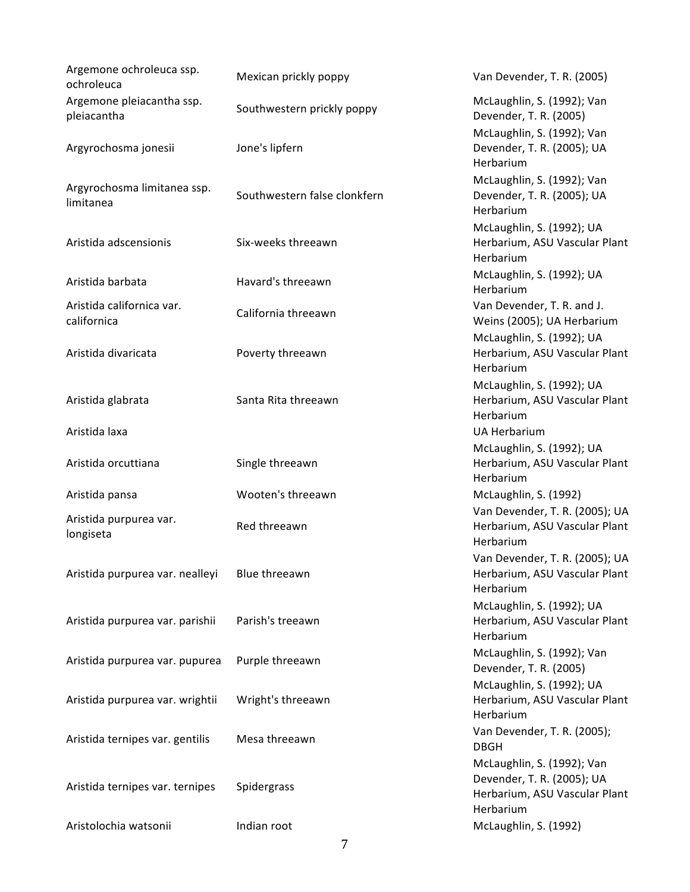| | | |
|---|---|---|
| Argemone ochroleuca ssp. ochroleuca | Mexican prickly poppy | Van Devender, T. R. (2005) |
| Argemone pleiacantha ssp. pleiacantha | Southwestern prickly poppy | McLaughlin, S. (1992); Van Devender, T. R. (2005) |
| Argyrochosma jonesii | Jone's lipfern | McLaughlin, S. (1992); Van Devender, T. R. (2005); UA Herbarium |
| Argyrochosma limitanea ssp. limitanea | Southwestern false clonkfern | McLaughlin, S. (1992); Van Devender, T. R. (2005); UA Herbarium |
| Aristida adscensionis | Six-weeks threeawn | McLaughlin, S. (1992); UA Herbarium, ASU Vascular Plant Herbarium |
| Aristida barbata | Havard's threeawn | McLaughlin, S. (1992); UA Herbarium |
| Aristida californica var. californica | California threeawn | Van Devender, T. R. and J. Weins (2005); UA Herbarium |
| Aristida divaricata | Poverty threeawn | McLaughlin, S. (1992); UA Herbarium, ASU Vascular Plant Herbarium |
| Aristida glabrata | Santa Rita threeawn | McLaughlin, S. (1992); UA Herbarium, ASU Vascular Plant Herbarium |
| Aristida laxa | | UA Herbarium |
| Aristida orcuttiana | Single threeawn | McLaughlin, S. (1992); UA Herbarium, ASU Vascular Plant Herbarium |
| Aristida pansa | Wooten's threeawn | McLaughlin, S. (1992) |
| Aristida purpurea var. longiseta | Red threeawn | Van Devender, T. R. (2005); UA Herbarium, ASU Vascular Plant Herbarium |
| Aristida purpurea var. nealleyi | Blue threeawn | Van Devender, T. R. (2005); UA Herbarium, ASU Vascular Plant Herbarium |
| Aristida purpurea var. parishii | Parish's treeawn | McLaughlin, S. (1992); UA Herbarium, ASU Vascular Plant Herbarium |
| Aristida purpurea var. pupurea | Purple threeawn | McLaughlin, S. (1992); Van Devender, T. R. (2005) |
| Aristida purpurea var. wrightii | Wright's threeawn | McLaughlin, S. (1992); UA Herbarium, ASU Vascular Plant Herbarium |
| Aristida ternipes var. gentilis | Mesa threeawn | Van Devender, T. R. (2005); DBGH |
| Aristida ternipes var. ternipes | Spidergrass | McLaughlin, S. (1992); Van Devender, T. R. (2005); UA Herbarium, ASU Vascular Plant Herbarium |
| Aristolochia watsonii | Indian root | McLaughlin, S. (1992) |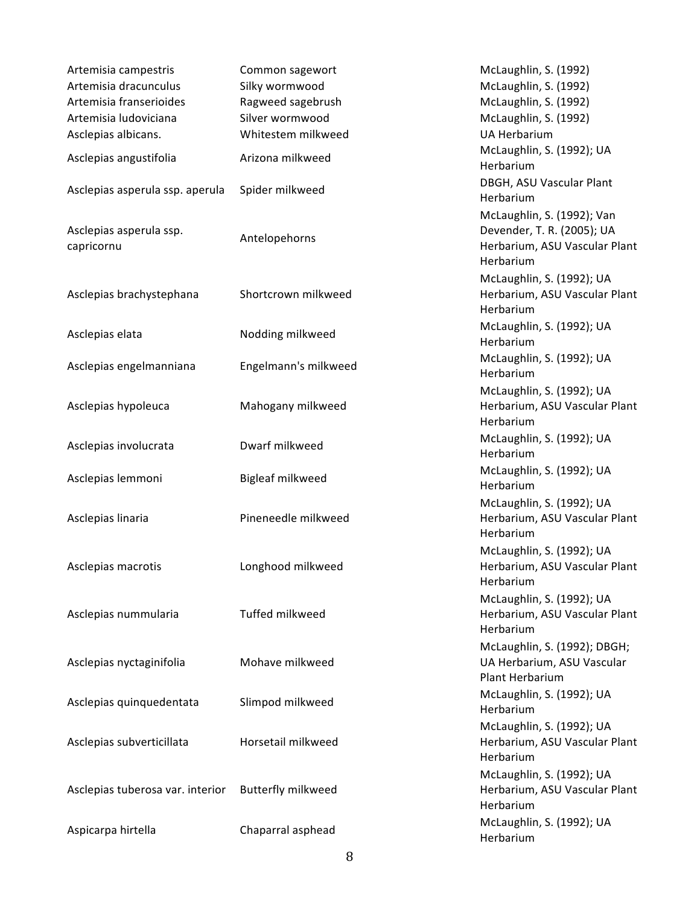| | | |
|---|---|---|
| Artemisia campestris | Common sagewort | McLaughlin, S. (1992) |
| Artemisia dracunculus | Silky wormwood | McLaughlin, S. (1992) |
| Artemisia franserioides | Ragweed sagebrush | McLaughlin, S. (1992) |
| Artemisia ludoviciana | Silver wormwood | McLaughlin, S. (1992) |
| Asclepias albicans. | Whitestem milkweed | UA Herbarium |
| Asclepias angustifolia | Arizona milkweed | McLaughlin, S. (1992); UA Herbarium |
| Asclepias asperula ssp. aperula | Spider milkweed | DBGH, ASU Vascular Plant Herbarium |
| Asclepias asperula ssp. capricornu | Antelopehorns | McLaughlin, S. (1992); Van Devender, T. R. (2005); UA Herbarium, ASU Vascular Plant Herbarium |
| Asclepias brachystephana | Shortcrown milkweed | McLaughlin, S. (1992); UA Herbarium, ASU Vascular Plant Herbarium |
| Asclepias elata | Nodding milkweed | McLaughlin, S. (1992); UA Herbarium |
| Asclepias engelmanniana | Engelmann's milkweed | McLaughlin, S. (1992); UA Herbarium |
| Asclepias hypoleuca | Mahogany milkweed | McLaughlin, S. (1992); UA Herbarium, ASU Vascular Plant Herbarium |
| Asclepias involucrata | Dwarf milkweed | McLaughlin, S. (1992); UA Herbarium |
| Asclepias lemmoni | Bigleaf milkweed | McLaughlin, S. (1992); UA Herbarium |
| Asclepias linaria | Pineneedle milkweed | McLaughlin, S. (1992); UA Herbarium, ASU Vascular Plant Herbarium |
| Asclepias macrotis | Longhood milkweed | McLaughlin, S. (1992); UA Herbarium, ASU Vascular Plant Herbarium |
| Asclepias nummularia | Tuffed milkweed | McLaughlin, S. (1992); UA Herbarium, ASU Vascular Plant Herbarium |
| Asclepias nyctaginifolia | Mohave milkweed | McLaughlin, S. (1992); DBGH; UA Herbarium, ASU Vascular Plant Herbarium |
| Asclepias quinquedentata | Slimpod milkweed | McLaughlin, S. (1992); UA Herbarium |
| Asclepias subverticillata | Horsetail milkweed | McLaughlin, S. (1992); UA Herbarium, ASU Vascular Plant Herbarium |
| Asclepias tuberosa var. interior | Butterfly milkweed | McLaughlin, S. (1992); UA Herbarium, ASU Vascular Plant Herbarium |
| Aspicarpa hirtella | Chaparral asphead | McLaughlin, S. (1992); UA Herbarium |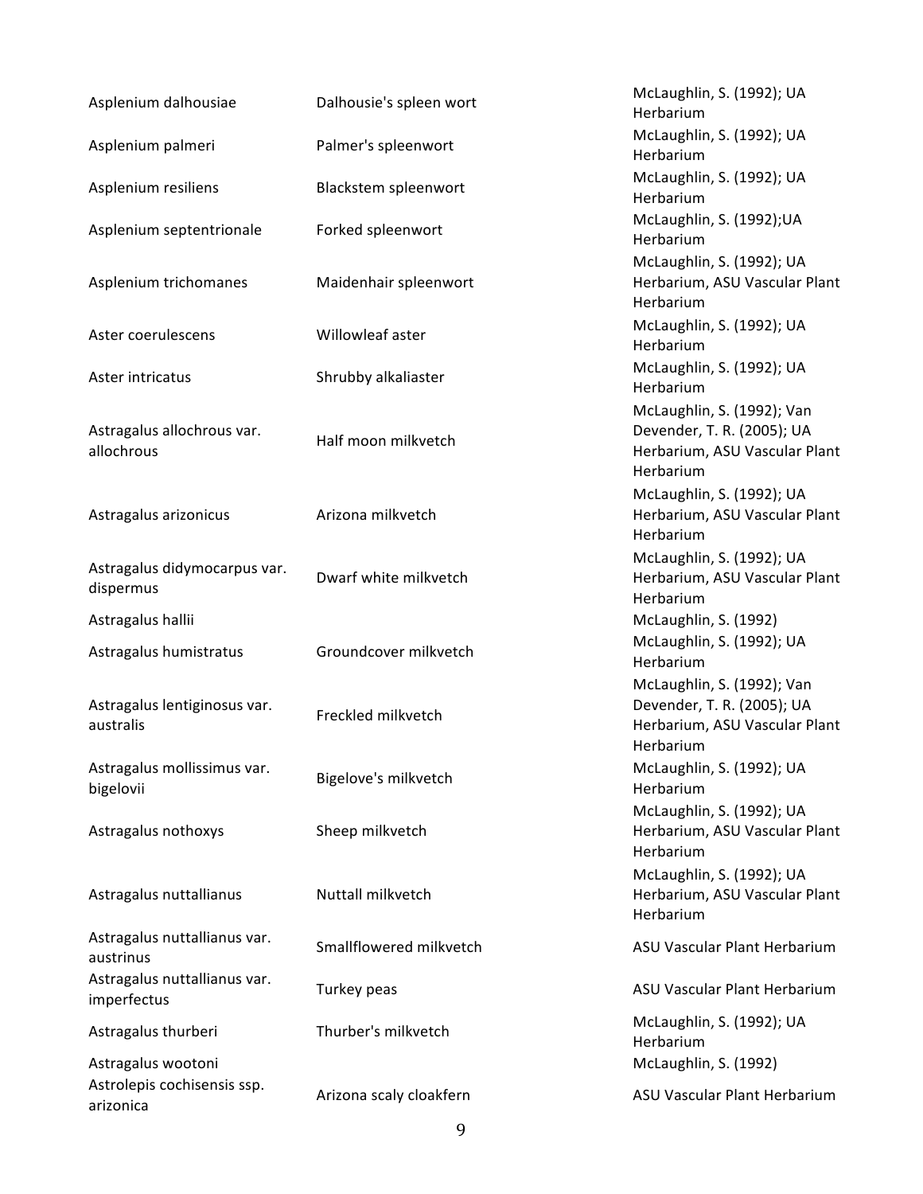| | | |
|---|---|---|
| Asplenium dalhousiae | Dalhousie's spleen wort | McLaughlin, S. (1992); UA Herbarium |
| Asplenium palmeri | Palmer's spleenwort | McLaughlin, S. (1992); UA Herbarium |
| Asplenium resiliens | Blackstem spleenwort | McLaughlin, S. (1992); UA Herbarium |
| Asplenium septentrionale | Forked spleenwort | McLaughlin, S. (1992);UA Herbarium |
| Asplenium trichomanes | Maidenhair spleenwort | McLaughlin, S. (1992); UA Herbarium, ASU Vascular Plant Herbarium |
| Aster coerulescens | Willowleaf aster | McLaughlin, S. (1992); UA Herbarium |
| Aster intricatus | Shrubby alkaliaster | McLaughlin, S. (1992); UA Herbarium |
| Astragalus allochrous var. allochrous | Half moon milkvetch | McLaughlin, S. (1992); Van Devender, T. R. (2005); UA Herbarium, ASU Vascular Plant Herbarium |
| Astragalus arizonicus | Arizona milkvetch | McLaughlin, S. (1992); UA Herbarium, ASU Vascular Plant Herbarium |
| Astragalus didymocarpus var. dispermus | Dwarf white milkvetch | McLaughlin, S. (1992); UA Herbarium, ASU Vascular Plant Herbarium |
| Astragalus hallii | | McLaughlin, S. (1992) |
| Astragalus humistratus | Groundcover milkvetch | McLaughlin, S. (1992); UA Herbarium |
| Astragalus lentiginosus var. australis | Freckled milkvetch | McLaughlin, S. (1992); Van Devender, T. R. (2005); UA Herbarium, ASU Vascular Plant Herbarium |
| Astragalus mollissimus var. bigelovii | Bigelove's milkvetch | McLaughlin, S. (1992); UA Herbarium |
| Astragalus nothoxys | Sheep milkvetch | McLaughlin, S. (1992); UA Herbarium, ASU Vascular Plant Herbarium |
| Astragalus nuttallianus | Nuttall milkvetch | McLaughlin, S. (1992); UA Herbarium, ASU Vascular Plant Herbarium |
| Astragalus nuttallianus var. austrinus | Smallflowered milkvetch | ASU Vascular Plant Herbarium |
| Astragalus nuttallianus var. imperfectus | Turkey peas | ASU Vascular Plant Herbarium |
| Astragalus thurberi | Thurber's milkvetch | McLaughlin, S. (1992); UA Herbarium |
| Astragalus wootoni | | McLaughlin, S. (1992) |
| Astrolepis cochisensis ssp. arizonica | Arizona scaly cloakfern | ASU Vascular Plant Herbarium |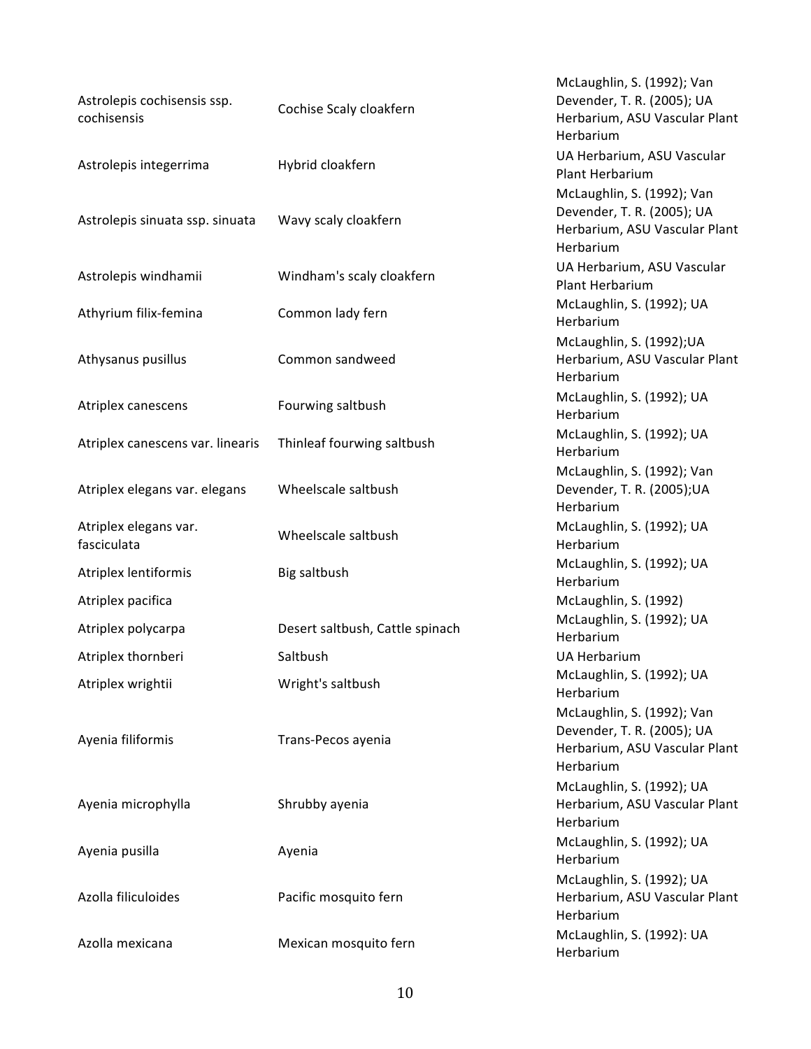| | | |
|---|---|---|
| Astrolepis cochisensis ssp. cochisensis | Cochise Scaly cloakfern | McLaughlin, S. (1992); Van Devender, T. R. (2005); UA Herbarium, ASU Vascular Plant Herbarium |
| Astrolepis integerrima | Hybrid cloakfern | UA Herbarium, ASU Vascular Plant Herbarium |
| Astrolepis sinuata ssp. sinuata | Wavy scaly cloakfern | McLaughlin, S. (1992); Van Devender, T. R. (2005); UA Herbarium, ASU Vascular Plant Herbarium |
| Astrolepis windhamii | Windham's scaly cloakfern | UA Herbarium, ASU Vascular Plant Herbarium |
| Athyrium filix-femina | Common lady fern | McLaughlin, S. (1992); UA Herbarium |
| Athysanus pusillus | Common sandweed | McLaughlin, S. (1992);UA Herbarium, ASU Vascular Plant Herbarium |
| Atriplex canescens | Fourwing saltbush | McLaughlin, S. (1992); UA Herbarium |
| Atriplex canescens var. linearis | Thinleaf fourwing saltbush | McLaughlin, S. (1992); UA Herbarium |
| Atriplex elegans var. elegans | Wheelscale saltbush | McLaughlin, S. (1992); Van Devender, T. R. (2005);UA Herbarium |
| Atriplex elegans var. fasciculata | Wheelscale saltbush | McLaughlin, S. (1992); UA Herbarium |
| Atriplex lentiformis | Big saltbush | McLaughlin, S. (1992); UA Herbarium |
| Atriplex pacifica | | McLaughlin, S. (1992) |
| Atriplex polycarpa | Desert saltbush, Cattle spinach | McLaughlin, S. (1992); UA Herbarium |
| Atriplex thornberi | Saltbush | UA Herbarium |
| Atriplex wrightii | Wright's saltbush | McLaughlin, S. (1992); UA Herbarium |
| Ayenia filiformis | Trans-Pecos ayenia | McLaughlin, S. (1992); Van Devender, T. R. (2005); UA Herbarium, ASU Vascular Plant Herbarium |
| Ayenia microphylla | Shrubby ayenia | McLaughlin, S. (1992); UA Herbarium, ASU Vascular Plant Herbarium |
| Ayenia pusilla | Ayenia | McLaughlin, S. (1992); UA Herbarium |
| Azolla filiculoides | Pacific mosquito fern | McLaughlin, S. (1992); UA Herbarium, ASU Vascular Plant Herbarium |
| Azolla mexicana | Mexican mosquito fern | McLaughlin, S. (1992): UA Herbarium |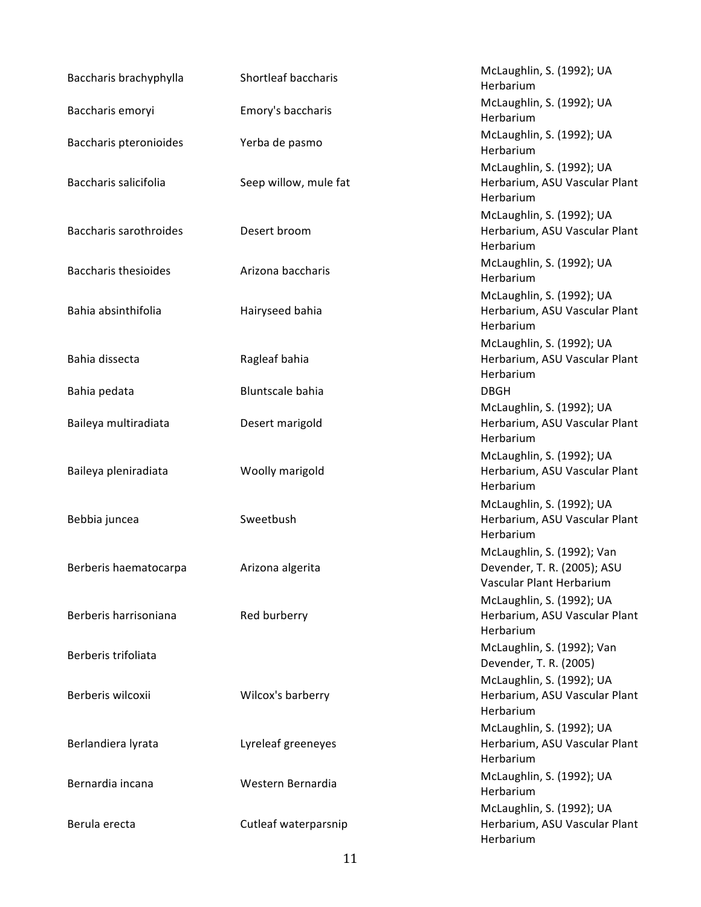| | | |
|---|---|---|
| Baccharis brachyphylla | Shortleaf baccharis | McLaughlin, S. (1992); UA Herbarium |
| Baccharis emoryi | Emory's baccharis | McLaughlin, S. (1992); UA Herbarium |
| Baccharis pteronioides | Yerba de pasmo | McLaughlin, S. (1992); UA Herbarium |
| Baccharis salicifolia | Seep willow, mule fat | McLaughlin, S. (1992); UA Herbarium, ASU Vascular Plant Herbarium |
| Baccharis sarothroides | Desert broom | McLaughlin, S. (1992); UA Herbarium, ASU Vascular Plant Herbarium |
| Baccharis thesioides | Arizona baccharis | McLaughlin, S. (1992); UA Herbarium |
| Bahia absinthifolia | Hairyseed bahia | McLaughlin, S. (1992); UA Herbarium, ASU Vascular Plant Herbarium |
| Bahia dissecta | Ragleaf bahia | McLaughlin, S. (1992); UA Herbarium, ASU Vascular Plant Herbarium |
| Bahia pedata | Bluntscale bahia | DBGH |
| Baileya multiradiata | Desert marigold | McLaughlin, S. (1992); UA Herbarium, ASU Vascular Plant Herbarium |
| Baileya pleniradiata | Woolly marigold | McLaughlin, S. (1992); UA Herbarium, ASU Vascular Plant Herbarium |
| Bebbia juncea | Sweetbush | McLaughlin, S. (1992); UA Herbarium, ASU Vascular Plant Herbarium |
| Berberis haematocarpa | Arizona algerita | McLaughlin, S. (1992); Van Devender, T. R. (2005); ASU Vascular Plant Herbarium |
| Berberis harrisoniana | Red burberry | McLaughlin, S. (1992); UA Herbarium, ASU Vascular Plant Herbarium |
| Berberis trifoliata | | McLaughlin, S. (1992); Van Devender, T. R. (2005) |
| Berberis wilcoxii | Wilcox's barberry | McLaughlin, S. (1992); UA Herbarium, ASU Vascular Plant Herbarium |
| Berlandiera lyrata | Lyreleaf greeneyes | McLaughlin, S. (1992); UA Herbarium, ASU Vascular Plant Herbarium |
| Bernardia incana | Western Bernardia | McLaughlin, S. (1992); UA Herbarium |
| Berula erecta | Cutleaf waterparsnip | McLaughlin, S. (1992); UA Herbarium, ASU Vascular Plant Herbarium |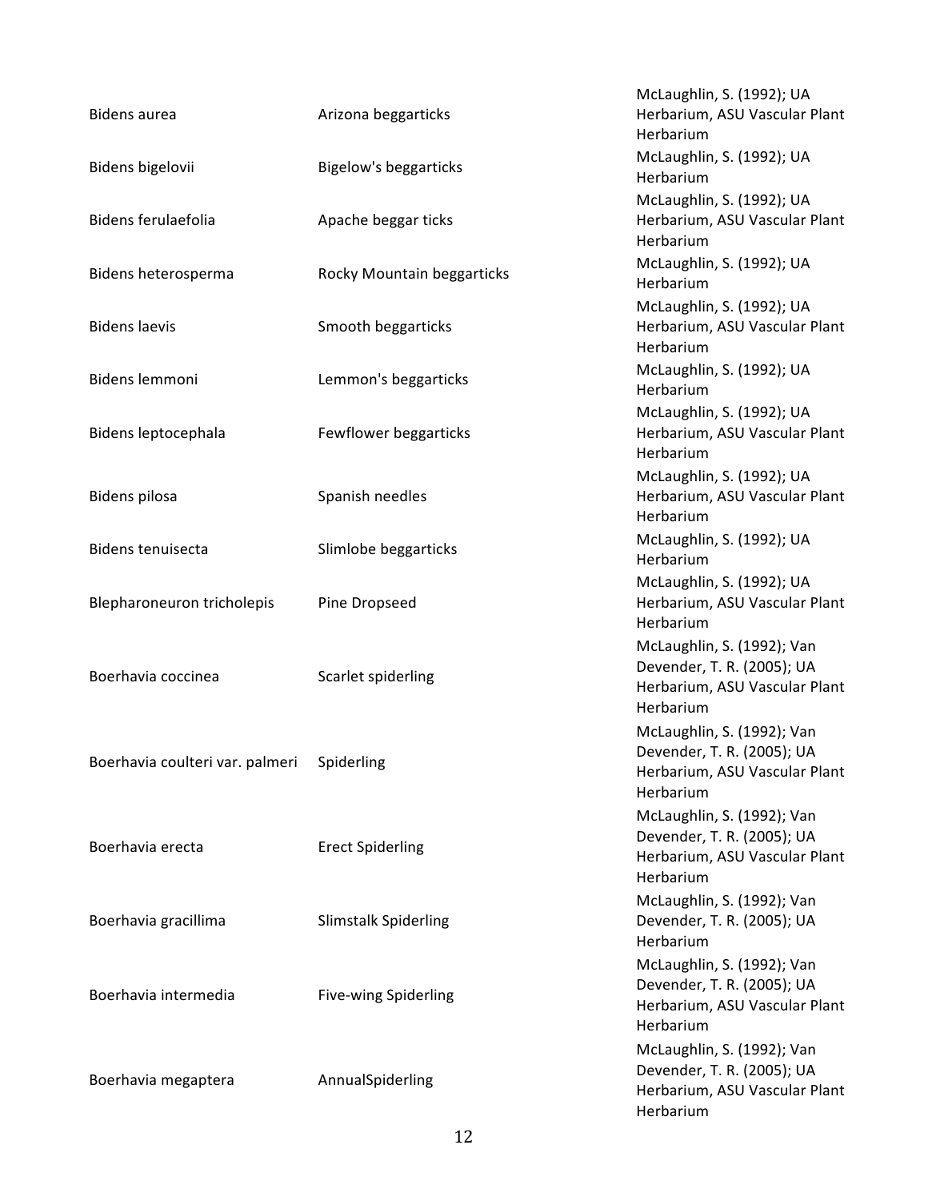| | | |
|---|---|---|
| Bidens aurea | Arizona beggarticks | McLaughlin, S. (1992); UA Herbarium, ASU Vascular Plant Herbarium |
| Bidens bigelovii | Bigelow's beggarticks | McLaughlin, S. (1992); UA Herbarium |
| Bidens ferulaefolia | Apache beggar ticks | McLaughlin, S. (1992); UA Herbarium, ASU Vascular Plant Herbarium |
| Bidens heterosperma | Rocky Mountain beggarticks | McLaughlin, S. (1992); UA Herbarium |
| Bidens laevis | Smooth beggarticks | McLaughlin, S. (1992); UA Herbarium, ASU Vascular Plant Herbarium |
| Bidens lemmoni | Lemmon's beggarticks | McLaughlin, S. (1992); UA Herbarium |
| Bidens leptocephala | Fewflower beggarticks | McLaughlin, S. (1992); UA Herbarium, ASU Vascular Plant Herbarium |
| Bidens pilosa | Spanish needles | McLaughlin, S. (1992); UA Herbarium, ASU Vascular Plant Herbarium |
| Bidens tenuisecta | Slimlobe beggarticks | McLaughlin, S. (1992); UA Herbarium |
| Blepharoneuron tricholepis | Pine Dropseed | McLaughlin, S. (1992); UA Herbarium, ASU Vascular Plant Herbarium |
| Boerhavia coccinea | Scarlet spiderling | McLaughlin, S. (1992); Van Devender, T. R. (2005); UA Herbarium, ASU Vascular Plant Herbarium |
| Boerhavia coulteri var. palmeri | Spiderling | McLaughlin, S. (1992); Van Devender, T. R. (2005); UA Herbarium, ASU Vascular Plant Herbarium |
| Boerhavia erecta | Erect Spiderling | McLaughlin, S. (1992); Van Devender, T. R. (2005); UA Herbarium, ASU Vascular Plant Herbarium |
| Boerhavia gracillima | Slimstalk Spiderling | McLaughlin, S. (1992); Van Devender, T. R. (2005); UA Herbarium |
| Boerhavia intermedia | Five-wing Spiderling | McLaughlin, S. (1992); Van Devender, T. R. (2005); UA Herbarium, ASU Vascular Plant Herbarium |
| Boerhavia megaptera | AnnualSpiderling | McLaughlin, S. (1992); Van Devender, T. R. (2005); UA Herbarium, ASU Vascular Plant Herbarium |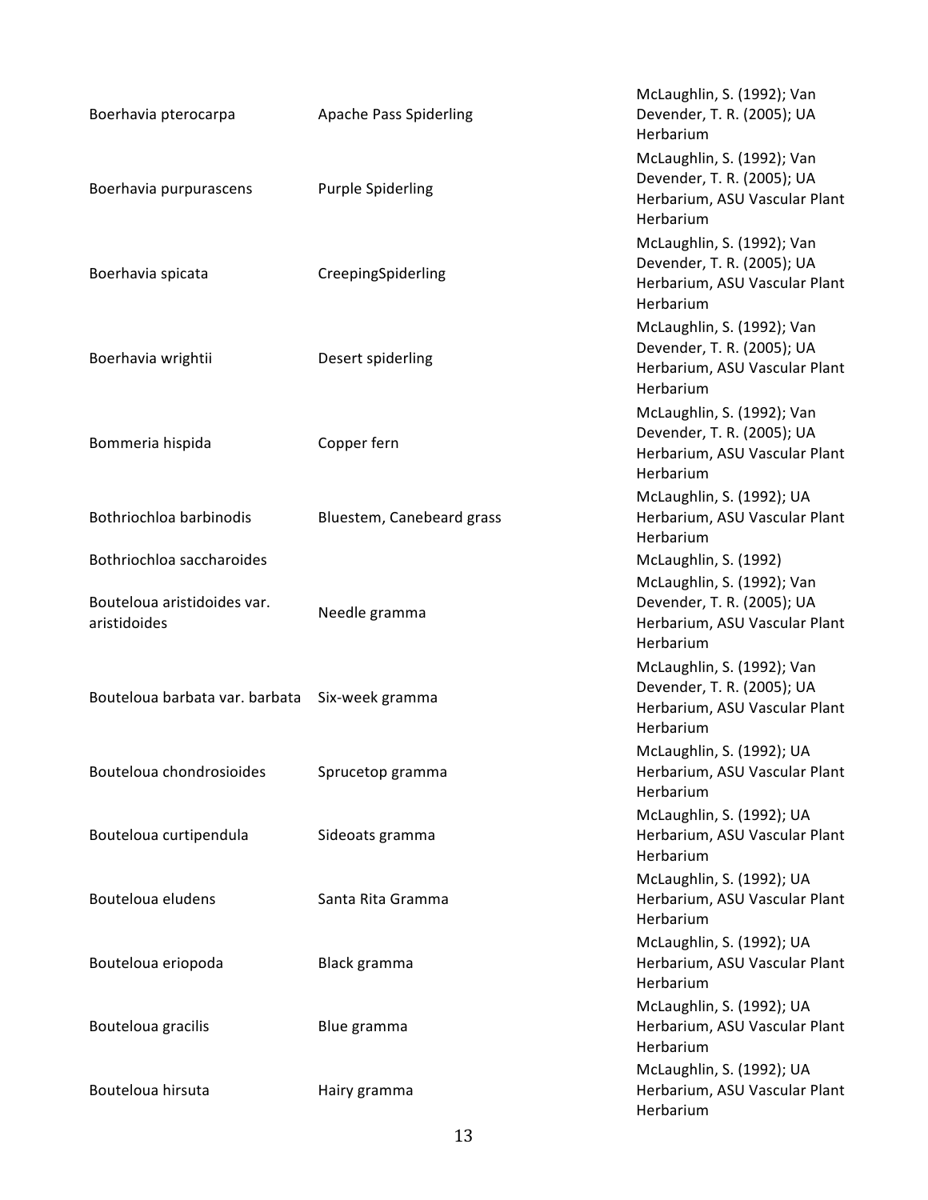| | | |
|---|---|---|
| Boerhavia pterocarpa | Apache Pass Spiderling | McLaughlin, S. (1992); Van Devender, T. R. (2005); UA Herbarium |
| Boerhavia purpurascens | Purple Spiderling | McLaughlin, S. (1992); Van Devender, T. R. (2005); UA Herbarium, ASU Vascular Plant Herbarium |
| Boerhavia spicata | CreepingSpiderling | McLaughlin, S. (1992); Van Devender, T. R. (2005); UA Herbarium, ASU Vascular Plant Herbarium |
| Boerhavia wrightii | Desert spiderling | McLaughlin, S. (1992); Van Devender, T. R. (2005); UA Herbarium, ASU Vascular Plant Herbarium |
| Bommeria hispida | Copper fern | McLaughlin, S. (1992); Van Devender, T. R. (2005); UA Herbarium, ASU Vascular Plant Herbarium |
| Bothriochloa barbinodis | Bluestem, Canebeard grass | McLaughlin, S. (1992); UA Herbarium, ASU Vascular Plant Herbarium |
| Bothriochloa saccharoides | | McLaughlin, S. (1992) |
| Bouteloua aristidoides var. aristidoides | Needle gramma | McLaughlin, S. (1992); Van Devender, T. R. (2005); UA Herbarium, ASU Vascular Plant Herbarium |
| Bouteloua barbata var. barbata | Six-week gramma | McLaughlin, S. (1992); Van Devender, T. R. (2005); UA Herbarium, ASU Vascular Plant Herbarium |
| Bouteloua chondrosioides | Sprucetop gramma | McLaughlin, S. (1992); UA Herbarium, ASU Vascular Plant Herbarium |
| Bouteloua curtipendula | Sideoats gramma | McLaughlin, S. (1992); UA Herbarium, ASU Vascular Plant Herbarium |
| Bouteloua eludens | Santa Rita Gramma | McLaughlin, S. (1992); UA Herbarium, ASU Vascular Plant Herbarium |
| Bouteloua eriopoda | Black gramma | McLaughlin, S. (1992); UA Herbarium, ASU Vascular Plant Herbarium |
| Bouteloua gracilis | Blue gramma | McLaughlin, S. (1992); UA Herbarium, ASU Vascular Plant Herbarium |
| Bouteloua hirsuta | Hairy gramma | McLaughlin, S. (1992); UA Herbarium, ASU Vascular Plant Herbarium |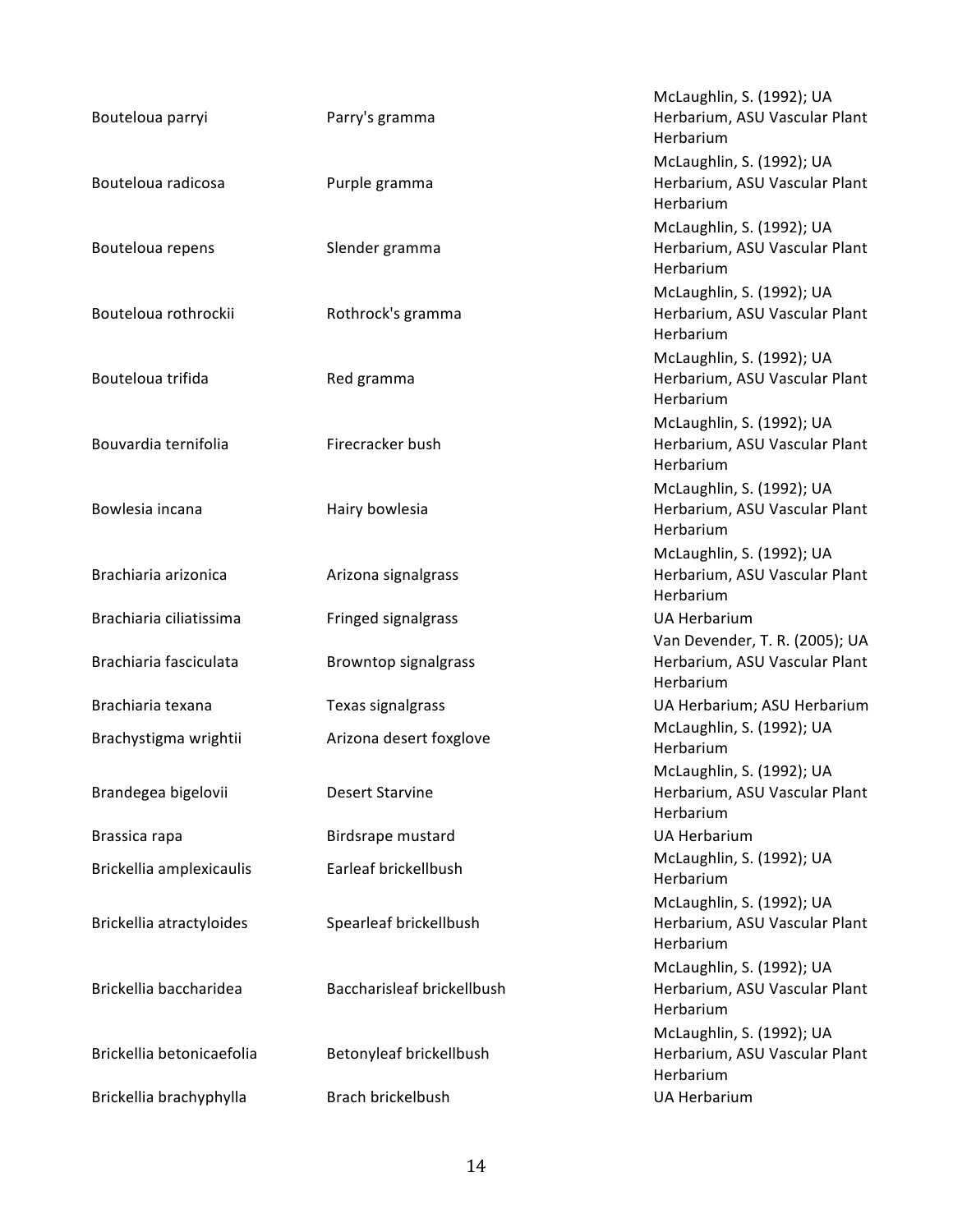| | | |
|---|---|---|
| Bouteloua parryi | Parry's gramma | McLaughlin, S. (1992); UA Herbarium, ASU Vascular Plant Herbarium |
| Bouteloua radicosa | Purple gramma | McLaughlin, S. (1992); UA Herbarium, ASU Vascular Plant Herbarium |
| Bouteloua repens | Slender gramma | McLaughlin, S. (1992); UA Herbarium, ASU Vascular Plant Herbarium |
| Bouteloua rothrockii | Rothrock's gramma | McLaughlin, S. (1992); UA Herbarium, ASU Vascular Plant Herbarium |
| Bouteloua trifida | Red gramma | McLaughlin, S. (1992); UA Herbarium, ASU Vascular Plant Herbarium |
| Bouvardia ternifolia | Firecracker bush | McLaughlin, S. (1992); UA Herbarium, ASU Vascular Plant Herbarium |
| Bowlesia incana | Hairy bowlesia | McLaughlin, S. (1992); UA Herbarium, ASU Vascular Plant Herbarium |
| Brachiaria arizonica | Arizona signalgrass | McLaughlin, S. (1992); UA Herbarium, ASU Vascular Plant Herbarium |
| Brachiaria ciliatissima | Fringed signalgrass | UA Herbarium |
| Brachiaria fasciculata | Browntop signalgrass | Van Devender, T. R. (2005); UA Herbarium, ASU Vascular Plant Herbarium |
| Brachiaria texana | Texas signalgrass | UA Herbarium; ASU Herbarium |
| Brachystigma wrightii | Arizona desert foxglove | McLaughlin, S. (1992); UA Herbarium |
| Brandegea bigelovii | Desert Starvine | McLaughlin, S. (1992); UA Herbarium, ASU Vascular Plant Herbarium |
| Brassica rapa | Birdsrape mustard | UA Herbarium |
| Brickellia amplexicaulis | Earleaf brickellbush | McLaughlin, S. (1992); UA Herbarium |
| Brickellia atractyloides | Spearleaf brickellbush | McLaughlin, S. (1992); UA Herbarium, ASU Vascular Plant Herbarium |
| Brickellia baccharidea | Baccharisleaf brickellbush | McLaughlin, S. (1992); UA Herbarium, ASU Vascular Plant Herbarium |
| Brickellia betonicaefolia | Betonyleaf brickellbush | McLaughlin, S. (1992); UA Herbarium, ASU Vascular Plant Herbarium |
| Brickellia brachyphylla | Brach brickelbush | UA Herbarium |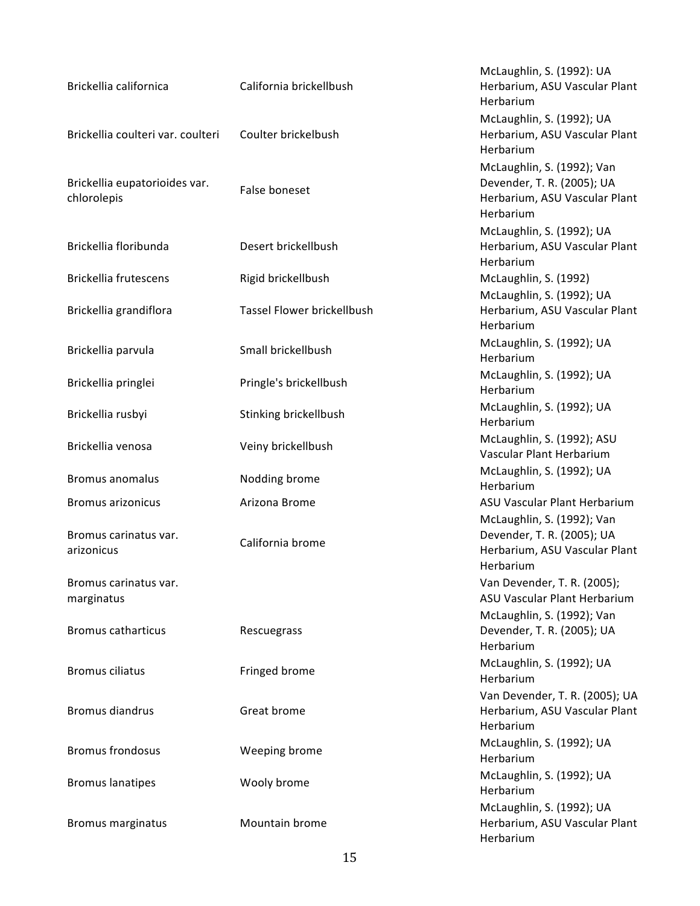| | | |
|---|---|---|
| Brickellia californica | California brickellbush | McLaughlin, S. (1992): UA Herbarium, ASU Vascular Plant Herbarium |
| Brickellia coulteri var. coulteri | Coulter brickelbush | McLaughlin, S. (1992); UA Herbarium, ASU Vascular Plant Herbarium |
| Brickellia eupatorioides var. chlorolepis | False boneset | McLaughlin, S. (1992); Van Devender, T. R. (2005); UA Herbarium, ASU Vascular Plant Herbarium |
| Brickellia floribunda | Desert brickellbush | McLaughlin, S. (1992); UA Herbarium, ASU Vascular Plant Herbarium |
| Brickellia frutescens | Rigid brickellbush | McLaughlin, S. (1992) |
| Brickellia grandiflora | Tassel Flower brickellbush | McLaughlin, S. (1992); UA Herbarium, ASU Vascular Plant Herbarium |
| Brickellia parvula | Small brickellbush | McLaughlin, S. (1992); UA Herbarium |
| Brickellia pringlei | Pringle's brickellbush | McLaughlin, S. (1992); UA Herbarium |
| Brickellia rusbyi | Stinking brickellbush | McLaughlin, S. (1992); UA Herbarium |
| Brickellia venosa | Veiny brickellbush | McLaughlin, S. (1992); ASU Vascular Plant Herbarium |
| Bromus anomalus | Nodding brome | McLaughlin, S. (1992); UA Herbarium |
| Bromus arizonicus | Arizona Brome | ASU Vascular Plant Herbarium |
| Bromus carinatus var. arizonicus | California brome | McLaughlin, S. (1992); Van Devender, T. R. (2005); UA Herbarium, ASU Vascular Plant Herbarium |
| Bromus carinatus var. marginatus | | Van Devender, T. R. (2005); ASU Vascular Plant Herbarium |
| Bromus catharticus | Rescuegrass | McLaughlin, S. (1992); Van Devender, T. R. (2005); UA Herbarium |
| Bromus ciliatus | Fringed brome | McLaughlin, S. (1992); UA Herbarium |
| Bromus diandrus | Great brome | Van Devender, T. R. (2005); UA Herbarium, ASU Vascular Plant Herbarium |
| Bromus frondosus | Weeping brome | McLaughlin, S. (1992); UA Herbarium |
| Bromus lanatipes | Wooly brome | McLaughlin, S. (1992); UA Herbarium |
| Bromus marginatus | Mountain brome | McLaughlin, S. (1992); UA Herbarium, ASU Vascular Plant Herbarium |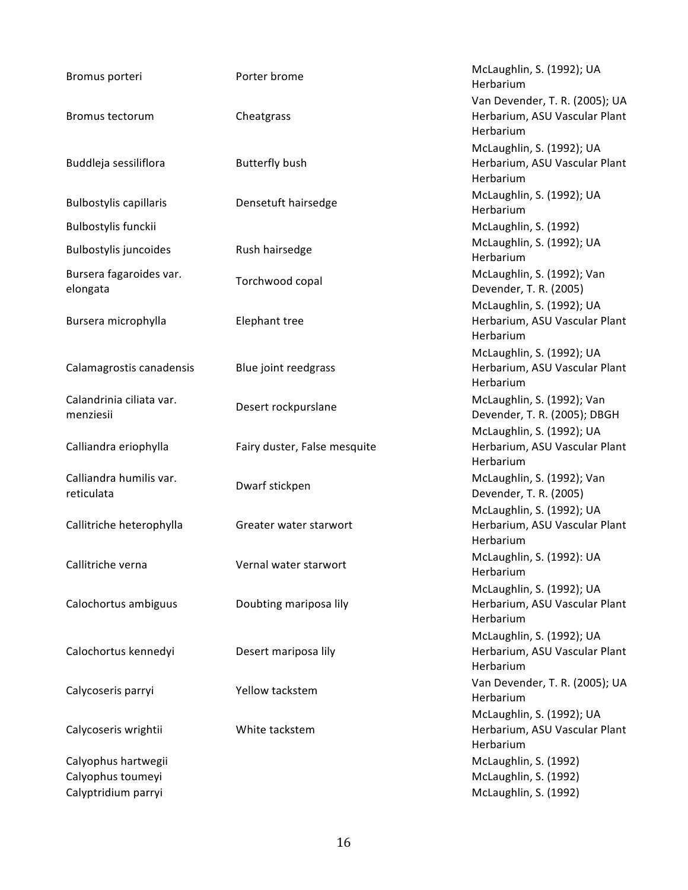| | | |
|---|---|---|
| Bromus porteri | Porter brome | McLaughlin, S. (1992); UA Herbarium |
| Bromus tectorum | Cheatgrass | Van Devender, T. R. (2005); UA Herbarium, ASU Vascular Plant Herbarium |
| Buddleja sessiliflora | Butterfly bush | McLaughlin, S. (1992); UA Herbarium, ASU Vascular Plant Herbarium |
| Bulbostylis capillaris | Densetuft hairsedge | McLaughlin, S. (1992); UA Herbarium |
| Bulbostylis funckii | | McLaughlin, S. (1992) |
| Bulbostylis juncoides | Rush hairsedge | McLaughlin, S. (1992); UA Herbarium |
| Bursera fagaroides var. elongata | Torchwood copal | McLaughlin, S. (1992); Van Devender, T. R. (2005) |
| Bursera microphylla | Elephant tree | McLaughlin, S. (1992); UA Herbarium, ASU Vascular Plant Herbarium |
| Calamagrostis canadensis | Blue joint reedgrass | McLaughlin, S. (1992); UA Herbarium, ASU Vascular Plant Herbarium |
| Calandrinia ciliata var. menziesii | Desert rockpurslane | McLaughlin, S. (1992); Van Devender, T. R. (2005); DBGH |
| Calliandra eriophylla | Fairy duster, False mesquite | McLaughlin, S. (1992); UA Herbarium, ASU Vascular Plant Herbarium |
| Calliandra humilis var. reticulata | Dwarf stickpen | McLaughlin, S. (1992); Van Devender, T. R. (2005) |
| Callitriche heterophylla | Greater water starwort | McLaughlin, S. (1992); UA Herbarium, ASU Vascular Plant Herbarium |
| Callitriche verna | Vernal water starwort | McLaughlin, S. (1992): UA Herbarium |
| Calochortus ambiguus | Doubting mariposa lily | McLaughlin, S. (1992); UA Herbarium, ASU Vascular Plant Herbarium |
| Calochortus kennedyi | Desert mariposa lily | McLaughlin, S. (1992); UA Herbarium, ASU Vascular Plant Herbarium |
| Calycoseris parryi | Yellow tackstem | Van Devender, T. R. (2005); UA Herbarium |
| Calycoseris wrightii | White tackstem | McLaughlin, S. (1992); UA Herbarium, ASU Vascular Plant Herbarium |
| Calyophus hartwegii | | McLaughlin, S. (1992) |
| Calyophus toumeyi | | McLaughlin, S. (1992) |
| Calyptridium parryi | | McLaughlin, S. (1992) |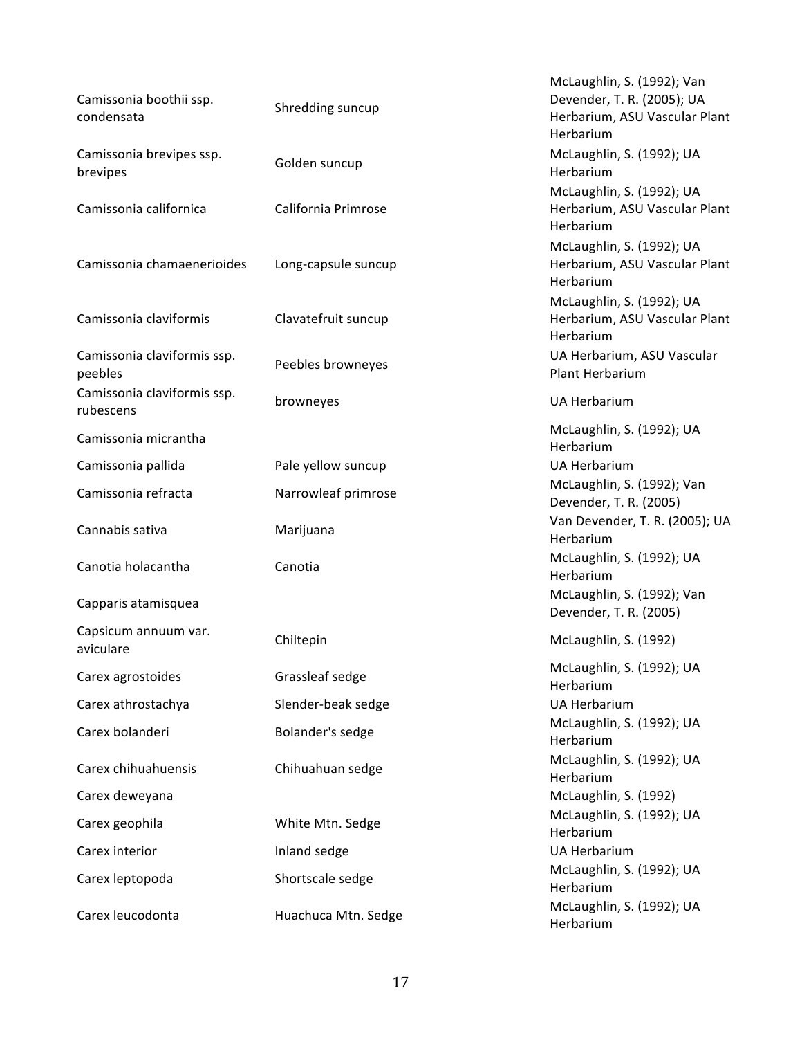| | | |
|---|---|---|
| Camissonia boothii ssp. condensata | Shredding suncup | McLaughlin, S. (1992); Van Devender, T. R. (2005); UA Herbarium, ASU Vascular Plant Herbarium |
| Camissonia brevipes ssp. brevipes | Golden suncup | McLaughlin, S. (1992); UA Herbarium |
| Camissonia californica | California Primrose | McLaughlin, S. (1992); UA Herbarium, ASU Vascular Plant Herbarium |
| Camissonia chamaenerioides | Long-capsule suncup | McLaughlin, S. (1992); UA Herbarium, ASU Vascular Plant Herbarium |
| Camissonia claviformis | Clavatefruit suncup | McLaughlin, S. (1992); UA Herbarium, ASU Vascular Plant Herbarium |
| Camissonia claviformis ssp. peebles | Peebles browneyes | UA Herbarium, ASU Vascular Plant Herbarium |
| Camissonia claviformis ssp. rubescens | browneyes | UA Herbarium |
| Camissonia micrantha | | McLaughlin, S. (1992); UA Herbarium |
| Camissonia pallida | Pale yellow suncup | UA Herbarium |
| Camissonia refracta | Narrowleaf primrose | McLaughlin, S. (1992); Van Devender, T. R. (2005) |
| Cannabis sativa | Marijuana | Van Devender, T. R. (2005); UA Herbarium |
| Canotia holacantha | Canotia | McLaughlin, S. (1992); UA Herbarium |
| Capparis atamisquea | | McLaughlin, S. (1992); Van Devender, T. R. (2005) |
| Capsicum annuum var. aviculare | Chiltepin | McLaughlin, S. (1992) |
| Carex agrostoides | Grassleaf sedge | McLaughlin, S. (1992); UA Herbarium |
| Carex athrostachya | Slender-beak sedge | UA Herbarium |
| Carex bolanderi | Bolander's sedge | McLaughlin, S. (1992); UA Herbarium |
| Carex chihuahuensis | Chihuahuan sedge | McLaughlin, S. (1992); UA Herbarium |
| Carex deweyana | | McLaughlin, S. (1992) |
| Carex geophila | White Mtn. Sedge | McLaughlin, S. (1992); UA Herbarium |
| Carex interior | Inland sedge | UA Herbarium |
| Carex leptopoda | Shortscale sedge | McLaughlin, S. (1992); UA Herbarium |
| Carex leucodonta | Huachuca Mtn. Sedge | McLaughlin, S. (1992); UA Herbarium |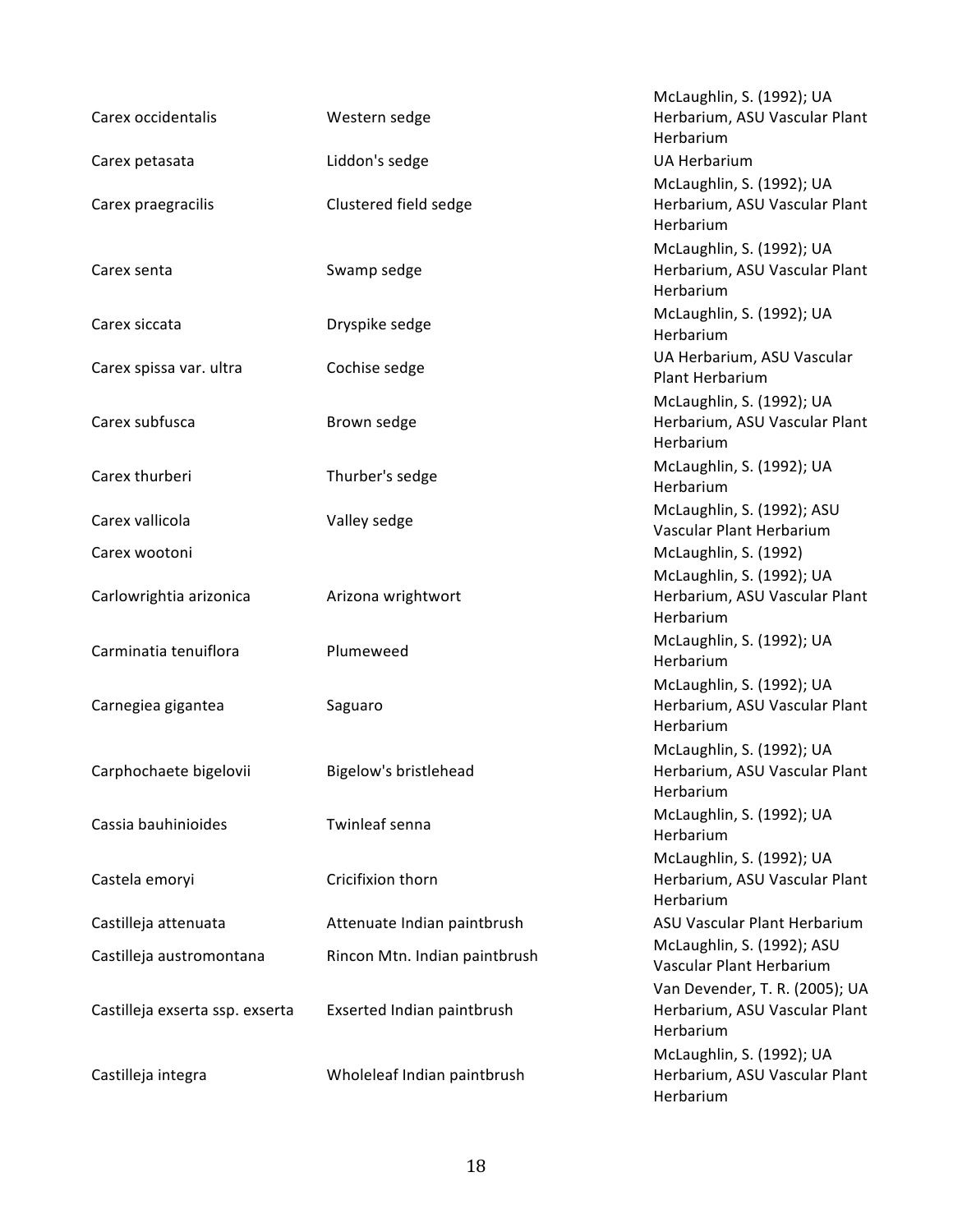| | | |
|---|---|---|
| Carex occidentalis | Western sedge | McLaughlin, S. (1992); UA Herbarium, ASU Vascular Plant Herbarium |
| Carex petasata | Liddon's sedge | UA Herbarium |
| Carex praegracilis | Clustered field sedge | McLaughlin, S. (1992); UA Herbarium, ASU Vascular Plant Herbarium |
| Carex senta | Swamp sedge | McLaughlin, S. (1992); UA Herbarium, ASU Vascular Plant Herbarium |
| Carex siccata | Dryspike sedge | McLaughlin, S. (1992); UA Herbarium |
| Carex spissa var. ultra | Cochise sedge | UA Herbarium, ASU Vascular Plant Herbarium |
| Carex subfusca | Brown sedge | McLaughlin, S. (1992); UA Herbarium, ASU Vascular Plant Herbarium |
| Carex thurberi | Thurber's sedge | McLaughlin, S. (1992); UA Herbarium |
| Carex vallicola | Valley sedge | McLaughlin, S. (1992); ASU Vascular Plant Herbarium |
| Carex wootoni | | McLaughlin, S. (1992) |
| Carlowrightia arizonica | Arizona wrightwort | McLaughlin, S. (1992); UA Herbarium, ASU Vascular Plant Herbarium |
| Carminatia tenuiflora | Plumeweed | McLaughlin, S. (1992); UA Herbarium |
| Carnegiea gigantea | Saguaro | McLaughlin, S. (1992); UA Herbarium, ASU Vascular Plant Herbarium |
| Carphochaete bigelovii | Bigelow's bristlehead | McLaughlin, S. (1992); UA Herbarium, ASU Vascular Plant Herbarium |
| Cassia bauhinioides | Twinleaf senna | McLaughlin, S. (1992); UA Herbarium |
| Castela emoryi | Cricifixion thorn | McLaughlin, S. (1992); UA Herbarium, ASU Vascular Plant Herbarium |
| Castilleja attenuata | Attenuate Indian paintbrush | ASU Vascular Plant Herbarium |
| Castilleja austromontana | Rincon Mtn. Indian paintbrush | McLaughlin, S. (1992); ASU Vascular Plant Herbarium |
| Castilleja exserta ssp. exserta | Exserted Indian paintbrush | Van Devender, T. R. (2005); UA Herbarium, ASU Vascular Plant Herbarium |
| Castilleja integra | Wholeleaf Indian paintbrush | McLaughlin, S. (1992); UA Herbarium, ASU Vascular Plant Herbarium |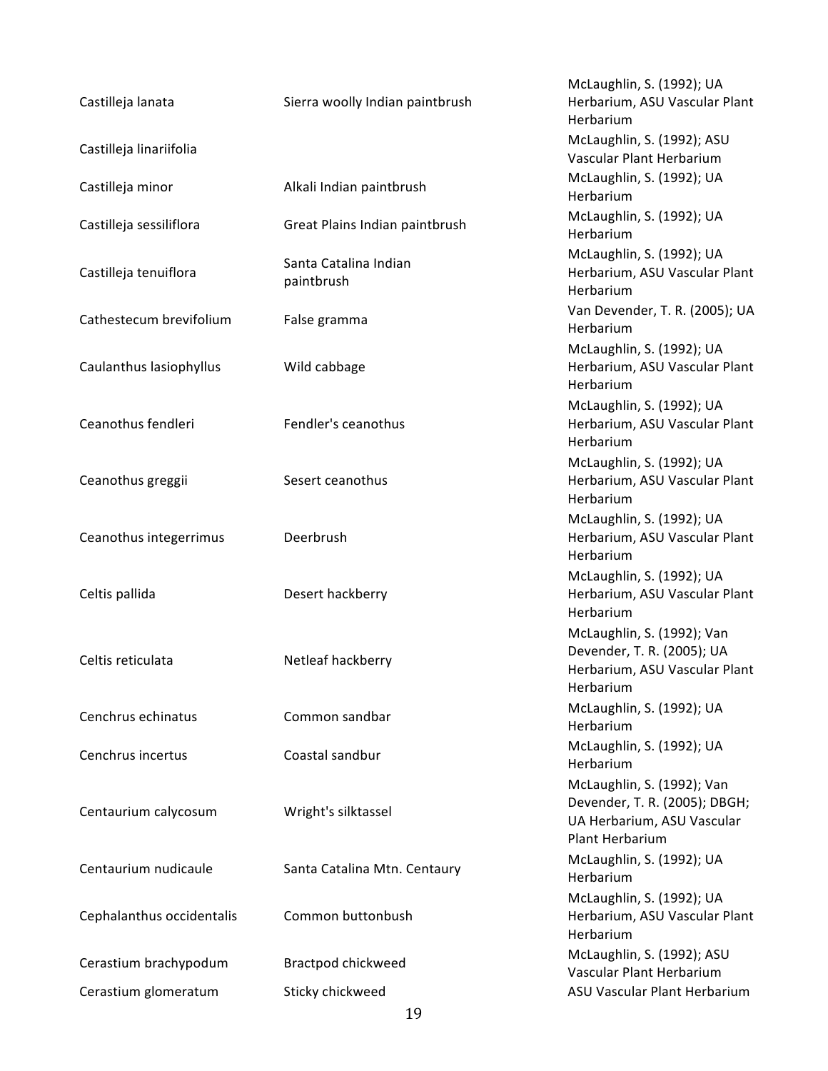| | | |
|---|---|---|
| Castilleja lanata | Sierra woolly Indian paintbrush | McLaughlin, S. (1992); UA Herbarium, ASU Vascular Plant Herbarium |
| Castilleja linariifolia | | McLaughlin, S. (1992); ASU Vascular Plant Herbarium |
| Castilleja minor | Alkali Indian paintbrush | McLaughlin, S. (1992); UA Herbarium |
| Castilleja sessiliflora | Great Plains Indian paintbrush | McLaughlin, S. (1992); UA Herbarium |
| Castilleja tenuiflora | Santa Catalina Indian paintbrush | McLaughlin, S. (1992); UA Herbarium, ASU Vascular Plant Herbarium |
| Cathestecum brevifolium | False gramma | Van Devender, T. R. (2005); UA Herbarium |
| Caulanthus lasiophyllus | Wild cabbage | McLaughlin, S. (1992); UA Herbarium, ASU Vascular Plant Herbarium |
| Ceanothus fendleri | Fendler's ceanothus | McLaughlin, S. (1992); UA Herbarium, ASU Vascular Plant Herbarium |
| Ceanothus greggii | Sesert ceanothus | McLaughlin, S. (1992); UA Herbarium, ASU Vascular Plant Herbarium |
| Ceanothus integerrimus | Deerbrush | McLaughlin, S. (1992); UA Herbarium, ASU Vascular Plant Herbarium |
| Celtis pallida | Desert hackberry | McLaughlin, S. (1992); UA Herbarium, ASU Vascular Plant Herbarium |
| Celtis reticulata | Netleaf hackberry | McLaughlin, S. (1992); Van Devender, T. R. (2005); UA Herbarium, ASU Vascular Plant Herbarium |
| Cenchrus echinatus | Common sandbar | McLaughlin, S. (1992); UA Herbarium |
| Cenchrus incertus | Coastal sandbur | McLaughlin, S. (1992); UA Herbarium |
| Centaurium calycosum | Wright's silktassel | McLaughlin, S. (1992); Van Devender, T. R. (2005); DBGH; UA Herbarium, ASU Vascular Plant Herbarium |
| Centaurium nudicaule | Santa Catalina Mtn. Centaury | McLaughlin, S. (1992); UA Herbarium |
| Cephalanthus occidentalis | Common buttonbush | McLaughlin, S. (1992); UA Herbarium, ASU Vascular Plant Herbarium |
| Cerastium brachypodum | Bractpod chickweed | McLaughlin, S. (1992); ASU Vascular Plant Herbarium |
| Cerastium glomeratum | Sticky chickweed | ASU Vascular Plant Herbarium |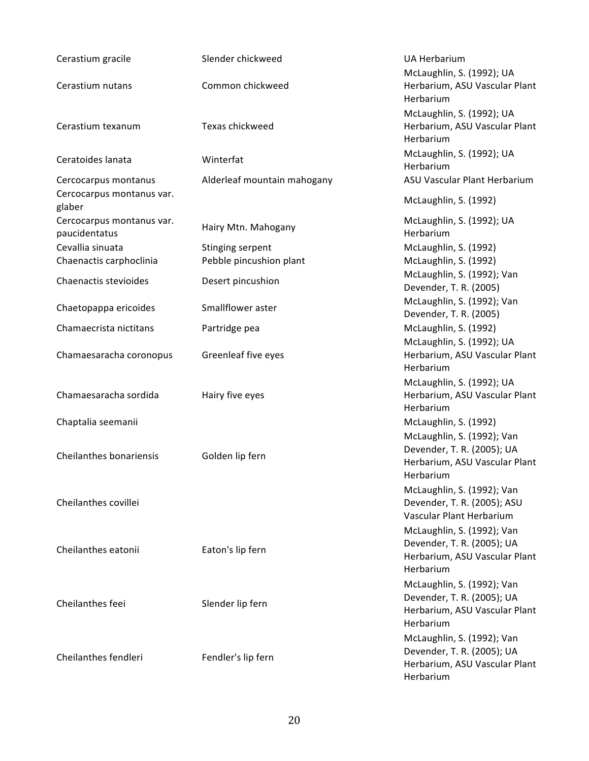| | | |
|---|---|---|
| Cerastium gracile | Slender chickweed | UA Herbarium |
| Cerastium nutans | Common chickweed | McLaughlin, S. (1992); UA Herbarium, ASU Vascular Plant Herbarium |
| Cerastium texanum | Texas chickweed | McLaughlin, S. (1992); UA Herbarium, ASU Vascular Plant Herbarium |
| Ceratoides lanata | Winterfat | McLaughlin, S. (1992); UA Herbarium |
| Cercocarpus montanus | Alderleaf mountain mahogany | ASU Vascular Plant Herbarium |
| Cercocarpus montanus var. glaber | | McLaughlin, S. (1992) |
| Cercocarpus montanus var. paucidentatus | Hairy Mtn. Mahogany | McLaughlin, S. (1992); UA Herbarium |
| Cevallia sinuata | Stinging serpent | McLaughlin, S. (1992) |
| Chaenactis carphoclinia | Pebble pincushion plant | McLaughlin, S. (1992) |
| Chaenactis stevioides | Desert pincushion | McLaughlin, S. (1992); Van Devender, T. R. (2005) |
| Chaetopappa ericoides | Smallflower aster | McLaughlin, S. (1992); Van Devender, T. R. (2005) |
| Chamaecrista nictitans | Partridge pea | McLaughlin, S. (1992) |
| Chamaesaracha coronopus | Greenleaf five eyes | McLaughlin, S. (1992); UA Herbarium, ASU Vascular Plant Herbarium |
| Chamaesaracha sordida | Hairy five eyes | McLaughlin, S. (1992); UA Herbarium, ASU Vascular Plant Herbarium |
| Chaptalia seemanii | | McLaughlin, S. (1992) |
| Cheilanthes bonariensis | Golden lip fern | McLaughlin, S. (1992); Van Devender, T. R. (2005); UA Herbarium, ASU Vascular Plant Herbarium |
| Cheilanthes covillei | | McLaughlin, S. (1992); Van Devender, T. R. (2005); ASU Vascular Plant Herbarium |
| Cheilanthes eatonii | Eaton's lip fern | McLaughlin, S. (1992); Van Devender, T. R. (2005); UA Herbarium, ASU Vascular Plant Herbarium |
| Cheilanthes feei | Slender lip fern | McLaughlin, S. (1992); Van Devender, T. R. (2005); UA Herbarium, ASU Vascular Plant Herbarium |
| Cheilanthes fendleri | Fendler's lip fern | McLaughlin, S. (1992); Van Devender, T. R. (2005); UA Herbarium, ASU Vascular Plant Herbarium |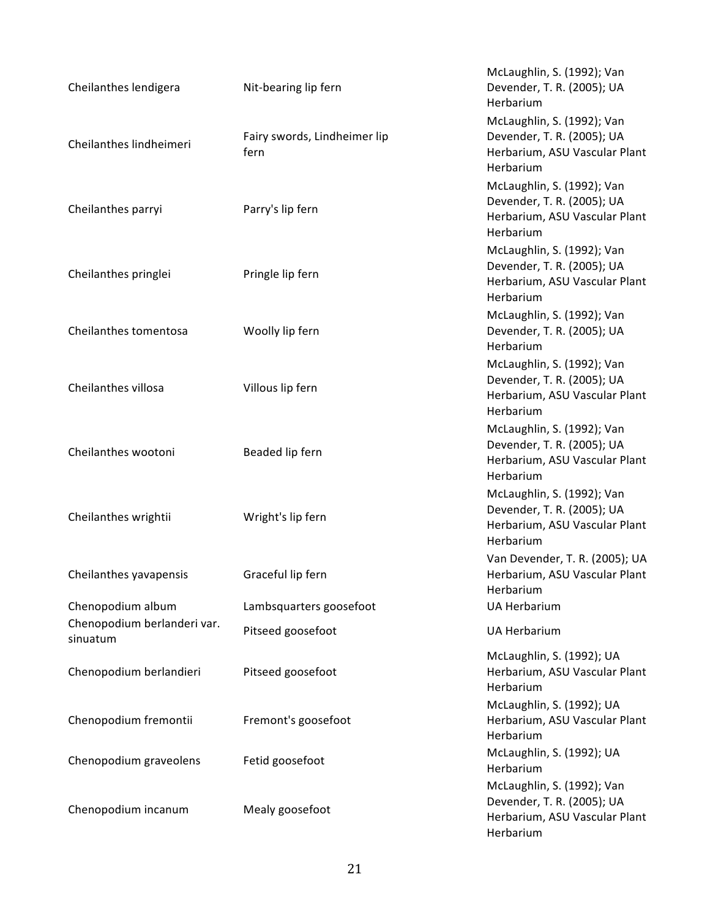| | | |
|---|---|---|
| Cheilanthes lendigera | Nit-bearing lip fern | McLaughlin, S. (1992); Van Devender, T. R. (2005); UA Herbarium |
| Cheilanthes lindheimeri | Fairy swords, Lindheimer lip fern | McLaughlin, S. (1992); Van Devender, T. R. (2005); UA Herbarium, ASU Vascular Plant Herbarium |
| Cheilanthes parryi | Parry's lip fern | McLaughlin, S. (1992); Van Devender, T. R. (2005); UA Herbarium, ASU Vascular Plant Herbarium |
| Cheilanthes pringlei | Pringle lip fern | McLaughlin, S. (1992); Van Devender, T. R. (2005); UA Herbarium, ASU Vascular Plant Herbarium |
| Cheilanthes tomentosa | Woolly lip fern | McLaughlin, S. (1992); Van Devender, T. R. (2005); UA Herbarium |
| Cheilanthes villosa | Villous lip fern | McLaughlin, S. (1992); Van Devender, T. R. (2005); UA Herbarium, ASU Vascular Plant Herbarium |
| Cheilanthes wootoni | Beaded lip fern | McLaughlin, S. (1992); Van Devender, T. R. (2005); UA Herbarium, ASU Vascular Plant Herbarium |
| Cheilanthes wrightii | Wright's lip fern | McLaughlin, S. (1992); Van Devender, T. R. (2005); UA Herbarium, ASU Vascular Plant Herbarium |
| Cheilanthes yavapensis | Graceful lip fern | Van Devender, T. R. (2005); UA Herbarium, ASU Vascular Plant Herbarium |
| Chenopodium album | Lambsquarters goosefoot | UA Herbarium |
| Chenopodium berlanderi var. sinuatum | Pitseed goosefoot | UA Herbarium |
| Chenopodium berlandieri | Pitseed goosefoot | McLaughlin, S. (1992); UA Herbarium, ASU Vascular Plant Herbarium |
| Chenopodium fremontii | Fremont's goosefoot | McLaughlin, S. (1992); UA Herbarium, ASU Vascular Plant Herbarium |
| Chenopodium graveolens | Fetid goosefoot | McLaughlin, S. (1992); UA Herbarium |
| Chenopodium incanum | Mealy goosefoot | McLaughlin, S. (1992); Van Devender, T. R. (2005); UA Herbarium, ASU Vascular Plant Herbarium |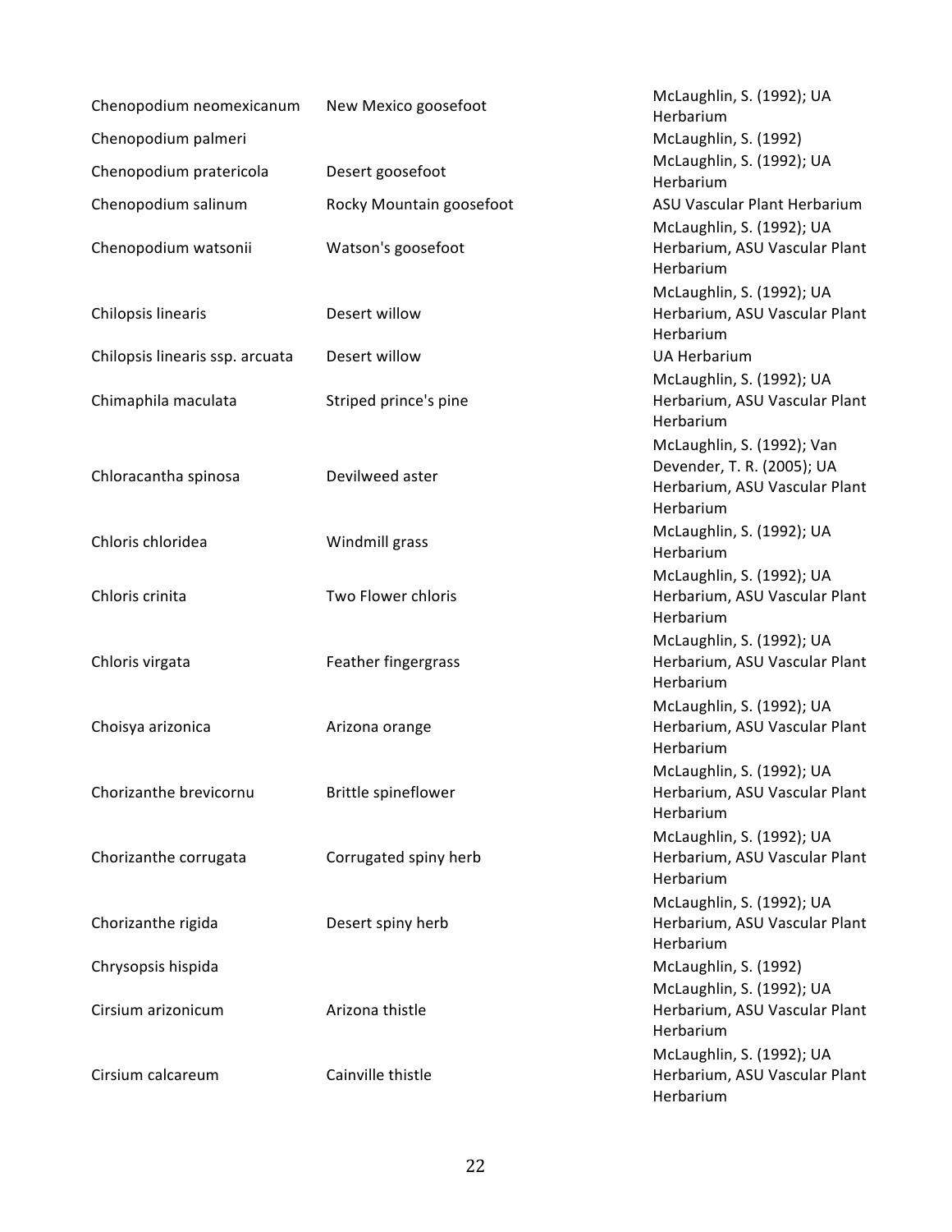| | | |
|---|---|---|
| Chenopodium neomexicanum | New Mexico goosefoot | McLaughlin, S. (1992); UA Herbarium |
| Chenopodium palmeri | | McLaughlin, S. (1992) |
| Chenopodium pratericola | Desert goosefoot | McLaughlin, S. (1992); UA Herbarium |
| Chenopodium salinum | Rocky Mountain goosefoot | ASU Vascular Plant Herbarium |
| Chenopodium watsonii | Watson's goosefoot | McLaughlin, S. (1992); UA Herbarium, ASU Vascular Plant Herbarium |
| Chilopsis linearis | Desert willow | McLaughlin, S. (1992); UA Herbarium, ASU Vascular Plant Herbarium |
| Chilopsis linearis ssp. arcuata | Desert willow | UA Herbarium |
| Chimaphila maculata | Striped prince's pine | McLaughlin, S. (1992); UA Herbarium, ASU Vascular Plant Herbarium |
| Chloracantha spinosa | Devilweed aster | McLaughlin, S. (1992); Van Devender, T. R. (2005); UA Herbarium, ASU Vascular Plant Herbarium |
| Chloris chloridea | Windmill grass | McLaughlin, S. (1992); UA Herbarium |
| Chloris crinita | Two Flower chloris | McLaughlin, S. (1992); UA Herbarium, ASU Vascular Plant Herbarium |
| Chloris virgata | Feather fingergrass | McLaughlin, S. (1992); UA Herbarium, ASU Vascular Plant Herbarium |
| Choisya arizonica | Arizona orange | McLaughlin, S. (1992); UA Herbarium, ASU Vascular Plant Herbarium |
| Chorizanthe brevicornu | Brittle spineflower | McLaughlin, S. (1992); UA Herbarium, ASU Vascular Plant Herbarium |
| Chorizanthe corrugata | Corrugated spiny herb | McLaughlin, S. (1992); UA Herbarium, ASU Vascular Plant Herbarium |
| Chorizanthe rigida | Desert spiny herb | McLaughlin, S. (1992); UA Herbarium, ASU Vascular Plant Herbarium |
| Chrysopsis hispida | | McLaughlin, S. (1992) |
| Cirsium arizonicum | Arizona thistle | McLaughlin, S. (1992); UA Herbarium, ASU Vascular Plant Herbarium |
| Cirsium calcareum | Cainville thistle | McLaughlin, S. (1992); UA Herbarium, ASU Vascular Plant Herbarium |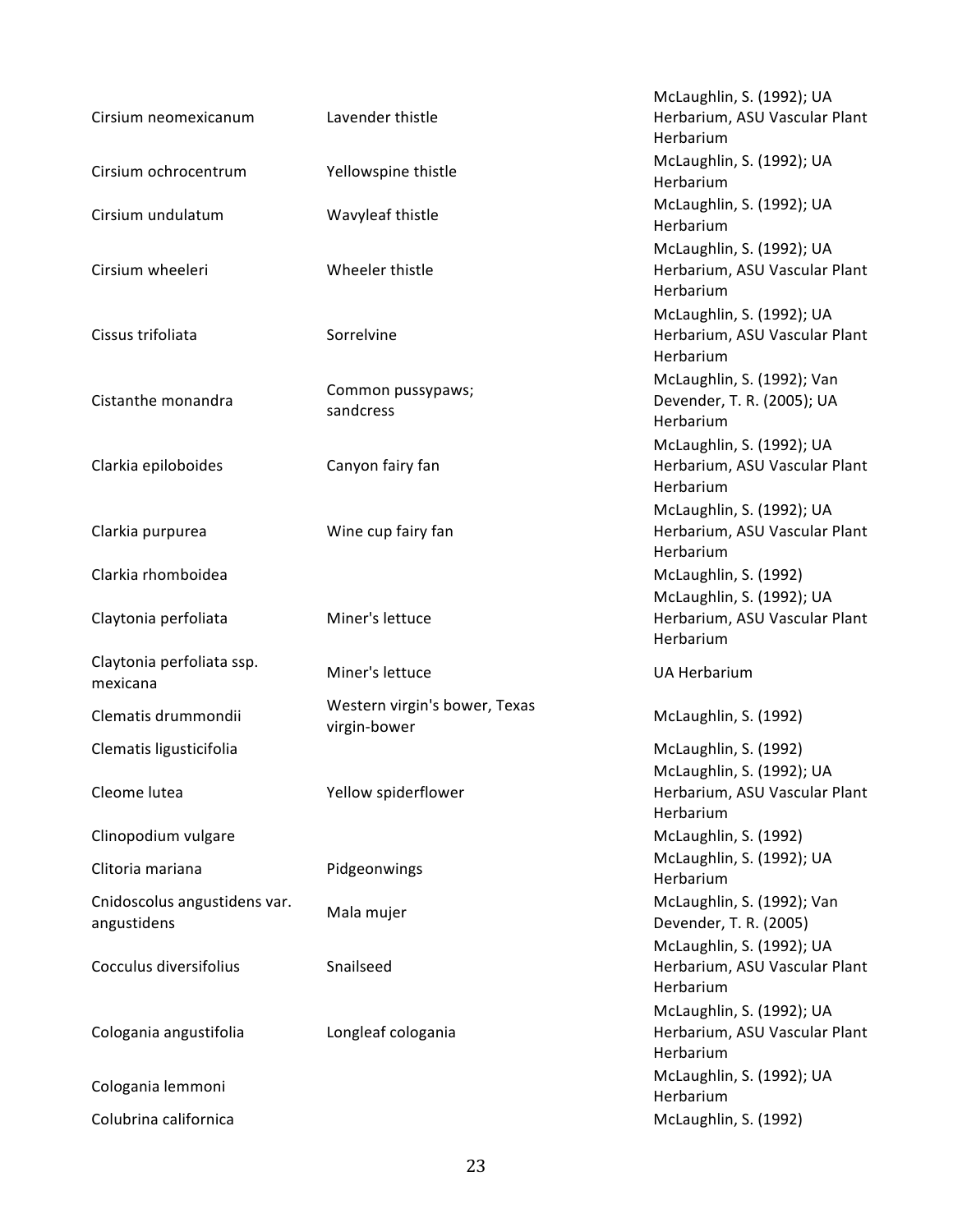| | | |
|---|---|---|
| Cirsium neomexicanum | Lavender thistle | McLaughlin, S. (1992); UA Herbarium, ASU Vascular Plant Herbarium |
| Cirsium ochrocentrum | Yellowspine thistle | McLaughlin, S. (1992); UA Herbarium |
| Cirsium undulatum | Wavyleaf thistle | McLaughlin, S. (1992); UA Herbarium |
| Cirsium wheeleri | Wheeler thistle | McLaughlin, S. (1992); UA Herbarium, ASU Vascular Plant Herbarium |
| Cissus trifoliata | Sorrelvine | McLaughlin, S. (1992); UA Herbarium, ASU Vascular Plant Herbarium |
| Cistanthe monandra | Common pussypaws; sandcress | McLaughlin, S. (1992); Van Devender, T. R. (2005); UA Herbarium |
| Clarkia epiloboides | Canyon fairy fan | McLaughlin, S. (1992); UA Herbarium, ASU Vascular Plant Herbarium |
| Clarkia purpurea | Wine cup fairy fan | McLaughlin, S. (1992); UA Herbarium, ASU Vascular Plant Herbarium |
| Clarkia rhomboidea | | McLaughlin, S. (1992) |
| Claytonia perfoliata | Miner's lettuce | McLaughlin, S. (1992); UA Herbarium, ASU Vascular Plant Herbarium |
| Claytonia perfoliata ssp. mexicana | Miner's lettuce | UA Herbarium |
| Clematis drummondii | Western virgin's bower, Texas virgin-bower | McLaughlin, S. (1992) |
| Clematis ligusticifolia | | McLaughlin, S. (1992) |
| Cleome lutea | Yellow spiderflower | McLaughlin, S. (1992); UA Herbarium, ASU Vascular Plant Herbarium |
| Clinopodium vulgare | | McLaughlin, S. (1992) |
| Clitoria mariana | Pidgeonwings | McLaughlin, S. (1992); UA Herbarium |
| Cnidoscolus angustidens var. angustidens | Mala mujer | McLaughlin, S. (1992); Van Devender, T. R. (2005) |
| Cocculus diversifolius | Snailseed | McLaughlin, S. (1992); UA Herbarium, ASU Vascular Plant Herbarium |
| Cologania angustifolia | Longleaf cologania | McLaughlin, S. (1992); UA Herbarium, ASU Vascular Plant Herbarium |
| Cologania lemmoni | | McLaughlin, S. (1992); UA Herbarium |
| Colubrina californica | | McLaughlin, S. (1992) |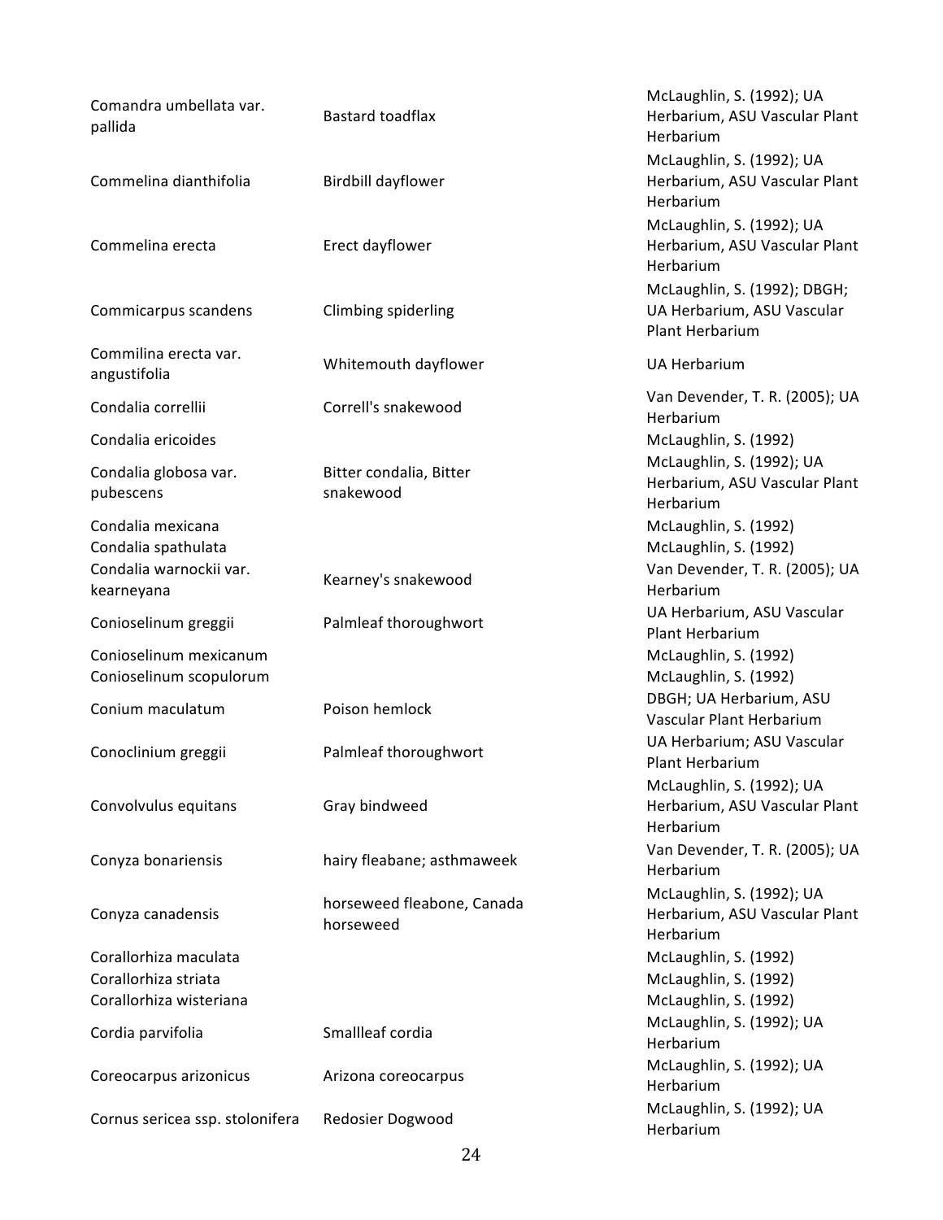| | | |
|---|---|---|
| Comandra umbellata var. pallida | Bastard toadflax | McLaughlin, S. (1992); UA Herbarium, ASU Vascular Plant Herbarium |
| Commelina dianthifolia | Birdbill dayflower | McLaughlin, S. (1992); UA Herbarium, ASU Vascular Plant Herbarium |
| Commelina erecta | Erect dayflower | McLaughlin, S. (1992); UA Herbarium, ASU Vascular Plant Herbarium |
| Commicarpus scandens | Climbing spiderling | McLaughlin, S. (1992); DBGH; UA Herbarium, ASU Vascular Plant Herbarium |
| Commilina erecta var. angustifolia | Whitemouth dayflower | UA Herbarium |
| Condalia correllii | Correll's snakewood | Van Devender, T. R. (2005); UA Herbarium |
| Condalia ericoides | | McLaughlin, S. (1992) |
| Condalia globosa var. pubescens | Bitter condalia, Bitter snakewood | McLaughlin, S. (1992); UA Herbarium, ASU Vascular Plant Herbarium |
| Condalia mexicana | | McLaughlin, S. (1992) |
| Condalia spathulata | | McLaughlin, S. (1992) |
| Condalia warnockii var. kearneyana | Kearney's snakewood | Van Devender, T. R. (2005); UA Herbarium |
| Conioselinum greggii | Palmleaf thoroughwort | UA Herbarium, ASU Vascular Plant Herbarium |
| Conioselinum mexicanum | | McLaughlin, S. (1992) |
| Conioselinum scopulorum | | McLaughlin, S. (1992) |
| Conium maculatum | Poison hemlock | DBGH; UA Herbarium, ASU Vascular Plant Herbarium |
| Conoclinium greggii | Palmleaf thoroughwort | UA Herbarium; ASU Vascular Plant Herbarium |
| Convolvulus equitans | Gray bindweed | McLaughlin, S. (1992); UA Herbarium, ASU Vascular Plant Herbarium |
| Conyza bonariensis | hairy fleabane; asthmaweek | Van Devender, T. R. (2005); UA Herbarium |
| Conyza canadensis | horseweed fleabone, Canada horseweed | McLaughlin, S. (1992); UA Herbarium, ASU Vascular Plant Herbarium |
| Corallorhiza maculata | | McLaughlin, S. (1992) |
| Corallorhiza striata | | McLaughlin, S. (1992) |
| Corallorhiza wisteriana | | McLaughlin, S. (1992) |
| Cordia parvifolia | Smallleaf cordia | McLaughlin, S. (1992); UA Herbarium |
| Coreocarpus arizonicus | Arizona coreocarpus | McLaughlin, S. (1992); UA Herbarium |
| Cornus sericea ssp. stolonifera | Redosier Dogwood | McLaughlin, S. (1992); UA Herbarium |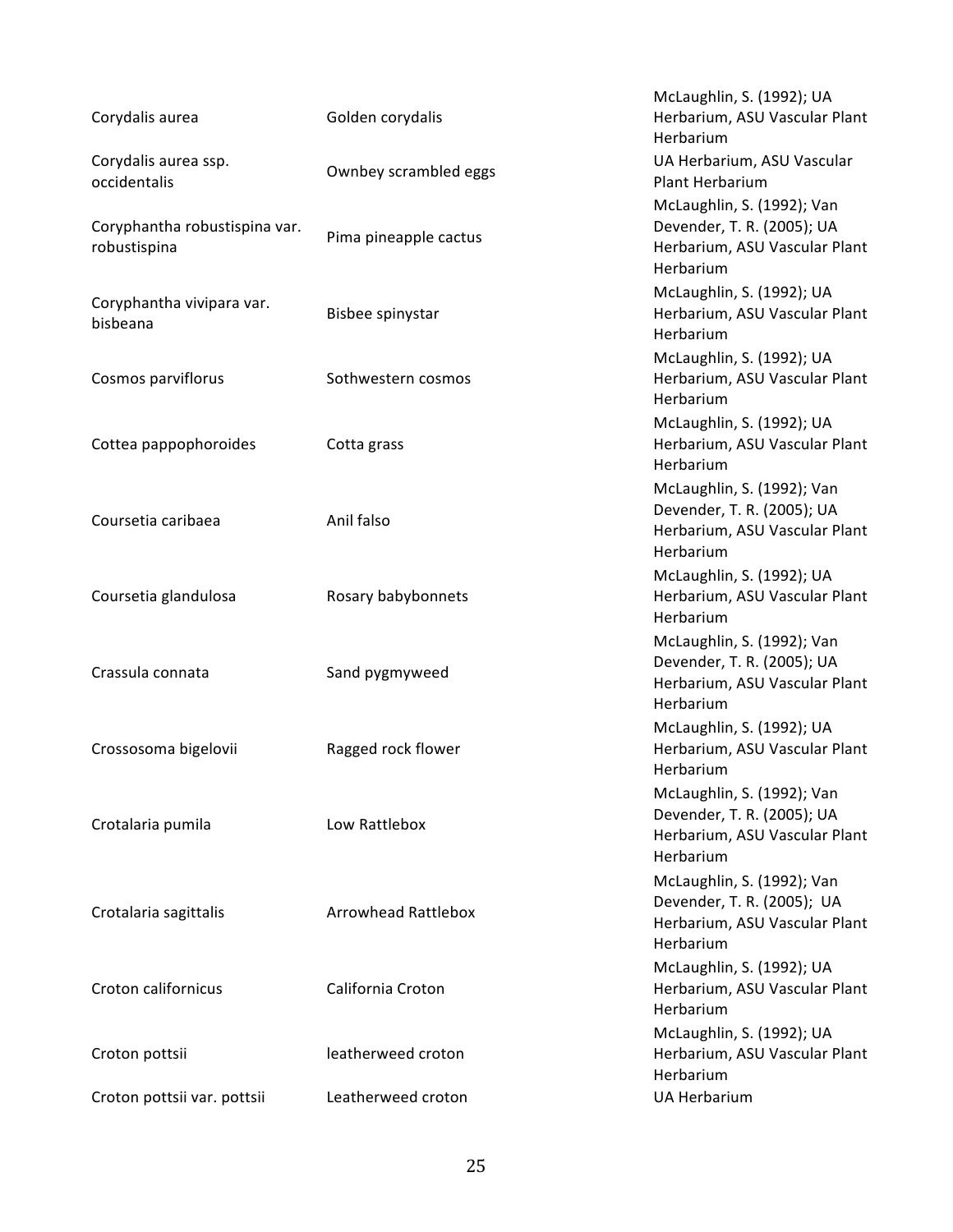| | | |
|---|---|---|
| Corydalis aurea | Golden corydalis | McLaughlin, S. (1992); UA Herbarium, ASU Vascular Plant Herbarium |
| Corydalis aurea ssp. occidentalis | Ownbey scrambled eggs | UA Herbarium, ASU Vascular Plant Herbarium |
| Coryphantha robustispina var. robustispina | Pima pineapple cactus | McLaughlin, S. (1992); Van Devender, T. R. (2005); UA Herbarium, ASU Vascular Plant Herbarium |
| Coryphantha vivipara var. bisbeana | Bisbee spinystar | McLaughlin, S. (1992); UA Herbarium, ASU Vascular Plant Herbarium |
| Cosmos parviflorus | Sothwestern cosmos | McLaughlin, S. (1992); UA Herbarium, ASU Vascular Plant Herbarium |
| Cottea pappophoroides | Cotta grass | McLaughlin, S. (1992); UA Herbarium, ASU Vascular Plant Herbarium |
| Coursetia caribaea | Anil falso | McLaughlin, S. (1992); Van Devender, T. R. (2005); UA Herbarium, ASU Vascular Plant Herbarium |
| Coursetia glandulosa | Rosary babybonnets | McLaughlin, S. (1992); UA Herbarium, ASU Vascular Plant Herbarium |
| Crassula connata | Sand pygmyweed | McLaughlin, S. (1992); Van Devender, T. R. (2005); UA Herbarium, ASU Vascular Plant Herbarium |
| Crossosoma bigelovii | Ragged rock flower | McLaughlin, S. (1992); UA Herbarium, ASU Vascular Plant Herbarium |
| Crotalaria pumila | Low Rattlebox | McLaughlin, S. (1992); Van Devender, T. R. (2005); UA Herbarium, ASU Vascular Plant Herbarium |
| Crotalaria sagittalis | Arrowhead Rattlebox | McLaughlin, S. (1992); Van Devender, T. R. (2005); UA Herbarium, ASU Vascular Plant Herbarium |
| Croton californicus | California Croton | McLaughlin, S. (1992); UA Herbarium, ASU Vascular Plant Herbarium |
| Croton pottsii | leatherweed croton | McLaughlin, S. (1992); UA Herbarium, ASU Vascular Plant Herbarium |
| Croton pottsii var. pottsii | Leatherweed croton | UA Herbarium |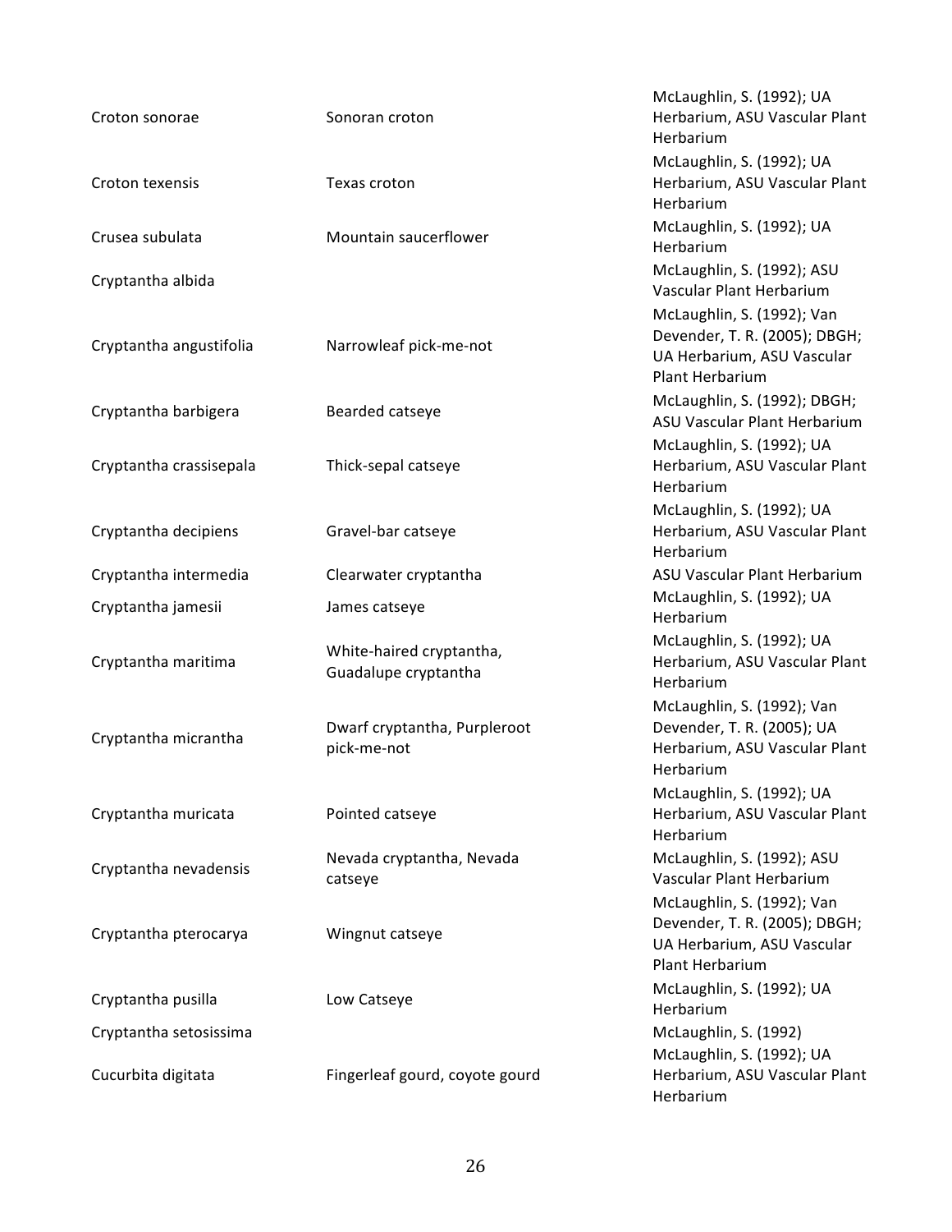| | | |
|---|---|---|
| Croton sonorae | Sonoran croton | McLaughlin, S. (1992); UA Herbarium, ASU Vascular Plant Herbarium |
| Croton texensis | Texas croton | McLaughlin, S. (1992); UA Herbarium, ASU Vascular Plant Herbarium |
| Crusea subulata | Mountain saucerflower | McLaughlin, S. (1992); UA Herbarium |
| Cryptantha albida | | McLaughlin, S. (1992); ASU Vascular Plant Herbarium |
| Cryptantha angustifolia | Narrowleaf pick-me-not | McLaughlin, S. (1992); Van Devender, T. R. (2005); DBGH; UA Herbarium, ASU Vascular Plant Herbarium |
| Cryptantha barbigera | Bearded catseye | McLaughlin, S. (1992); DBGH; ASU Vascular Plant Herbarium |
| Cryptantha crassisepala | Thick-sepal catseye | McLaughlin, S. (1992); UA Herbarium, ASU Vascular Plant Herbarium |
| Cryptantha decipiens | Gravel-bar catseye | McLaughlin, S. (1992); UA Herbarium, ASU Vascular Plant Herbarium |
| Cryptantha intermedia | Clearwater cryptantha | ASU Vascular Plant Herbarium |
| Cryptantha jamesii | James catseye | McLaughlin, S. (1992); UA Herbarium |
| Cryptantha maritima | White-haired cryptantha, Guadalupe cryptantha | McLaughlin, S. (1992); UA Herbarium, ASU Vascular Plant Herbarium |
| Cryptantha micrantha | Dwarf cryptantha, Purpleroot pick-me-not | McLaughlin, S. (1992); Van Devender, T. R. (2005); UA Herbarium, ASU Vascular Plant Herbarium |
| Cryptantha muricata | Pointed catseye | McLaughlin, S. (1992); UA Herbarium, ASU Vascular Plant Herbarium |
| Cryptantha nevadensis | Nevada cryptantha, Nevada catseye | McLaughlin, S. (1992); ASU Vascular Plant Herbarium |
| Cryptantha pterocarya | Wingnut catseye | McLaughlin, S. (1992); Van Devender, T. R. (2005); DBGH; UA Herbarium, ASU Vascular Plant Herbarium |
| Cryptantha pusilla | Low Catseye | McLaughlin, S. (1992); UA Herbarium |
| Cryptantha setosissima | | McLaughlin, S. (1992) |
| Cucurbita digitata | Fingerleaf gourd, coyote gourd | McLaughlin, S. (1992); UA Herbarium, ASU Vascular Plant Herbarium |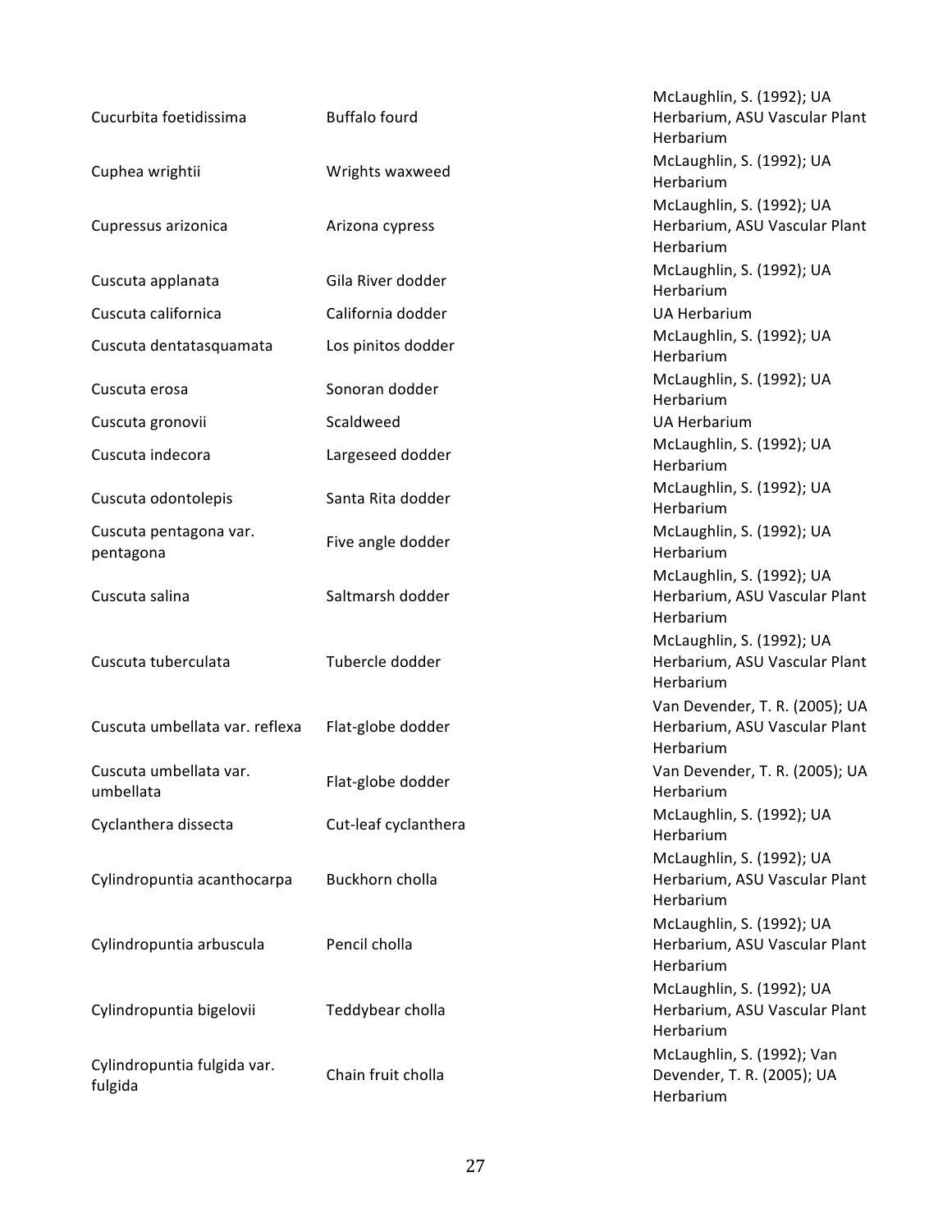| | | |
|---|---|---|
| Cucurbita foetidissima | Buffalo fourd | McLaughlin, S. (1992); UA Herbarium, ASU Vascular Plant Herbarium |
| Cuphea wrightii | Wrights waxweed | McLaughlin, S. (1992); UA Herbarium |
| Cupressus arizonica | Arizona cypress | McLaughlin, S. (1992); UA Herbarium, ASU Vascular Plant Herbarium |
| Cuscuta applanata | Gila River dodder | McLaughlin, S. (1992); UA Herbarium |
| Cuscuta californica | California dodder | UA Herbarium |
| Cuscuta dentatasquamata | Los pinitos dodder | McLaughlin, S. (1992); UA Herbarium |
| Cuscuta erosa | Sonoran dodder | McLaughlin, S. (1992); UA Herbarium |
| Cuscuta gronovii | Scaldweed | UA Herbarium |
| Cuscuta indecora | Largeseed dodder | McLaughlin, S. (1992); UA Herbarium |
| Cuscuta odontolepis | Santa Rita dodder | McLaughlin, S. (1992); UA Herbarium |
| Cuscuta pentagona var. pentagona | Five angle dodder | McLaughlin, S. (1992); UA Herbarium |
| Cuscuta salina | Saltmarsh dodder | McLaughlin, S. (1992); UA Herbarium, ASU Vascular Plant Herbarium |
| Cuscuta tuberculata | Tubercle dodder | McLaughlin, S. (1992); UA Herbarium, ASU Vascular Plant Herbarium |
| Cuscuta umbellata var. reflexa | Flat-globe dodder | Van Devender, T. R. (2005); UA Herbarium, ASU Vascular Plant Herbarium |
| Cuscuta umbellata var. umbellata | Flat-globe dodder | Van Devender, T. R. (2005); UA Herbarium |
| Cyclanthera dissecta | Cut-leaf cyclanthera | McLaughlin, S. (1992); UA Herbarium |
| Cylindropuntia acanthocarpa | Buckhorn cholla | McLaughlin, S. (1992); UA Herbarium, ASU Vascular Plant Herbarium |
| Cylindropuntia arbuscula | Pencil cholla | McLaughlin, S. (1992); UA Herbarium, ASU Vascular Plant Herbarium |
| Cylindropuntia bigelovii | Teddybear cholla | McLaughlin, S. (1992); UA Herbarium, ASU Vascular Plant Herbarium |
| Cylindropuntia fulgida var. fulgida | Chain fruit cholla | McLaughlin, S. (1992); Van Devender, T. R. (2005); UA Herbarium |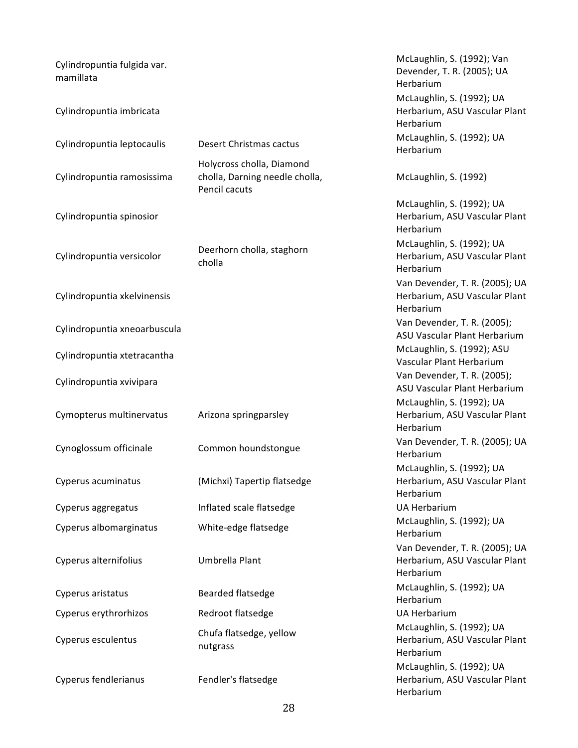| | | |
|---|---|---|
| Cylindropuntia fulgida var. mamillata | | McLaughlin, S. (1992); Van Devender, T. R. (2005); UA Herbarium |
| Cylindropuntia imbricata | | McLaughlin, S. (1992); UA Herbarium, ASU Vascular Plant Herbarium |
| Cylindropuntia leptocaulis | Desert Christmas cactus | McLaughlin, S. (1992); UA Herbarium |
| Cylindropuntia ramosissima | Holycross cholla, Diamond cholla, Darning needle cholla, Pencil cacuts | McLaughlin, S. (1992) |
| Cylindropuntia spinosior | | McLaughlin, S. (1992); UA Herbarium, ASU Vascular Plant Herbarium |
| Cylindropuntia versicolor | Deerhorn cholla, staghorn cholla | McLaughlin, S. (1992); UA Herbarium, ASU Vascular Plant Herbarium |
| Cylindropuntia xkelvinensis | | Van Devender, T. R. (2005); UA Herbarium, ASU Vascular Plant Herbarium |
| Cylindropuntia xneoarbuscula | | Van Devender, T. R. (2005); ASU Vascular Plant Herbarium |
| Cylindropuntia xtetracantha | | McLaughlin, S. (1992); ASU Vascular Plant Herbarium |
| Cylindropuntia xvivipara | | Van Devender, T. R. (2005); ASU Vascular Plant Herbarium |
| Cymopterus multinervatus | Arizona springparsley | McLaughlin, S. (1992); UA Herbarium, ASU Vascular Plant Herbarium |
| Cynoglossum officinale | Common houndstongue | Van Devender, T. R. (2005); UA Herbarium |
| Cyperus acuminatus | (Michxi) Tapertip flatsedge | McLaughlin, S. (1992); UA Herbarium, ASU Vascular Plant Herbarium |
| Cyperus aggregatus | Inflated scale flatsedge | UA Herbarium |
| Cyperus albomarginatus | White-edge flatsedge | McLaughlin, S. (1992); UA Herbarium |
| Cyperus alternifolius | Umbrella Plant | Van Devender, T. R. (2005); UA Herbarium, ASU Vascular Plant Herbarium |
| Cyperus aristatus | Bearded flatsedge | McLaughlin, S. (1992); UA Herbarium |
| Cyperus erythrorhizos | Redroot flatsedge | UA Herbarium |
| Cyperus esculentus | Chufa flatsedge, yellow nutgrass | McLaughlin, S. (1992); UA Herbarium, ASU Vascular Plant Herbarium |
| Cyperus fendlerianus | Fendler's flatsedge | McLaughlin, S. (1992); UA Herbarium, ASU Vascular Plant Herbarium |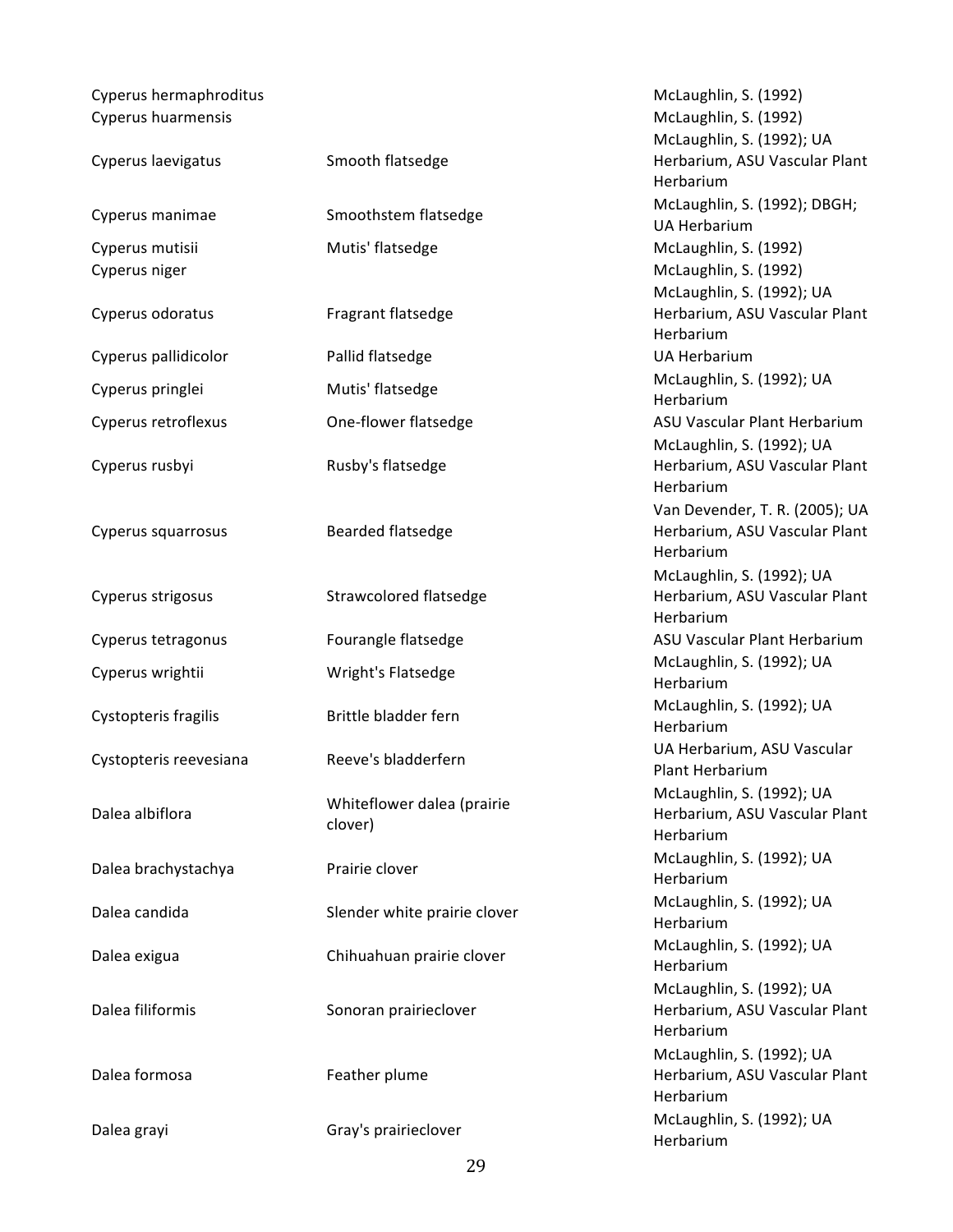| | | |
|---|---|---|
| Cyperus hermaphroditus | | McLaughlin, S. (1992) |
| Cyperus huarmensis | | McLaughlin, S. (1992) |
| Cyperus laevigatus | Smooth flatsedge | McLaughlin, S. (1992); UA Herbarium, ASU Vascular Plant Herbarium |
| Cyperus manimae | Smoothstem flatsedge | McLaughlin, S. (1992); DBGH; UA Herbarium |
| Cyperus mutisii | Mutis' flatsedge | McLaughlin, S. (1992) |
| Cyperus niger | | McLaughlin, S. (1992) |
| Cyperus odoratus | Fragrant flatsedge | McLaughlin, S. (1992); UA Herbarium, ASU Vascular Plant Herbarium |
| Cyperus pallidicolor | Pallid flatsedge | UA Herbarium |
| Cyperus pringlei | Mutis' flatsedge | McLaughlin, S. (1992); UA Herbarium |
| Cyperus retroflexus | One-flower flatsedge | ASU Vascular Plant Herbarium |
| Cyperus rusbyi | Rusby's flatsedge | McLaughlin, S. (1992); UA Herbarium, ASU Vascular Plant Herbarium |
| Cyperus squarrosus | Bearded flatsedge | Van Devender, T. R. (2005); UA Herbarium, ASU Vascular Plant Herbarium |
| Cyperus strigosus | Strawcolored flatsedge | McLaughlin, S. (1992); UA Herbarium, ASU Vascular Plant Herbarium |
| Cyperus tetragonus | Fourangle flatsedge | ASU Vascular Plant Herbarium |
| Cyperus wrightii | Wright's Flatsedge | McLaughlin, S. (1992); UA Herbarium |
| Cystopteris fragilis | Brittle bladder fern | McLaughlin, S. (1992); UA Herbarium |
| Cystopteris reevesiana | Reeve's bladderfern | UA Herbarium, ASU Vascular Plant Herbarium |
| Dalea albiflora | Whiteflower dalea (prairie clover) | McLaughlin, S. (1992); UA Herbarium, ASU Vascular Plant Herbarium |
| Dalea brachystachya | Prairie clover | McLaughlin, S. (1992); UA Herbarium |
| Dalea candida | Slender white prairie clover | McLaughlin, S. (1992); UA Herbarium |
| Dalea exigua | Chihuahuan prairie clover | McLaughlin, S. (1992); UA Herbarium |
| Dalea filiformis | Sonoran prairieclover | McLaughlin, S. (1992); UA Herbarium, ASU Vascular Plant Herbarium |
| Dalea formosa | Feather plume | McLaughlin, S. (1992); UA Herbarium, ASU Vascular Plant Herbarium |
| Dalea grayi | Gray's prairieclover | McLaughlin, S. (1992); UA Herbarium |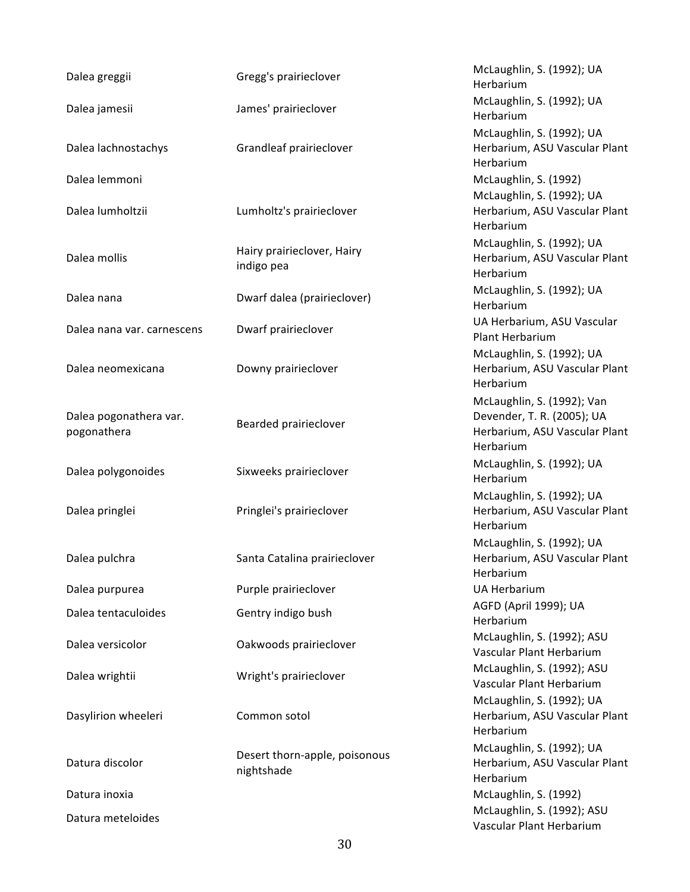| | | |
|---|---|---|
| Dalea greggii | Gregg's prairieclover | McLaughlin, S. (1992); UA Herbarium |
| Dalea jamesii | James' prairieclover | McLaughlin, S. (1992); UA Herbarium |
| Dalea lachnostachys | Grandleaf prairieclover | McLaughlin, S. (1992); UA Herbarium, ASU Vascular Plant Herbarium |
| Dalea lemmoni | | McLaughlin, S. (1992) |
| Dalea lumholtzii | Lumholtz's prairieclover | McLaughlin, S. (1992); UA Herbarium, ASU Vascular Plant Herbarium |
| Dalea mollis | Hairy prairieclover, Hairy indigo pea | McLaughlin, S. (1992); UA Herbarium, ASU Vascular Plant Herbarium |
| Dalea nana | Dwarf dalea (prairieclover) | McLaughlin, S. (1992); UA Herbarium |
| Dalea nana var. carnescens | Dwarf prairieclover | UA Herbarium, ASU Vascular Plant Herbarium |
| Dalea neomexicana | Downy prairieclover | McLaughlin, S. (1992); UA Herbarium, ASU Vascular Plant Herbarium |
| Dalea pogonathera var. pogonathera | Bearded prairieclover | McLaughlin, S. (1992); Van Devender, T. R. (2005); UA Herbarium, ASU Vascular Plant Herbarium |
| Dalea polygonoides | Sixweeks prairieclover | McLaughlin, S. (1992); UA Herbarium |
| Dalea pringlei | Pringlei's prairieclover | McLaughlin, S. (1992); UA Herbarium, ASU Vascular Plant Herbarium |
| Dalea pulchra | Santa Catalina prairieclover | McLaughlin, S. (1992); UA Herbarium, ASU Vascular Plant Herbarium |
| Dalea purpurea | Purple prairieclover | UA Herbarium |
| Dalea tentaculoides | Gentry indigo bush | AGFD (April 1999); UA Herbarium |
| Dalea versicolor | Oakwoods prairieclover | McLaughlin, S. (1992); ASU Vascular Plant Herbarium |
| Dalea wrightii | Wright's prairieclover | McLaughlin, S. (1992); ASU Vascular Plant Herbarium |
| Dasylirion wheeleri | Common sotol | McLaughlin, S. (1992); UA Herbarium, ASU Vascular Plant Herbarium |
| Datura discolor | Desert thorn-apple, poisonous nightshade | McLaughlin, S. (1992); UA Herbarium, ASU Vascular Plant Herbarium |
| Datura inoxia | | McLaughlin, S. (1992) |
| Datura meteloides | | McLaughlin, S. (1992); ASU Vascular Plant Herbarium |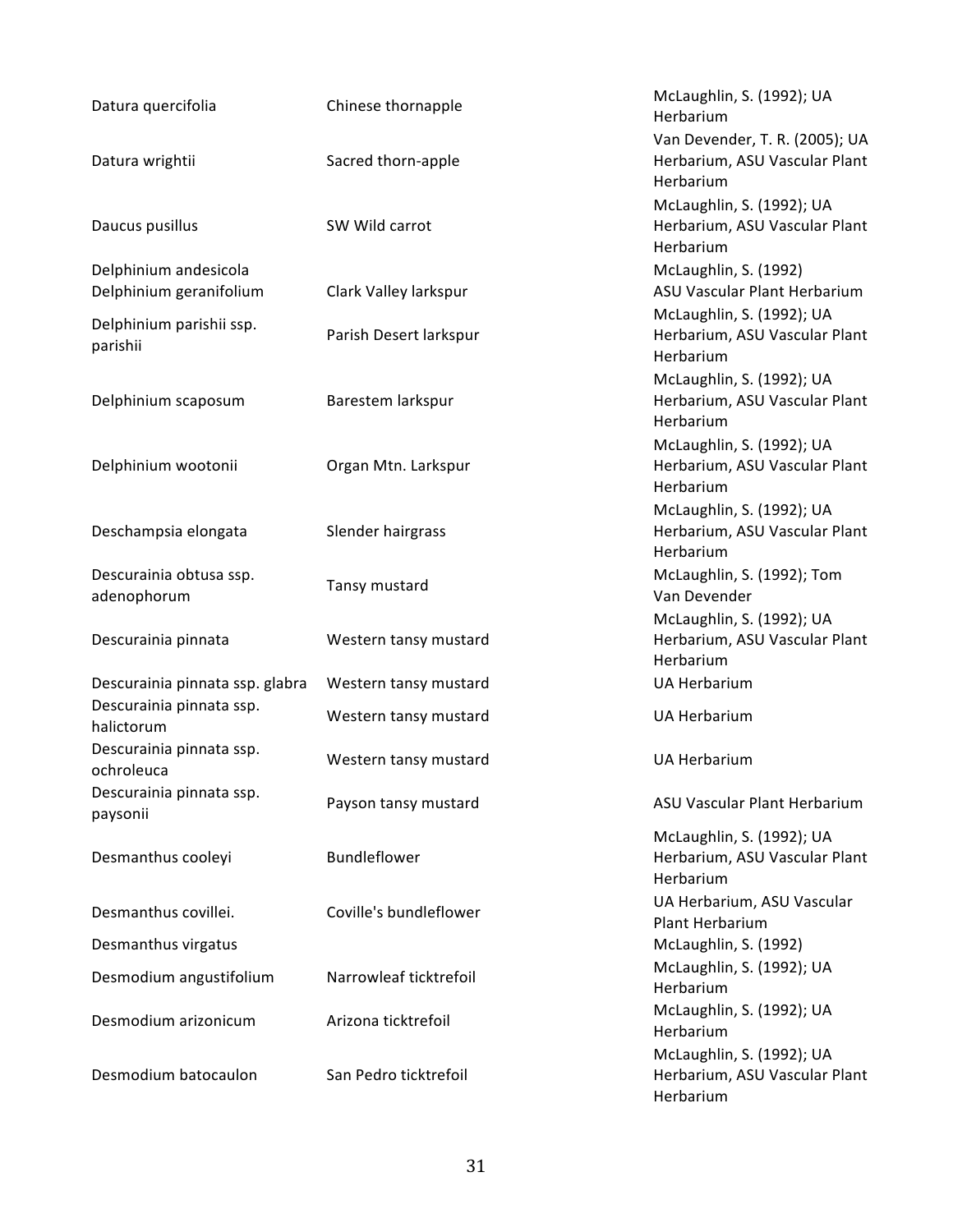| | | |
|---|---|---|
| Datura quercifolia | Chinese thornapple | McLaughlin, S. (1992); UA Herbarium |
| Datura wrightii | Sacred thorn-apple | Van Devender, T. R. (2005); UA Herbarium, ASU Vascular Plant Herbarium |
| Daucus pusillus | SW Wild carrot | McLaughlin, S. (1992); UA Herbarium, ASU Vascular Plant Herbarium |
| Delphinium andesicola | | McLaughlin, S. (1992) |
| Delphinium geranifolium | Clark Valley larkspur | ASU Vascular Plant Herbarium |
| Delphinium parishii ssp. parishii | Parish Desert larkspur | McLaughlin, S. (1992); UA Herbarium, ASU Vascular Plant Herbarium |
| Delphinium scaposum | Barestem larkspur | McLaughlin, S. (1992); UA Herbarium, ASU Vascular Plant Herbarium |
| Delphinium wootonii | Organ Mtn. Larkspur | McLaughlin, S. (1992); UA Herbarium, ASU Vascular Plant Herbarium |
| Deschampsia elongata | Slender hairgrass | McLaughlin, S. (1992); UA Herbarium, ASU Vascular Plant Herbarium |
| Descurainia obtusa ssp. adenophorum | Tansy mustard | McLaughlin, S. (1992); Tom Van Devender |
| Descurainia pinnata | Western tansy mustard | McLaughlin, S. (1992); UA Herbarium, ASU Vascular Plant Herbarium |
| Descurainia pinnata ssp. glabra | Western tansy mustard | UA Herbarium |
| Descurainia pinnata ssp. halictorum | Western tansy mustard | UA Herbarium |
| Descurainia pinnata ssp. ochroleuca | Western tansy mustard | UA Herbarium |
| Descurainia pinnata ssp. paysonii | Payson tansy mustard | ASU Vascular Plant Herbarium |
| Desmanthus cooleyi | Bundleflower | McLaughlin, S. (1992); UA Herbarium, ASU Vascular Plant Herbarium |
| Desmanthus covillei. | Coville's bundleflower | UA Herbarium, ASU Vascular Plant Herbarium |
| Desmanthus virgatus | | McLaughlin, S. (1992) |
| Desmodium angustifolium | Narrowleaf ticktrefoil | McLaughlin, S. (1992); UA Herbarium |
| Desmodium arizonicum | Arizona ticktrefoil | McLaughlin, S. (1992); UA Herbarium |
| Desmodium batocaulon | San Pedro ticktrefoil | McLaughlin, S. (1992); UA Herbarium, ASU Vascular Plant Herbarium |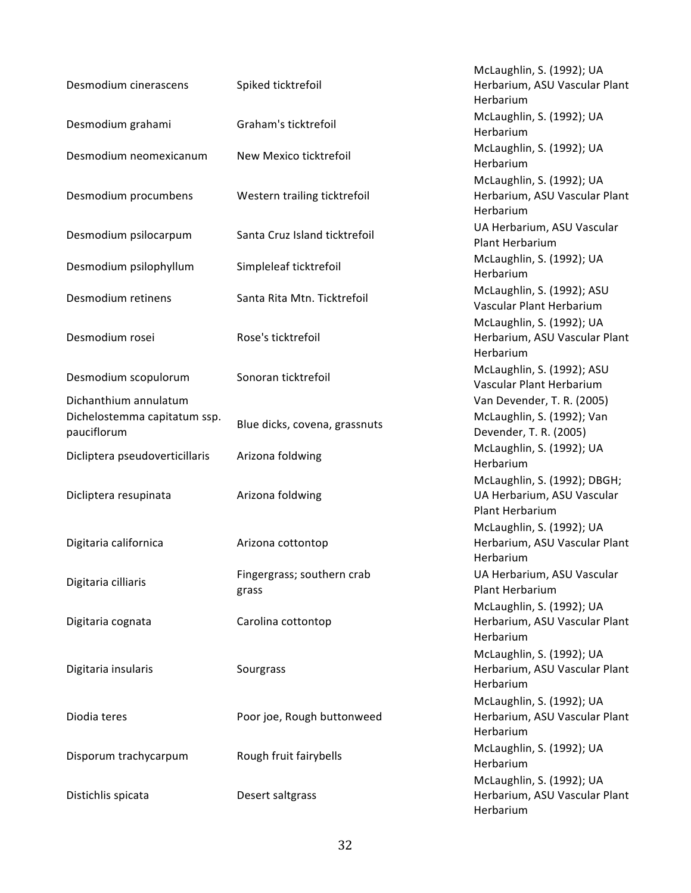| | | |
|---|---|---|
| Desmodium cinerascens | Spiked ticktrefoil | McLaughlin, S. (1992); UA Herbarium, ASU Vascular Plant Herbarium |
| Desmodium grahami | Graham's ticktrefoil | McLaughlin, S. (1992); UA Herbarium |
| Desmodium neomexicanum | New Mexico ticktrefoil | McLaughlin, S. (1992); UA Herbarium |
| Desmodium procumbens | Western trailing ticktrefoil | McLaughlin, S. (1992); UA Herbarium, ASU Vascular Plant Herbarium |
| Desmodium psilocarpum | Santa Cruz Island ticktrefoil | UA Herbarium, ASU Vascular Plant Herbarium |
| Desmodium psilophyllum | Simpleleaf ticktrefoil | McLaughlin, S. (1992); UA Herbarium |
| Desmodium retinens | Santa Rita Mtn. Ticktrefoil | McLaughlin, S. (1992); ASU Vascular Plant Herbarium |
| Desmodium rosei | Rose's ticktrefoil | McLaughlin, S. (1992); UA Herbarium, ASU Vascular Plant Herbarium |
| Desmodium scopulorum | Sonoran ticktrefoil | McLaughlin, S. (1992); ASU Vascular Plant Herbarium |
| Dichanthium annulatum | | Van Devender, T. R. (2005) |
| Dichelostemma capitatum ssp. pauciflorum | Blue dicks, covena, grassnuts | McLaughlin, S. (1992); Van Devender, T. R. (2005) |
| Dicliptera pseudoverticillaris | Arizona foldwing | McLaughlin, S. (1992); UA Herbarium |
| Dicliptera resupinata | Arizona foldwing | McLaughlin, S. (1992); DBGH; UA Herbarium, ASU Vascular Plant Herbarium |
| Digitaria californica | Arizona cottontop | McLaughlin, S. (1992); UA Herbarium, ASU Vascular Plant Herbarium |
| Digitaria cilliaris | Fingergrass; southern crab grass | UA Herbarium, ASU Vascular Plant Herbarium |
| Digitaria cognata | Carolina cottontop | McLaughlin, S. (1992); UA Herbarium, ASU Vascular Plant Herbarium |
| Digitaria insularis | Sourgrass | McLaughlin, S. (1992); UA Herbarium, ASU Vascular Plant Herbarium |
| Diodia teres | Poor joe, Rough buttonweed | McLaughlin, S. (1992); UA Herbarium, ASU Vascular Plant Herbarium |
| Disporum trachycarpum | Rough fruit fairybells | McLaughlin, S. (1992); UA Herbarium |
| Distichlis spicata | Desert saltgrass | McLaughlin, S. (1992); UA Herbarium, ASU Vascular Plant Herbarium |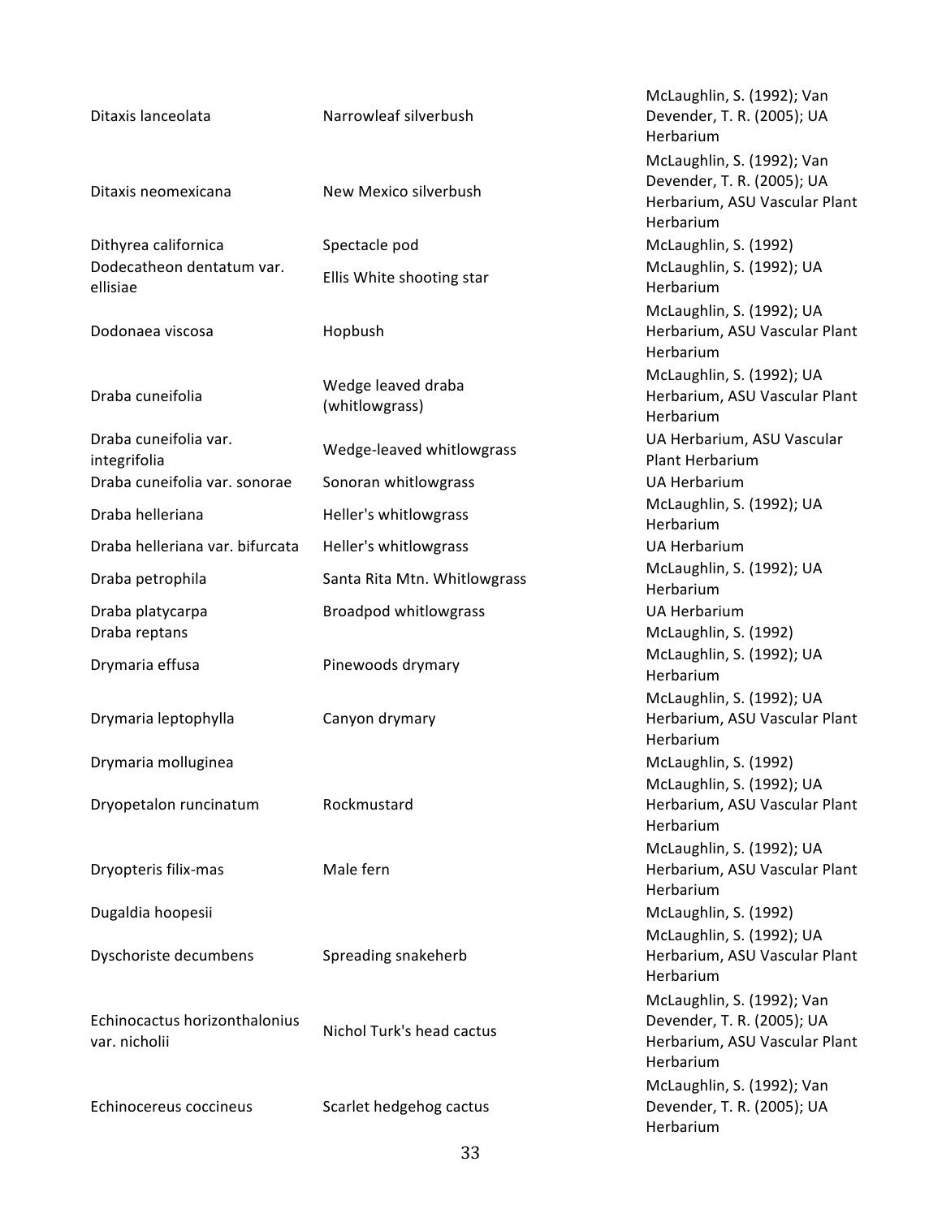| | | |
|---|---|---|
| Ditaxis lanceolata | Narrowleaf silverbush | McLaughlin, S. (1992); Van Devender, T. R. (2005); UA Herbarium |
| Ditaxis neomexicana | New Mexico silverbush | McLaughlin, S. (1992); Van Devender, T. R. (2005); UA Herbarium, ASU Vascular Plant Herbarium |
| Dithyrea californica | Spectacle pod | McLaughlin, S. (1992) |
| Dodecatheon dentatum var. ellisiae | Ellis White shooting star | McLaughlin, S. (1992); UA Herbarium |
| Dodonaea viscosa | Hopbush | McLaughlin, S. (1992); UA Herbarium, ASU Vascular Plant Herbarium |
| Draba cuneifolia | Wedge leaved draba (whitlowgrass) | McLaughlin, S. (1992); UA Herbarium, ASU Vascular Plant Herbarium |
| Draba cuneifolia var. integrifolia | Wedge-leaved whitlowgrass | UA Herbarium, ASU Vascular Plant Herbarium |
| Draba cuneifolia var. sonorae | Sonoran whitlowgrass | UA Herbarium |
| Draba helleriana | Heller's whitlowgrass | McLaughlin, S. (1992); UA Herbarium |
| Draba helleriana var. bifurcata | Heller's whitlowgrass | UA Herbarium |
| Draba petrophila | Santa Rita Mtn. Whitlowgrass | McLaughlin, S. (1992); UA Herbarium |
| Draba platycarpa | Broadpod whitlowgrass | UA Herbarium |
| Draba reptans | | McLaughlin, S. (1992) |
| Drymaria effusa | Pinewoods drymary | McLaughlin, S. (1992); UA Herbarium |
| Drymaria leptophylla | Canyon drymary | McLaughlin, S. (1992); UA Herbarium, ASU Vascular Plant Herbarium |
| Drymaria molluginea | | McLaughlin, S. (1992) |
| Dryopetalon runcinatum | Rockmustard | McLaughlin, S. (1992); UA Herbarium, ASU Vascular Plant Herbarium |
| Dryopteris filix-mas | Male fern | McLaughlin, S. (1992); UA Herbarium, ASU Vascular Plant Herbarium |
| Dugaldia hoopesii | | McLaughlin, S. (1992) |
| Dyschoriste decumbens | Spreading snakeherb | McLaughlin, S. (1992); UA Herbarium, ASU Vascular Plant Herbarium |
| Echinocactus horizonthalonius var. nicholii | Nichol Turk's head cactus | McLaughlin, S. (1992); Van Devender, T. R. (2005); UA Herbarium, ASU Vascular Plant Herbarium |
| Echinocereus coccineus | Scarlet hedgehog cactus | McLaughlin, S. (1992); Van Devender, T. R. (2005); UA Herbarium |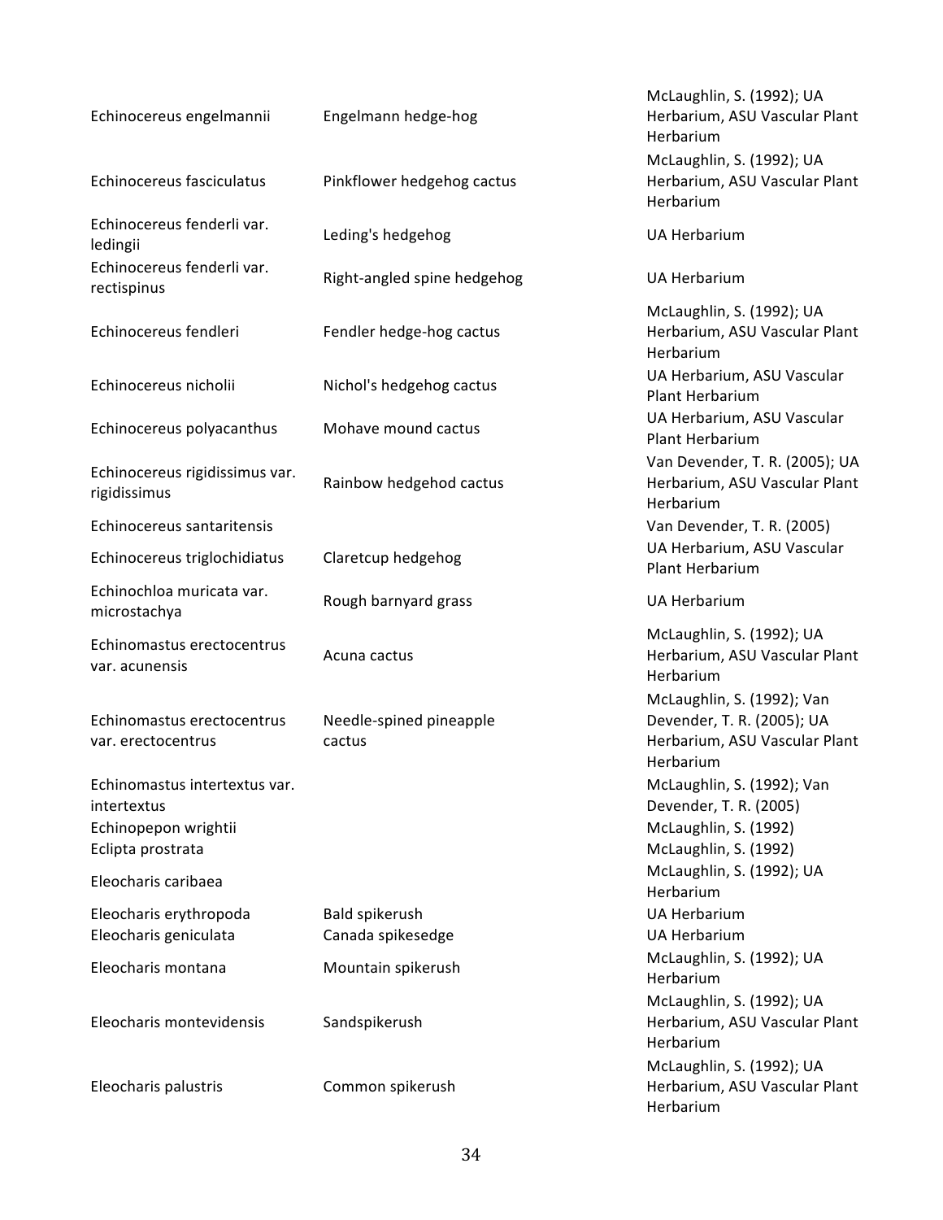| | | |
|---|---|---|
| Echinocereus engelmannii | Engelmann hedge-hog | McLaughlin, S. (1992); UA Herbarium, ASU Vascular Plant Herbarium |
| Echinocereus fasciculatus | Pinkflower hedgehog cactus | McLaughlin, S. (1992); UA Herbarium, ASU Vascular Plant Herbarium |
| Echinocereus fenderli var. ledingii | Leding's hedgehog | UA Herbarium |
| Echinocereus fenderli var. rectispinus | Right-angled spine hedgehog | UA Herbarium |
| Echinocereus fendleri | Fendler hedge-hog cactus | McLaughlin, S. (1992); UA Herbarium, ASU Vascular Plant Herbarium |
| Echinocereus nicholii | Nichol's hedgehog cactus | UA Herbarium, ASU Vascular Plant Herbarium |
| Echinocereus polyacanthus | Mohave mound cactus | UA Herbarium, ASU Vascular Plant Herbarium |
| Echinocereus rigidissimus var. rigidissimus | Rainbow hedgehod cactus | Van Devender, T. R. (2005); UA Herbarium, ASU Vascular Plant Herbarium |
| Echinocereus santaritensis | | Van Devender, T. R. (2005) |
| Echinocereus triglochidiatus | Claretcup hedgehog | UA Herbarium, ASU Vascular Plant Herbarium |
| Echinochloa muricata var. microstachya | Rough barnyard grass | UA Herbarium |
| Echinomastus erectocentrus var. acunensis | Acuna cactus | McLaughlin, S. (1992); UA Herbarium, ASU Vascular Plant Herbarium |
| Echinomastus erectocentrus var. erectocentrus | Needle-spined pineapple cactus | McLaughlin, S. (1992); Van Devender, T. R. (2005); UA Herbarium, ASU Vascular Plant Herbarium |
| Echinomastus intertextus var. intertextus | | McLaughlin, S. (1992); Van Devender, T. R. (2005) |
| Echinopepon wrightii | | McLaughlin, S. (1992) |
| Eclipta prostrata | | McLaughlin, S. (1992) |
| Eleocharis caribaea | | McLaughlin, S. (1992); UA Herbarium |
| Eleocharis erythropoda | Bald spikerush | UA Herbarium |
| Eleocharis geniculata | Canada spikesedge | UA Herbarium |
| Eleocharis montana | Mountain spikerush | McLaughlin, S. (1992); UA Herbarium |
| Eleocharis montevidensis | Sandspikerush | McLaughlin, S. (1992); UA Herbarium, ASU Vascular Plant Herbarium |
| Eleocharis palustris | Common spikerush | McLaughlin, S. (1992); UA Herbarium, ASU Vascular Plant Herbarium |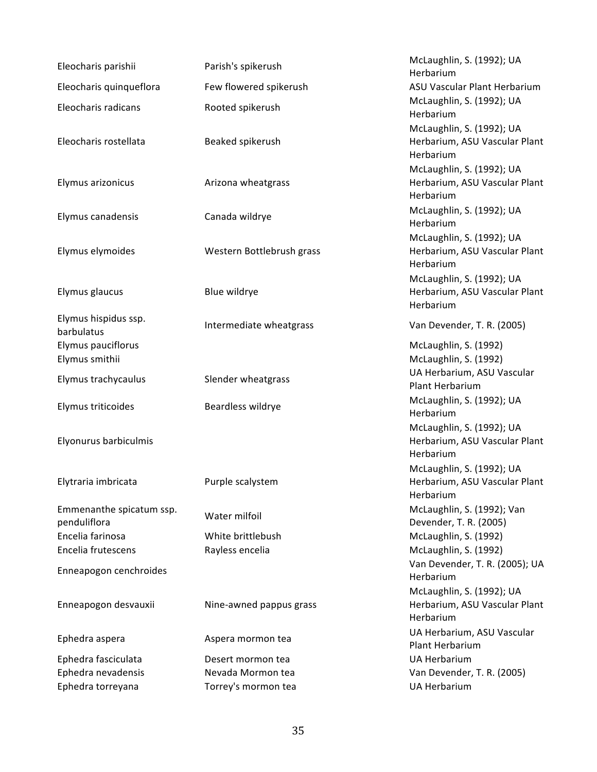| | | |
|---|---|---|
| Eleocharis parishii | Parish's spikerush | McLaughlin, S. (1992); UA Herbarium |
| Eleocharis quinqueflora | Few flowered spikerush | ASU Vascular Plant Herbarium |
| Eleocharis radicans | Rooted spikerush | McLaughlin, S. (1992); UA Herbarium |
| Eleocharis rostellata | Beaked spikerush | McLaughlin, S. (1992); UA Herbarium, ASU Vascular Plant Herbarium |
| Elymus arizonicus | Arizona wheatgrass | McLaughlin, S. (1992); UA Herbarium, ASU Vascular Plant Herbarium |
| Elymus canadensis | Canada wildrye | McLaughlin, S. (1992); UA Herbarium |
| Elymus elymoides | Western Bottlebrush grass | McLaughlin, S. (1992); UA Herbarium, ASU Vascular Plant Herbarium |
| Elymus glaucus | Blue wildrye | McLaughlin, S. (1992); UA Herbarium, ASU Vascular Plant Herbarium |
| Elymus hispidus ssp. barbulatus | Intermediate wheatgrass | Van Devender, T. R. (2005) |
| Elymus pauciflorus | | McLaughlin, S. (1992) |
| Elymus smithii | | McLaughlin, S. (1992) |
| Elymus trachycaulus | Slender wheatgrass | UA Herbarium, ASU Vascular Plant Herbarium |
| Elymus triticoides | Beardless wildrye | McLaughlin, S. (1992); UA Herbarium |
| Elyonurus barbiculmis | | McLaughlin, S. (1992); UA Herbarium, ASU Vascular Plant Herbarium |
| Elytraria imbricata | Purple scalystem | McLaughlin, S. (1992); UA Herbarium, ASU Vascular Plant Herbarium |
| Emmenanthe spicatum ssp. penduliflora | Water milfoil | McLaughlin, S. (1992); Van Devender, T. R. (2005) |
| Encelia farinosa | White brittlebush | McLaughlin, S. (1992) |
| Encelia frutescens | Rayless encelia | McLaughlin, S. (1992) |
| Enneapogon cenchroides | | Van Devender, T. R. (2005); UA Herbarium |
| Enneapogon desvauxii | Nine-awned pappus grass | McLaughlin, S. (1992); UA Herbarium, ASU Vascular Plant Herbarium |
| Ephedra aspera | Aspera mormon tea | UA Herbarium, ASU Vascular Plant Herbarium |
| Ephedra fasciculata | Desert mormon tea | UA Herbarium |
| Ephedra nevadensis | Nevada Mormon tea | Van Devender, T. R. (2005) |
| Ephedra torreyana | Torrey's mormon tea | UA Herbarium |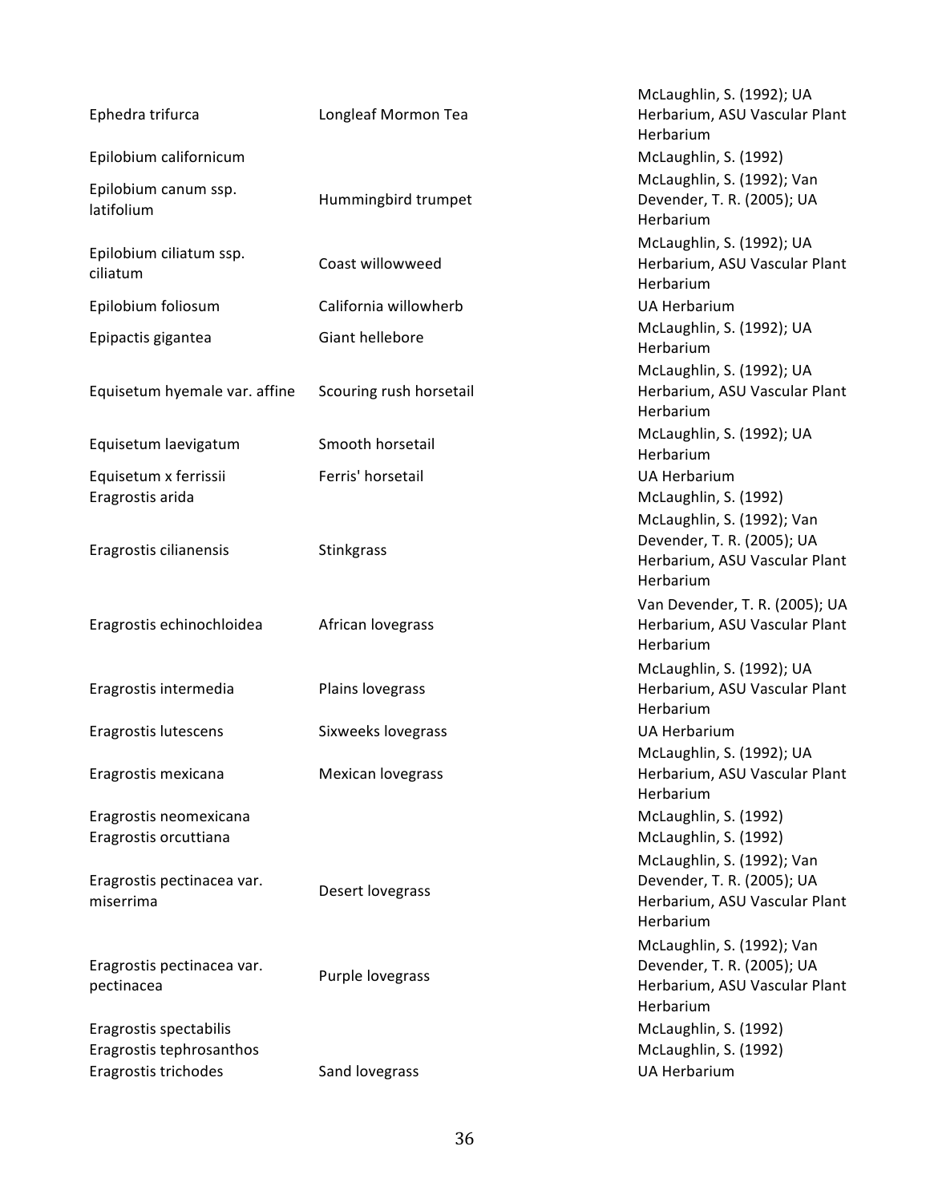| | | |
|---|---|---|
| Ephedra trifurca | Longleaf Mormon Tea | McLaughlin, S. (1992); UA Herbarium, ASU Vascular Plant Herbarium |
| Epilobium californicum | | McLaughlin, S. (1992) |
| Epilobium canum ssp. latifolium | Hummingbird trumpet | McLaughlin, S. (1992); Van Devender, T. R. (2005); UA Herbarium |
| Epilobium ciliatum ssp. ciliatum | Coast willowweed | McLaughlin, S. (1992); UA Herbarium, ASU Vascular Plant Herbarium |
| Epilobium foliosum | California willowherb | UA Herbarium |
| Epipactis gigantea | Giant hellebore | McLaughlin, S. (1992); UA Herbarium |
| Equisetum hyemale var. affine | Scouring rush horsetail | McLaughlin, S. (1992); UA Herbarium, ASU Vascular Plant Herbarium |
| Equisetum laevigatum | Smooth horsetail | McLaughlin, S. (1992); UA Herbarium |
| Equisetum x ferrissii | Ferris' horsetail | UA Herbarium |
| Eragrostis arida | | McLaughlin, S. (1992) |
| Eragrostis cilianensis | Stinkgrass | McLaughlin, S. (1992); Van Devender, T. R. (2005); UA Herbarium, ASU Vascular Plant Herbarium |
| Eragrostis echinochloidea | African lovegrass | Van Devender, T. R. (2005); UA Herbarium, ASU Vascular Plant Herbarium |
| Eragrostis intermedia | Plains lovegrass | McLaughlin, S. (1992); UA Herbarium, ASU Vascular Plant Herbarium |
| Eragrostis lutescens | Sixweeks lovegrass | UA Herbarium |
| Eragrostis mexicana | Mexican lovegrass | McLaughlin, S. (1992); UA Herbarium, ASU Vascular Plant Herbarium |
| Eragrostis neomexicana | | McLaughlin, S. (1992) |
| Eragrostis orcuttiana | | McLaughlin, S. (1992) |
| Eragrostis pectinacea var. miserrima | Desert lovegrass | McLaughlin, S. (1992); Van Devender, T. R. (2005); UA Herbarium, ASU Vascular Plant Herbarium |
| Eragrostis pectinacea var. pectinacea | Purple lovegrass | McLaughlin, S. (1992); Van Devender, T. R. (2005); UA Herbarium, ASU Vascular Plant Herbarium |
| Eragrostis spectabilis | | McLaughlin, S. (1992) |
| Eragrostis tephrosanthos | | McLaughlin, S. (1992) |
| Eragrostis trichodes | Sand lovegrass | UA Herbarium |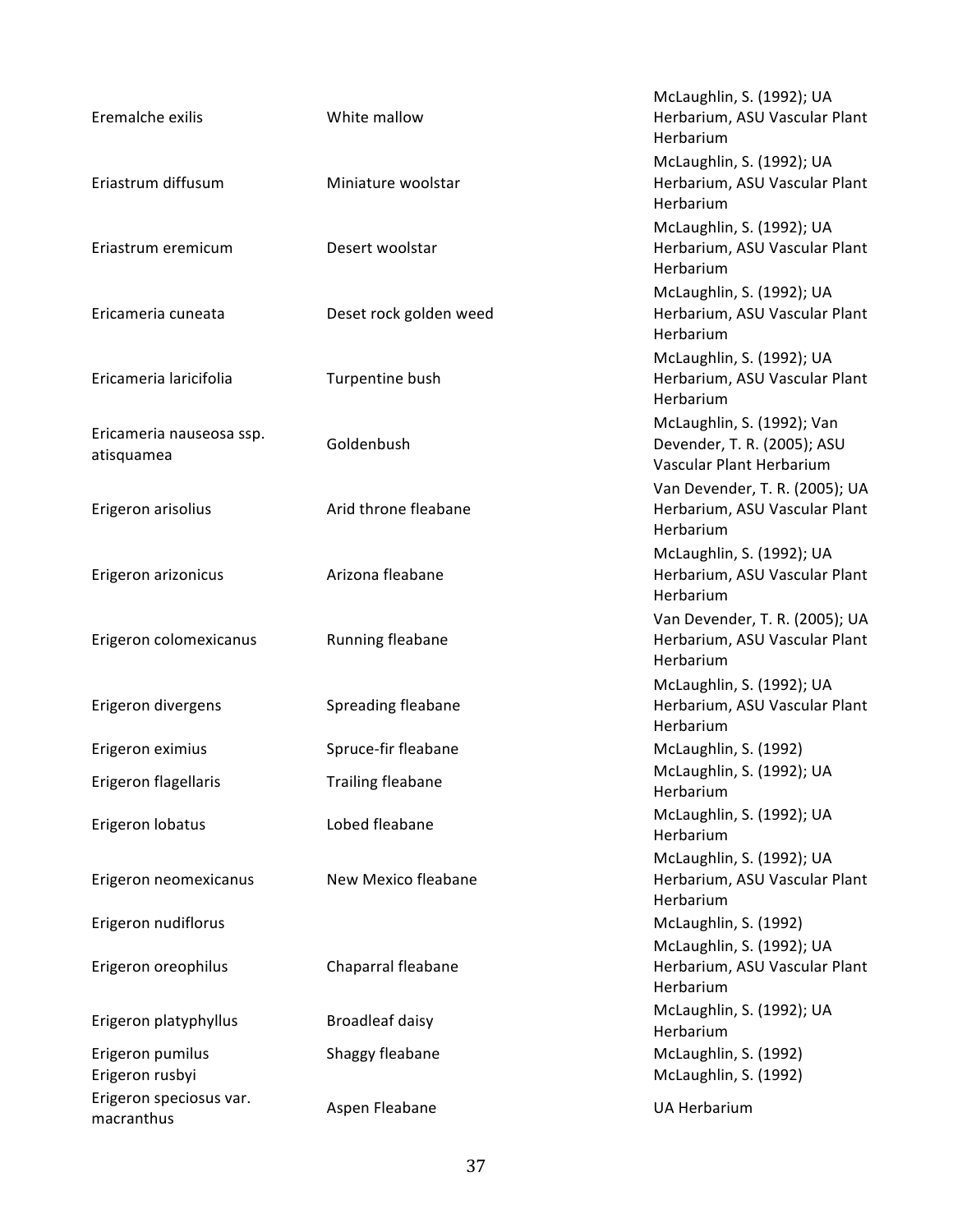| | | |
|---|---|---|
| Eremalche exilis | White mallow | McLaughlin, S. (1992); UA Herbarium, ASU Vascular Plant Herbarium |
| Eriastrum diffusum | Miniature woolstar | McLaughlin, S. (1992); UA Herbarium, ASU Vascular Plant Herbarium |
| Eriastrum eremicum | Desert woolstar | McLaughlin, S. (1992); UA Herbarium, ASU Vascular Plant Herbarium |
| Ericameria cuneata | Deset rock golden weed | McLaughlin, S. (1992); UA Herbarium, ASU Vascular Plant Herbarium |
| Ericameria laricifolia | Turpentine bush | McLaughlin, S. (1992); UA Herbarium, ASU Vascular Plant Herbarium |
| Ericameria nauseosa ssp. atisquamea | Goldenbush | McLaughlin, S. (1992); Van Devender, T. R. (2005); ASU Vascular Plant Herbarium |
| Erigeron arisolius | Arid throne fleabane | Van Devender, T. R. (2005); UA Herbarium, ASU Vascular Plant Herbarium |
| Erigeron arizonicus | Arizona fleabane | McLaughlin, S. (1992); UA Herbarium, ASU Vascular Plant Herbarium |
| Erigeron colomexicanus | Running fleabane | Van Devender, T. R. (2005); UA Herbarium, ASU Vascular Plant Herbarium |
| Erigeron divergens | Spreading fleabane | McLaughlin, S. (1992); UA Herbarium, ASU Vascular Plant Herbarium |
| Erigeron eximius | Spruce-fir fleabane | McLaughlin, S. (1992) |
| Erigeron flagellaris | Trailing fleabane | McLaughlin, S. (1992); UA Herbarium |
| Erigeron lobatus | Lobed fleabane | McLaughlin, S. (1992); UA Herbarium |
| Erigeron neomexicanus | New Mexico fleabane | McLaughlin, S. (1992); UA Herbarium, ASU Vascular Plant Herbarium |
| Erigeron nudiflorus | | McLaughlin, S. (1992) |
| Erigeron oreophilus | Chaparral fleabane | McLaughlin, S. (1992); UA Herbarium, ASU Vascular Plant Herbarium |
| Erigeron platyphyllus | Broadleaf daisy | McLaughlin, S. (1992); UA Herbarium |
| Erigeron pumilus | Shaggy fleabane | McLaughlin, S. (1992) |
| Erigeron rusbyi | | McLaughlin, S. (1992) |
| Erigeron speciosus var. macranthus | Aspen Fleabane | UA Herbarium |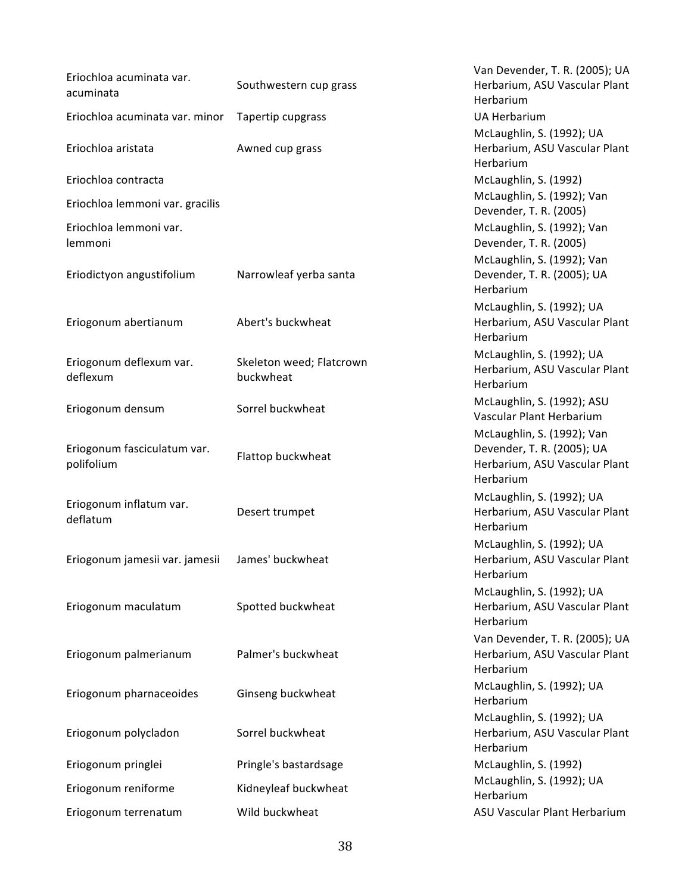| | | |
|---|---|---|
| Eriochloa acuminata var. acuminata | Southwestern cup grass | Van Devender, T. R. (2005); UA Herbarium, ASU Vascular Plant Herbarium |
| Eriochloa acuminata var. minor | Tapertip cupgrass | UA Herbarium |
| Eriochloa aristata | Awned cup grass | McLaughlin, S. (1992); UA Herbarium, ASU Vascular Plant Herbarium |
| Eriochloa contracta | | McLaughlin, S. (1992) |
| Eriochloa lemmoni var. gracilis | | McLaughlin, S. (1992); Van Devender, T. R. (2005) |
| Eriochloa lemmoni var. lemmoni | | McLaughlin, S. (1992); Van Devender, T. R. (2005) |
| Eriodictyon angustifolium | Narrowleaf yerba santa | McLaughlin, S. (1992); Van Devender, T. R. (2005); UA Herbarium |
| Eriogonum abertianum | Abert's buckwheat | McLaughlin, S. (1992); UA Herbarium, ASU Vascular Plant Herbarium |
| Eriogonum deflexum var. deflexum | Skeleton weed; Flatcrown buckwheat | McLaughlin, S. (1992); UA Herbarium, ASU Vascular Plant Herbarium |
| Eriogonum densum | Sorrel buckwheat | McLaughlin, S. (1992); ASU Vascular Plant Herbarium |
| Eriogonum fasciculatum var. polifolium | Flattop buckwheat | McLaughlin, S. (1992); Van Devender, T. R. (2005); UA Herbarium, ASU Vascular Plant Herbarium |
| Eriogonum inflatum var. deflatum | Desert trumpet | McLaughlin, S. (1992); UA Herbarium, ASU Vascular Plant Herbarium |
| Eriogonum jamesii var. jamesii | James' buckwheat | McLaughlin, S. (1992); UA Herbarium, ASU Vascular Plant Herbarium |
| Eriogonum maculatum | Spotted buckwheat | McLaughlin, S. (1992); UA Herbarium, ASU Vascular Plant Herbarium |
| Eriogonum palmerianum | Palmer's buckwheat | Van Devender, T. R. (2005); UA Herbarium, ASU Vascular Plant Herbarium |
| Eriogonum pharnaceoides | Ginseng buckwheat | McLaughlin, S. (1992); UA Herbarium |
| Eriogonum polycladon | Sorrel buckwheat | McLaughlin, S. (1992); UA Herbarium, ASU Vascular Plant Herbarium |
| Eriogonum pringlei | Pringle's bastardsage | McLaughlin, S. (1992) |
| Eriogonum reniforme | Kidneyleaf buckwheat | McLaughlin, S. (1992); UA Herbarium |
| Eriogonum terrenatum | Wild buckwheat | ASU Vascular Plant Herbarium |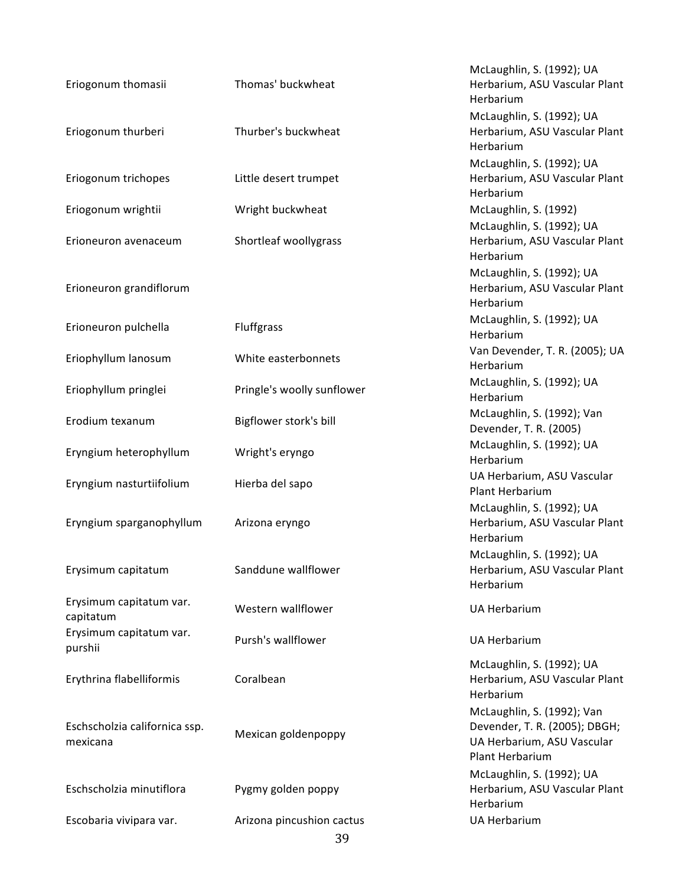| | | |
|---|---|---|
| Eriogonum thomasii | Thomas' buckwheat | McLaughlin, S. (1992); UA Herbarium, ASU Vascular Plant Herbarium |
| Eriogonum thurberi | Thurber's buckwheat | McLaughlin, S. (1992); UA Herbarium, ASU Vascular Plant Herbarium |
| Eriogonum trichopes | Little desert trumpet | McLaughlin, S. (1992); UA Herbarium, ASU Vascular Plant Herbarium |
| Eriogonum wrightii | Wright buckwheat | McLaughlin, S. (1992) |
| Erioneuron avenaceum | Shortleaf woollygrass | McLaughlin, S. (1992); UA Herbarium, ASU Vascular Plant Herbarium |
| Erioneuron grandiflorum | | McLaughlin, S. (1992); UA Herbarium, ASU Vascular Plant Herbarium |
| Erioneuron pulchella | Fluffgrass | McLaughlin, S. (1992); UA Herbarium |
| Eriophyllum lanosum | White easterbonnets | Van Devender, T. R. (2005); UA Herbarium |
| Eriophyllum pringlei | Pringle's woolly sunflower | McLaughlin, S. (1992); UA Herbarium |
| Erodium texanum | Bigflower stork's bill | McLaughlin, S. (1992); Van Devender, T. R. (2005) |
| Eryngium heterophyllum | Wright's eryngo | McLaughlin, S. (1992); UA Herbarium |
| Eryngium nasturtiifolium | Hierba del sapo | UA Herbarium, ASU Vascular Plant Herbarium |
| Eryngium sparganophyllum | Arizona eryngo | McLaughlin, S. (1992); UA Herbarium, ASU Vascular Plant Herbarium |
| Erysimum capitatum | Sanddune wallflower | McLaughlin, S. (1992); UA Herbarium, ASU Vascular Plant Herbarium |
| Erysimum capitatum var. capitatum | Western wallflower | UA Herbarium |
| Erysimum capitatum var. purshii | Pursh's wallflower | UA Herbarium |
| Erythrina flabelliformis | Coralbean | McLaughlin, S. (1992); UA Herbarium, ASU Vascular Plant Herbarium |
| Eschscholzia californica ssp. mexicana | Mexican goldenpoppy | McLaughlin, S. (1992); Van Devender, T. R. (2005); DBGH; UA Herbarium, ASU Vascular Plant Herbarium |
| Eschscholzia minutiflora | Pygmy golden poppy | McLaughlin, S. (1992); UA Herbarium, ASU Vascular Plant Herbarium |
| Escobaria vivipara var. | Arizona pincushion cactus | UA Herbarium |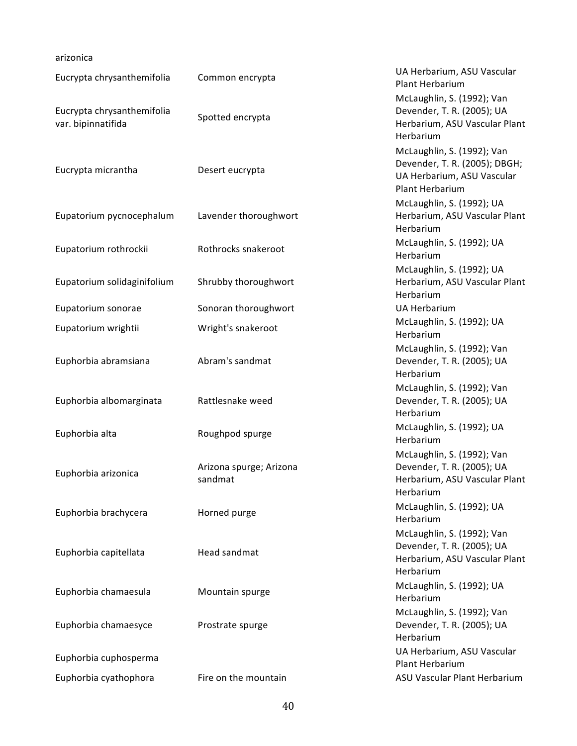| | | |
|---|---|---|
| arizonica | | |
| Eucrypta chrysanthemifolia | Common encrypta | UA Herbarium, ASU Vascular Plant Herbarium |
| Eucrypta chrysanthemifolia var. bipinnatifida | Spotted encrypta | McLaughlin, S. (1992); Van Devender, T. R. (2005); UA Herbarium, ASU Vascular Plant Herbarium |
| Eucrypta micrantha | Desert eucrypta | McLaughlin, S. (1992); Van Devender, T. R. (2005); DBGH; UA Herbarium, ASU Vascular Plant Herbarium |
| Eupatorium pycnocephalum | Lavender thoroughwort | McLaughlin, S. (1992); UA Herbarium, ASU Vascular Plant Herbarium |
| Eupatorium rothrockii | Rothrocks snakeroot | McLaughlin, S. (1992); UA Herbarium |
| Eupatorium solidaginifolium | Shrubby thoroughwort | McLaughlin, S. (1992); UA Herbarium, ASU Vascular Plant Herbarium |
| Eupatorium sonorae | Sonoran thoroughwort | UA Herbarium |
| Eupatorium wrightii | Wright's snakeroot | McLaughlin, S. (1992); UA Herbarium |
| Euphorbia abramsiana | Abram's sandmat | McLaughlin, S. (1992); Van Devender, T. R. (2005); UA Herbarium |
| Euphorbia albomarginata | Rattlesnake weed | McLaughlin, S. (1992); Van Devender, T. R. (2005); UA Herbarium |
| Euphorbia alta | Roughpod spurge | McLaughlin, S. (1992); UA Herbarium |
| Euphorbia arizonica | Arizona spurge; Arizona sandmat | McLaughlin, S. (1992); Van Devender, T. R. (2005); UA Herbarium, ASU Vascular Plant Herbarium |
| Euphorbia brachycera | Horned purge | McLaughlin, S. (1992); UA Herbarium |
| Euphorbia capitellata | Head sandmat | McLaughlin, S. (1992); Van Devender, T. R. (2005); UA Herbarium, ASU Vascular Plant Herbarium |
| Euphorbia chamaesula | Mountain spurge | McLaughlin, S. (1992); UA Herbarium |
| Euphorbia chamaesyce | Prostrate spurge | McLaughlin, S. (1992); Van Devender, T. R. (2005); UA Herbarium |
| Euphorbia cuphosperma | | UA Herbarium, ASU Vascular Plant Herbarium |
| Euphorbia cyathophora | Fire on the mountain | ASU Vascular Plant Herbarium |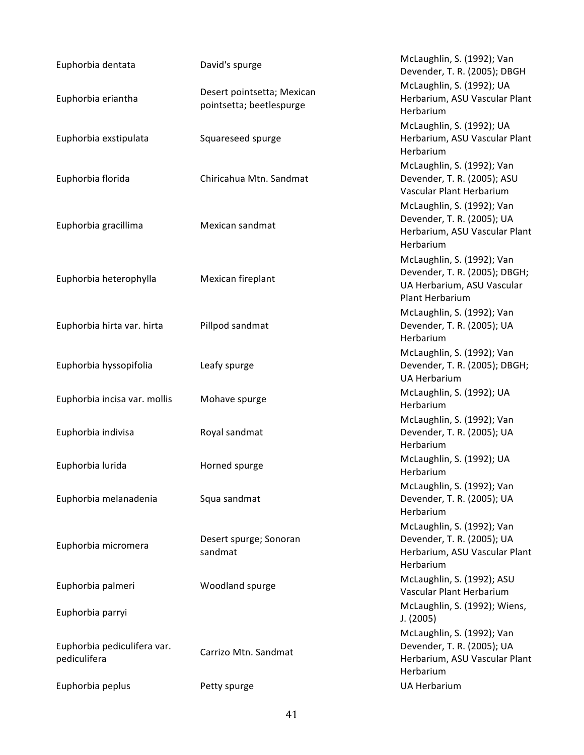| | | |
|---|---|---|
| Euphorbia dentata | David's spurge | McLaughlin, S. (1992); Van Devender, T. R. (2005); DBGH |
| Euphorbia eriantha | Desert pointsetta; Mexican pointsetta; beetlespurge | McLaughlin, S. (1992); UA Herbarium, ASU Vascular Plant Herbarium |
| Euphorbia exstipulata | Squareseed spurge | McLaughlin, S. (1992); UA Herbarium, ASU Vascular Plant Herbarium |
| Euphorbia florida | Chiricahua Mtn. Sandmat | McLaughlin, S. (1992); Van Devender, T. R. (2005); ASU Vascular Plant Herbarium |
| Euphorbia gracillima | Mexican sandmat | McLaughlin, S. (1992); Van Devender, T. R. (2005); UA Herbarium, ASU Vascular Plant Herbarium |
| Euphorbia heterophylla | Mexican fireplant | McLaughlin, S. (1992); Van Devender, T. R. (2005); DBGH; UA Herbarium, ASU Vascular Plant Herbarium |
| Euphorbia hirta var. hirta | Pillpod sandmat | McLaughlin, S. (1992); Van Devender, T. R. (2005); UA Herbarium |
| Euphorbia hyssopifolia | Leafy spurge | McLaughlin, S. (1992); Van Devender, T. R. (2005); DBGH; UA Herbarium |
| Euphorbia incisa var. mollis | Mohave spurge | McLaughlin, S. (1992); UA Herbarium |
| Euphorbia indivisa | Royal sandmat | McLaughlin, S. (1992); Van Devender, T. R. (2005); UA Herbarium |
| Euphorbia lurida | Horned spurge | McLaughlin, S. (1992); UA Herbarium |
| Euphorbia melanadenia | Squa sandmat | McLaughlin, S. (1992); Van Devender, T. R. (2005); UA Herbarium |
| Euphorbia micromera | Desert spurge; Sonoran sandmat | McLaughlin, S. (1992); Van Devender, T. R. (2005); UA Herbarium, ASU Vascular Plant Herbarium |
| Euphorbia palmeri | Woodland spurge | McLaughlin, S. (1992); ASU Vascular Plant Herbarium |
| Euphorbia parryi | | McLaughlin, S. (1992); Wiens, J. (2005) |
| Euphorbia pediculifera var. pediculifera | Carrizo Mtn. Sandmat | McLaughlin, S. (1992); Van Devender, T. R. (2005); UA Herbarium, ASU Vascular Plant Herbarium |
| Euphorbia peplus | Petty spurge | UA Herbarium |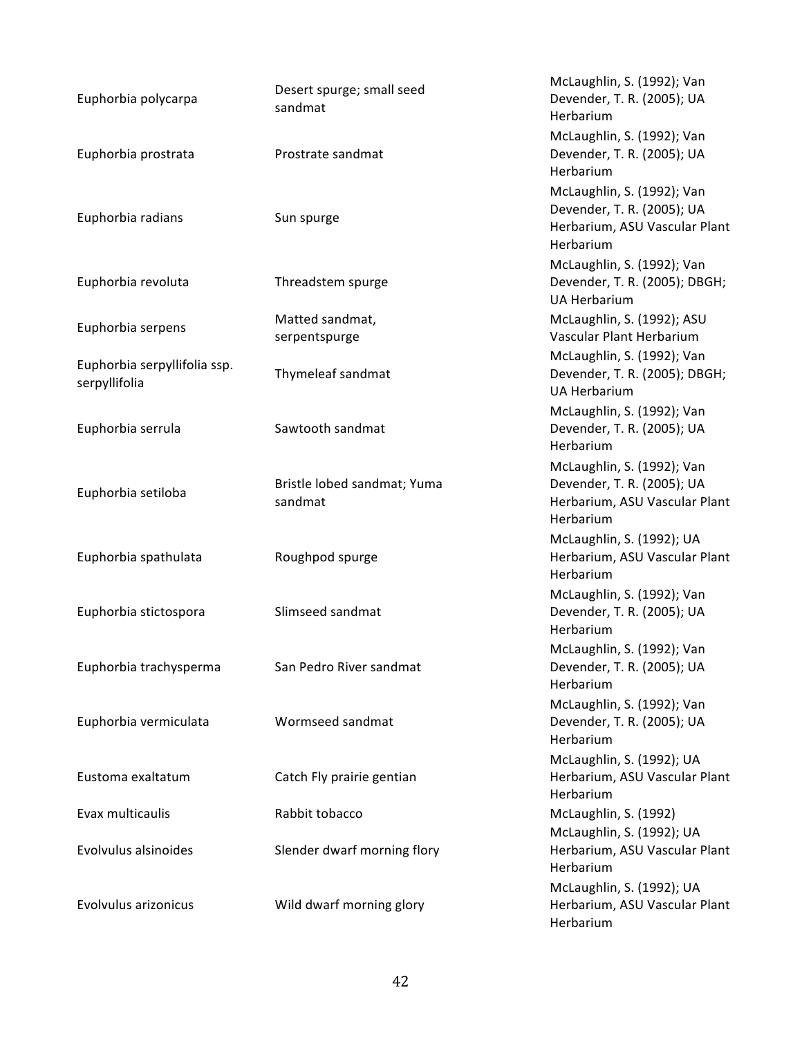| | | |
|---|---|---|
| Euphorbia polycarpa | Desert spurge; small seed sandmat | McLaughlin, S. (1992); Van Devender, T. R. (2005); UA Herbarium |
| Euphorbia prostrata | Prostrate sandmat | McLaughlin, S. (1992); Van Devender, T. R. (2005); UA Herbarium |
| Euphorbia radians | Sun spurge | McLaughlin, S. (1992); Van Devender, T. R. (2005); UA Herbarium, ASU Vascular Plant Herbarium |
| Euphorbia revoluta | Threadstem spurge | McLaughlin, S. (1992); Van Devender, T. R. (2005); DBGH; UA Herbarium |
| Euphorbia serpens | Matted sandmat, serpentspurge | McLaughlin, S. (1992); ASU Vascular Plant Herbarium |
| Euphorbia serpyllifolia ssp. serpyllifolia | Thymeleaf sandmat | McLaughlin, S. (1992); Van Devender, T. R. (2005); DBGH; UA Herbarium |
| Euphorbia serrula | Sawtooth sandmat | McLaughlin, S. (1992); Van Devender, T. R. (2005); UA Herbarium |
| Euphorbia setiloba | Bristle lobed sandmat; Yuma sandmat | McLaughlin, S. (1992); Van Devender, T. R. (2005); UA Herbarium, ASU Vascular Plant Herbarium |
| Euphorbia spathulata | Roughpod spurge | McLaughlin, S. (1992); UA Herbarium, ASU Vascular Plant Herbarium |
| Euphorbia stictospora | Slimseed sandmat | McLaughlin, S. (1992); Van Devender, T. R. (2005); UA Herbarium |
| Euphorbia trachysperma | San Pedro River sandmat | McLaughlin, S. (1992); Van Devender, T. R. (2005); UA Herbarium |
| Euphorbia vermiculata | Wormseed sandmat | McLaughlin, S. (1992); Van Devender, T. R. (2005); UA Herbarium |
| Eustoma exaltatum | Catch Fly prairie gentian | McLaughlin, S. (1992); UA Herbarium, ASU Vascular Plant Herbarium |
| Evax multicaulis | Rabbit tobacco | McLaughlin, S. (1992) |
| Evolvulus alsinoides | Slender dwarf morning flory | McLaughlin, S. (1992); UA Herbarium, ASU Vascular Plant Herbarium |
| Evolvulus arizonicus | Wild dwarf morning glory | McLaughlin, S. (1992); UA Herbarium, ASU Vascular Plant Herbarium |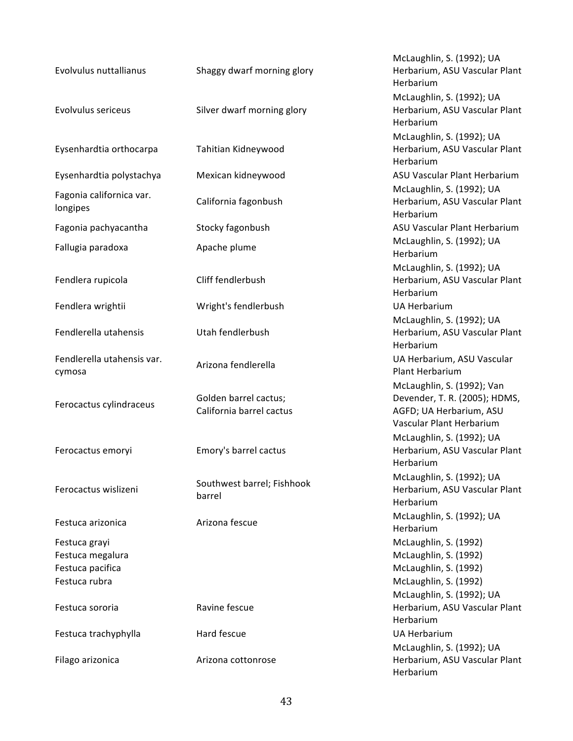| | | |
|---|---|---|
| Evolvulus nuttallianus | Shaggy dwarf morning glory | McLaughlin, S. (1992); UA Herbarium, ASU Vascular Plant Herbarium |
| Evolvulus sericeus | Silver dwarf morning glory | McLaughlin, S. (1992); UA Herbarium, ASU Vascular Plant Herbarium |
| Eysenhardtia orthocarpa | Tahitian Kidneywood | McLaughlin, S. (1992); UA Herbarium, ASU Vascular Plant Herbarium |
| Eysenhardtia polystachya | Mexican kidneywood | ASU Vascular Plant Herbarium |
| Fagonia californica var. longipes | California fagonbush | McLaughlin, S. (1992); UA Herbarium, ASU Vascular Plant Herbarium |
| Fagonia pachyacantha | Stocky fagonbush | ASU Vascular Plant Herbarium |
| Fallugia paradoxa | Apache plume | McLaughlin, S. (1992); UA Herbarium |
| Fendlera rupicola | Cliff fendlerbush | McLaughlin, S. (1992); UA Herbarium, ASU Vascular Plant Herbarium |
| Fendlera wrightii | Wright's fendlerbush | UA Herbarium |
| Fendlerella utahensis | Utah fendlerbush | McLaughlin, S. (1992); UA Herbarium, ASU Vascular Plant Herbarium |
| Fendlerella utahensis var. cymosa | Arizona fendlerella | UA Herbarium, ASU Vascular Plant Herbarium |
| Ferocactus cylindraceus | Golden barrel cactus; California barrel cactus | McLaughlin, S. (1992); Van Devender, T. R. (2005); HDMS, AGFD; UA Herbarium, ASU Vascular Plant Herbarium |
| Ferocactus emoryi | Emory's barrel cactus | McLaughlin, S. (1992); UA Herbarium, ASU Vascular Plant Herbarium |
| Ferocactus wislizeni | Southwest barrel; Fishhook barrel | McLaughlin, S. (1992); UA Herbarium, ASU Vascular Plant Herbarium |
| Festuca arizonica | Arizona fescue | McLaughlin, S. (1992); UA Herbarium |
| Festuca grayi | | McLaughlin, S. (1992) |
| Festuca megalura | | McLaughlin, S. (1992) |
| Festuca pacifica | | McLaughlin, S. (1992) |
| Festuca rubra | | McLaughlin, S. (1992) |
| Festuca sororia | Ravine fescue | McLaughlin, S. (1992); UA Herbarium, ASU Vascular Plant Herbarium |
| Festuca trachyphylla | Hard fescue | UA Herbarium |
| Filago arizonica | Arizona cottonrose | McLaughlin, S. (1992); UA Herbarium, ASU Vascular Plant Herbarium |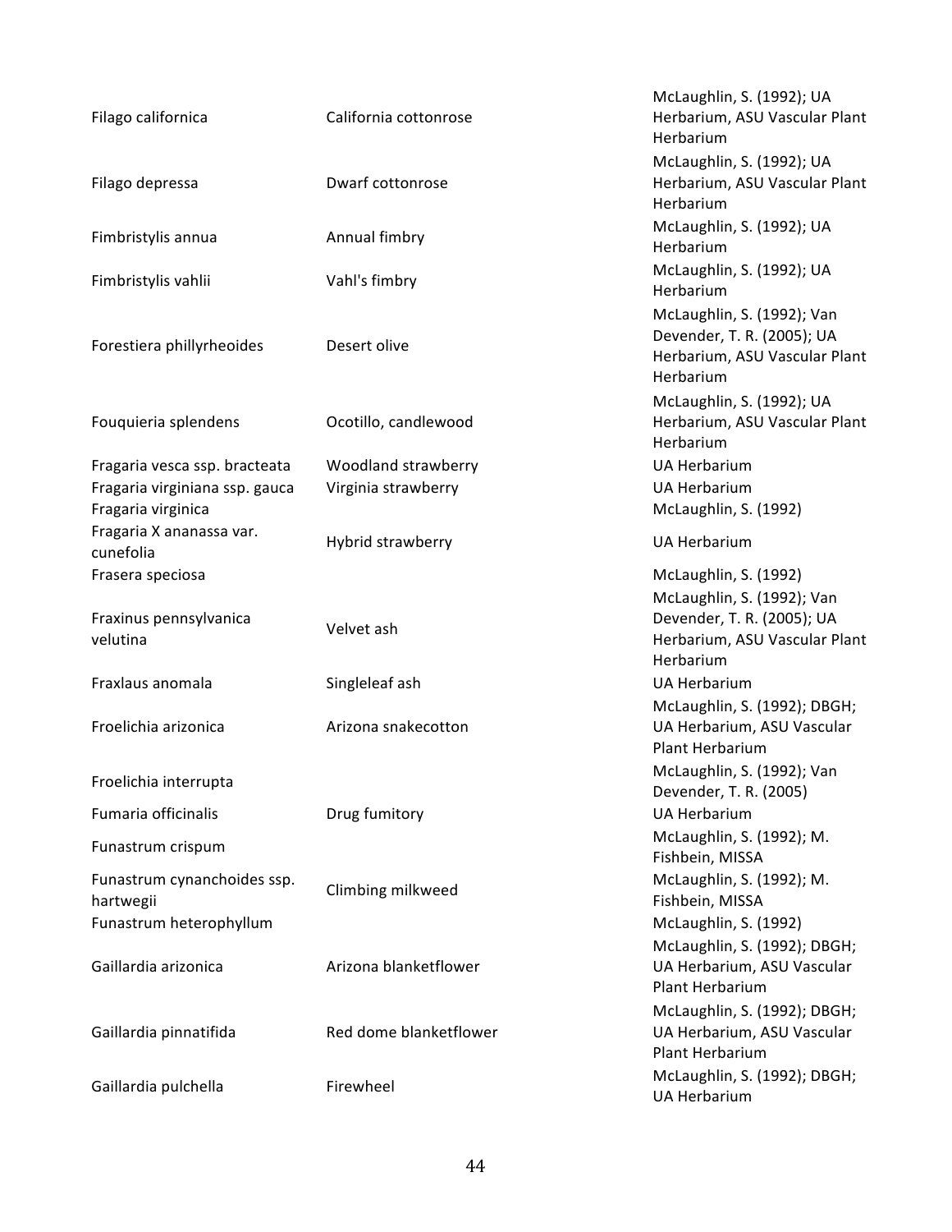| | | |
|---|---|---|
| Filago californica | California cottonrose | McLaughlin, S. (1992); UA Herbarium, ASU Vascular Plant Herbarium |
| Filago depressa | Dwarf cottonrose | McLaughlin, S. (1992); UA Herbarium, ASU Vascular Plant Herbarium |
| Fimbristylis annua | Annual fimbry | McLaughlin, S. (1992); UA Herbarium |
| Fimbristylis vahlii | Vahl's fimbry | McLaughlin, S. (1992); UA Herbarium |
| Forestiera phillyrheoides | Desert olive | McLaughlin, S. (1992); Van Devender, T. R. (2005); UA Herbarium, ASU Vascular Plant Herbarium |
| Fouquieria splendens | Ocotillo, candlewood | McLaughlin, S. (1992); UA Herbarium, ASU Vascular Plant Herbarium |
| Fragaria vesca ssp. bracteata | Woodland strawberry | UA Herbarium |
| Fragaria virginiana ssp. gauca | Virginia strawberry | UA Herbarium |
| Fragaria virginica | | McLaughlin, S. (1992) |
| Fragaria X ananassa var. cunefolia | Hybrid strawberry | UA Herbarium |
| Frasera speciosa | | McLaughlin, S. (1992) |
| Fraxinus pennsylvanica velutina | Velvet ash | McLaughlin, S. (1992); Van Devender, T. R. (2005); UA Herbarium, ASU Vascular Plant Herbarium |
| Fraxlaus anomala | Singleleaf ash | UA Herbarium |
| Froelichia arizonica | Arizona snakecotton | McLaughlin, S. (1992); DBGH; UA Herbarium, ASU Vascular Plant Herbarium |
| Froelichia interrupta | | McLaughlin, S. (1992); Van Devender, T. R. (2005) |
| Fumaria officinalis | Drug fumitory | UA Herbarium |
| Funastrum crispum | | McLaughlin, S. (1992); M. Fishbein, MISSA |
| Funastrum cynanchoides ssp. hartwegii | Climbing milkweed | McLaughlin, S. (1992); M. Fishbein, MISSA |
| Funastrum heterophyllum | | McLaughlin, S. (1992) |
| Gaillardia arizonica | Arizona blanketflower | McLaughlin, S. (1992); DBGH; UA Herbarium, ASU Vascular Plant Herbarium |
| Gaillardia pinnatifida | Red dome blanketflower | McLaughlin, S. (1992); DBGH; UA Herbarium, ASU Vascular Plant Herbarium |
| Gaillardia pulchella | Firewheel | McLaughlin, S. (1992); DBGH; UA Herbarium |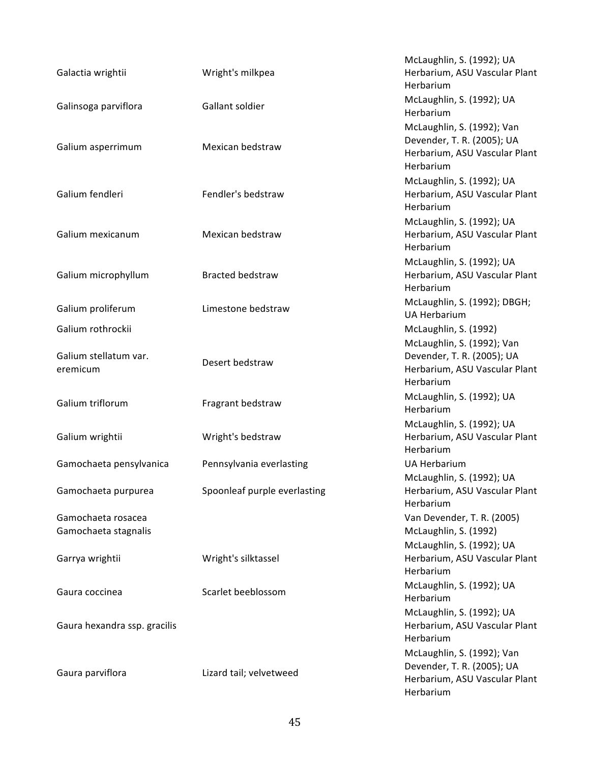| | | |
|---|---|---|
| Galactia wrightii | Wright's milkpea | McLaughlin, S. (1992); UA Herbarium, ASU Vascular Plant Herbarium |
| Galinsoga parviflora | Gallant soldier | McLaughlin, S. (1992); UA Herbarium |
| Galium asperrimum | Mexican bedstraw | McLaughlin, S. (1992); Van Devender, T. R. (2005); UA Herbarium, ASU Vascular Plant Herbarium |
| Galium fendleri | Fendler's bedstraw | McLaughlin, S. (1992); UA Herbarium, ASU Vascular Plant Herbarium |
| Galium mexicanum | Mexican bedstraw | McLaughlin, S. (1992); UA Herbarium, ASU Vascular Plant Herbarium |
| Galium microphyllum | Bracted bedstraw | McLaughlin, S. (1992); UA Herbarium, ASU Vascular Plant Herbarium |
| Galium proliferum | Limestone bedstraw | McLaughlin, S. (1992); DBGH; UA Herbarium |
| Galium rothrockii | | McLaughlin, S. (1992) |
| Galium stellatum var. eremicum | Desert bedstraw | McLaughlin, S. (1992); Van Devender, T. R. (2005); UA Herbarium, ASU Vascular Plant Herbarium |
| Galium triflorum | Fragrant bedstraw | McLaughlin, S. (1992); UA Herbarium |
| Galium wrightii | Wright's bedstraw | McLaughlin, S. (1992); UA Herbarium, ASU Vascular Plant Herbarium |
| Gamochaeta pensylvanica | Pennsylvania everlasting | UA Herbarium |
| Gamochaeta purpurea | Spoonleaf purple everlasting | McLaughlin, S. (1992); UA Herbarium, ASU Vascular Plant Herbarium |
| Gamochaeta rosacea | | Van Devender, T. R. (2005) |
| Gamochaeta stagnalis | | McLaughlin, S. (1992) |
| Garrya wrightii | Wright's silktassel | McLaughlin, S. (1992); UA Herbarium, ASU Vascular Plant Herbarium |
| Gaura coccinea | Scarlet beeblossom | McLaughlin, S. (1992); UA Herbarium |
| Gaura hexandra ssp. gracilis | | McLaughlin, S. (1992); UA Herbarium, ASU Vascular Plant Herbarium |
| Gaura parviflora | Lizard tail; velvetweed | McLaughlin, S. (1992); Van Devender, T. R. (2005); UA Herbarium, ASU Vascular Plant Herbarium |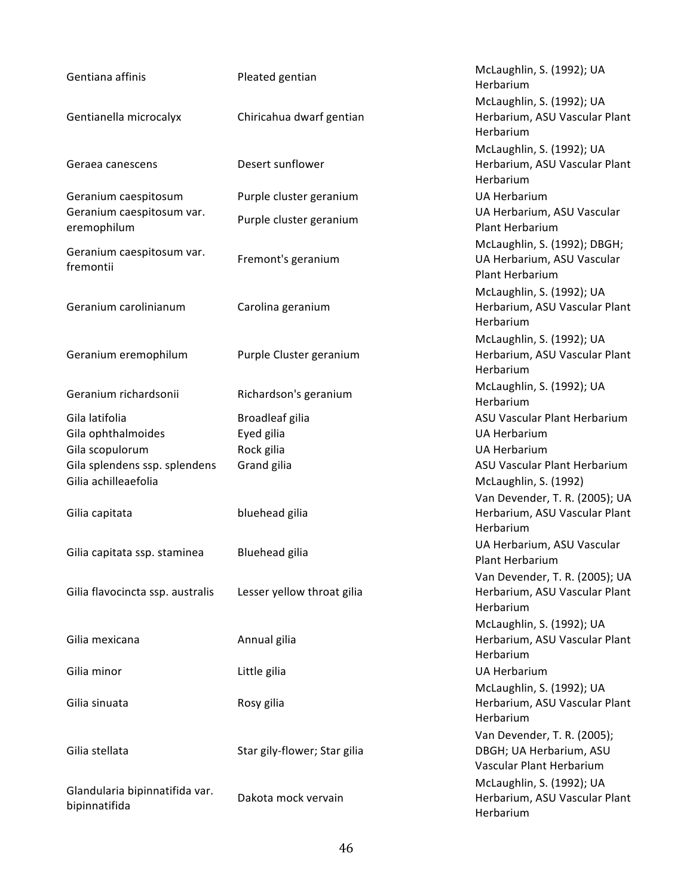| | | |
|---|---|---|
| Gentiana affinis | Pleated gentian | McLaughlin, S. (1992); UA Herbarium |
| Gentianella microcalyx | Chiricahua dwarf gentian | McLaughlin, S. (1992); UA Herbarium, ASU Vascular Plant Herbarium |
| Geraea canescens | Desert sunflower | McLaughlin, S. (1992); UA Herbarium, ASU Vascular Plant Herbarium |
| Geranium caespitosum | Purple cluster geranium | UA Herbarium |
| Geranium caespitosum var. eremophilum | Purple cluster geranium | UA Herbarium, ASU Vascular Plant Herbarium |
| Geranium caespitosum var. fremontii | Fremont's geranium | McLaughlin, S. (1992); DBGH; UA Herbarium, ASU Vascular Plant Herbarium |
| Geranium carolinianum | Carolina geranium | McLaughlin, S. (1992); UA Herbarium, ASU Vascular Plant Herbarium |
| Geranium eremophilum | Purple Cluster geranium | McLaughlin, S. (1992); UA Herbarium, ASU Vascular Plant Herbarium |
| Geranium richardsonii | Richardson's geranium | McLaughlin, S. (1992); UA Herbarium |
| Gila latifolia | Broadleaf gilia | ASU Vascular Plant Herbarium |
| Gila ophthalmoides | Eyed gilia | UA Herbarium |
| Gila scopulorum | Rock gilia | UA Herbarium |
| Gila splendens ssp. splendens | Grand gilia | ASU Vascular Plant Herbarium |
| Gilia achilleaefolia | | McLaughlin, S. (1992) |
| Gilia capitata | bluehead gilia | Van Devender, T. R. (2005); UA Herbarium, ASU Vascular Plant Herbarium |
| Gilia capitata ssp. staminea | Bluehead gilia | UA Herbarium, ASU Vascular Plant Herbarium |
| Gilia flavocincta ssp. australis | Lesser yellow throat gilia | Van Devender, T. R. (2005); UA Herbarium, ASU Vascular Plant Herbarium |
| Gilia mexicana | Annual gilia | McLaughlin, S. (1992); UA Herbarium, ASU Vascular Plant Herbarium |
| Gilia minor | Little gilia | UA Herbarium |
| Gilia sinuata | Rosy gilia | McLaughlin, S. (1992); UA Herbarium, ASU Vascular Plant Herbarium |
| Gilia stellata | Star gily-flower; Star gilia | Van Devender, T. R. (2005); DBGH; UA Herbarium, ASU Vascular Plant Herbarium |
| Glandularia bipinnatifida var. bipinnatifida | Dakota mock vervain | McLaughlin, S. (1992); UA Herbarium, ASU Vascular Plant Herbarium |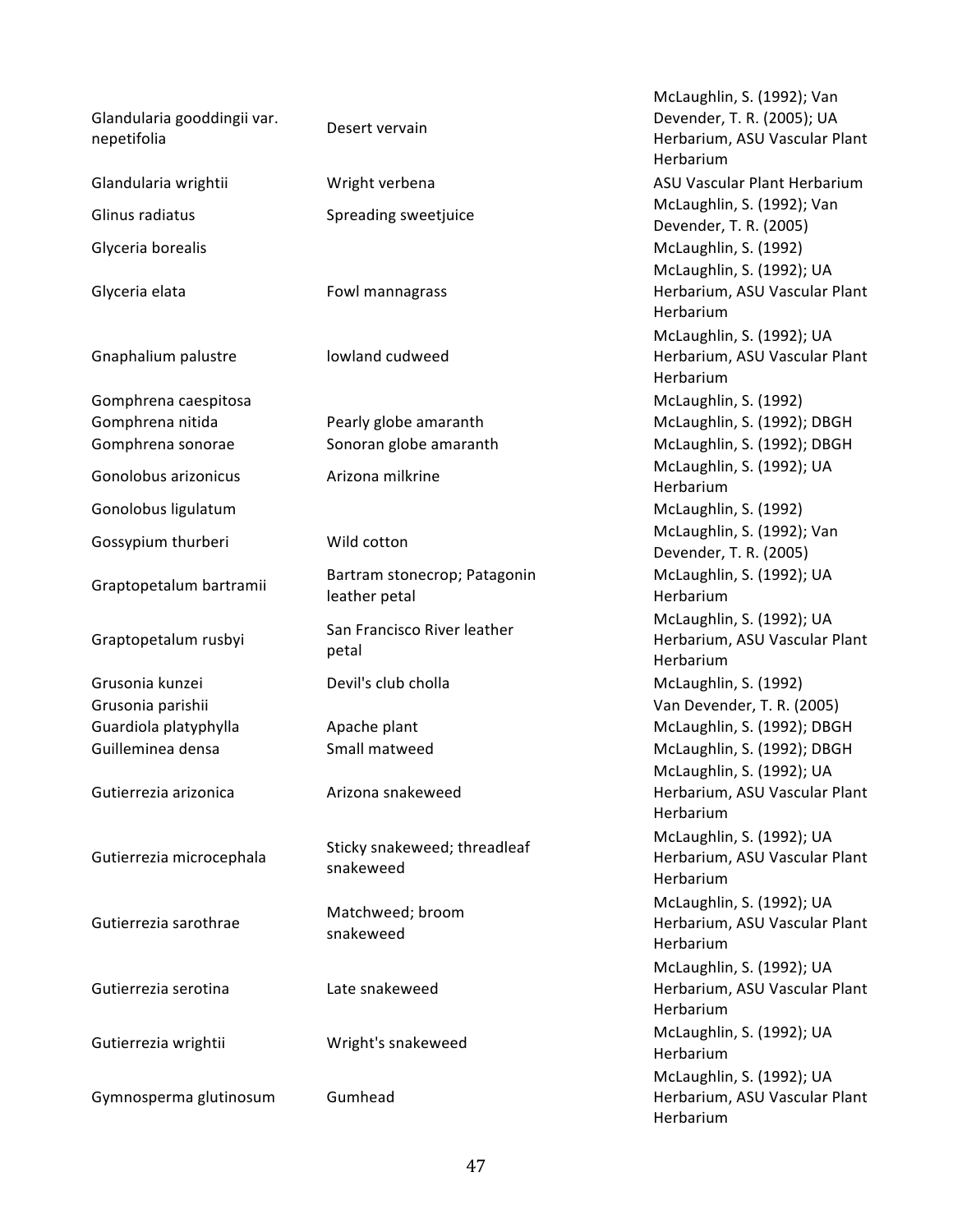| | | |
|---|---|---|
| Glandularia gooddingii var. nepetifolia | Desert vervain | McLaughlin, S. (1992); Van Devender, T. R. (2005); UA Herbarium, ASU Vascular Plant Herbarium |
| Glandularia wrightii | Wright verbena | ASU Vascular Plant Herbarium |
| Glinus radiatus | Spreading sweetjuice | McLaughlin, S. (1992); Van Devender, T. R. (2005) |
| Glyceria borealis | | McLaughlin, S. (1992) |
| Glyceria elata | Fowl mannagrass | McLaughlin, S. (1992); UA Herbarium, ASU Vascular Plant Herbarium |
| Gnaphalium palustre | lowland cudweed | McLaughlin, S. (1992); UA Herbarium, ASU Vascular Plant Herbarium |
| Gomphrena caespitosa | | McLaughlin, S. (1992) |
| Gomphrena nitida | Pearly globe amaranth | McLaughlin, S. (1992); DBGH |
| Gomphrena sonorae | Sonoran globe amaranth | McLaughlin, S. (1992); DBGH |
| Gonolobus arizonicus | Arizona milkrine | McLaughlin, S. (1992); UA Herbarium |
| Gonolobus ligulatum | | McLaughlin, S. (1992) |
| Gossypium thurberi | Wild cotton | McLaughlin, S. (1992); Van Devender, T. R. (2005) |
| Graptopetalum bartramii | Bartram stonecrop; Patagonin leather petal | McLaughlin, S. (1992); UA Herbarium |
| Graptopetalum rusbyi | San Francisco River leather petal | McLaughlin, S. (1992); UA Herbarium, ASU Vascular Plant Herbarium |
| Grusonia kunzei | Devil's club cholla | McLaughlin, S. (1992) |
| Grusonia parishii | | Van Devender, T. R. (2005) |
| Guardiola platyphylla | Apache plant | McLaughlin, S. (1992); DBGH |
| Guilleminea densa | Small matweed | McLaughlin, S. (1992); DBGH |
| Gutierrezia arizonica | Arizona snakeweed | McLaughlin, S. (1992); UA Herbarium, ASU Vascular Plant Herbarium |
| Gutierrezia microcephala | Sticky snakeweed; threadleaf snakeweed | McLaughlin, S. (1992); UA Herbarium, ASU Vascular Plant Herbarium |
| Gutierrezia sarothrae | Matchweed; broom snakeweed | McLaughlin, S. (1992); UA Herbarium, ASU Vascular Plant Herbarium |
| Gutierrezia serotina | Late snakeweed | McLaughlin, S. (1992); UA Herbarium, ASU Vascular Plant Herbarium |
| Gutierrezia wrightii | Wright's snakeweed | McLaughlin, S. (1992); UA Herbarium |
| Gymnosperma glutinosum | Gumhead | McLaughlin, S. (1992); UA Herbarium, ASU Vascular Plant Herbarium |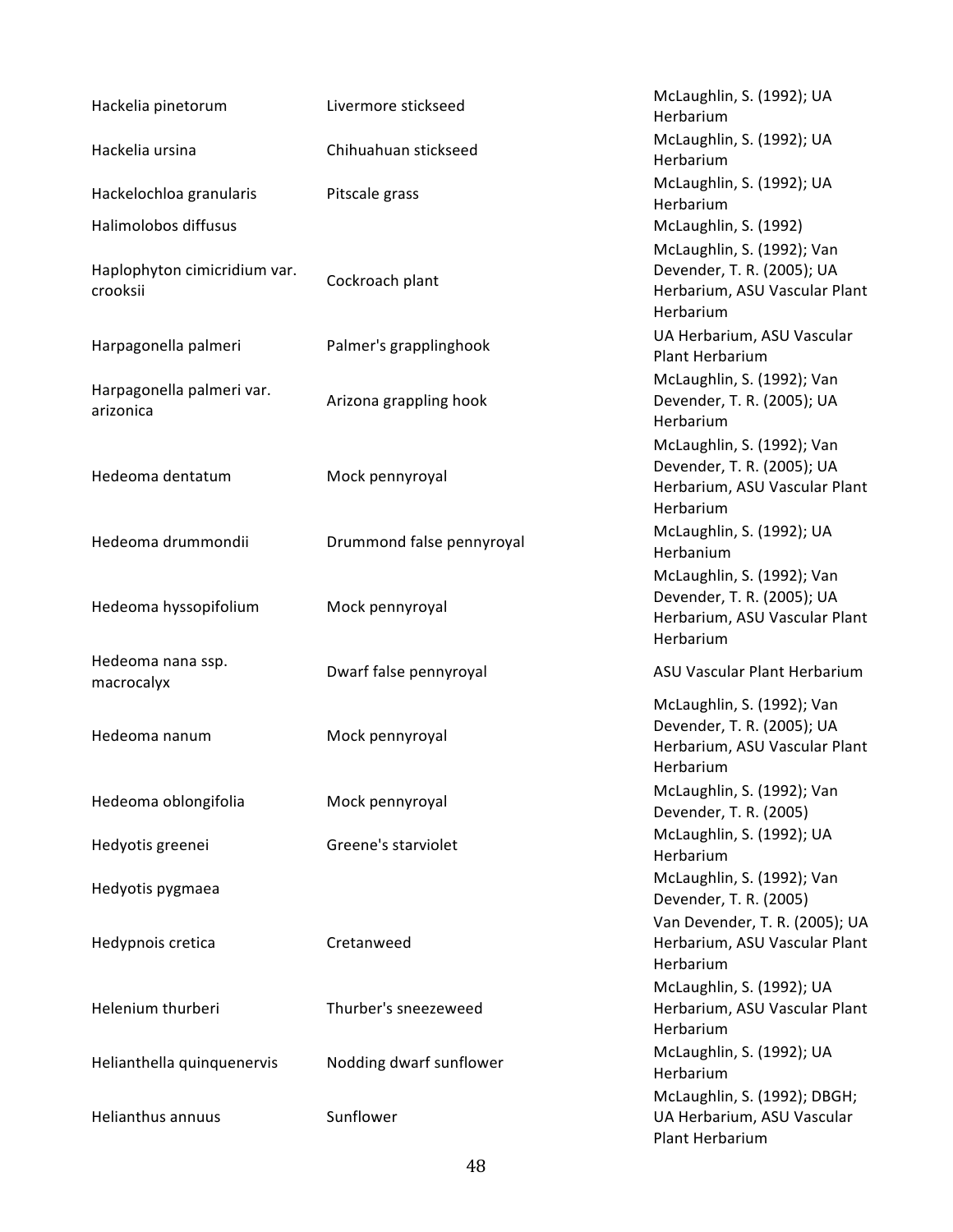| | | |
|---|---|---|
| Hackelia pinetorum | Livermore stickseed | McLaughlin, S. (1992); UA Herbarium |
| Hackelia ursina | Chihuahuan stickseed | McLaughlin, S. (1992); UA Herbarium |
| Hackelochloa granularis | Pitscale grass | McLaughlin, S. (1992); UA Herbarium |
| Halimolobos diffusus | | McLaughlin, S. (1992) |
| Haplophyton cimicridium var. crooksii | Cockroach plant | McLaughlin, S. (1992); Van Devender, T. R. (2005); UA Herbarium, ASU Vascular Plant Herbarium |
| Harpagonella palmeri | Palmer's grapplinghook | UA Herbarium, ASU Vascular Plant Herbarium |
| Harpagonella palmeri var. arizonica | Arizona grappling hook | McLaughlin, S. (1992); Van Devender, T. R. (2005); UA Herbarium |
| Hedeoma dentatum | Mock pennyroyal | McLaughlin, S. (1992); Van Devender, T. R. (2005); UA Herbarium, ASU Vascular Plant Herbarium |
| Hedeoma drummondii | Drummond false pennyroyal | McLaughlin, S. (1992); UA Herbanium |
| Hedeoma hyssopifolium | Mock pennyroyal | McLaughlin, S. (1992); Van Devender, T. R. (2005); UA Herbarium, ASU Vascular Plant Herbarium |
| Hedeoma nana ssp. macrocalyx | Dwarf false pennyroyal | ASU Vascular Plant Herbarium |
| Hedeoma nanum | Mock pennyroyal | McLaughlin, S. (1992); Van Devender, T. R. (2005); UA Herbarium, ASU Vascular Plant Herbarium |
| Hedeoma oblongifolia | Mock pennyroyal | McLaughlin, S. (1992); Van Devender, T. R. (2005) |
| Hedyotis greenei | Greene's starviolet | McLaughlin, S. (1992); UA Herbarium |
| Hedyotis pygmaea | | McLaughlin, S. (1992); Van Devender, T. R. (2005) |
| Hedypnois cretica | Cretanweed | Van Devender, T. R. (2005); UA Herbarium, ASU Vascular Plant Herbarium |
| Helenium thurberi | Thurber's sneezeweed | McLaughlin, S. (1992); UA Herbarium, ASU Vascular Plant Herbarium |
| Helianthella quinquenervis | Nodding dwarf sunflower | McLaughlin, S. (1992); UA Herbarium |
| Helianthus annuus | Sunflower | McLaughlin, S. (1992); DBGH; UA Herbarium, ASU Vascular Plant Herbarium |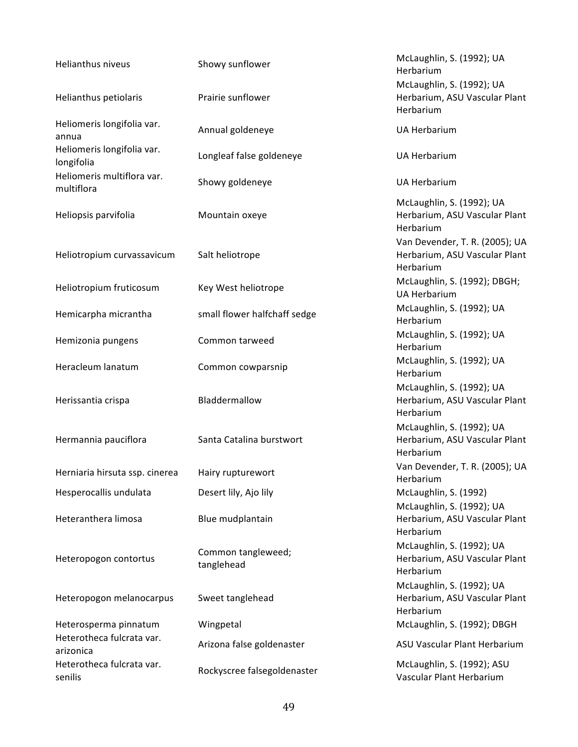| | | |
|---|---|---|
| Helianthus niveus | Showy sunflower | McLaughlin, S. (1992); UA Herbarium |
| Helianthus petiolaris | Prairie sunflower | McLaughlin, S. (1992); UA Herbarium, ASU Vascular Plant Herbarium |
| Heliomeris longifolia var. annua | Annual goldeneye | UA Herbarium |
| Heliomeris longifolia var. longifolia | Longleaf false goldeneye | UA Herbarium |
| Heliomeris multiflora var. multiflora | Showy goldeneye | UA Herbarium |
| Heliopsis parvifolia | Mountain oxeye | McLaughlin, S. (1992); UA Herbarium, ASU Vascular Plant Herbarium |
| Heliotropium curvassavicum | Salt heliotrope | Van Devender, T. R. (2005); UA Herbarium, ASU Vascular Plant Herbarium |
| Heliotropium fruticosum | Key West heliotrope | McLaughlin, S. (1992); DBGH; UA Herbarium |
| Hemicarpha micrantha | small flower halfchaff sedge | McLaughlin, S. (1992); UA Herbarium |
| Hemizonia pungens | Common tarweed | McLaughlin, S. (1992); UA Herbarium |
| Heracleum lanatum | Common cowparsnip | McLaughlin, S. (1992); UA Herbarium |
| Herissantia crispa | Bladdermallow | McLaughlin, S. (1992); UA Herbarium, ASU Vascular Plant Herbarium |
| Hermannia pauciflora | Santa Catalina burstwort | McLaughlin, S. (1992); UA Herbarium, ASU Vascular Plant Herbarium |
| Herniaria hirsuta ssp. cinerea | Hairy rupturewort | Van Devender, T. R. (2005); UA Herbarium |
| Hesperocallis undulata | Desert lily, Ajo lily | McLaughlin, S. (1992) |
| Heteranthera limosa | Blue mudplantain | McLaughlin, S. (1992); UA Herbarium, ASU Vascular Plant Herbarium |
| Heteropogon contortus | Common tangleweed; tanglehead | McLaughlin, S. (1992); UA Herbarium, ASU Vascular Plant Herbarium |
| Heteropogon melanocarpus | Sweet tanglehead | McLaughlin, S. (1992); UA Herbarium, ASU Vascular Plant Herbarium |
| Heterosperma pinnatum | Wingpetal | McLaughlin, S. (1992); DBGH |
| Heterotheca fulcrata var. arizonica | Arizona false goldenaster | ASU Vascular Plant Herbarium |
| Heterotheca fulcrata var. senilis | Rockyscree falsegoldenaster | McLaughlin, S. (1992); ASU Vascular Plant Herbarium |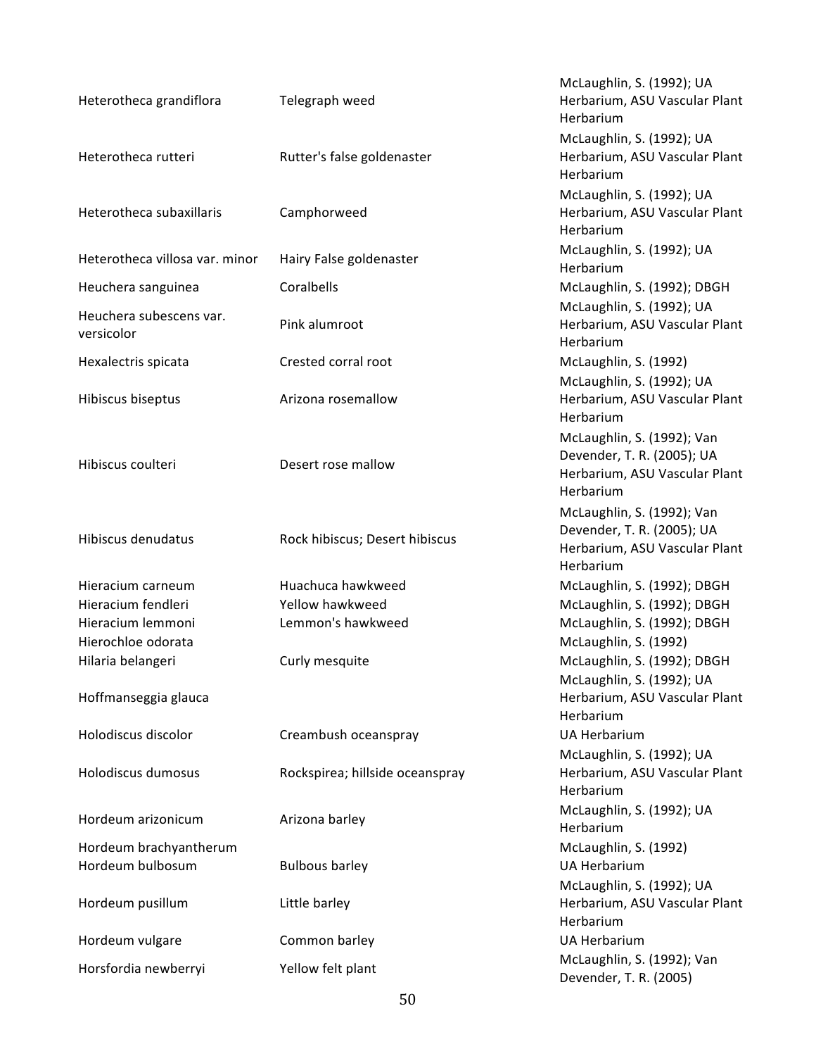| | | |
|---|---|---|
| Heterotheca grandiflora | Telegraph weed | McLaughlin, S. (1992); UA Herbarium, ASU Vascular Plant Herbarium |
| Heterotheca rutteri | Rutter's false goldenaster | McLaughlin, S. (1992); UA Herbarium, ASU Vascular Plant Herbarium |
| Heterotheca subaxillaris | Camphorweed | McLaughlin, S. (1992); UA Herbarium, ASU Vascular Plant Herbarium |
| Heterotheca villosa var. minor | Hairy False goldenaster | McLaughlin, S. (1992); UA Herbarium |
| Heuchera sanguinea | Coralbells | McLaughlin, S. (1992); DBGH |
| Heuchera subescens var. versicolor | Pink alumroot | McLaughlin, S. (1992); UA Herbarium, ASU Vascular Plant Herbarium |
| Hexalectris spicata | Crested corral root | McLaughlin, S. (1992) |
| Hibiscus biseptus | Arizona rosemallow | McLaughlin, S. (1992); UA Herbarium, ASU Vascular Plant Herbarium |
| Hibiscus coulteri | Desert rose mallow | McLaughlin, S. (1992); Van Devender, T. R. (2005); UA Herbarium, ASU Vascular Plant Herbarium |
| Hibiscus denudatus | Rock hibiscus; Desert hibiscus | McLaughlin, S. (1992); Van Devender, T. R. (2005); UA Herbarium, ASU Vascular Plant Herbarium |
| Hieracium carneum | Huachuca hawkweed | McLaughlin, S. (1992); DBGH |
| Hieracium fendleri | Yellow hawkweed | McLaughlin, S. (1992); DBGH |
| Hieracium lemmoni | Lemmon's hawkweed | McLaughlin, S. (1992); DBGH |
| Hierochloe odorata | | McLaughlin, S. (1992) |
| Hilaria belangeri | Curly mesquite | McLaughlin, S. (1992); DBGH |
| Hoffmanseggia glauca | | McLaughlin, S. (1992); UA Herbarium, ASU Vascular Plant Herbarium |
| Holodiscus discolor | Creambush oceanspray | UA Herbarium |
| Holodiscus dumosus | Rockspirea; hillside oceanspray | McLaughlin, S. (1992); UA Herbarium, ASU Vascular Plant Herbarium |
| Hordeum arizonicum | Arizona barley | McLaughlin, S. (1992); UA Herbarium |
| Hordeum brachyantherum | | McLaughlin, S. (1992) |
| Hordeum bulbosum | Bulbous barley | UA Herbarium |
| Hordeum pusillum | Little barley | McLaughlin, S. (1992); UA Herbarium, ASU Vascular Plant Herbarium |
| Hordeum vulgare | Common barley | UA Herbarium |
| Horsfordia newberryi | Yellow felt plant | McLaughlin, S. (1992); Van Devender, T. R. (2005) |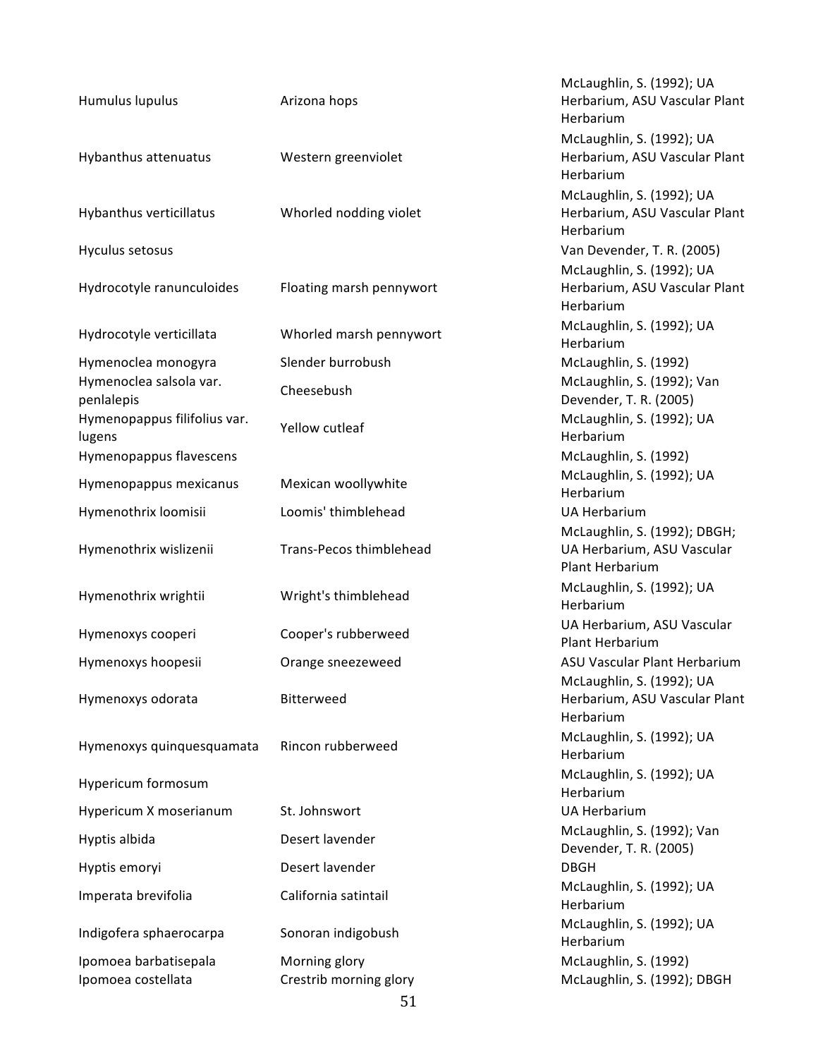| | | |
|---|---|---|
| Humulus lupulus | Arizona hops | McLaughlin, S. (1992); UA Herbarium, ASU Vascular Plant Herbarium |
| Hybanthus attenuatus | Western greenviolet | McLaughlin, S. (1992); UA Herbarium, ASU Vascular Plant Herbarium |
| Hybanthus verticillatus | Whorled nodding violet | McLaughlin, S. (1992); UA Herbarium, ASU Vascular Plant Herbarium |
| Hyculus setosus | | Van Devender, T. R. (2005) |
| Hydrocotyle ranunculoides | Floating marsh pennywort | McLaughlin, S. (1992); UA Herbarium, ASU Vascular Plant Herbarium |
| Hydrocotyle verticillata | Whorled marsh pennywort | McLaughlin, S. (1992); UA Herbarium |
| Hymenoclea monogyra | Slender burrobush | McLaughlin, S. (1992) |
| Hymenoclea salsola var. penlalepis | Cheesebush | McLaughlin, S. (1992); Van Devender, T. R. (2005) |
| Hymenopappus filifolius var. lugens | Yellow cutleaf | McLaughlin, S. (1992); UA Herbarium |
| Hymenopappus flavescens | | McLaughlin, S. (1992) |
| Hymenopappus mexicanus | Mexican woollywhite | McLaughlin, S. (1992); UA Herbarium |
| Hymenothrix loomisii | Loomis' thimblehead | UA Herbarium |
| Hymenothrix wislizenii | Trans-Pecos thimblehead | McLaughlin, S. (1992); DBGH; UA Herbarium, ASU Vascular Plant Herbarium |
| Hymenothrix wrightii | Wright's thimblehead | McLaughlin, S. (1992); UA Herbarium |
| Hymenoxys cooperi | Cooper's rubberweed | UA Herbarium, ASU Vascular Plant Herbarium |
| Hymenoxys hoopesii | Orange sneezeweed | ASU Vascular Plant Herbarium |
| Hymenoxys odorata | Bitterweed | McLaughlin, S. (1992); UA Herbarium, ASU Vascular Plant Herbarium |
| Hymenoxys quinquesquamata | Rincon rubberweed | McLaughlin, S. (1992); UA Herbarium |
| Hypericum formosum | | McLaughlin, S. (1992); UA Herbarium |
| Hypericum X moserianum | St. Johnswort | UA Herbarium |
| Hyptis albida | Desert lavender | McLaughlin, S. (1992); Van Devender, T. R. (2005) |
| Hyptis emoryi | Desert lavender | DBGH |
| Imperata brevifolia | California satintail | McLaughlin, S. (1992); UA Herbarium |
| Indigofera sphaerocarpa | Sonoran indigobush | McLaughlin, S. (1992); UA Herbarium |
| Ipomoea barbatisepala | Morning glory | McLaughlin, S. (1992) |
| Ipomoea costellata | Crestrib morning glory | McLaughlin, S. (1992); DBGH |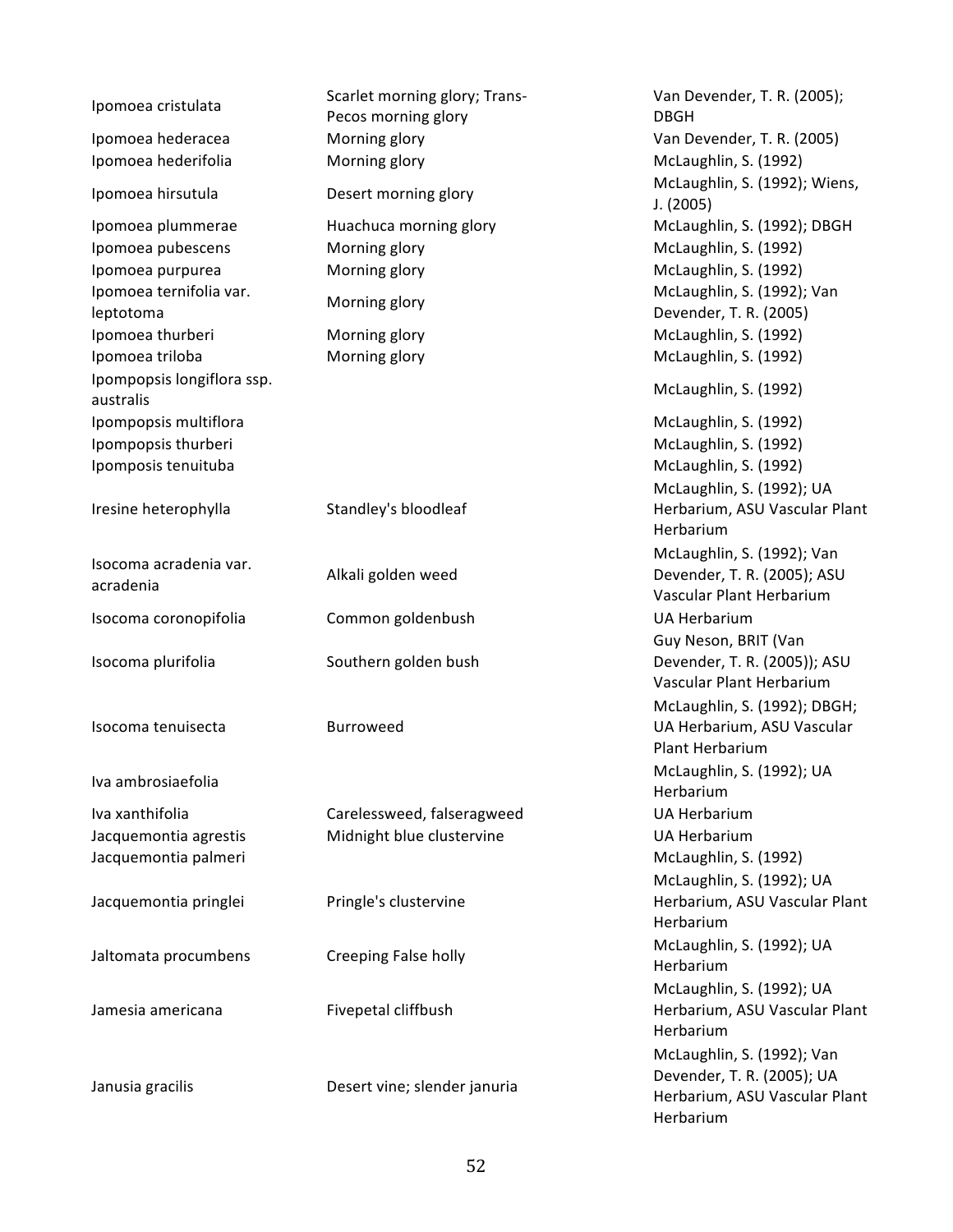| | | |
|---|---|---|
| Ipomoea cristulata | Scarlet morning glory; Trans-Pecos morning glory | Van Devender, T. R. (2005); DBGH |
| Ipomoea hederacea | Morning glory | Van Devender, T. R. (2005) |
| Ipomoea hederifolia | Morning glory | McLaughlin, S. (1992) |
| Ipomoea hirsutula | Desert morning glory | McLaughlin, S. (1992); Wiens, J. (2005) |
| Ipomoea plummerae | Huachuca morning glory | McLaughlin, S. (1992); DBGH |
| Ipomoea pubescens | Morning glory | McLaughlin, S. (1992) |
| Ipomoea purpurea | Morning glory | McLaughlin, S. (1992) |
| Ipomoea ternifolia var. leptotoma | Morning glory | McLaughlin, S. (1992); Van Devender, T. R. (2005) |
| Ipomoea thurberi | Morning glory | McLaughlin, S. (1992) |
| Ipomoea triloba | Morning glory | McLaughlin, S. (1992) |
| Ipompopsis longiflora ssp. australis | | McLaughlin, S. (1992) |
| Ipompopsis multiflora | | McLaughlin, S. (1992) |
| Ipompopsis thurberi | | McLaughlin, S. (1992) |
| Ipomposis tenuituba | | McLaughlin, S. (1992) |
| Iresine heterophylla | Standley's bloodleaf | McLaughlin, S. (1992); UA Herbarium, ASU Vascular Plant Herbarium |
| Isocoma acradenia var. acradenia | Alkali golden weed | McLaughlin, S. (1992); Van Devender, T. R. (2005); ASU Vascular Plant Herbarium |
| Isocoma coronopifolia | Common goldenbush | UA Herbarium |
| Isocoma plurifolia | Southern golden bush | Guy Neson, BRIT (Van Devender, T. R. (2005)); ASU Vascular Plant Herbarium |
| Isocoma tenuisecta | Burroweed | McLaughlin, S. (1992); DBGH; UA Herbarium, ASU Vascular Plant Herbarium |
| Iva ambrosiaefolia | | McLaughlin, S. (1992); UA Herbarium |
| Iva xanthifolia | Carelessweed, falseragweed | UA Herbarium |
| Jacquemontia agrestis | Midnight blue clustervine | UA Herbarium |
| Jacquemontia palmeri | | McLaughlin, S. (1992) |
| Jacquemontia pringlei | Pringle's clustervine | McLaughlin, S. (1992); UA Herbarium, ASU Vascular Plant Herbarium |
| Jaltomata procumbens | Creeping False holly | McLaughlin, S. (1992); UA Herbarium |
| Jamesia americana | Fivepetal cliffbush | McLaughlin, S. (1992); UA Herbarium, ASU Vascular Plant Herbarium |
| Janusia gracilis | Desert vine; slender januria | McLaughlin, S. (1992); Van Devender, T. R. (2005); UA Herbarium, ASU Vascular Plant Herbarium |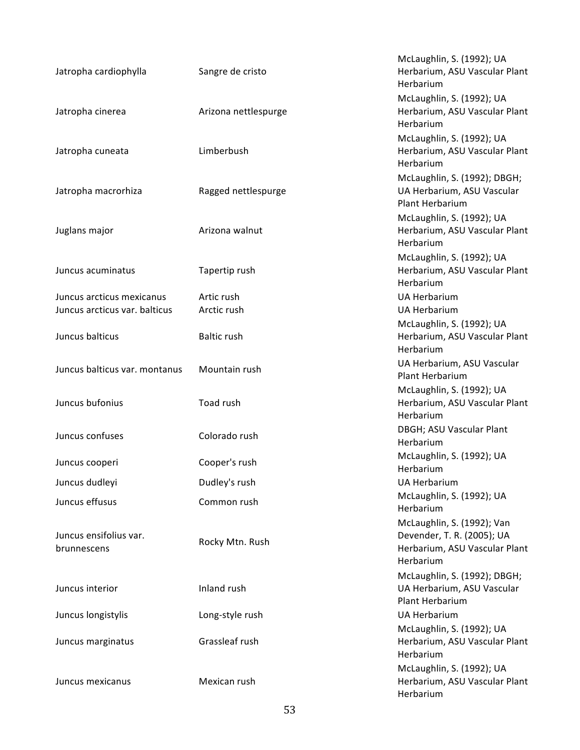| | | |
|---|---|---|
| Jatropha cardiophylla | Sangre de cristo | McLaughlin, S. (1992); UA Herbarium, ASU Vascular Plant Herbarium |
| Jatropha cinerea | Arizona nettlespurge | McLaughlin, S. (1992); UA Herbarium, ASU Vascular Plant Herbarium |
| Jatropha cuneata | Limberbush | McLaughlin, S. (1992); UA Herbarium, ASU Vascular Plant Herbarium |
| Jatropha macrorhiza | Ragged nettlespurge | McLaughlin, S. (1992); DBGH; UA Herbarium, ASU Vascular Plant Herbarium |
| Juglans major | Arizona walnut | McLaughlin, S. (1992); UA Herbarium, ASU Vascular Plant Herbarium |
| Juncus acuminatus | Tapertip rush | McLaughlin, S. (1992); UA Herbarium, ASU Vascular Plant Herbarium |
| Juncus arcticus mexicanus | Artic rush | UA Herbarium |
| Juncus arcticus var. balticus | Arctic rush | UA Herbarium |
| Juncus balticus | Baltic rush | McLaughlin, S. (1992); UA Herbarium, ASU Vascular Plant Herbarium |
| Juncus balticus var. montanus | Mountain rush | UA Herbarium, ASU Vascular Plant Herbarium |
| Juncus bufonius | Toad rush | McLaughlin, S. (1992); UA Herbarium, ASU Vascular Plant Herbarium |
| Juncus confuses | Colorado rush | DBGH; ASU Vascular Plant Herbarium |
| Juncus cooperi | Cooper's rush | McLaughlin, S. (1992); UA Herbarium |
| Juncus dudleyi | Dudley's rush | UA Herbarium |
| Juncus effusus | Common rush | McLaughlin, S. (1992); UA Herbarium |
| Juncus ensifolius var. brunnescens | Rocky Mtn. Rush | McLaughlin, S. (1992); Van Devender, T. R. (2005); UA Herbarium, ASU Vascular Plant Herbarium |
| Juncus interior | Inland rush | McLaughlin, S. (1992); DBGH; UA Herbarium, ASU Vascular Plant Herbarium |
| Juncus longistylis | Long-style rush | UA Herbarium |
| Juncus marginatus | Grassleaf rush | McLaughlin, S. (1992); UA Herbarium, ASU Vascular Plant Herbarium |
| Juncus mexicanus | Mexican rush | McLaughlin, S. (1992); UA Herbarium, ASU Vascular Plant Herbarium |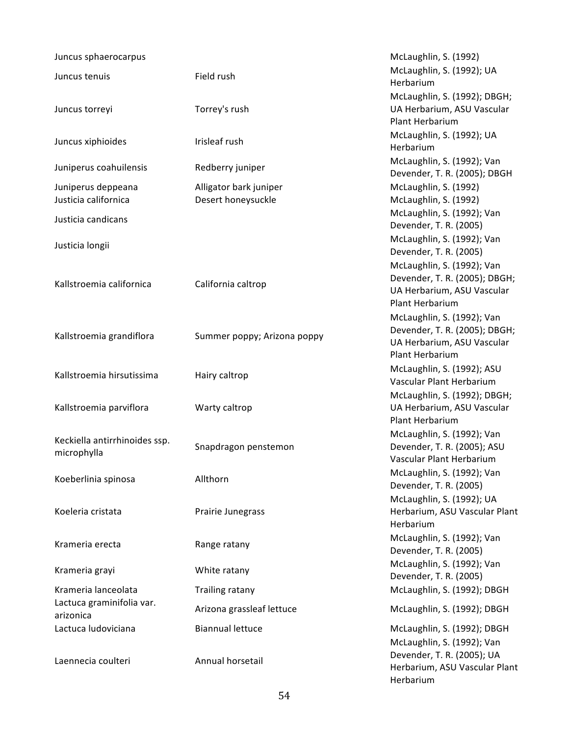| | | |
|---|---|---|
| Juncus sphaerocarpus | | McLaughlin, S. (1992) |
| Juncus tenuis | Field rush | McLaughlin, S. (1992); UA Herbarium |
| Juncus torreyi | Torrey's rush | McLaughlin, S. (1992); DBGH; UA Herbarium, ASU Vascular Plant Herbarium |
| Juncus xiphioides | Irisleaf rush | McLaughlin, S. (1992); UA Herbarium |
| Juniperus coahuilensis | Redberry juniper | McLaughlin, S. (1992); Van Devender, T. R. (2005); DBGH |
| Juniperus deppeana | Alligator bark juniper | McLaughlin, S. (1992) |
| Justicia californica | Desert honeysuckle | McLaughlin, S. (1992) |
| Justicia candicans | | McLaughlin, S. (1992); Van Devender, T. R. (2005) |
| Justicia longii | | McLaughlin, S. (1992); Van Devender, T. R. (2005) |
| Kallstroemia californica | California caltrop | McLaughlin, S. (1992); Van Devender, T. R. (2005); DBGH; UA Herbarium, ASU Vascular Plant Herbarium |
| Kallstroemia grandiflora | Summer poppy; Arizona poppy | McLaughlin, S. (1992); Van Devender, T. R. (2005); DBGH; UA Herbarium, ASU Vascular Plant Herbarium |
| Kallstroemia hirsutissima | Hairy caltrop | McLaughlin, S. (1992); ASU Vascular Plant Herbarium |
| Kallstroemia parviflora | Warty caltrop | McLaughlin, S. (1992); DBGH; UA Herbarium, ASU Vascular Plant Herbarium |
| Keckiella antirrhinoides ssp. microphylla | Snapdragon penstemon | McLaughlin, S. (1992); Van Devender, T. R. (2005); ASU Vascular Plant Herbarium |
| Koeberlinia spinosa | Allthorn | McLaughlin, S. (1992); Van Devender, T. R. (2005) |
| Koeleria cristata | Prairie Junegrass | McLaughlin, S. (1992); UA Herbarium, ASU Vascular Plant Herbarium |
| Krameria erecta | Range ratany | McLaughlin, S. (1992); Van Devender, T. R. (2005) |
| Krameria grayi | White ratany | McLaughlin, S. (1992); Van Devender, T. R. (2005) |
| Krameria lanceolata | Trailing ratany | McLaughlin, S. (1992); DBGH |
| Lactuca graminifolia var. arizonica | Arizona grassleaf lettuce | McLaughlin, S. (1992); DBGH |
| Lactuca ludoviciana | Biannual lettuce | McLaughlin, S. (1992); DBGH |
| Laennecia coulteri | Annual horsetail | McLaughlin, S. (1992); Van Devender, T. R. (2005); UA Herbarium, ASU Vascular Plant Herbarium |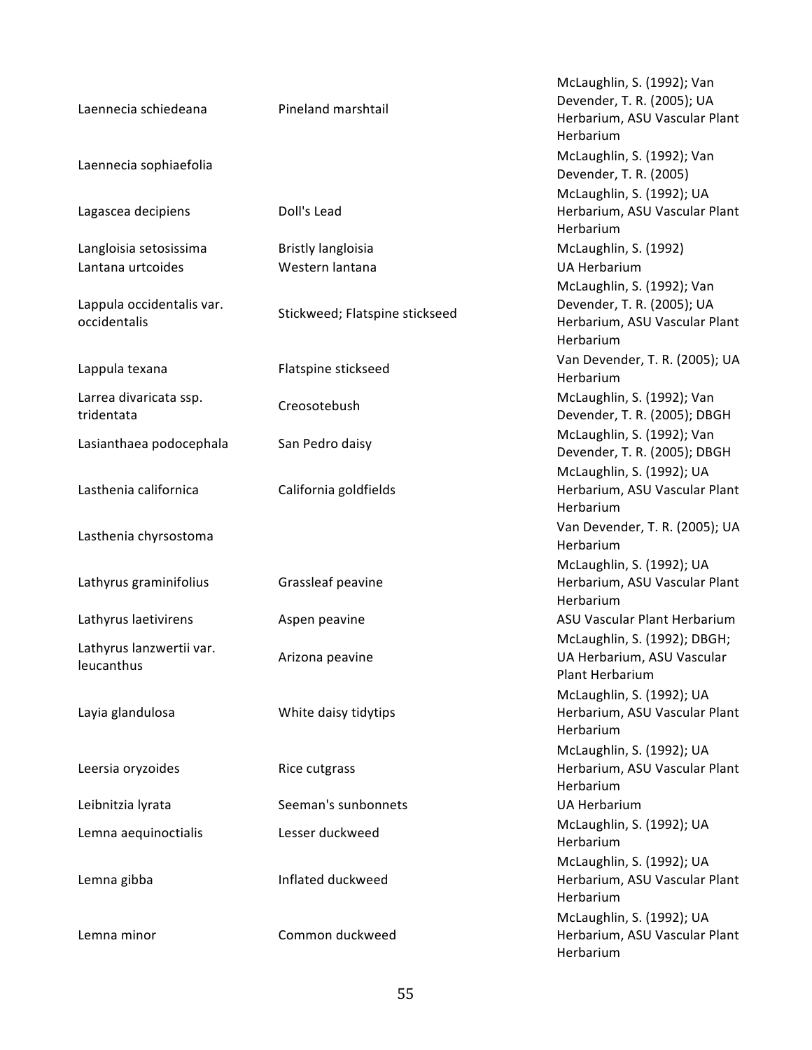| | | |
|---|---|---|
| Laennecia schiedeana | Pineland marshtail | McLaughlin, S. (1992); Van Devender, T. R. (2005); UA Herbarium, ASU Vascular Plant Herbarium |
| Laennecia sophiaefolia | | McLaughlin, S. (1992); Van Devender, T. R. (2005) |
| Lagascea decipiens | Doll's Lead | McLaughlin, S. (1992); UA Herbarium, ASU Vascular Plant Herbarium |
| Langloisia setosissima | Bristly langloisia | McLaughlin, S. (1992) |
| Lantana urtcoides | Western lantana | UA Herbarium |
| Lappula occidentalis var. occidentalis | Stickweed; Flatspine stickseed | McLaughlin, S. (1992); Van Devender, T. R. (2005); UA Herbarium, ASU Vascular Plant Herbarium |
| Lappula texana | Flatspine stickseed | Van Devender, T. R. (2005); UA Herbarium |
| Larrea divaricata ssp. tridentata | Creosotebush | McLaughlin, S. (1992); Van Devender, T. R. (2005); DBGH |
| Lasianthaea podocephala | San Pedro daisy | McLaughlin, S. (1992); Van Devender, T. R. (2005); DBGH |
| Lasthenia californica | California goldfields | McLaughlin, S. (1992); UA Herbarium, ASU Vascular Plant Herbarium |
| Lasthenia chyrsostoma | | Van Devender, T. R. (2005); UA Herbarium |
| Lathyrus graminifolius | Grassleaf peavine | McLaughlin, S. (1992); UA Herbarium, ASU Vascular Plant Herbarium |
| Lathyrus laetivirens | Aspen peavine | ASU Vascular Plant Herbarium |
| Lathyrus lanzwertii var. leucanthus | Arizona peavine | McLaughlin, S. (1992); DBGH; UA Herbarium, ASU Vascular Plant Herbarium |
| Layia glandulosa | White daisy tidytips | McLaughlin, S. (1992); UA Herbarium, ASU Vascular Plant Herbarium |
| Leersia oryzoides | Rice cutgrass | McLaughlin, S. (1992); UA Herbarium, ASU Vascular Plant Herbarium |
| Leibnitzia lyrata | Seeman's sunbonnets | UA Herbarium |
| Lemna aequinoctialis | Lesser duckweed | McLaughlin, S. (1992); UA Herbarium |
| Lemna gibba | Inflated duckweed | McLaughlin, S. (1992); UA Herbarium, ASU Vascular Plant Herbarium |
| Lemna minor | Common duckweed | McLaughlin, S. (1992); UA Herbarium, ASU Vascular Plant Herbarium |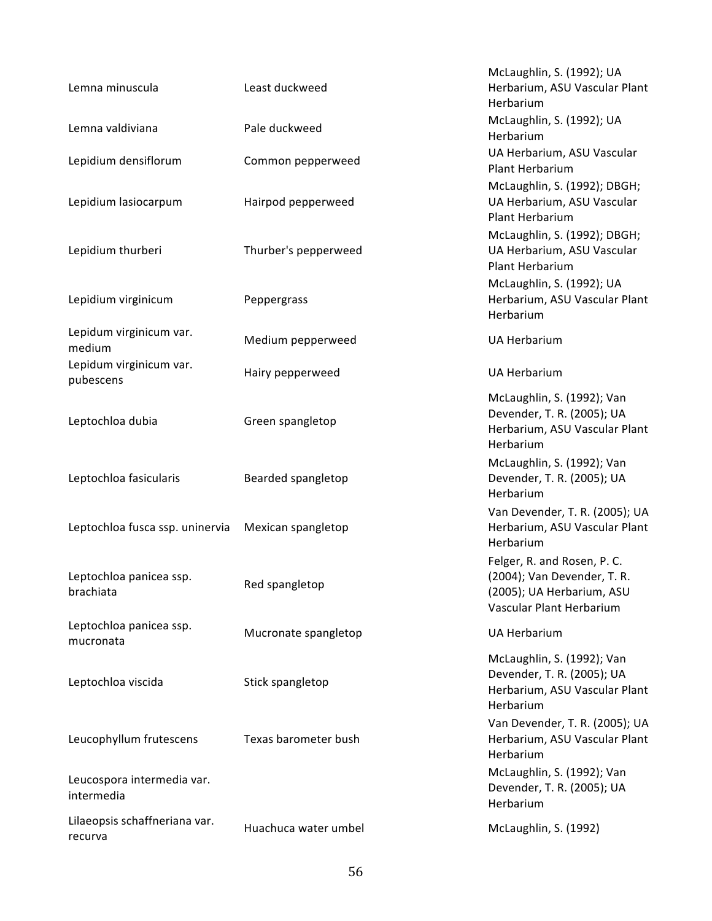| | | |
|---|---|---|
| Lemna minuscula | Least duckweed | McLaughlin, S. (1992); UA Herbarium, ASU Vascular Plant Herbarium |
| Lemna valdiviana | Pale duckweed | McLaughlin, S. (1992); UA Herbarium |
| Lepidium densiflorum | Common pepperweed | UA Herbarium, ASU Vascular Plant Herbarium |
| Lepidium lasiocarpum | Hairpod pepperweed | McLaughlin, S. (1992); DBGH; UA Herbarium, ASU Vascular Plant Herbarium |
| Lepidium thurberi | Thurber's pepperweed | McLaughlin, S. (1992); DBGH; UA Herbarium, ASU Vascular Plant Herbarium |
| Lepidium virginicum | Peppergrass | McLaughlin, S. (1992); UA Herbarium, ASU Vascular Plant Herbarium |
| Lepidum virginicum var. medium | Medium pepperweed | UA Herbarium |
| Lepidum virginicum var. pubescens | Hairy pepperweed | UA Herbarium |
| Leptochloa dubia | Green spangletop | McLaughlin, S. (1992); Van Devender, T. R. (2005); UA Herbarium, ASU Vascular Plant Herbarium |
| Leptochloa fasicularis | Bearded spangletop | McLaughlin, S. (1992); Van Devender, T. R. (2005); UA Herbarium |
| Leptochloa fusca ssp. uninervia | Mexican spangletop | Van Devender, T. R. (2005); UA Herbarium, ASU Vascular Plant Herbarium |
| Leptochloa panicea ssp. brachiata | Red spangletop | Felger, R. and Rosen, P. C. (2004); Van Devender, T. R. (2005); UA Herbarium, ASU Vascular Plant Herbarium |
| Leptochloa panicea ssp. mucronata | Mucronate spangletop | UA Herbarium |
| Leptochloa viscida | Stick spangletop | McLaughlin, S. (1992); Van Devender, T. R. (2005); UA Herbarium, ASU Vascular Plant Herbarium |
| Leucophyllum frutescens | Texas barometer bush | Van Devender, T. R. (2005); UA Herbarium, ASU Vascular Plant Herbarium |
| Leucospora intermedia var. intermedia | | McLaughlin, S. (1992); Van Devender, T. R. (2005); UA Herbarium |
| Lilaeopsis schaffneriana var. recurva | Huachuca water umbel | McLaughlin, S. (1992) |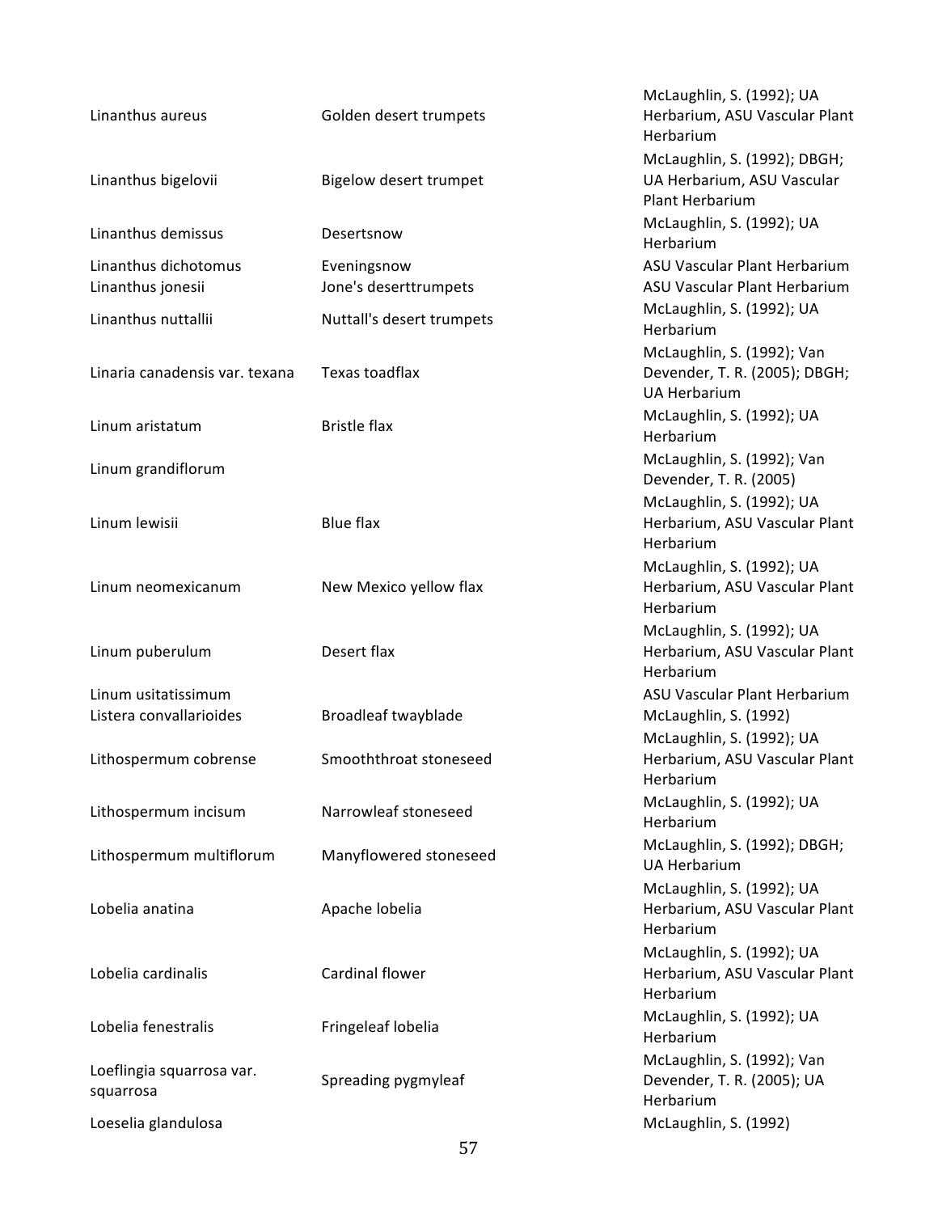| | | |
|---|---|---|
| Linanthus aureus | Golden desert trumpets | McLaughlin, S. (1992); UA Herbarium, ASU Vascular Plant Herbarium |
| Linanthus bigelovii | Bigelow desert trumpet | McLaughlin, S. (1992); DBGH; UA Herbarium, ASU Vascular Plant Herbarium |
| Linanthus demissus | Desertsnow | McLaughlin, S. (1992); UA Herbarium |
| Linanthus dichotomus | Eveningsnow | ASU Vascular Plant Herbarium |
| Linanthus jonesii | Jone's deserttrumpets | ASU Vascular Plant Herbarium |
| Linanthus nuttallii | Nuttall's desert trumpets | McLaughlin, S. (1992); UA Herbarium |
| Linaria canadensis var. texana | Texas toadflax | McLaughlin, S. (1992); Van Devender, T. R. (2005); DBGH; UA Herbarium |
| Linum aristatum | Bristle flax | McLaughlin, S. (1992); UA Herbarium |
| Linum grandiflorum | | McLaughlin, S. (1992); Van Devender, T. R. (2005) |
| Linum lewisii | Blue flax | McLaughlin, S. (1992); UA Herbarium, ASU Vascular Plant Herbarium |
| Linum neomexicanum | New Mexico yellow flax | McLaughlin, S. (1992); UA Herbarium, ASU Vascular Plant Herbarium |
| Linum puberulum | Desert flax | McLaughlin, S. (1992); UA Herbarium, ASU Vascular Plant Herbarium |
| Linum usitatissimum | | ASU Vascular Plant Herbarium |
| Listera convallarioides | Broadleaf twayblade | McLaughlin, S. (1992) |
| Lithospermum cobrense | Smooththroat stoneseed | McLaughlin, S. (1992); UA Herbarium, ASU Vascular Plant Herbarium |
| Lithospermum incisum | Narrowleaf stoneseed | McLaughlin, S. (1992); UA Herbarium |
| Lithospermum multiflorum | Manyflowered stoneseed | McLaughlin, S. (1992); DBGH; UA Herbarium |
| Lobelia anatina | Apache lobelia | McLaughlin, S. (1992); UA Herbarium, ASU Vascular Plant Herbarium |
| Lobelia cardinalis | Cardinal flower | McLaughlin, S. (1992); UA Herbarium, ASU Vascular Plant Herbarium |
| Lobelia fenestralis | Fringeleaf lobelia | McLaughlin, S. (1992); UA Herbarium |
| Loeflingia squarrosa var. squarrosa | Spreading pygmyleaf | McLaughlin, S. (1992); Van Devender, T. R. (2005); UA Herbarium |
| Loeselia glandulosa | | McLaughlin, S. (1992) |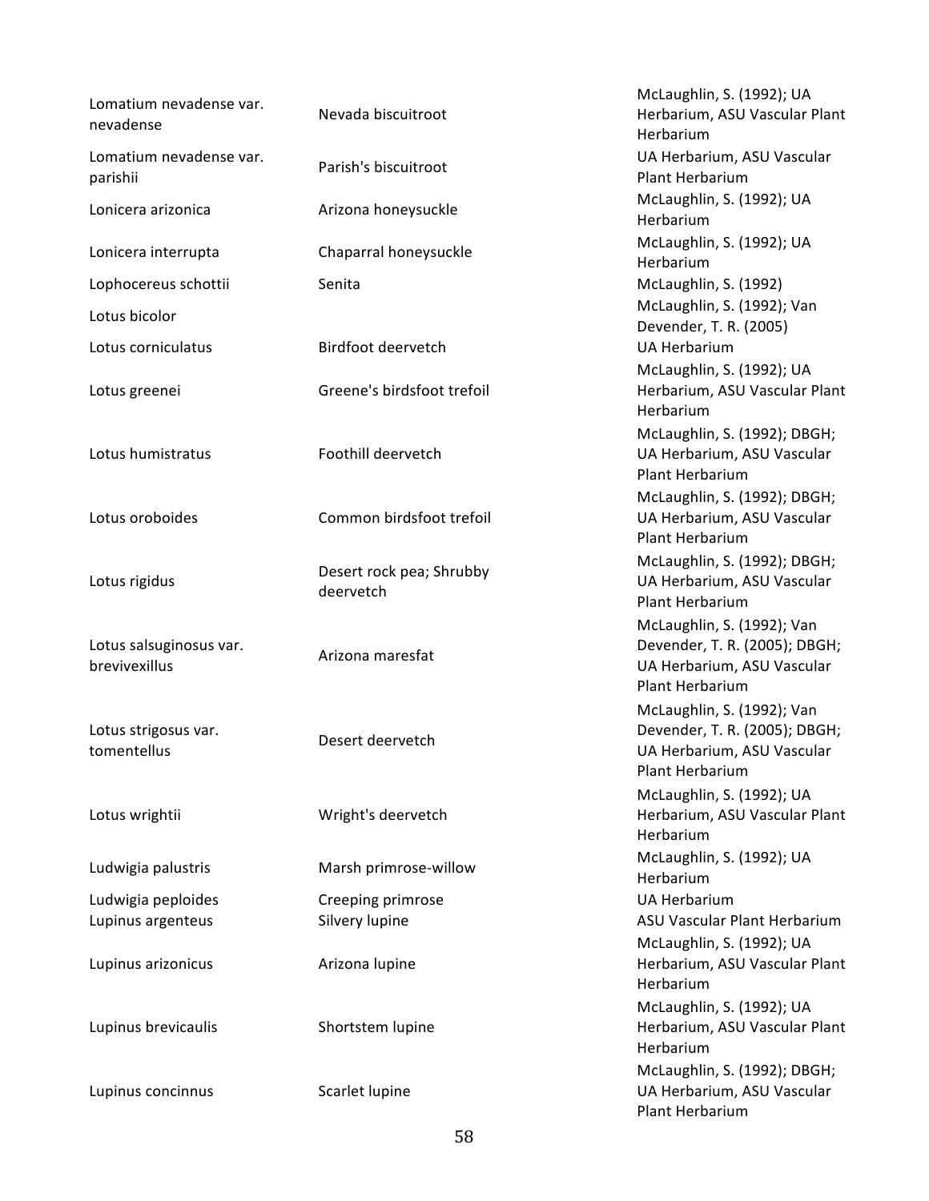| | | |
|---|---|---|
| Lomatium nevadense var. nevadense | Nevada biscuitroot | McLaughlin, S. (1992); UA Herbarium, ASU Vascular Plant Herbarium |
| Lomatium nevadense var. parishii | Parish's biscuitroot | UA Herbarium, ASU Vascular Plant Herbarium |
| Lonicera arizonica | Arizona honeysuckle | McLaughlin, S. (1992); UA Herbarium |
| Lonicera interrupta | Chaparral honeysuckle | McLaughlin, S. (1992); UA Herbarium |
| Lophocereus schottii | Senita | McLaughlin, S. (1992) |
| Lotus bicolor | | McLaughlin, S. (1992); Van Devender, T. R. (2005) |
| Lotus corniculatus | Birdfoot deervetch | UA Herbarium |
| Lotus greenei | Greene's birdsfoot trefoil | McLaughlin, S. (1992); UA Herbarium, ASU Vascular Plant Herbarium |
| Lotus humistratus | Foothill deervetch | McLaughlin, S. (1992); DBGH; UA Herbarium, ASU Vascular Plant Herbarium |
| Lotus oroboides | Common birdsfoot trefoil | McLaughlin, S. (1992); DBGH; UA Herbarium, ASU Vascular Plant Herbarium |
| Lotus rigidus | Desert rock pea; Shrubby deervetch | McLaughlin, S. (1992); DBGH; UA Herbarium, ASU Vascular Plant Herbarium |
| Lotus salsuginosus var. brevivexillus | Arizona maresfat | McLaughlin, S. (1992); Van Devender, T. R. (2005); DBGH; UA Herbarium, ASU Vascular Plant Herbarium |
| Lotus strigosus var. tomentellus | Desert deervetch | McLaughlin, S. (1992); Van Devender, T. R. (2005); DBGH; UA Herbarium, ASU Vascular Plant Herbarium |
| Lotus wrightii | Wright's deervetch | McLaughlin, S. (1992); UA Herbarium, ASU Vascular Plant Herbarium |
| Ludwigia palustris | Marsh primrose-willow | McLaughlin, S. (1992); UA Herbarium |
| Ludwigia peploides | Creeping primrose | UA Herbarium |
| Lupinus argenteus | Silvery lupine | ASU Vascular Plant Herbarium |
| Lupinus arizonicus | Arizona lupine | McLaughlin, S. (1992); UA Herbarium, ASU Vascular Plant Herbarium |
| Lupinus brevicaulis | Shortstem lupine | McLaughlin, S. (1992); UA Herbarium, ASU Vascular Plant Herbarium |
| Lupinus concinnus | Scarlet lupine | McLaughlin, S. (1992); DBGH; UA Herbarium, ASU Vascular Plant Herbarium |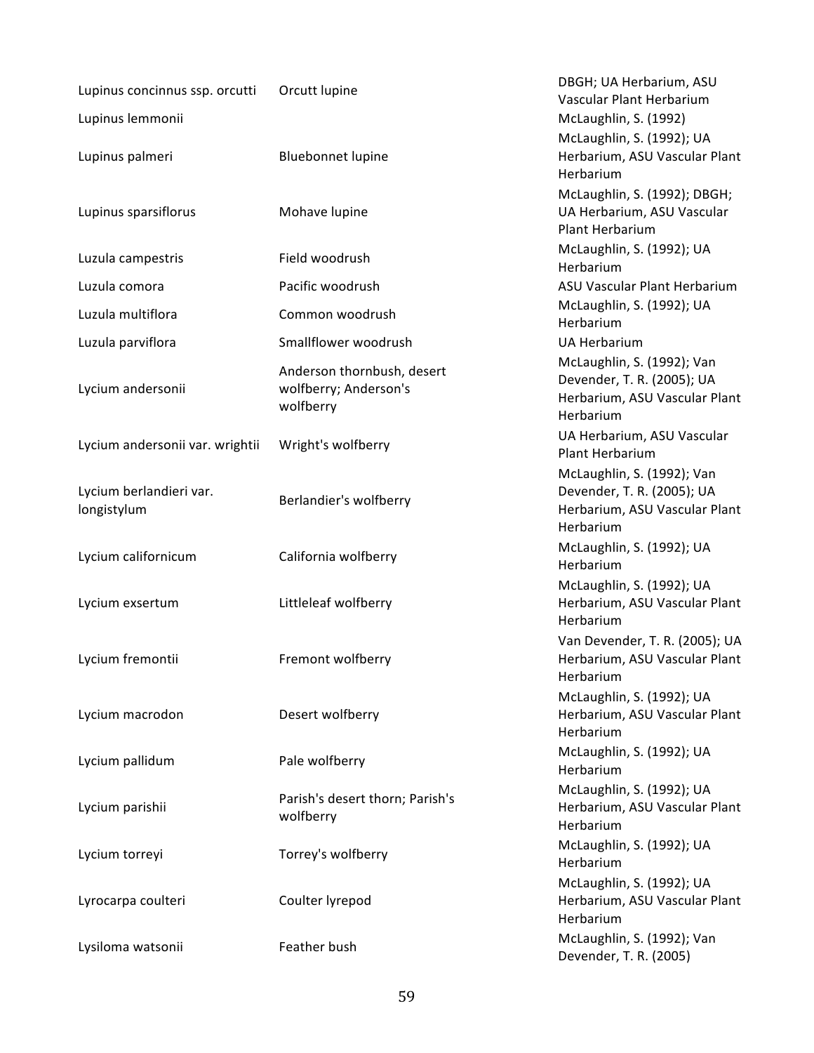| | | |
|---|---|---|
| Lupinus concinnus ssp. orcutti | Orcutt lupine | DBGH; UA Herbarium, ASU Vascular Plant Herbarium |
| Lupinus lemmonii | | McLaughlin, S. (1992) |
| Lupinus palmeri | Bluebonnet lupine | McLaughlin, S. (1992); UA Herbarium, ASU Vascular Plant Herbarium |
| Lupinus sparsiflorus | Mohave lupine | McLaughlin, S. (1992); DBGH; UA Herbarium, ASU Vascular Plant Herbarium |
| Luzula campestris | Field woodrush | McLaughlin, S. (1992); UA Herbarium |
| Luzula comora | Pacific woodrush | ASU Vascular Plant Herbarium |
| Luzula multiflora | Common woodrush | McLaughlin, S. (1992); UA Herbarium |
| Luzula parviflora | Smallflower woodrush | UA Herbarium |
| Lycium andersonii | Anderson thornbush, desert wolfberry; Anderson's wolfberry | McLaughlin, S. (1992); Van Devender, T. R. (2005); UA Herbarium, ASU Vascular Plant Herbarium |
| Lycium andersonii var. wrightii | Wright's wolfberry | UA Herbarium, ASU Vascular Plant Herbarium |
| Lycium berlandieri var. longistylum | Berlandier's wolfberry | McLaughlin, S. (1992); Van Devender, T. R. (2005); UA Herbarium, ASU Vascular Plant Herbarium |
| Lycium californicum | California wolfberry | McLaughlin, S. (1992); UA Herbarium |
| Lycium exsertum | Littleleaf wolfberry | McLaughlin, S. (1992); UA Herbarium, ASU Vascular Plant Herbarium |
| Lycium fremontii | Fremont wolfberry | Van Devender, T. R. (2005); UA Herbarium, ASU Vascular Plant Herbarium |
| Lycium macrodon | Desert wolfberry | McLaughlin, S. (1992); UA Herbarium, ASU Vascular Plant Herbarium |
| Lycium pallidum | Pale wolfberry | McLaughlin, S. (1992); UA Herbarium |
| Lycium parishii | Parish's desert thorn; Parish's wolfberry | McLaughlin, S. (1992); UA Herbarium, ASU Vascular Plant Herbarium |
| Lycium torreyi | Torrey's wolfberry | McLaughlin, S. (1992); UA Herbarium |
| Lyrocarpa coulteri | Coulter lyrepod | McLaughlin, S. (1992); UA Herbarium, ASU Vascular Plant Herbarium |
| Lysiloma watsonii | Feather bush | McLaughlin, S. (1992); Van Devender, T. R. (2005) |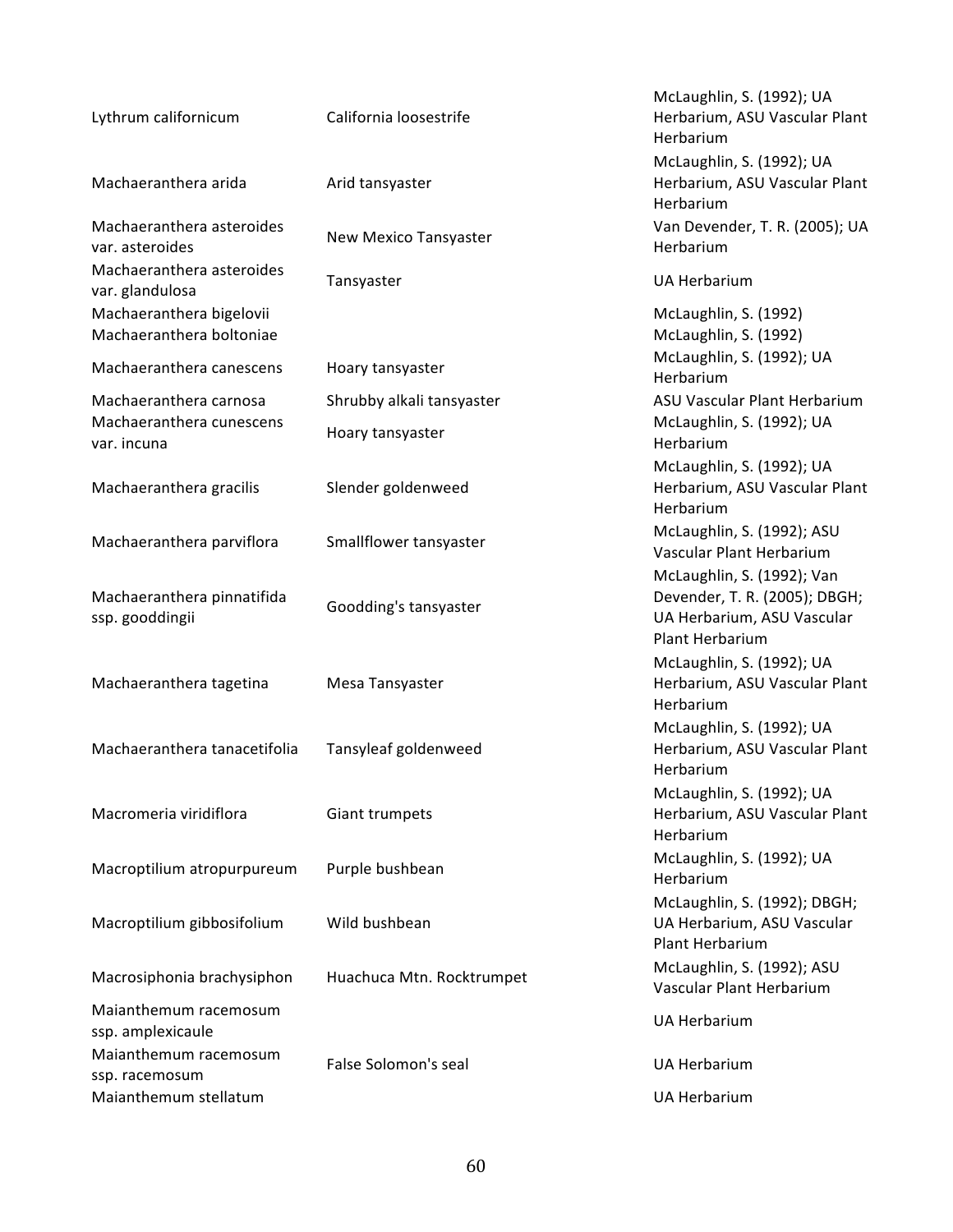| | | |
|---|---|---|
| Lythrum californicum | California loosestrife | McLaughlin, S. (1992); UA Herbarium, ASU Vascular Plant Herbarium |
| Machaeranthera arida | Arid tansyaster | McLaughlin, S. (1992); UA Herbarium, ASU Vascular Plant Herbarium |
| Machaeranthera asteroides var. asteroides | New Mexico Tansyaster | Van Devender, T. R. (2005); UA Herbarium |
| Machaeranthera asteroides var. glandulosa | Tansyaster | UA Herbarium |
| Machaeranthera bigelovii | | McLaughlin, S. (1992) |
| Machaeranthera boltoniae | | McLaughlin, S. (1992) |
| Machaeranthera canescens | Hoary tansyaster | McLaughlin, S. (1992); UA Herbarium |
| Machaeranthera carnosa | Shrubby alkali tansyaster | ASU Vascular Plant Herbarium |
| Machaeranthera cunescens var. incuna | Hoary tansyaster | McLaughlin, S. (1992); UA Herbarium |
| Machaeranthera gracilis | Slender goldenweed | McLaughlin, S. (1992); UA Herbarium, ASU Vascular Plant Herbarium |
| Machaeranthera parviflora | Smallflower tansyaster | McLaughlin, S. (1992); ASU Vascular Plant Herbarium |
| Machaeranthera pinnatifida ssp. gooddingii | Goodding's tansyaster | McLaughlin, S. (1992); Van Devender, T. R. (2005); DBGH; UA Herbarium, ASU Vascular Plant Herbarium |
| Machaeranthera tagetina | Mesa Tansyaster | McLaughlin, S. (1992); UA Herbarium, ASU Vascular Plant Herbarium |
| Machaeranthera tanacetifolia | Tansyleaf goldenweed | McLaughlin, S. (1992); UA Herbarium, ASU Vascular Plant Herbarium |
| Macromeria viridiflora | Giant trumpets | McLaughlin, S. (1992); UA Herbarium, ASU Vascular Plant Herbarium |
| Macroptilium atropurpureum | Purple bushbean | McLaughlin, S. (1992); UA Herbarium |
| Macroptilium gibbosifolium | Wild bushbean | McLaughlin, S. (1992); DBGH; UA Herbarium, ASU Vascular Plant Herbarium |
| Macrosiphonia brachysiphon | Huachuca Mtn. Rocktrumpet | McLaughlin, S. (1992); ASU Vascular Plant Herbarium |
| Maianthemum racemosum ssp. amplexicaule | | UA Herbarium |
| Maianthemum racemosum ssp. racemosum | False Solomon's seal | UA Herbarium |
| Maianthemum stellatum | | UA Herbarium |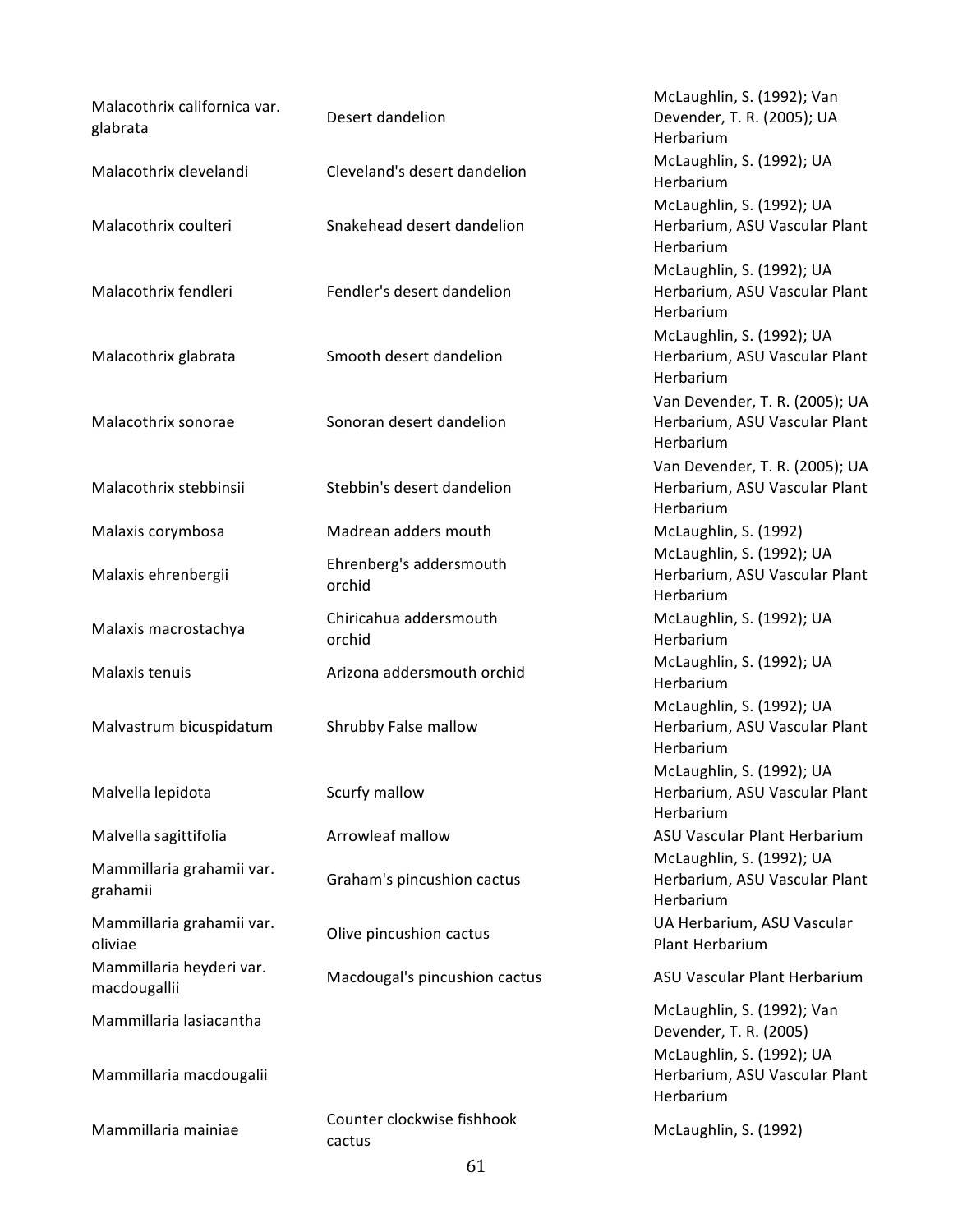| | | |
|---|---|---|
| Malacothrix californica var. glabrata | Desert dandelion | McLaughlin, S. (1992); Van Devender, T. R. (2005); UA Herbarium |
| Malacothrix clevelandi | Cleveland's desert dandelion | McLaughlin, S. (1992); UA Herbarium |
| Malacothrix coulteri | Snakehead desert dandelion | McLaughlin, S. (1992); UA Herbarium, ASU Vascular Plant Herbarium |
| Malacothrix fendleri | Fendler's desert dandelion | McLaughlin, S. (1992); UA Herbarium, ASU Vascular Plant Herbarium |
| Malacothrix glabrata | Smooth desert dandelion | McLaughlin, S. (1992); UA Herbarium, ASU Vascular Plant Herbarium |
| Malacothrix sonorae | Sonoran desert dandelion | Van Devender, T. R. (2005); UA Herbarium, ASU Vascular Plant Herbarium |
| Malacothrix stebbinsii | Stebbin's desert dandelion | Van Devender, T. R. (2005); UA Herbarium, ASU Vascular Plant Herbarium |
| Malaxis corymbosa | Madrean adders mouth | McLaughlin, S. (1992) |
| Malaxis ehrenbergii | Ehrenberg's addersmouth orchid | McLaughlin, S. (1992); UA Herbarium, ASU Vascular Plant Herbarium |
| Malaxis macrostachya | Chiricahua addersmouth orchid | McLaughlin, S. (1992); UA Herbarium |
| Malaxis tenuis | Arizona addersmouth orchid | McLaughlin, S. (1992); UA Herbarium |
| Malvastrum bicuspidatum | Shrubby False mallow | McLaughlin, S. (1992); UA Herbarium, ASU Vascular Plant Herbarium |
| Malvella lepidota | Scurfy mallow | McLaughlin, S. (1992); UA Herbarium, ASU Vascular Plant Herbarium |
| Malvella sagittifolia | Arrowleaf mallow | ASU Vascular Plant Herbarium |
| Mammillaria grahamii var. grahamii | Graham's pincushion cactus | McLaughlin, S. (1992); UA Herbarium, ASU Vascular Plant Herbarium |
| Mammillaria grahamii var. oliviae | Olive pincushion cactus | UA Herbarium, ASU Vascular Plant Herbarium |
| Mammillaria heyderi var. macdougallii | Macdougal's pincushion cactus | ASU Vascular Plant Herbarium |
| Mammillaria lasiacantha | | McLaughlin, S. (1992); Van Devender, T. R. (2005) |
| Mammillaria macdougalii | | McLaughlin, S. (1992); UA Herbarium, ASU Vascular Plant Herbarium |
| Mammillaria mainiae | Counter clockwise fishhook cactus | McLaughlin, S. (1992) |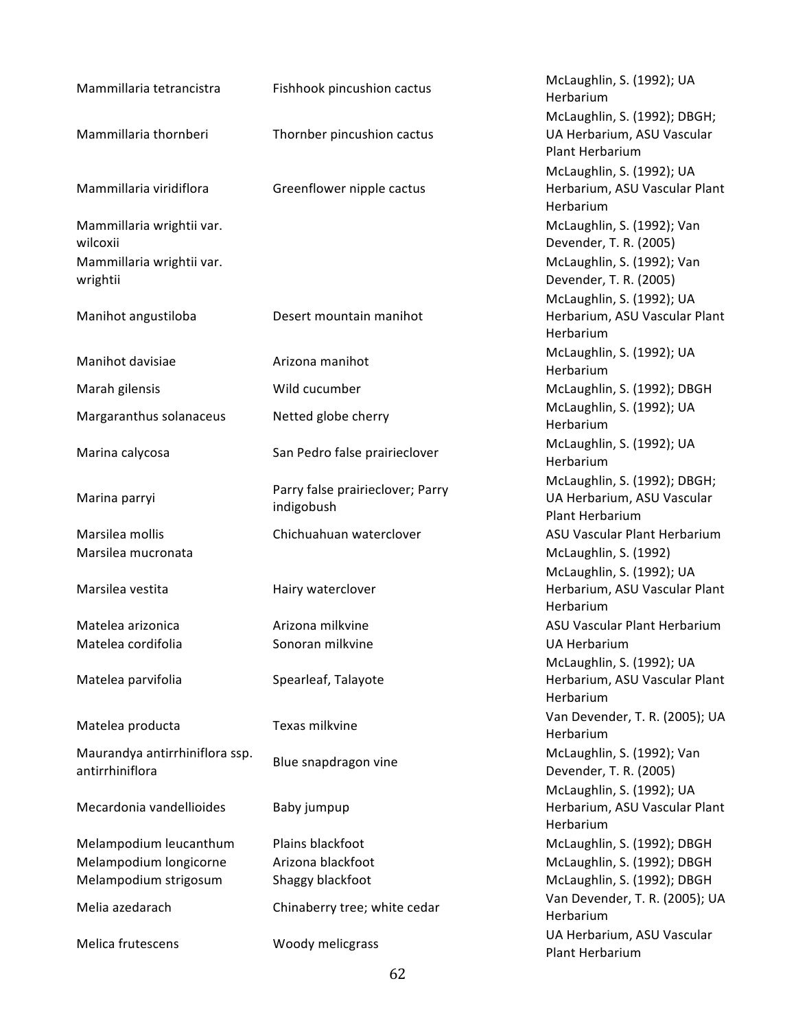| | | |
|---|---|---|
| Mammillaria tetrancistra | Fishhook pincushion cactus | McLaughlin, S. (1992); UA Herbarium |
| Mammillaria thornberi | Thornber pincushion cactus | McLaughlin, S. (1992); DBGH; UA Herbarium, ASU Vascular Plant Herbarium |
| Mammillaria viridiflora | Greenflower nipple cactus | McLaughlin, S. (1992); UA Herbarium, ASU Vascular Plant Herbarium |
| Mammillaria wrightii var. wilcoxii | | McLaughlin, S. (1992); Van Devender, T. R. (2005) |
| Mammillaria wrightii var. wrightii | | McLaughlin, S. (1992); Van Devender, T. R. (2005) |
| Manihot angustiloba | Desert mountain manihot | McLaughlin, S. (1992); UA Herbarium, ASU Vascular Plant Herbarium |
| Manihot davisiae | Arizona manihot | McLaughlin, S. (1992); UA Herbarium |
| Marah gilensis | Wild cucumber | McLaughlin, S. (1992); DBGH |
| Margaranthus solanaceus | Netted globe cherry | McLaughlin, S. (1992); UA Herbarium |
| Marina calycosa | San Pedro false prairieclover | McLaughlin, S. (1992); UA Herbarium |
| Marina parryi | Parry false prairieclover; Parry indigobush | McLaughlin, S. (1992); DBGH; UA Herbarium, ASU Vascular Plant Herbarium |
| Marsilea mollis | Chichuahuan waterclover | ASU Vascular Plant Herbarium |
| Marsilea mucronata | | McLaughlin, S. (1992) |
| Marsilea vestita | Hairy waterclover | McLaughlin, S. (1992); UA Herbarium, ASU Vascular Plant Herbarium |
| Matelea arizonica | Arizona milkvine | ASU Vascular Plant Herbarium |
| Matelea cordifolia | Sonoran milkvine | UA Herbarium |
| Matelea parvifolia | Spearleaf, Talayote | McLaughlin, S. (1992); UA Herbarium, ASU Vascular Plant Herbarium |
| Matelea producta | Texas milkvine | Van Devender, T. R. (2005); UA Herbarium |
| Maurandya antirrhiniflora ssp. antirrhiniflora | Blue snapdragon vine | McLaughlin, S. (1992); Van Devender, T. R. (2005) |
| Mecardonia vandellioides | Baby jumpup | McLaughlin, S. (1992); UA Herbarium, ASU Vascular Plant Herbarium |
| Melampodium leucanthum | Plains blackfoot | McLaughlin, S. (1992); DBGH |
| Melampodium longicorne | Arizona blackfoot | McLaughlin, S. (1992); DBGH |
| Melampodium strigosum | Shaggy blackfoot | McLaughlin, S. (1992); DBGH |
| Melia azedarach | Chinaberry tree; white cedar | Van Devender, T. R. (2005); UA Herbarium |
| Melica frutescens | Woody melicgrass | UA Herbarium, ASU Vascular Plant Herbarium |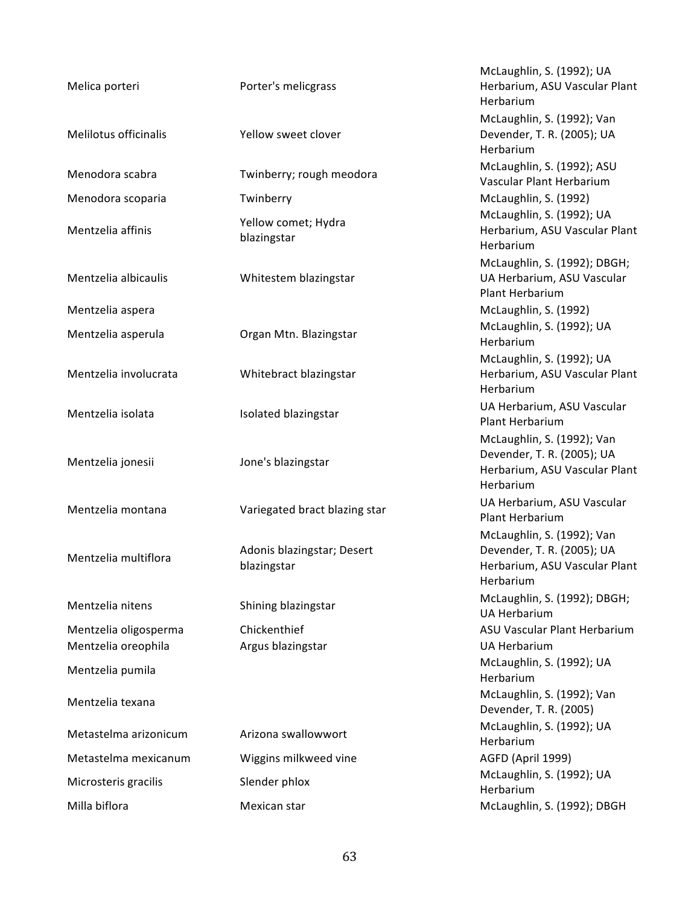| | | |
|---|---|---|
| Melica porteri | Porter's melicgrass | McLaughlin, S. (1992); UA Herbarium, ASU Vascular Plant Herbarium |
| Melilotus officinalis | Yellow sweet clover | McLaughlin, S. (1992); Van Devender, T. R. (2005); UA Herbarium |
| Menodora scabra | Twinberry; rough meodora | McLaughlin, S. (1992); ASU Vascular Plant Herbarium |
| Menodora scoparia | Twinberry | McLaughlin, S. (1992) |
| Mentzelia affinis | Yellow comet; Hydra blazingstar | McLaughlin, S. (1992); UA Herbarium, ASU Vascular Plant Herbarium |
| Mentzelia albicaulis | Whitestem blazingstar | McLaughlin, S. (1992); DBGH; UA Herbarium, ASU Vascular Plant Herbarium |
| Mentzelia aspera | | McLaughlin, S. (1992) |
| Mentzelia asperula | Organ Mtn. Blazingstar | McLaughlin, S. (1992); UA Herbarium |
| Mentzelia involucrata | Whitebract blazingstar | McLaughlin, S. (1992); UA Herbarium, ASU Vascular Plant Herbarium |
| Mentzelia isolata | Isolated blazingstar | UA Herbarium, ASU Vascular Plant Herbarium |
| Mentzelia jonesii | Jone's blazingstar | McLaughlin, S. (1992); Van Devender, T. R. (2005); UA Herbarium, ASU Vascular Plant Herbarium |
| Mentzelia montana | Variegated bract blazing star | UA Herbarium, ASU Vascular Plant Herbarium |
| Mentzelia multiflora | Adonis blazingstar; Desert blazingstar | McLaughlin, S. (1992); Van Devender, T. R. (2005); UA Herbarium, ASU Vascular Plant Herbarium |
| Mentzelia nitens | Shining blazingstar | McLaughlin, S. (1992); DBGH; UA Herbarium |
| Mentzelia oligosperma | Chickenthief | ASU Vascular Plant Herbarium |
| Mentzelia oreophila | Argus blazingstar | UA Herbarium |
| Mentzelia pumila | | McLaughlin, S. (1992); UA Herbarium |
| Mentzelia texana | | McLaughlin, S. (1992); Van Devender, T. R. (2005) |
| Metastelma arizonicum | Arizona swallowwort | McLaughlin, S. (1992); UA Herbarium |
| Metastelma mexicanum | Wiggins milkweed vine | AGFD (April 1999) |
| Microsteris gracilis | Slender phlox | McLaughlin, S. (1992); UA Herbarium |
| Milla biflora | Mexican star | McLaughlin, S. (1992); DBGH |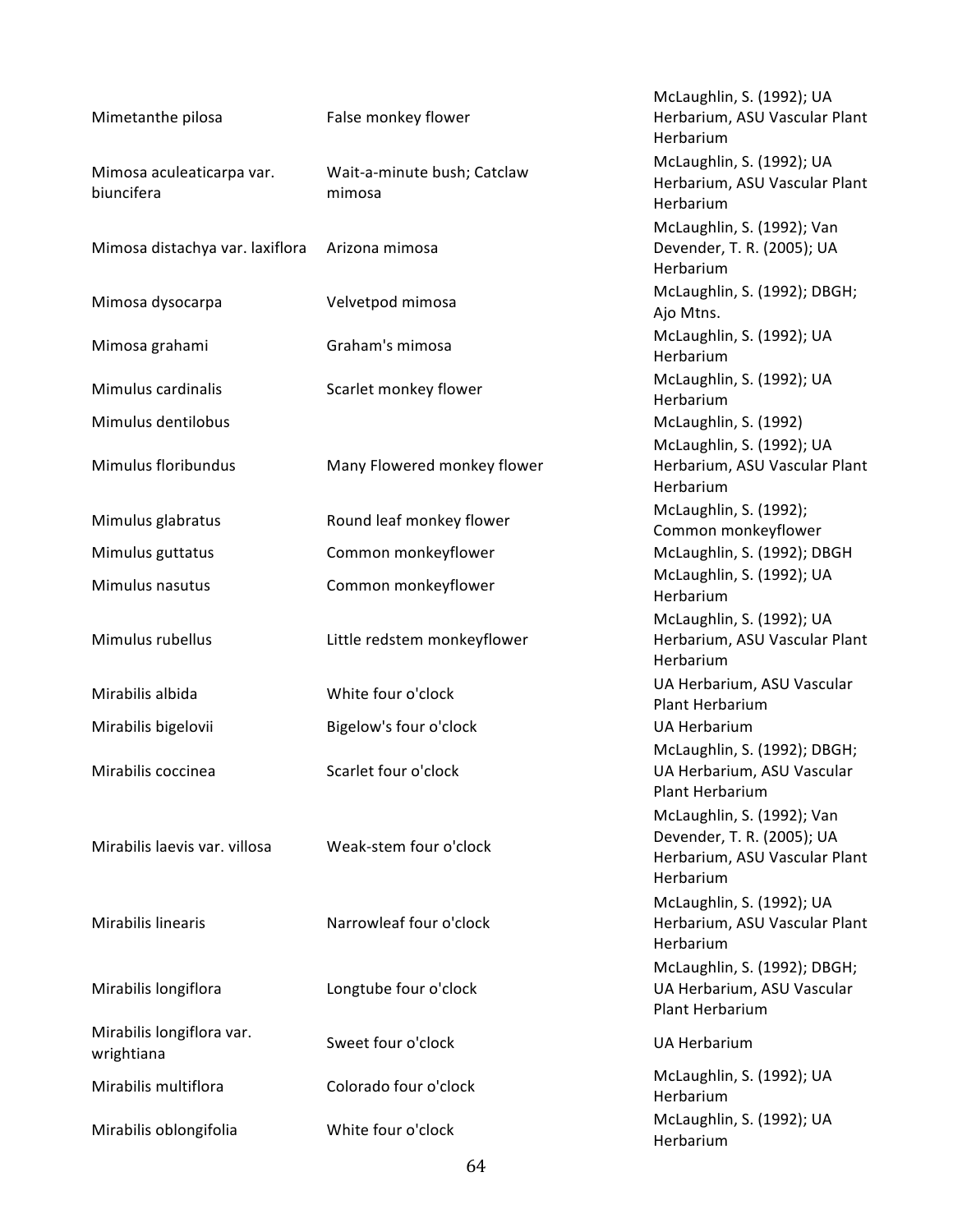| | | |
|---|---|---|
| Mimetanthe pilosa | False monkey flower | McLaughlin, S. (1992); UA Herbarium, ASU Vascular Plant Herbarium |
| Mimosa aculeaticarpa var. biuncifera | Wait-a-minute bush; Catclaw mimosa | McLaughlin, S. (1992); UA Herbarium, ASU Vascular Plant Herbarium |
| Mimosa distachya var. laxiflora | Arizona mimosa | McLaughlin, S. (1992); Van Devender, T. R. (2005); UA Herbarium |
| Mimosa dysocarpa | Velvetpod mimosa | McLaughlin, S. (1992); DBGH; Ajo Mtns. |
| Mimosa grahami | Graham's mimosa | McLaughlin, S. (1992); UA Herbarium |
| Mimulus cardinalis | Scarlet monkey flower | McLaughlin, S. (1992); UA Herbarium |
| Mimulus dentilobus | | McLaughlin, S. (1992) |
| Mimulus floribundus | Many Flowered monkey flower | McLaughlin, S. (1992); UA Herbarium, ASU Vascular Plant Herbarium |
| Mimulus glabratus | Round leaf monkey flower | McLaughlin, S. (1992); Common monkeyflower |
| Mimulus guttatus | Common monkeyflower | McLaughlin, S. (1992); DBGH |
| Mimulus nasutus | Common monkeyflower | McLaughlin, S. (1992); UA Herbarium |
| Mimulus rubellus | Little redstem monkeyflower | McLaughlin, S. (1992); UA Herbarium, ASU Vascular Plant Herbarium |
| Mirabilis albida | White four o'clock | UA Herbarium, ASU Vascular Plant Herbarium |
| Mirabilis bigelovii | Bigelow's four o'clock | UA Herbarium |
| Mirabilis coccinea | Scarlet four o'clock | McLaughlin, S. (1992); DBGH; UA Herbarium, ASU Vascular Plant Herbarium |
| Mirabilis laevis var. villosa | Weak-stem four o'clock | McLaughlin, S. (1992); Van Devender, T. R. (2005); UA Herbarium, ASU Vascular Plant Herbarium |
| Mirabilis linearis | Narrowleaf four o'clock | McLaughlin, S. (1992); UA Herbarium, ASU Vascular Plant Herbarium |
| Mirabilis longiflora | Longtube four o'clock | McLaughlin, S. (1992); DBGH; UA Herbarium, ASU Vascular Plant Herbarium |
| Mirabilis longiflora var. wrightiana | Sweet four o'clock | UA Herbarium |
| Mirabilis multiflora | Colorado four o'clock | McLaughlin, S. (1992); UA Herbarium |
| Mirabilis oblongifolia | White four o'clock | McLaughlin, S. (1992); UA Herbarium |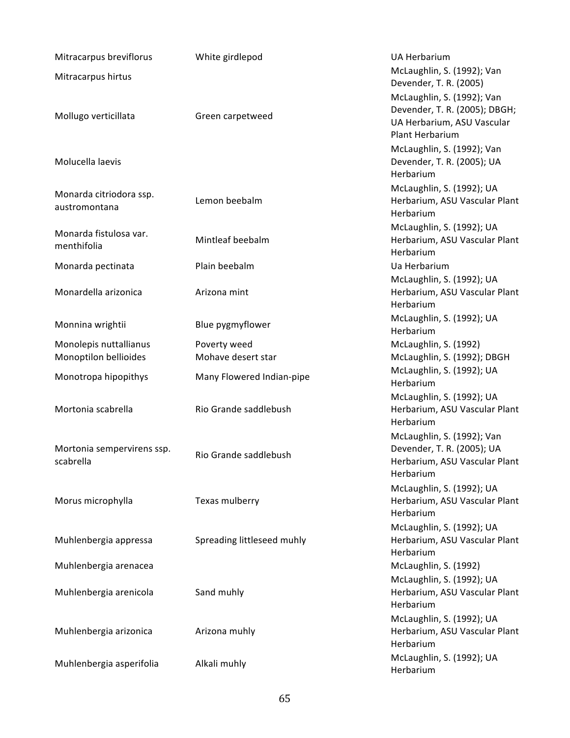| | | |
|---|---|---|
| Mitracarpus breviflorus | White girdlepod | UA Herbarium |
| Mitracarpus hirtus | | McLaughlin, S. (1992); Van Devender, T. R. (2005) |
| Mollugo verticillata | Green carpetweed | McLaughlin, S. (1992); Van Devender, T. R. (2005); DBGH; UA Herbarium, ASU Vascular Plant Herbarium |
| Molucella laevis | | McLaughlin, S. (1992); Van Devender, T. R. (2005); UA Herbarium |
| Monarda citriodora ssp. austromontana | Lemon beebalm | McLaughlin, S. (1992); UA Herbarium, ASU Vascular Plant Herbarium |
| Monarda fistulosa var. menthifolia | Mintleaf beebalm | McLaughlin, S. (1992); UA Herbarium, ASU Vascular Plant Herbarium |
| Monarda pectinata | Plain beebalm | Ua Herbarium |
| Monardella arizonica | Arizona mint | McLaughlin, S. (1992); UA Herbarium, ASU Vascular Plant Herbarium |
| Monnina wrightii | Blue pygmyflower | McLaughlin, S. (1992); UA Herbarium |
| Monolepis nuttallianus | Poverty weed | McLaughlin, S. (1992) |
| Monoptilon bellioides | Mohave desert star | McLaughlin, S. (1992); DBGH |
| Monotropa hipopithys | Many Flowered Indian-pipe | McLaughlin, S. (1992); UA Herbarium |
| Mortonia scabrella | Rio Grande saddlebush | McLaughlin, S. (1992); UA Herbarium, ASU Vascular Plant Herbarium |
| Mortonia sempervirens ssp. scabrella | Rio Grande saddlebush | McLaughlin, S. (1992); Van Devender, T. R. (2005); UA Herbarium, ASU Vascular Plant Herbarium |
| Morus microphylla | Texas mulberry | McLaughlin, S. (1992); UA Herbarium, ASU Vascular Plant Herbarium |
| Muhlenbergia appressa | Spreading littleseed muhly | McLaughlin, S. (1992); UA Herbarium, ASU Vascular Plant Herbarium |
| Muhlenbergia arenacea | | McLaughlin, S. (1992) |
| Muhlenbergia arenicola | Sand muhly | McLaughlin, S. (1992); UA Herbarium, ASU Vascular Plant Herbarium |
| Muhlenbergia arizonica | Arizona muhly | McLaughlin, S. (1992); UA Herbarium, ASU Vascular Plant Herbarium |
| Muhlenbergia asperifolia | Alkali muhly | McLaughlin, S. (1992); UA Herbarium |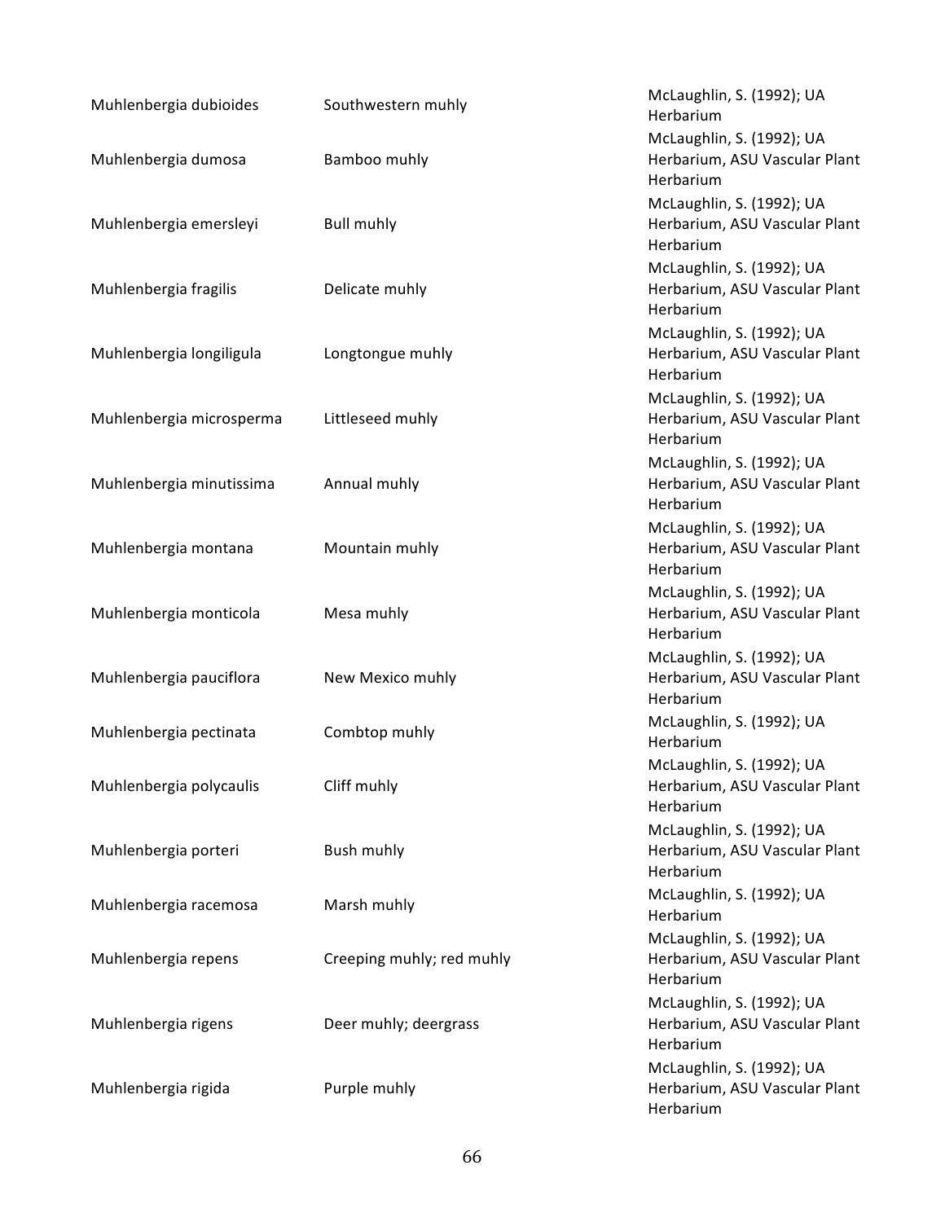| | | |
|---|---|---|
| Muhlenbergia dubioides | Southwestern muhly | McLaughlin, S. (1992); UA Herbarium |
| Muhlenbergia dumosa | Bamboo muhly | McLaughlin, S. (1992); UA Herbarium, ASU Vascular Plant Herbarium |
| Muhlenbergia emersleyi | Bull muhly | McLaughlin, S. (1992); UA Herbarium, ASU Vascular Plant Herbarium |
| Muhlenbergia fragilis | Delicate muhly | McLaughlin, S. (1992); UA Herbarium, ASU Vascular Plant Herbarium |
| Muhlenbergia longiligula | Longtongue muhly | McLaughlin, S. (1992); UA Herbarium, ASU Vascular Plant Herbarium |
| Muhlenbergia microsperma | Littleseed muhly | McLaughlin, S. (1992); UA Herbarium, ASU Vascular Plant Herbarium |
| Muhlenbergia minutissima | Annual muhly | McLaughlin, S. (1992); UA Herbarium, ASU Vascular Plant Herbarium |
| Muhlenbergia montana | Mountain muhly | McLaughlin, S. (1992); UA Herbarium, ASU Vascular Plant Herbarium |
| Muhlenbergia monticola | Mesa muhly | McLaughlin, S. (1992); UA Herbarium, ASU Vascular Plant Herbarium |
| Muhlenbergia pauciflora | New Mexico muhly | McLaughlin, S. (1992); UA Herbarium, ASU Vascular Plant Herbarium |
| Muhlenbergia pectinata | Combtop muhly | McLaughlin, S. (1992); UA Herbarium |
| Muhlenbergia polycaulis | Cliff muhly | McLaughlin, S. (1992); UA Herbarium, ASU Vascular Plant Herbarium |
| Muhlenbergia porteri | Bush muhly | McLaughlin, S. (1992); UA Herbarium, ASU Vascular Plant Herbarium |
| Muhlenbergia racemosa | Marsh muhly | McLaughlin, S. (1992); UA Herbarium |
| Muhlenbergia repens | Creeping muhly; red muhly | McLaughlin, S. (1992); UA Herbarium, ASU Vascular Plant Herbarium |
| Muhlenbergia rigens | Deer muhly; deergrass | McLaughlin, S. (1992); UA Herbarium, ASU Vascular Plant Herbarium |
| Muhlenbergia rigida | Purple muhly | McLaughlin, S. (1992); UA Herbarium, ASU Vascular Plant Herbarium |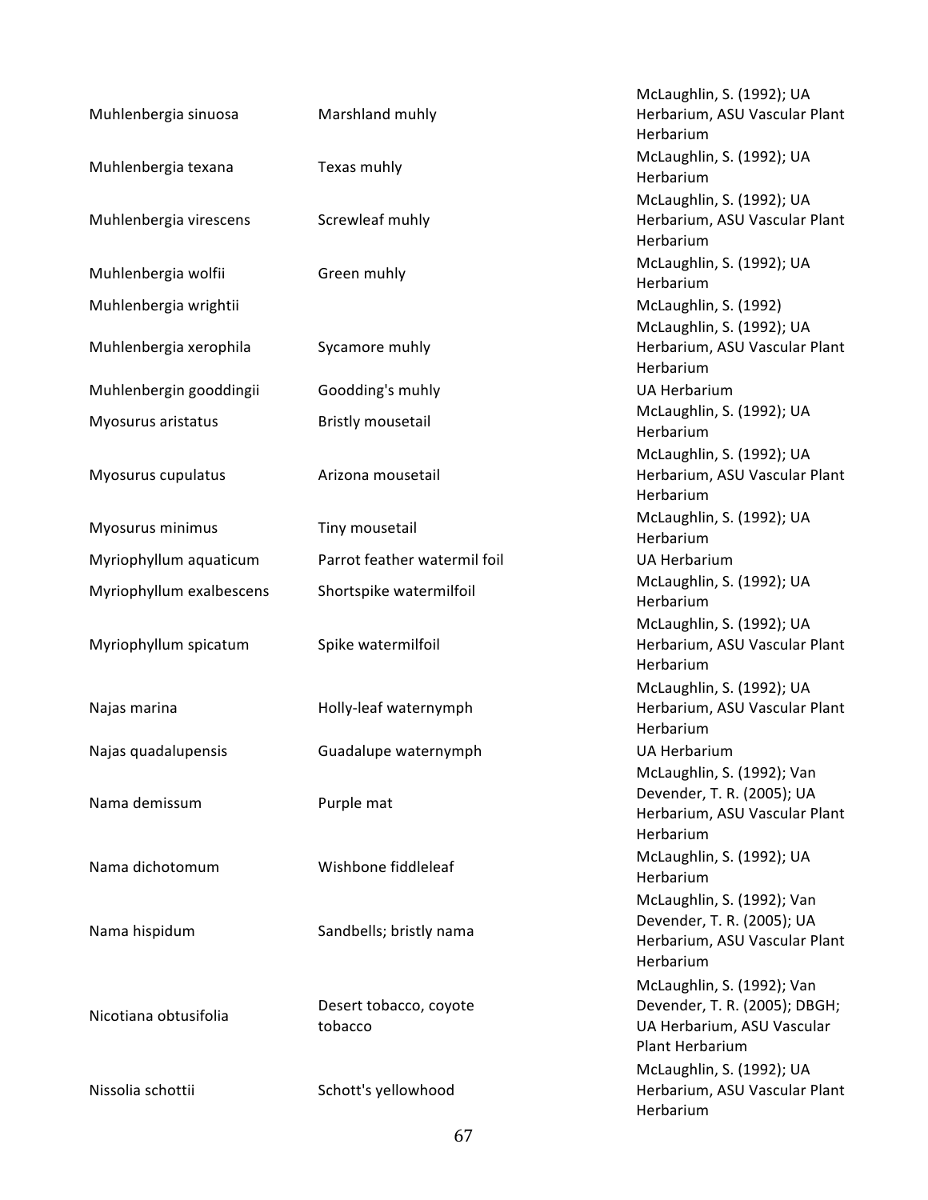| | | |
|---|---|---|
| Muhlenbergia sinuosa | Marshland muhly | McLaughlin, S. (1992); UA Herbarium, ASU Vascular Plant Herbarium |
| Muhlenbergia texana | Texas muhly | McLaughlin, S. (1992); UA Herbarium |
| Muhlenbergia virescens | Screwleaf muhly | McLaughlin, S. (1992); UA Herbarium, ASU Vascular Plant Herbarium |
| Muhlenbergia wolfii | Green muhly | McLaughlin, S. (1992); UA Herbarium |
| Muhlenbergia wrightii | | McLaughlin, S. (1992) |
| Muhlenbergia xerophila | Sycamore muhly | McLaughlin, S. (1992); UA Herbarium, ASU Vascular Plant Herbarium |
| Muhlenbergin gooddingii | Goodding's muhly | UA Herbarium |
| Myosurus aristatus | Bristly mousetail | McLaughlin, S. (1992); UA Herbarium |
| Myosurus cupulatus | Arizona mousetail | McLaughlin, S. (1992); UA Herbarium, ASU Vascular Plant Herbarium |
| Myosurus minimus | Tiny mousetail | McLaughlin, S. (1992); UA Herbarium |
| Myriophyllum aquaticum | Parrot feather watermil foil | UA Herbarium |
| Myriophyllum exalbescens | Shortspike watermilfoil | McLaughlin, S. (1992); UA Herbarium |
| Myriophyllum spicatum | Spike watermilfoil | McLaughlin, S. (1992); UA Herbarium, ASU Vascular Plant Herbarium |
| Najas marina | Holly-leaf waternymph | McLaughlin, S. (1992); UA Herbarium, ASU Vascular Plant Herbarium |
| Najas quadalupensis | Guadalupe waternymph | UA Herbarium |
| Nama demissum | Purple mat | McLaughlin, S. (1992); Van Devender, T. R. (2005); UA Herbarium, ASU Vascular Plant Herbarium |
| Nama dichotomum | Wishbone fiddleleaf | McLaughlin, S. (1992); UA Herbarium |
| Nama hispidum | Sandbells; bristly nama | McLaughlin, S. (1992); Van Devender, T. R. (2005); UA Herbarium, ASU Vascular Plant Herbarium |
| Nicotiana obtusifolia | Desert tobacco, coyote tobacco | McLaughlin, S. (1992); Van Devender, T. R. (2005); DBGH; UA Herbarium, ASU Vascular Plant Herbarium |
| Nissolia schottii | Schott's yellowhood | McLaughlin, S. (1992); UA Herbarium, ASU Vascular Plant Herbarium |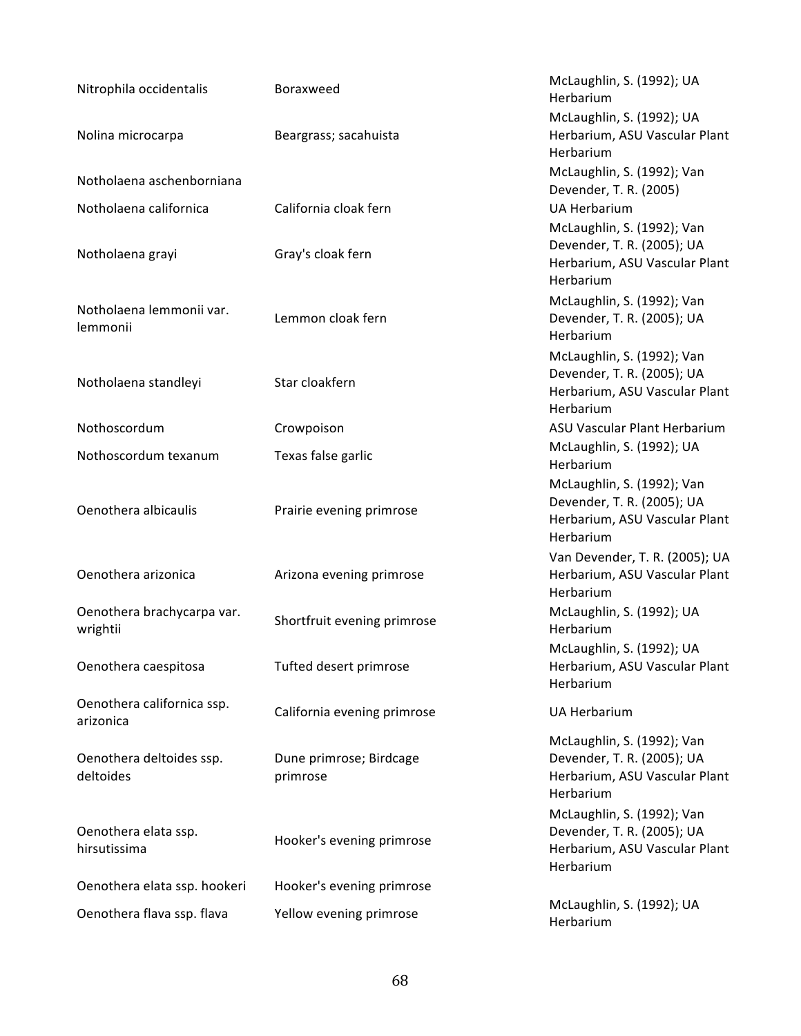| | | |
|---|---|---|
| Nitrophila occidentalis | Boraxweed | McLaughlin, S. (1992); UA Herbarium |
| Nolina microcarpa | Beargrass; sacahuista | McLaughlin, S. (1992); UA Herbarium, ASU Vascular Plant Herbarium |
| Notholaena aschenborniana | | McLaughlin, S. (1992); Van Devender, T. R. (2005) |
| Notholaena californica | California cloak fern | UA Herbarium |
| Notholaena grayi | Gray's cloak fern | McLaughlin, S. (1992); Van Devender, T. R. (2005); UA Herbarium, ASU Vascular Plant Herbarium |
| Notholaena lemmonii var. lemmonii | Lemmon cloak fern | McLaughlin, S. (1992); Van Devender, T. R. (2005); UA Herbarium |
| Notholaena standleyi | Star cloakfern | McLaughlin, S. (1992); Van Devender, T. R. (2005); UA Herbarium, ASU Vascular Plant Herbarium |
| Nothoscordum | Crowpoison | ASU Vascular Plant Herbarium |
| Nothoscordum texanum | Texas false garlic | McLaughlin, S. (1992); UA Herbarium |
| Oenothera albicaulis | Prairie evening primrose | McLaughlin, S. (1992); Van Devender, T. R. (2005); UA Herbarium, ASU Vascular Plant Herbarium |
| Oenothera arizonica | Arizona evening primrose | Van Devender, T. R. (2005); UA Herbarium, ASU Vascular Plant Herbarium |
| Oenothera brachycarpa var. wrightii | Shortfruit evening primrose | McLaughlin, S. (1992); UA Herbarium |
| Oenothera caespitosa | Tufted desert primrose | McLaughlin, S. (1992); UA Herbarium, ASU Vascular Plant Herbarium |
| Oenothera californica ssp. arizonica | California evening primrose | UA Herbarium |
| Oenothera deltoides ssp. deltoides | Dune primrose; Birdcage primrose | McLaughlin, S. (1992); Van Devender, T. R. (2005); UA Herbarium, ASU Vascular Plant Herbarium |
| Oenothera elata ssp. hirsutissima | Hooker's evening primrose | McLaughlin, S. (1992); Van Devender, T. R. (2005); UA Herbarium, ASU Vascular Plant Herbarium |
| Oenothera elata ssp. hookeri | Hooker's evening primrose | |
| Oenothera flava ssp. flava | Yellow evening primrose | McLaughlin, S. (1992); UA Herbarium |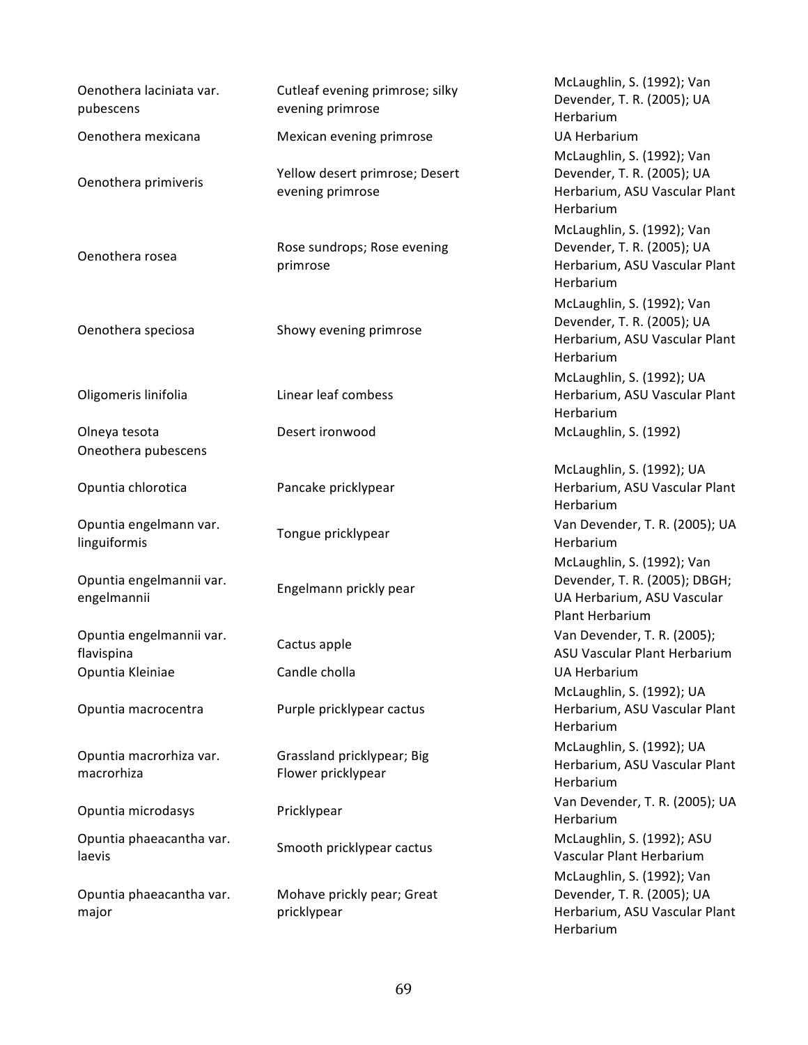| | | |
|---|---|---|
| Oenothera laciniata var. pubescens | Cutleaf evening primrose; silky evening primrose | McLaughlin, S. (1992); Van Devender, T. R. (2005); UA Herbarium |
| Oenothera mexicana | Mexican evening primrose | UA Herbarium |
| Oenothera primiveris | Yellow desert primrose; Desert evening primrose | McLaughlin, S. (1992); Van Devender, T. R. (2005); UA Herbarium, ASU Vascular Plant Herbarium |
| Oenothera rosea | Rose sundrops; Rose evening primrose | McLaughlin, S. (1992); Van Devender, T. R. (2005); UA Herbarium, ASU Vascular Plant Herbarium |
| Oenothera speciosa | Showy evening primrose | McLaughlin, S. (1992); Van Devender, T. R. (2005); UA Herbarium, ASU Vascular Plant Herbarium |
| Oligomeris linifolia | Linear leaf combess | McLaughlin, S. (1992); UA Herbarium, ASU Vascular Plant Herbarium |
| Olneya tesota | Desert ironwood | McLaughlin, S. (1992) |
| Oneothera pubescens | | |
| Opuntia chlorotica | Pancake pricklypear | McLaughlin, S. (1992); UA Herbarium, ASU Vascular Plant Herbarium |
| Opuntia engelmann var. linguiformis | Tongue pricklypear | Van Devender, T. R. (2005); UA Herbarium |
| Opuntia engelmannii var. engelmannii | Engelmann prickly pear | McLaughlin, S. (1992); Van Devender, T. R. (2005); DBGH; UA Herbarium, ASU Vascular Plant Herbarium |
| Opuntia engelmannii var. flavispina | Cactus apple | Van Devender, T. R. (2005); ASU Vascular Plant Herbarium |
| Opuntia Kleiniae | Candle cholla | UA Herbarium |
| Opuntia macrocentra | Purple pricklypear cactus | McLaughlin, S. (1992); UA Herbarium, ASU Vascular Plant Herbarium |
| Opuntia macrorhiza var. macrorhiza | Grassland pricklypear; Big Flower pricklypear | McLaughlin, S. (1992); UA Herbarium, ASU Vascular Plant Herbarium |
| Opuntia microdasys | Pricklypear | Van Devender, T. R. (2005); UA Herbarium |
| Opuntia phaeacantha var. laevis | Smooth pricklypear cactus | McLaughlin, S. (1992); ASU Vascular Plant Herbarium |
| Opuntia phaeacantha var. major | Mohave prickly pear; Great pricklypear | McLaughlin, S. (1992); Van Devender, T. R. (2005); UA Herbarium, ASU Vascular Plant Herbarium |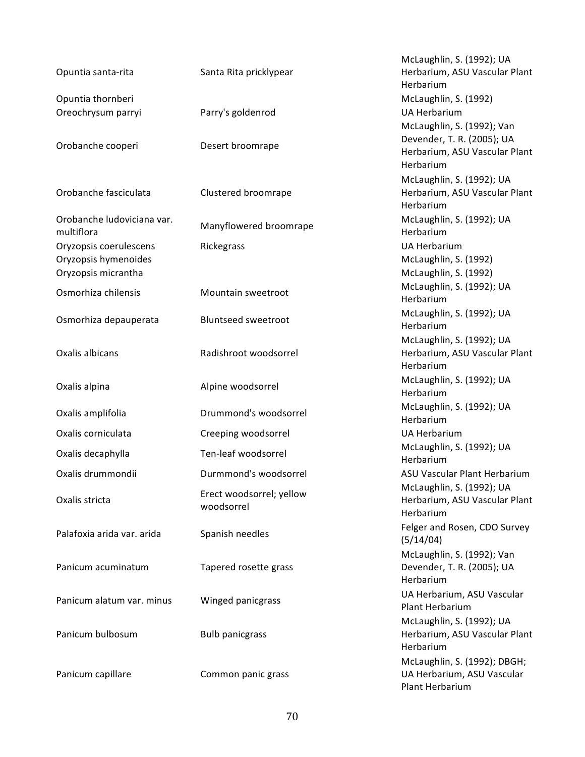| | | |
|---|---|---|
| Opuntia santa-rita | Santa Rita pricklypear | McLaughlin, S. (1992); UA Herbarium, ASU Vascular Plant Herbarium |
| Opuntia thornberi | | McLaughlin, S. (1992) |
| Oreochrysum parryi | Parry's goldenrod | UA Herbarium |
| Orobanche cooperi | Desert broomrape | McLaughlin, S. (1992); Van Devender, T. R. (2005); UA Herbarium, ASU Vascular Plant Herbarium |
| Orobanche fasciculata | Clustered broomrape | McLaughlin, S. (1992); UA Herbarium, ASU Vascular Plant Herbarium |
| Orobanche ludoviciana var. multiflora | Manyflowered broomrape | McLaughlin, S. (1992); UA Herbarium |
| Oryzopsis coerulescens | Rickegrass | UA Herbarium |
| Oryzopsis hymenoides | | McLaughlin, S. (1992) |
| Oryzopsis micrantha | | McLaughlin, S. (1992) |
| Osmorhiza chilensis | Mountain sweetroot | McLaughlin, S. (1992); UA Herbarium |
| Osmorhiza depauperata | Bluntseed sweetroot | McLaughlin, S. (1992); UA Herbarium |
| Oxalis albicans | Radishroot woodsorrel | McLaughlin, S. (1992); UA Herbarium, ASU Vascular Plant Herbarium |
| Oxalis alpina | Alpine woodsorrel | McLaughlin, S. (1992); UA Herbarium |
| Oxalis amplifolia | Drummond's woodsorrel | McLaughlin, S. (1992); UA Herbarium |
| Oxalis corniculata | Creeping woodsorrel | UA Herbarium |
| Oxalis decaphylla | Ten-leaf woodsorrel | McLaughlin, S. (1992); UA Herbarium |
| Oxalis drummondii | Durmmond's woodsorrel | ASU Vascular Plant Herbarium |
| Oxalis stricta | Erect woodsorrel; yellow woodsorrel | McLaughlin, S. (1992); UA Herbarium, ASU Vascular Plant Herbarium |
| Palafoxia arida var. arida | Spanish needles | Felger and Rosen, CDO Survey (5/14/04) |
| Panicum acuminatum | Tapered rosette grass | McLaughlin, S. (1992); Van Devender, T. R. (2005); UA Herbarium |
| Panicum alatum var. minus | Winged panicgrass | UA Herbarium, ASU Vascular Plant Herbarium |
| Panicum bulbosum | Bulb panicgrass | McLaughlin, S. (1992); UA Herbarium, ASU Vascular Plant Herbarium |
| Panicum capillare | Common panic grass | McLaughlin, S. (1992); DBGH; UA Herbarium, ASU Vascular Plant Herbarium |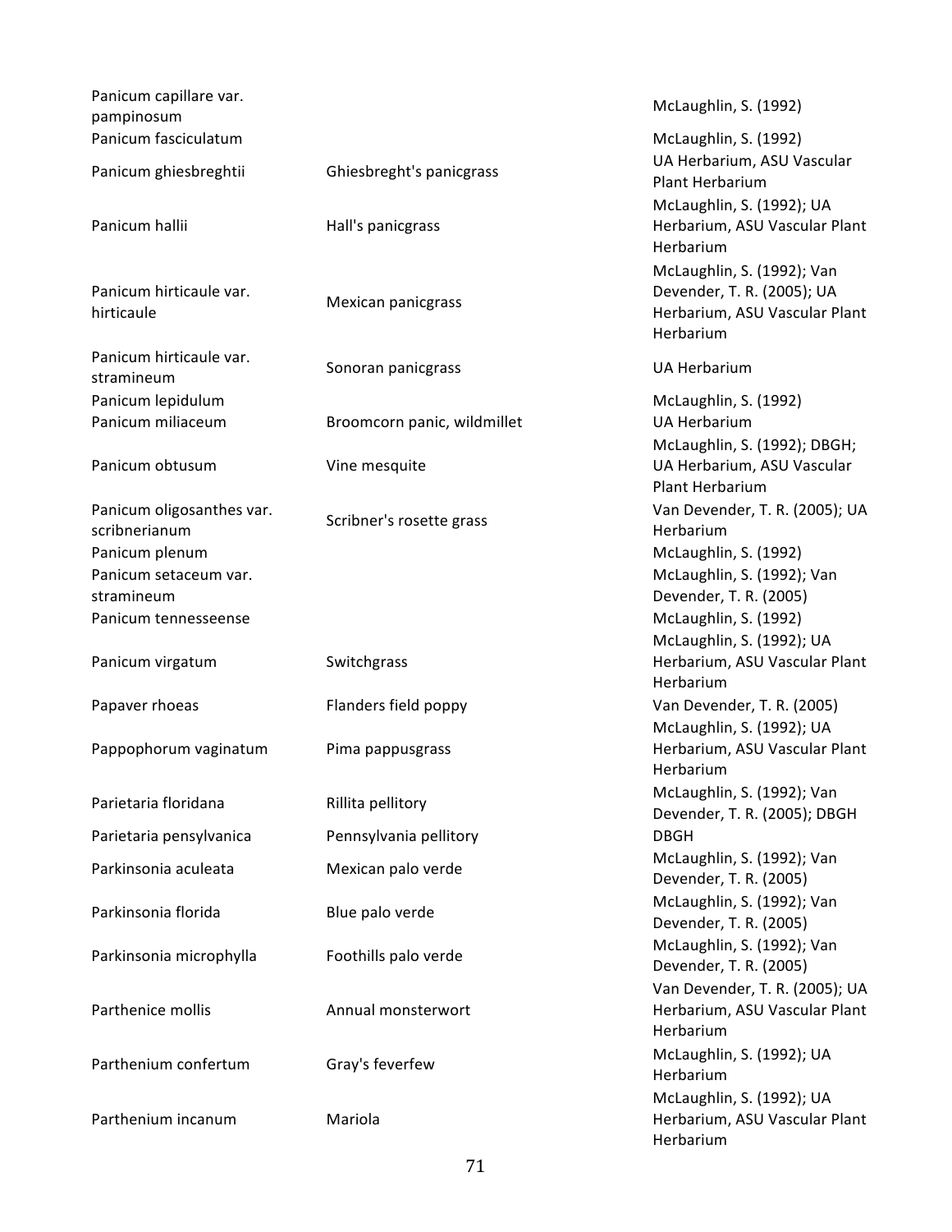| | | |
|---|---|---|
| Panicum capillare var. pampinosum | | McLaughlin, S. (1992) |
| Panicum fasciculatum | | McLaughlin, S. (1992) |
| Panicum ghiesbreghtii | Ghiesbreght's panicgrass | UA Herbarium, ASU Vascular Plant Herbarium |
| Panicum hallii | Hall's panicgrass | McLaughlin, S. (1992); UA Herbarium, ASU Vascular Plant Herbarium |
| Panicum hirticaule var. hirticaule | Mexican panicgrass | McLaughlin, S. (1992); Van Devender, T. R. (2005); UA Herbarium, ASU Vascular Plant Herbarium |
| Panicum hirticaule var. stramineum | Sonoran panicgrass | UA Herbarium |
| Panicum lepidulum | | McLaughlin, S. (1992) |
| Panicum miliaceum | Broomcorn panic, wildmillet | UA Herbarium |
| Panicum obtusum | Vine mesquite | McLaughlin, S. (1992); DBGH; UA Herbarium, ASU Vascular Plant Herbarium |
| Panicum oligosanthes var. scribnerianum | Scribner's rosette grass | Van Devender, T. R. (2005); UA Herbarium |
| Panicum plenum | | McLaughlin, S. (1992) |
| Panicum setaceum var. stramineum | | McLaughlin, S. (1992); Van Devender, T. R. (2005) |
| Panicum tennesseense | | McLaughlin, S. (1992) |
| Panicum virgatum | Switchgrass | McLaughlin, S. (1992); UA Herbarium, ASU Vascular Plant Herbarium |
| Papaver rhoeas | Flanders field poppy | Van Devender, T. R. (2005) |
| Pappophorum vaginatum | Pima pappusgrass | McLaughlin, S. (1992); UA Herbarium, ASU Vascular Plant Herbarium |
| Parietaria floridana | Rillita pellitory | McLaughlin, S. (1992); Van Devender, T. R. (2005); DBGH |
| Parietaria pensylvanica | Pennsylvania pellitory | DBGH |
| Parkinsonia aculeata | Mexican palo verde | McLaughlin, S. (1992); Van Devender, T. R. (2005) |
| Parkinsonia florida | Blue palo verde | McLaughlin, S. (1992); Van Devender, T. R. (2005) |
| Parkinsonia microphylla | Foothills palo verde | McLaughlin, S. (1992); Van Devender, T. R. (2005) |
| Parthenice mollis | Annual monsterwort | Van Devender, T. R. (2005); UA Herbarium, ASU Vascular Plant Herbarium |
| Parthenium confertum | Gray's feverfew | McLaughlin, S. (1992); UA Herbarium |
| Parthenium incanum | Mariola | McLaughlin, S. (1992); UA Herbarium, ASU Vascular Plant Herbarium |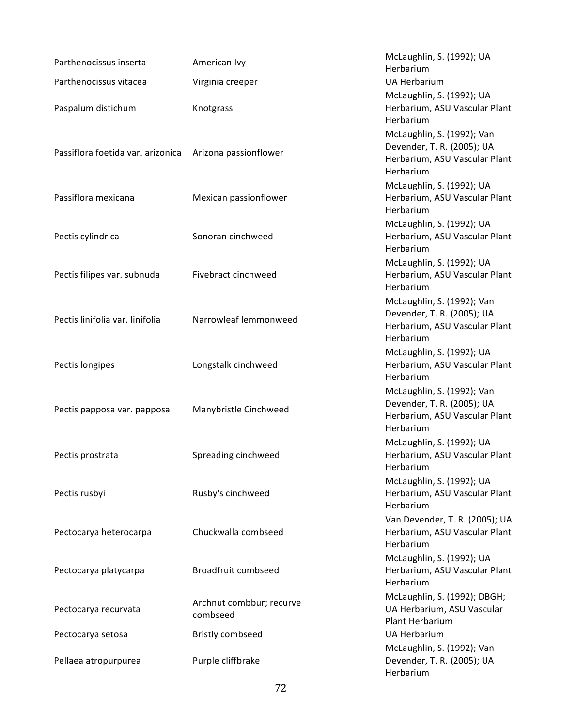| | | |
|---|---|---|
| Parthenocissus inserta | American Ivy | McLaughlin, S. (1992); UA Herbarium |
| Parthenocissus vitacea | Virginia creeper | UA Herbarium |
| Paspalum distichum | Knotgrass | McLaughlin, S. (1992); UA Herbarium, ASU Vascular Plant Herbarium |
| Passiflora foetida var. arizonica | Arizona passionflower | McLaughlin, S. (1992); Van Devender, T. R. (2005); UA Herbarium, ASU Vascular Plant Herbarium |
| Passiflora mexicana | Mexican passionflower | McLaughlin, S. (1992); UA Herbarium, ASU Vascular Plant Herbarium |
| Pectis cylindrica | Sonoran cinchweed | McLaughlin, S. (1992); UA Herbarium, ASU Vascular Plant Herbarium |
| Pectis filipes var. subnuda | Fivebract cinchweed | McLaughlin, S. (1992); UA Herbarium, ASU Vascular Plant Herbarium |
| Pectis linifolia var. linifolia | Narrowleaf lemmonweed | McLaughlin, S. (1992); Van Devender, T. R. (2005); UA Herbarium, ASU Vascular Plant Herbarium |
| Pectis longipes | Longstalk cinchweed | McLaughlin, S. (1992); UA Herbarium, ASU Vascular Plant Herbarium |
| Pectis papposa var. papposa | Manybristle Cinchweed | McLaughlin, S. (1992); Van Devender, T. R. (2005); UA Herbarium, ASU Vascular Plant Herbarium |
| Pectis prostrata | Spreading cinchweed | McLaughlin, S. (1992); UA Herbarium, ASU Vascular Plant Herbarium |
| Pectis rusbyi | Rusby's cinchweed | McLaughlin, S. (1992); UA Herbarium, ASU Vascular Plant Herbarium |
| Pectocarya heterocarpa | Chuckwalla combseed | Van Devender, T. R. (2005); UA Herbarium, ASU Vascular Plant Herbarium |
| Pectocarya platycarpa | Broadfruit combseed | McLaughlin, S. (1992); UA Herbarium, ASU Vascular Plant Herbarium |
| Pectocarya recurvata | Archnut combbur; recurve combseed | McLaughlin, S. (1992); DBGH; UA Herbarium, ASU Vascular Plant Herbarium |
| Pectocarya setosa | Bristly combseed | UA Herbarium |
| Pellaea atropurpurea | Purple cliffbrake | McLaughlin, S. (1992); Van Devender, T. R. (2005); UA Herbarium |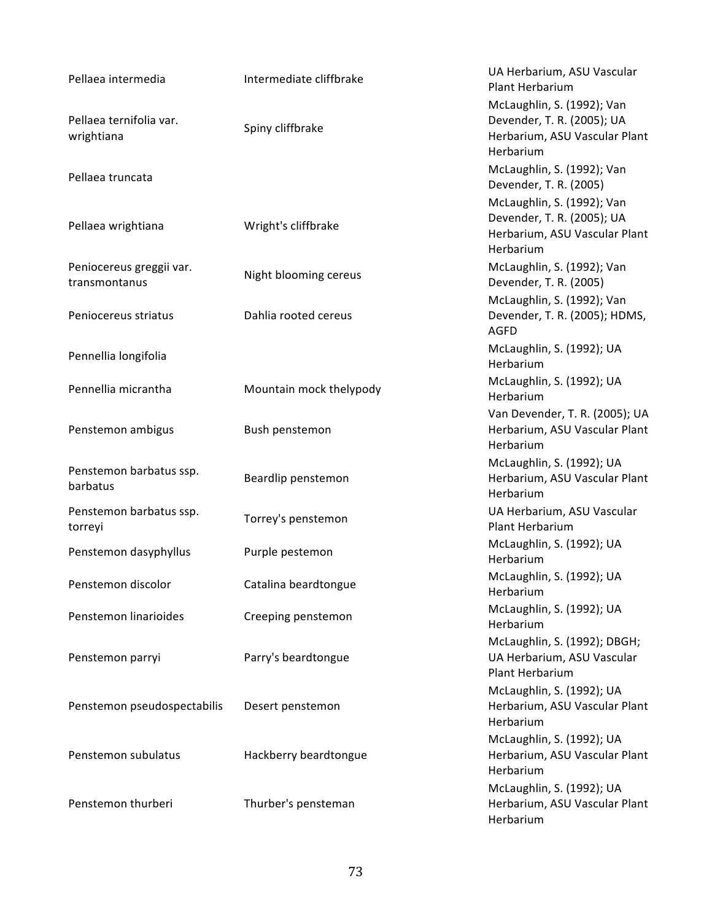| | | |
|---|---|---|
| Pellaea intermedia | Intermediate cliffbrake | UA Herbarium, ASU Vascular Plant Herbarium |
| Pellaea ternifolia var. wrightiana | Spiny cliffbrake | McLaughlin, S. (1992); Van Devender, T. R. (2005); UA Herbarium, ASU Vascular Plant Herbarium |
| Pellaea truncata | | McLaughlin, S. (1992); Van Devender, T. R. (2005) |
| Pellaea wrightiana | Wright's cliffbrake | McLaughlin, S. (1992); Van Devender, T. R. (2005); UA Herbarium, ASU Vascular Plant Herbarium |
| Peniocereus greggii var. transmontanus | Night blooming cereus | McLaughlin, S. (1992); Van Devender, T. R. (2005) |
| Peniocereus striatus | Dahlia rooted cereus | McLaughlin, S. (1992); Van Devender, T. R. (2005); HDMS, AGFD |
| Pennellia longifolia | | McLaughlin, S. (1992); UA Herbarium |
| Pennellia micrantha | Mountain mock thelypody | McLaughlin, S. (1992); UA Herbarium |
| Penstemon ambigus | Bush penstemon | Van Devender, T. R. (2005); UA Herbarium, ASU Vascular Plant Herbarium |
| Penstemon barbatus ssp. barbatus | Beardlip penstemon | McLaughlin, S. (1992); UA Herbarium, ASU Vascular Plant Herbarium |
| Penstemon barbatus ssp. torreyi | Torrey's penstemon | UA Herbarium, ASU Vascular Plant Herbarium |
| Penstemon dasyphyllus | Purple pestemon | McLaughlin, S. (1992); UA Herbarium |
| Penstemon discolor | Catalina beardtongue | McLaughlin, S. (1992); UA Herbarium |
| Penstemon linarioides | Creeping penstemon | McLaughlin, S. (1992); UA Herbarium |
| Penstemon parryi | Parry's beardtongue | McLaughlin, S. (1992); DBGH; UA Herbarium, ASU Vascular Plant Herbarium |
| Penstemon pseudospectabilis | Desert penstemon | McLaughlin, S. (1992); UA Herbarium, ASU Vascular Plant Herbarium |
| Penstemon subulatus | Hackberry beardtongue | McLaughlin, S. (1992); UA Herbarium, ASU Vascular Plant Herbarium |
| Penstemon thurberi | Thurber's pensteman | McLaughlin, S. (1992); UA Herbarium, ASU Vascular Plant Herbarium |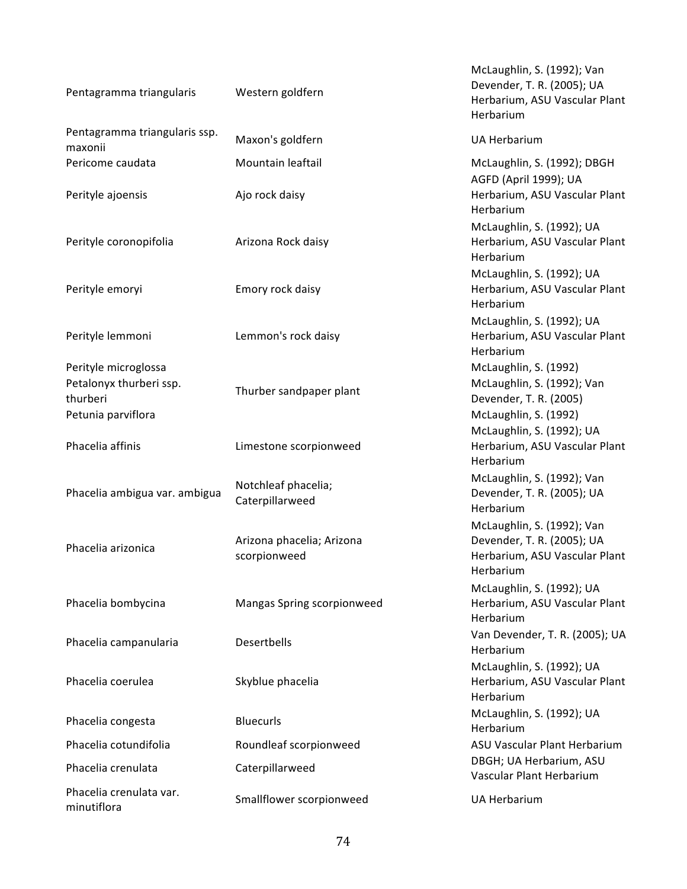| | | |
|---|---|---|
| Pentagramma triangularis | Western goldfern | McLaughlin, S. (1992); Van Devender, T. R. (2005); UA Herbarium, ASU Vascular Plant Herbarium |
| Pentagramma triangularis ssp. maxonii | Maxon's goldfern | UA Herbarium |
| Pericome caudata | Mountain leaftail | McLaughlin, S. (1992); DBGH |
| Perityle ajoensis | Ajo rock daisy | AGFD (April 1999); UA Herbarium, ASU Vascular Plant Herbarium |
| Perityle coronopifolia | Arizona Rock daisy | McLaughlin, S. (1992); UA Herbarium, ASU Vascular Plant Herbarium |
| Perityle emoryi | Emory rock daisy | McLaughlin, S. (1992); UA Herbarium, ASU Vascular Plant Herbarium |
| Perityle lemmoni | Lemmon's rock daisy | McLaughlin, S. (1992); UA Herbarium, ASU Vascular Plant Herbarium |
| Perityle microglossa | | McLaughlin, S. (1992) |
| Petalonyx thurberi ssp. thurberi | Thurber sandpaper plant | McLaughlin, S. (1992); Van Devender, T. R. (2005) |
| Petunia parviflora | | McLaughlin, S. (1992) |
| Phacelia affinis | Limestone scorpionweed | McLaughlin, S. (1992); UA Herbarium, ASU Vascular Plant Herbarium |
| Phacelia ambigua var. ambigua | Notchleaf phacelia; Caterpillarweed | McLaughlin, S. (1992); Van Devender, T. R. (2005); UA Herbarium |
| Phacelia arizonica | Arizona phacelia; Arizona scorpionweed | McLaughlin, S. (1992); Van Devender, T. R. (2005); UA Herbarium, ASU Vascular Plant Herbarium |
| Phacelia bombycina | Mangas Spring scorpionweed | McLaughlin, S. (1992); UA Herbarium, ASU Vascular Plant Herbarium |
| Phacelia campanularia | Desertbells | Van Devender, T. R. (2005); UA Herbarium |
| Phacelia coerulea | Skyblue phacelia | McLaughlin, S. (1992); UA Herbarium, ASU Vascular Plant Herbarium |
| Phacelia congesta | Bluecurls | McLaughlin, S. (1992); UA Herbarium |
| Phacelia cotundifolia | Roundleaf scorpionweed | ASU Vascular Plant Herbarium |
| Phacelia crenulata | Caterpillarweed | DBGH; UA Herbarium, ASU Vascular Plant Herbarium |
| Phacelia crenulata var. minutiflora | Smallflower scorpionweed | UA Herbarium |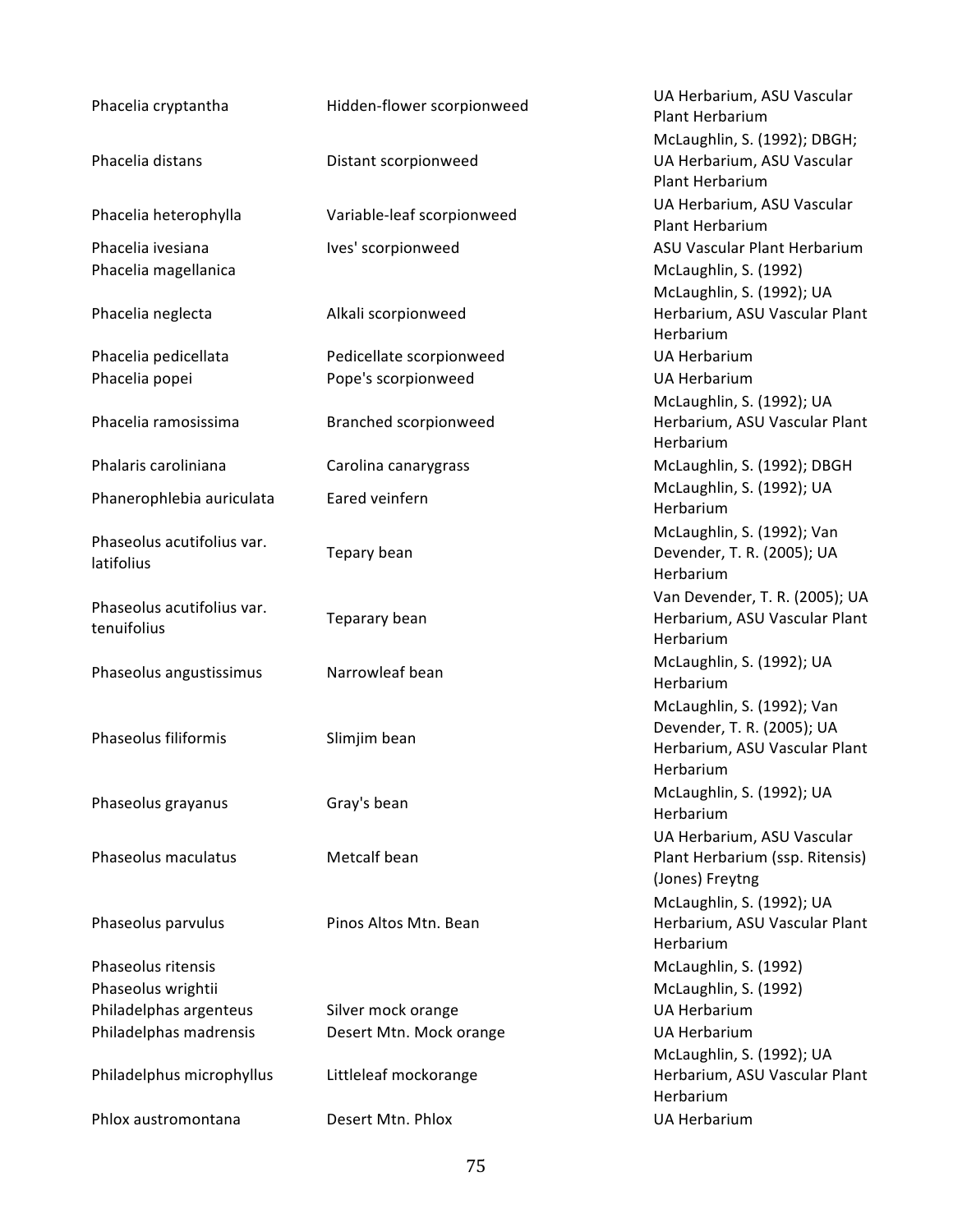| | | |
|---|---|---|
| Phacelia cryptantha | Hidden-flower scorpionweed | UA Herbarium, ASU Vascular Plant Herbarium |
| Phacelia distans | Distant scorpionweed | McLaughlin, S. (1992); DBGH; UA Herbarium, ASU Vascular Plant Herbarium |
| Phacelia heterophylla | Variable-leaf scorpionweed | UA Herbarium, ASU Vascular Plant Herbarium |
| Phacelia ivesiana | Ives' scorpionweed | ASU Vascular Plant Herbarium |
| Phacelia magellanica | | McLaughlin, S. (1992) |
| Phacelia neglecta | Alkali scorpionweed | McLaughlin, S. (1992); UA Herbarium, ASU Vascular Plant Herbarium |
| Phacelia pedicellata | Pedicellate scorpionweed | UA Herbarium |
| Phacelia popei | Pope's scorpionweed | UA Herbarium |
| Phacelia ramosissima | Branched scorpionweed | McLaughlin, S. (1992); UA Herbarium, ASU Vascular Plant Herbarium |
| Phalaris caroliniana | Carolina canarygrass | McLaughlin, S. (1992); DBGH |
| Phanerophlebia auriculata | Eared veinfern | McLaughlin, S. (1992); UA Herbarium |
| Phaseolus acutifolius var. latifolius | Tepary bean | McLaughlin, S. (1992); Van Devender, T. R. (2005); UA Herbarium |
| Phaseolus acutifolius var. tenuifolius | Teparary bean | Van Devender, T. R. (2005); UA Herbarium, ASU Vascular Plant Herbarium |
| Phaseolus angustissimus | Narrowleaf bean | McLaughlin, S. (1992); UA Herbarium |
| Phaseolus filiformis | Slimjim bean | McLaughlin, S. (1992); Van Devender, T. R. (2005); UA Herbarium, ASU Vascular Plant Herbarium |
| Phaseolus grayanus | Gray's bean | McLaughlin, S. (1992); UA Herbarium |
| Phaseolus maculatus | Metcalf bean | UA Herbarium, ASU Vascular Plant Herbarium (ssp. Ritensis) (Jones) Freytng |
| Phaseolus parvulus | Pinos Altos Mtn. Bean | McLaughlin, S. (1992); UA Herbarium, ASU Vascular Plant Herbarium |
| Phaseolus ritensis | | McLaughlin, S. (1992) |
| Phaseolus wrightii | | McLaughlin, S. (1992) |
| Philadelphas argenteus | Silver mock orange | UA Herbarium |
| Philadelphas madrensis | Desert Mtn. Mock orange | UA Herbarium |
| Philadelphus microphyllus | Littleleaf mockorange | McLaughlin, S. (1992); UA Herbarium, ASU Vascular Plant Herbarium |
| Phlox austromontana | Desert Mtn. Phlox | UA Herbarium |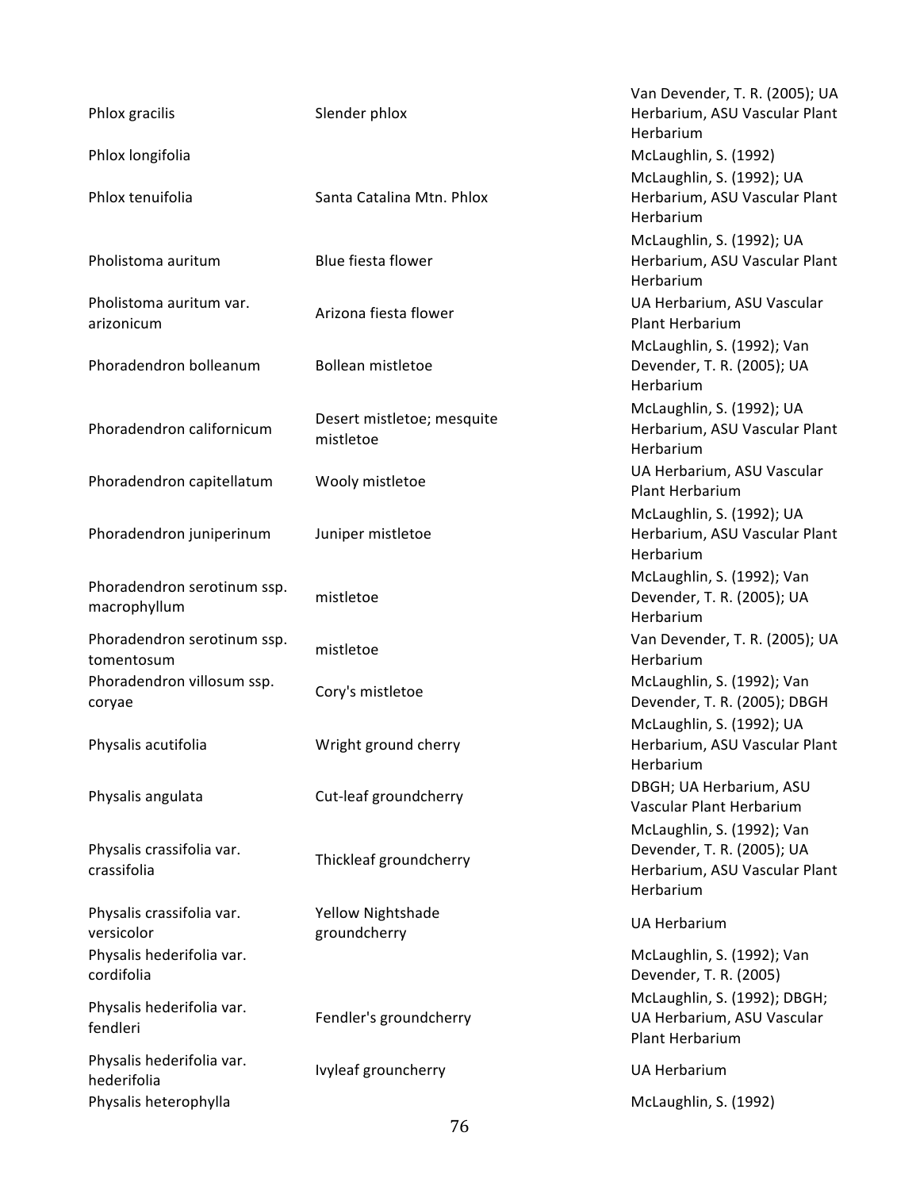| | | |
|---|---|---|
| Phlox gracilis | Slender phlox | Van Devender, T. R. (2005); UA Herbarium, ASU Vascular Plant Herbarium |
| Phlox longifolia | | McLaughlin, S. (1992) |
| Phlox tenuifolia | Santa Catalina Mtn. Phlox | McLaughlin, S. (1992); UA Herbarium, ASU Vascular Plant Herbarium |
| Pholistoma auritum | Blue fiesta flower | McLaughlin, S. (1992); UA Herbarium, ASU Vascular Plant Herbarium |
| Pholistoma auritum var. arizonicum | Arizona fiesta flower | UA Herbarium, ASU Vascular Plant Herbarium |
| Phoradendron bolleanum | Bollean mistletoe | McLaughlin, S. (1992); Van Devender, T. R. (2005); UA Herbarium |
| Phoradendron californicum | Desert mistletoe; mesquite mistletoe | McLaughlin, S. (1992); UA Herbarium, ASU Vascular Plant Herbarium |
| Phoradendron capitellatum | Wooly mistletoe | UA Herbarium, ASU Vascular Plant Herbarium |
| Phoradendron juniperinum | Juniper mistletoe | McLaughlin, S. (1992); UA Herbarium, ASU Vascular Plant Herbarium |
| Phoradendron serotinum ssp. macrophyllum | mistletoe | McLaughlin, S. (1992); Van Devender, T. R. (2005); UA Herbarium |
| Phoradendron serotinum ssp. tomentosum | mistletoe | Van Devender, T. R. (2005); UA Herbarium |
| Phoradendron villosum ssp. coryae | Cory's mistletoe | McLaughlin, S. (1992); Van Devender, T. R. (2005); DBGH |
| Physalis acutifolia | Wright ground cherry | McLaughlin, S. (1992); UA Herbarium, ASU Vascular Plant Herbarium |
| Physalis angulata | Cut-leaf groundcherry | DBGH; UA Herbarium, ASU Vascular Plant Herbarium |
| Physalis crassifolia var. crassifolia | Thickleaf groundcherry | McLaughlin, S. (1992); Van Devender, T. R. (2005); UA Herbarium, ASU Vascular Plant Herbarium |
| Physalis crassifolia var. versicolor | Yellow Nightshade groundcherry | UA Herbarium |
| Physalis hederifolia var. cordifolia | | McLaughlin, S. (1992); Van Devender, T. R. (2005) |
| Physalis hederifolia var. fendleri | Fendler's groundcherry | McLaughlin, S. (1992); DBGH; UA Herbarium, ASU Vascular Plant Herbarium |
| Physalis hederifolia var. hederifolia | Ivyleaf grouncherry | UA Herbarium |
| Physalis heterophylla | | McLaughlin, S. (1992) |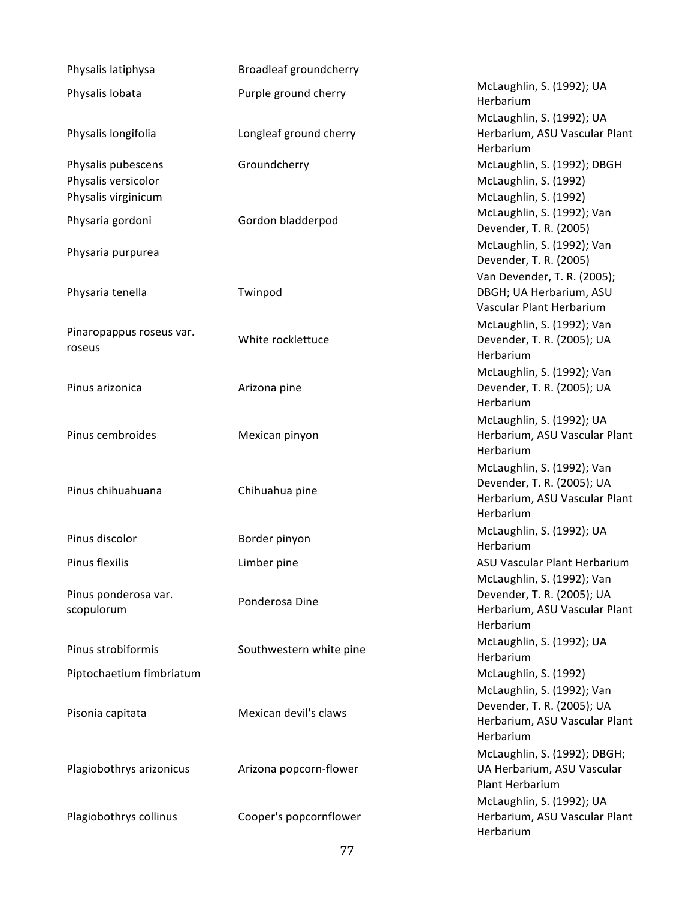| | | |
|---|---|---|
| Physalis latiphysa | Broadleaf groundcherry | |
| Physalis lobata | Purple ground cherry | McLaughlin, S. (1992); UA Herbarium |
| Physalis longifolia | Longleaf ground cherry | McLaughlin, S. (1992); UA Herbarium, ASU Vascular Plant Herbarium |
| Physalis pubescens | Groundcherry | McLaughlin, S. (1992); DBGH |
| Physalis versicolor | | McLaughlin, S. (1992) |
| Physalis virginicum | | McLaughlin, S. (1992) |
| Physaria gordoni | Gordon bladderpod | McLaughlin, S. (1992); Van Devender, T. R. (2005) |
| Physaria purpurea | | McLaughlin, S. (1992); Van Devender, T. R. (2005) |
| Physaria tenella | Twinpod | Van Devender, T. R. (2005); DBGH; UA Herbarium, ASU Vascular Plant Herbarium |
| Pinaropappus roseus var. roseus | White rocklettuce | McLaughlin, S. (1992); Van Devender, T. R. (2005); UA Herbarium |
| Pinus arizonica | Arizona pine | McLaughlin, S. (1992); Van Devender, T. R. (2005); UA Herbarium |
| Pinus cembroides | Mexican pinyon | McLaughlin, S. (1992); UA Herbarium, ASU Vascular Plant Herbarium |
| Pinus chihuahuana | Chihuahua pine | McLaughlin, S. (1992); Van Devender, T. R. (2005); UA Herbarium, ASU Vascular Plant Herbarium |
| Pinus discolor | Border pinyon | McLaughlin, S. (1992); UA Herbarium |
| Pinus flexilis | Limber pine | ASU Vascular Plant Herbarium |
| Pinus ponderosa var. scopulorum | Ponderosa Dine | McLaughlin, S. (1992); Van Devender, T. R. (2005); UA Herbarium, ASU Vascular Plant Herbarium |
| Pinus strobiformis | Southwestern white pine | McLaughlin, S. (1992); UA Herbarium |
| Piptochaetium fimbriatum | | McLaughlin, S. (1992) |
| Pisonia capitata | Mexican devil's claws | McLaughlin, S. (1992); Van Devender, T. R. (2005); UA Herbarium, ASU Vascular Plant Herbarium |
| Plagiobothrys arizonicus | Arizona popcorn-flower | McLaughlin, S. (1992); DBGH; UA Herbarium, ASU Vascular Plant Herbarium |
| Plagiobothrys collinus | Cooper's popcornflower | McLaughlin, S. (1992); UA Herbarium, ASU Vascular Plant Herbarium |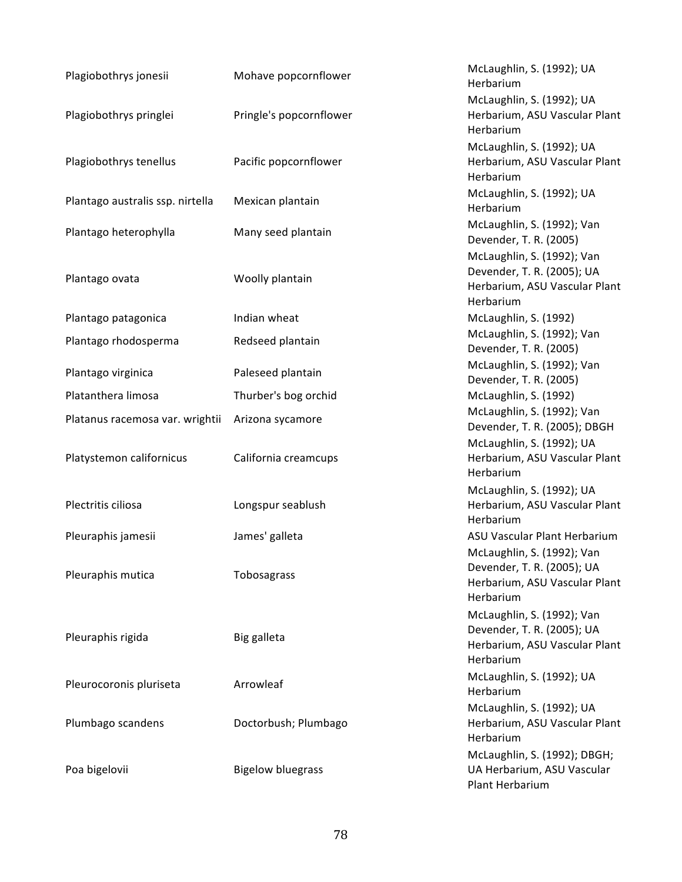| | | |
|---|---|---|
| Plagiobothrys jonesii | Mohave popcornflower | McLaughlin, S. (1992); UA Herbarium |
| Plagiobothrys pringlei | Pringle's popcornflower | McLaughlin, S. (1992); UA Herbarium, ASU Vascular Plant Herbarium |
| Plagiobothrys tenellus | Pacific popcornflower | McLaughlin, S. (1992); UA Herbarium, ASU Vascular Plant Herbarium |
| Plantago australis ssp. nirtella | Mexican plantain | McLaughlin, S. (1992); UA Herbarium |
| Plantago heterophylla | Many seed plantain | McLaughlin, S. (1992); Van Devender, T. R. (2005) |
| Plantago ovata | Woolly plantain | McLaughlin, S. (1992); Van Devender, T. R. (2005); UA Herbarium, ASU Vascular Plant Herbarium |
| Plantago patagonica | Indian wheat | McLaughlin, S. (1992) |
| Plantago rhodosperma | Redseed plantain | McLaughlin, S. (1992); Van Devender, T. R. (2005) |
| Plantago virginica | Paleseed plantain | McLaughlin, S. (1992); Van Devender, T. R. (2005) |
| Platanthera limosa | Thurber's bog orchid | McLaughlin, S. (1992) |
| Platanus racemosa var. wrightii | Arizona sycamore | McLaughlin, S. (1992); Van Devender, T. R. (2005); DBGH |
| Platystemon californicus | California creamcups | McLaughlin, S. (1992); UA Herbarium, ASU Vascular Plant Herbarium |
| Plectritis ciliosa | Longspur seablush | McLaughlin, S. (1992); UA Herbarium, ASU Vascular Plant Herbarium |
| Pleuraphis jamesii | James' galleta | ASU Vascular Plant Herbarium |
| Pleuraphis mutica | Tobosagrass | McLaughlin, S. (1992); Van Devender, T. R. (2005); UA Herbarium, ASU Vascular Plant Herbarium |
| Pleuraphis rigida | Big galleta | McLaughlin, S. (1992); Van Devender, T. R. (2005); UA Herbarium, ASU Vascular Plant Herbarium |
| Pleurocoronis pluriseta | Arrowleaf | McLaughlin, S. (1992); UA Herbarium |
| Plumbago scandens | Doctorbush; Plumbago | McLaughlin, S. (1992); UA Herbarium, ASU Vascular Plant Herbarium |
| Poa bigelovii | Bigelow bluegrass | McLaughlin, S. (1992); DBGH; UA Herbarium, ASU Vascular Plant Herbarium |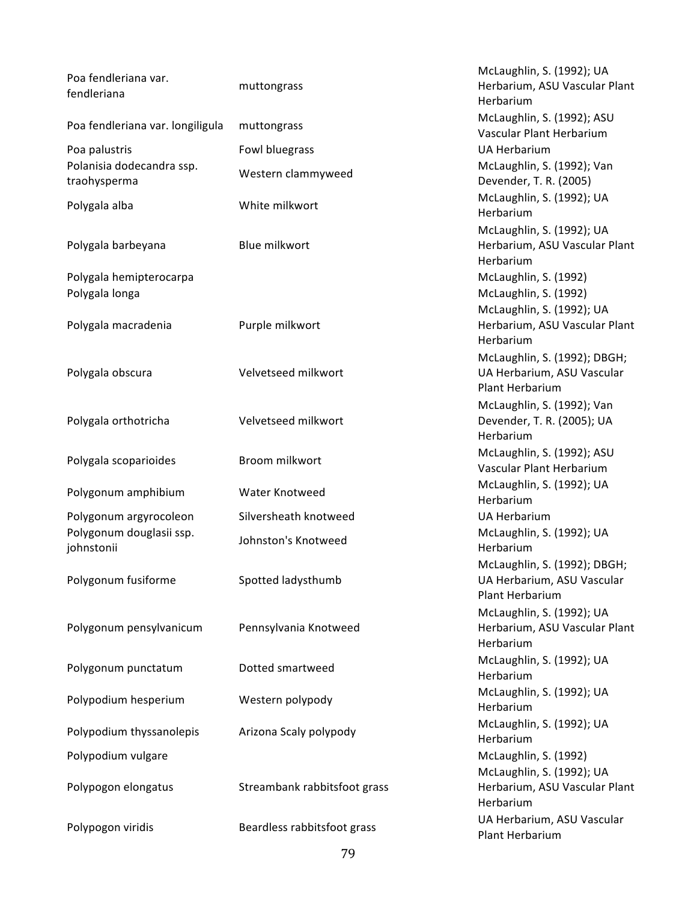| | | |
|---|---|---|
| Poa fendleriana var. fendleriana | muttongrass | McLaughlin, S. (1992); UA Herbarium, ASU Vascular Plant Herbarium |
| Poa fendleriana var. longiligula | muttongrass | McLaughlin, S. (1992); ASU Vascular Plant Herbarium |
| Poa palustris | Fowl bluegrass | UA Herbarium |
| Polanisia dodecandra ssp. traohysperma | Western clammyweed | McLaughlin, S. (1992); Van Devender, T. R. (2005) |
| Polygala alba | White milkwort | McLaughlin, S. (1992); UA Herbarium |
| Polygala barbeyana | Blue milkwort | McLaughlin, S. (1992); UA Herbarium, ASU Vascular Plant Herbarium |
| Polygala hemipterocarpa | | McLaughlin, S. (1992) |
| Polygala longa | | McLaughlin, S. (1992) |
| Polygala macradenia | Purple milkwort | McLaughlin, S. (1992); UA Herbarium, ASU Vascular Plant Herbarium |
| Polygala obscura | Velvetseed milkwort | McLaughlin, S. (1992); DBGH; UA Herbarium, ASU Vascular Plant Herbarium |
| Polygala orthotricha | Velvetseed milkwort | McLaughlin, S. (1992); Van Devender, T. R. (2005); UA Herbarium |
| Polygala scoparioides | Broom milkwort | McLaughlin, S. (1992); ASU Vascular Plant Herbarium |
| Polygonum amphibium | Water Knotweed | McLaughlin, S. (1992); UA Herbarium |
| Polygonum argyrocoleon | Silversheath knotweed | UA Herbarium |
| Polygonum douglasii ssp. johnstonii | Johnston's Knotweed | McLaughlin, S. (1992); UA Herbarium |
| Polygonum fusiforme | Spotted ladysthumb | McLaughlin, S. (1992); DBGH; UA Herbarium, ASU Vascular Plant Herbarium |
| Polygonum pensylvanicum | Pennsylvania Knotweed | McLaughlin, S. (1992); UA Herbarium, ASU Vascular Plant Herbarium |
| Polygonum punctatum | Dotted smartweed | McLaughlin, S. (1992); UA Herbarium |
| Polypodium hesperium | Western polypody | McLaughlin, S. (1992); UA Herbarium |
| Polypodium thyssanolepis | Arizona Scaly polypody | McLaughlin, S. (1992); UA Herbarium |
| Polypodium vulgare | | McLaughlin, S. (1992) |
| Polypogon elongatus | Streambank rabbitsfoot grass | McLaughlin, S. (1992); UA Herbarium, ASU Vascular Plant Herbarium |
| Polypogon viridis | Beardless rabbitsfoot grass | UA Herbarium, ASU Vascular Plant Herbarium |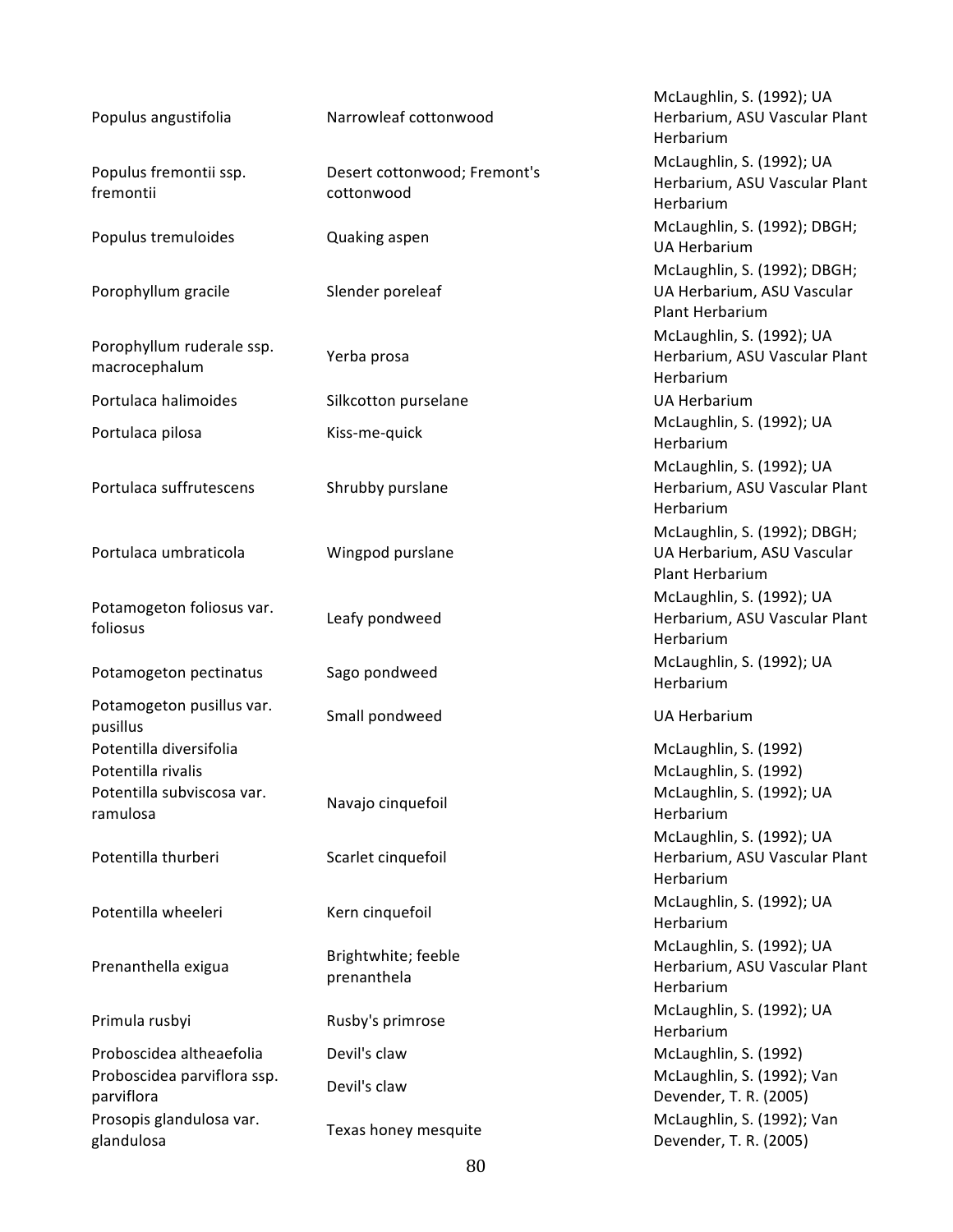| | | |
|---|---|---|
| Populus angustifolia | Narrowleaf cottonwood | McLaughlin, S. (1992); UA Herbarium, ASU Vascular Plant Herbarium |
| Populus fremontii ssp. fremontii | Desert cottonwood; Fremont's cottonwood | McLaughlin, S. (1992); UA Herbarium, ASU Vascular Plant Herbarium |
| Populus tremuloides | Quaking aspen | McLaughlin, S. (1992); DBGH; UA Herbarium |
| Porophyllum gracile | Slender poreleaf | McLaughlin, S. (1992); DBGH; UA Herbarium, ASU Vascular Plant Herbarium |
| Porophyllum ruderale ssp. macrocephalum | Yerba prosa | McLaughlin, S. (1992); UA Herbarium, ASU Vascular Plant Herbarium |
| Portulaca halimoides | Silkcotton purselane | UA Herbarium |
| Portulaca pilosa | Kiss-me-quick | McLaughlin, S. (1992); UA Herbarium |
| Portulaca suffrutescens | Shrubby purslane | McLaughlin, S. (1992); UA Herbarium, ASU Vascular Plant Herbarium |
| Portulaca umbraticola | Wingpod purslane | McLaughlin, S. (1992); DBGH; UA Herbarium, ASU Vascular Plant Herbarium |
| Potamogeton foliosus var. foliosus | Leafy pondweed | McLaughlin, S. (1992); UA Herbarium, ASU Vascular Plant Herbarium |
| Potamogeton pectinatus | Sago pondweed | McLaughlin, S. (1992); UA Herbarium |
| Potamogeton pusillus var. pusillus | Small pondweed | UA Herbarium |
| Potentilla diversifolia | | McLaughlin, S. (1992) |
| Potentilla rivalis | | McLaughlin, S. (1992) |
| Potentilla subviscosa var. ramulosa | Navajo cinquefoil | McLaughlin, S. (1992); UA Herbarium |
| Potentilla thurberi | Scarlet cinquefoil | McLaughlin, S. (1992); UA Herbarium, ASU Vascular Plant Herbarium |
| Potentilla wheeleri | Kern cinquefoil | McLaughlin, S. (1992); UA Herbarium |
| Prenanthella exigua | Brightwhite; feeble prenanthela | McLaughlin, S. (1992); UA Herbarium, ASU Vascular Plant Herbarium |
| Primula rusbyi | Rusby's primrose | McLaughlin, S. (1992); UA Herbarium |
| Proboscidea altheaefolia | Devil's claw | McLaughlin, S. (1992) |
| Proboscidea parviflora ssp. parviflora | Devil's claw | McLaughlin, S. (1992); Van Devender, T. R. (2005) |
| Prosopis glandulosa var. glandulosa | Texas honey mesquite | McLaughlin, S. (1992); Van Devender, T. R. (2005) |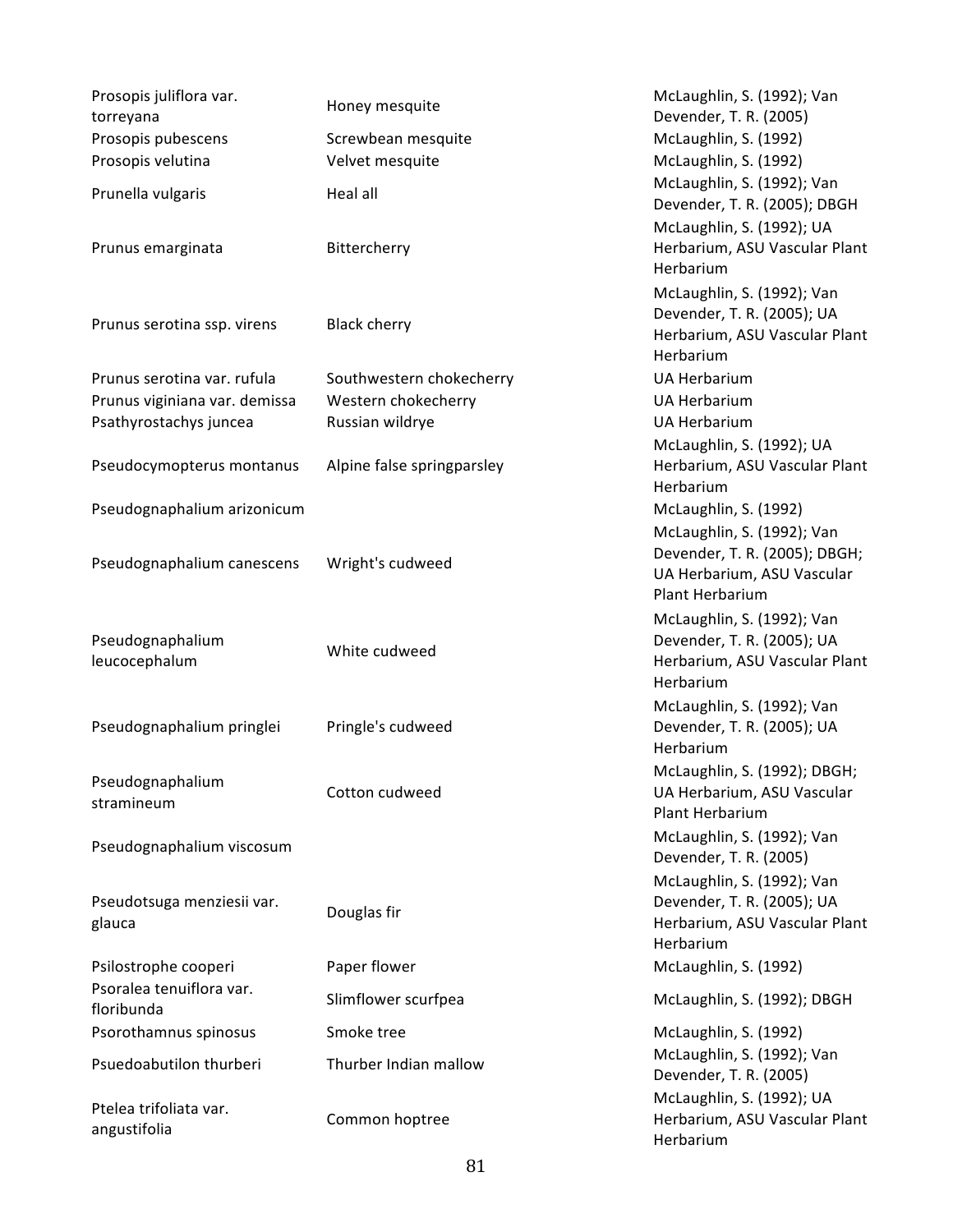| | | |
|---|---|---|
| Prosopis juliflora var. torreyana | Honey mesquite | McLaughlin, S. (1992); Van Devender, T. R. (2005) |
| Prosopis pubescens | Screwbean mesquite | McLaughlin, S. (1992) |
| Prosopis velutina | Velvet mesquite | McLaughlin, S. (1992) |
| Prunella vulgaris | Heal all | McLaughlin, S. (1992); Van Devender, T. R. (2005); DBGH |
| Prunus emarginata | Bittercherry | McLaughlin, S. (1992); UA Herbarium, ASU Vascular Plant Herbarium |
| Prunus serotina ssp. virens | Black cherry | McLaughlin, S. (1992); Van Devender, T. R. (2005); UA Herbarium, ASU Vascular Plant Herbarium |
| Prunus serotina var. rufula | Southwestern chokecherry | UA Herbarium |
| Prunus viginiana var. demissa | Western chokecherry | UA Herbarium |
| Psathyrostachys juncea | Russian wildrye | UA Herbarium |
| Pseudocymopterus montanus | Alpine false springparsley | McLaughlin, S. (1992); UA Herbarium, ASU Vascular Plant Herbarium |
| Pseudognaphalium arizonicum | | McLaughlin, S. (1992) |
| Pseudognaphalium canescens | Wright's cudweed | McLaughlin, S. (1992); Van Devender, T. R. (2005); DBGH; UA Herbarium, ASU Vascular Plant Herbarium |
| Pseudognaphalium leucocephalum | White cudweed | McLaughlin, S. (1992); Van Devender, T. R. (2005); UA Herbarium, ASU Vascular Plant Herbarium |
| Pseudognaphalium pringlei | Pringle's cudweed | McLaughlin, S. (1992); Van Devender, T. R. (2005); UA Herbarium |
| Pseudognaphalium stramineum | Cotton cudweed | McLaughlin, S. (1992); DBGH; UA Herbarium, ASU Vascular Plant Herbarium |
| Pseudognaphalium viscosum | | McLaughlin, S. (1992); Van Devender, T. R. (2005) |
| Pseudotsuga menziesii var. glauca | Douglas fir | McLaughlin, S. (1992); Van Devender, T. R. (2005); UA Herbarium, ASU Vascular Plant Herbarium |
| Psilostrophe cooperi | Paper flower | McLaughlin, S. (1992) |
| Psoralea tenuiflora var. floribunda | Slimflower scurfpea | McLaughlin, S. (1992); DBGH |
| Psorothamnus spinosus | Smoke tree | McLaughlin, S. (1992) |
| Psuedoabutilon thurberi | Thurber Indian mallow | McLaughlin, S. (1992); Van Devender, T. R. (2005) |
| Ptelea trifoliata var. angustifolia | Common hoptree | McLaughlin, S. (1992); UA Herbarium, ASU Vascular Plant Herbarium |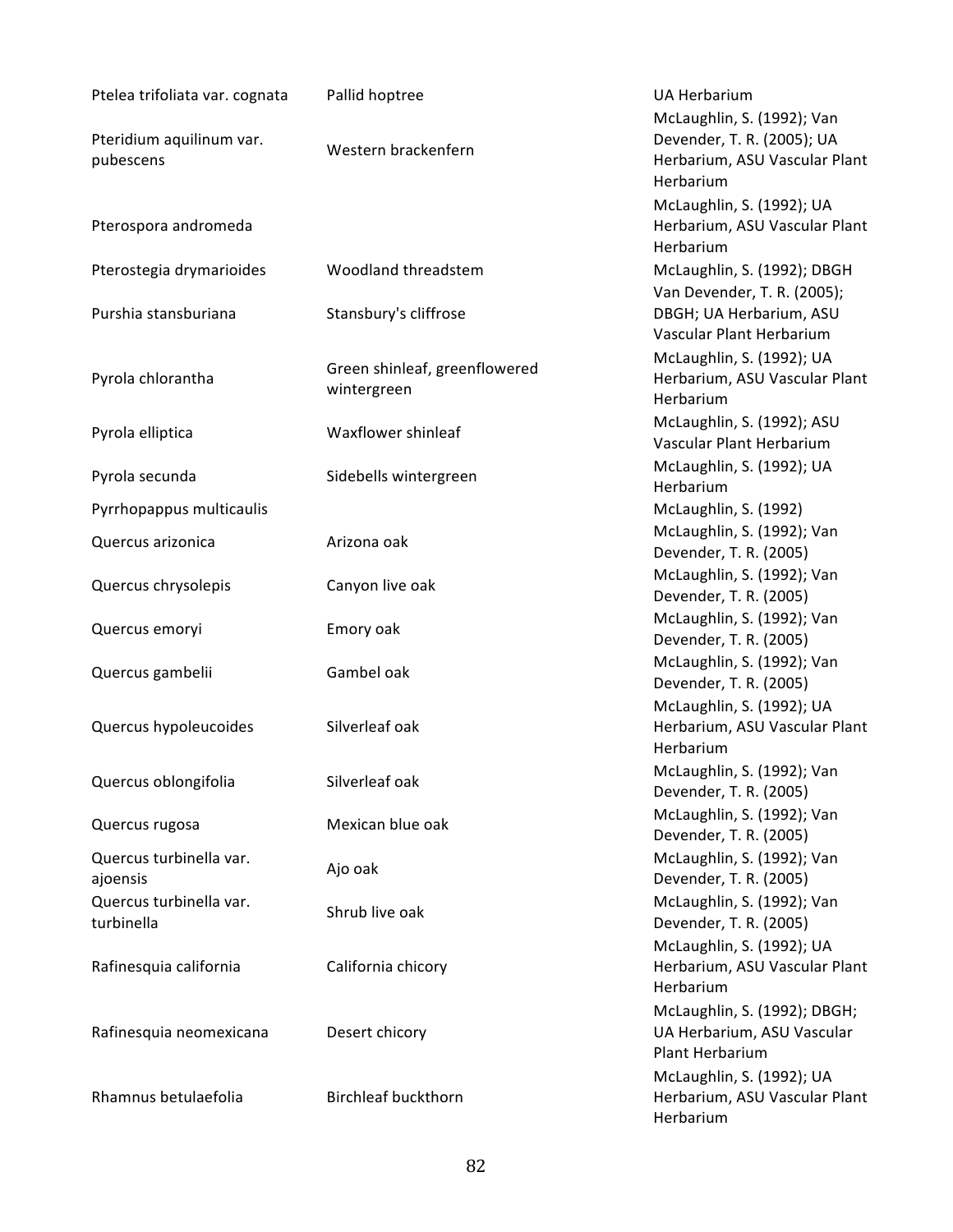| | | |
|---|---|---|
| Ptelea trifoliata var. cognata | Pallid hoptree | UA Herbarium |
| Pteridium aquilinum var. pubescens | Western brackenfern | McLaughlin, S. (1992); Van Devender, T. R. (2005); UA Herbarium, ASU Vascular Plant Herbarium |
| Pterospora andromeda | | McLaughlin, S. (1992); UA Herbarium, ASU Vascular Plant Herbarium |
| Pterostegia drymarioides | Woodland threadstem | McLaughlin, S. (1992); DBGH |
| Purshia stansburiana | Stansbury's cliffrose | Van Devender, T. R. (2005); DBGH; UA Herbarium, ASU Vascular Plant Herbarium |
| Pyrola chlorantha | Green shinleaf, greenflowered wintergreen | McLaughlin, S. (1992); UA Herbarium, ASU Vascular Plant Herbarium |
| Pyrola elliptica | Waxflower shinleaf | McLaughlin, S. (1992); ASU Vascular Plant Herbarium |
| Pyrola secunda | Sidebells wintergreen | McLaughlin, S. (1992); UA Herbarium |
| Pyrrhopappus multicaulis | | McLaughlin, S. (1992) |
| Quercus arizonica | Arizona oak | McLaughlin, S. (1992); Van Devender, T. R. (2005) |
| Quercus chrysolepis | Canyon live oak | McLaughlin, S. (1992); Van Devender, T. R. (2005) |
| Quercus emoryi | Emory oak | McLaughlin, S. (1992); Van Devender, T. R. (2005) |
| Quercus gambelii | Gambel oak | McLaughlin, S. (1992); Van Devender, T. R. (2005) |
| Quercus hypoleucoides | Silverleaf oak | McLaughlin, S. (1992); UA Herbarium, ASU Vascular Plant Herbarium |
| Quercus oblongifolia | Silverleaf oak | McLaughlin, S. (1992); Van Devender, T. R. (2005) |
| Quercus rugosa | Mexican blue oak | McLaughlin, S. (1992); Van Devender, T. R. (2005) |
| Quercus turbinella var. ajoensis | Ajo oak | McLaughlin, S. (1992); Van Devender, T. R. (2005) |
| Quercus turbinella var. turbinella | Shrub live oak | McLaughlin, S. (1992); Van Devender, T. R. (2005) |
| Rafinesquia california | California chicory | McLaughlin, S. (1992); UA Herbarium, ASU Vascular Plant Herbarium |
| Rafinesquia neomexicana | Desert chicory | McLaughlin, S. (1992); DBGH; UA Herbarium, ASU Vascular Plant Herbarium |
| Rhamnus betulaefolia | Birchleaf buckthorn | McLaughlin, S. (1992); UA Herbarium, ASU Vascular Plant Herbarium |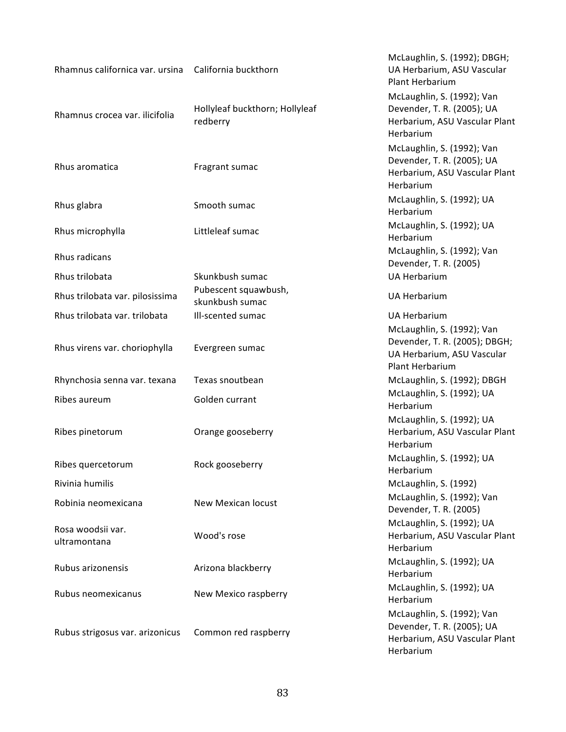| | | |
|---|---|---|
| Rhamnus californica var. ursina | California buckthorn | McLaughlin, S. (1992); DBGH; UA Herbarium, ASU Vascular Plant Herbarium |
| Rhamnus crocea var. ilicifolia | Hollyleaf buckthorn; Hollyleaf redberry | McLaughlin, S. (1992); Van Devender, T. R. (2005); UA Herbarium, ASU Vascular Plant Herbarium |
| Rhus aromatica | Fragrant sumac | McLaughlin, S. (1992); Van Devender, T. R. (2005); UA Herbarium, ASU Vascular Plant Herbarium |
| Rhus glabra | Smooth sumac | McLaughlin, S. (1992); UA Herbarium |
| Rhus microphylla | Littleleaf sumac | McLaughlin, S. (1992); UA Herbarium |
| Rhus radicans | | McLaughlin, S. (1992); Van Devender, T. R. (2005) |
| Rhus trilobata | Skunkbush sumac | UA Herbarium |
| Rhus trilobata var. pilosissima | Pubescent squawbush, skunkbush sumac | UA Herbarium |
| Rhus trilobata var. trilobata | Ill-scented sumac | UA Herbarium |
| Rhus virens var. choriophylla | Evergreen sumac | McLaughlin, S. (1992); Van Devender, T. R. (2005); DBGH; UA Herbarium, ASU Vascular Plant Herbarium |
| Rhynchosia senna var. texana | Texas snoutbean | McLaughlin, S. (1992); DBGH |
| Ribes aureum | Golden currant | McLaughlin, S. (1992); UA Herbarium |
| Ribes pinetorum | Orange gooseberry | McLaughlin, S. (1992); UA Herbarium, ASU Vascular Plant Herbarium |
| Ribes quercetorum | Rock gooseberry | McLaughlin, S. (1992); UA Herbarium |
| Rivinia humilis | | McLaughlin, S. (1992) |
| Robinia neomexicana | New Mexican locust | McLaughlin, S. (1992); Van Devender, T. R. (2005) |
| Rosa woodsii var. ultramontana | Wood's rose | McLaughlin, S. (1992); UA Herbarium, ASU Vascular Plant Herbarium |
| Rubus arizonensis | Arizona blackberry | McLaughlin, S. (1992); UA Herbarium |
| Rubus neomexicanus | New Mexico raspberry | McLaughlin, S. (1992); UA Herbarium |
| Rubus strigosus var. arizonicus | Common red raspberry | McLaughlin, S. (1992); Van Devender, T. R. (2005); UA Herbarium, ASU Vascular Plant Herbarium |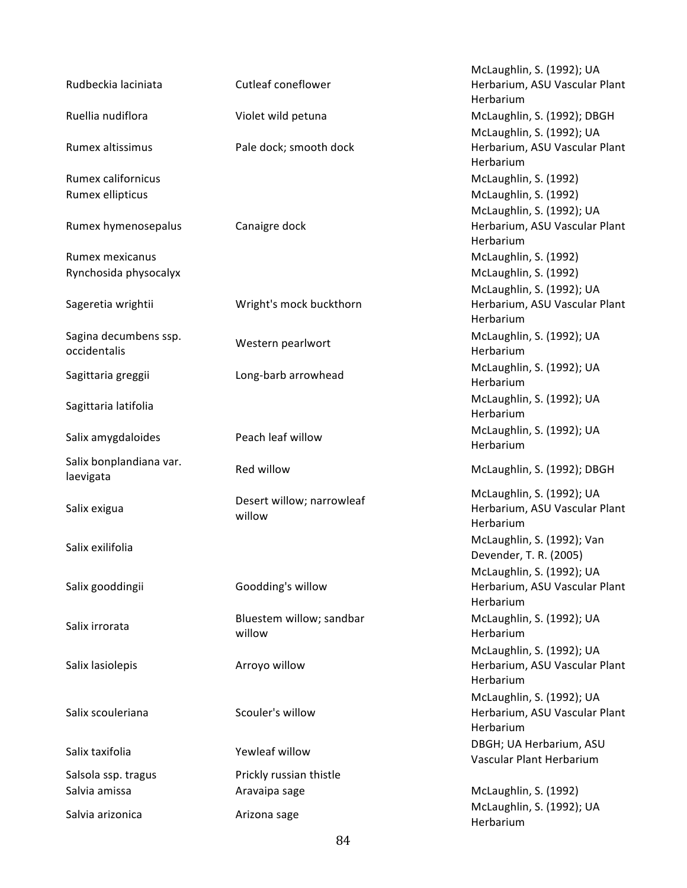| | | |
|---|---|---|
| Rudbeckia laciniata | Cutleaf coneflower | McLaughlin, S. (1992); UA Herbarium, ASU Vascular Plant Herbarium |
| Ruellia nudiflora | Violet wild petuna | McLaughlin, S. (1992); DBGH |
| Rumex altissimus | Pale dock; smooth dock | McLaughlin, S. (1992); UA Herbarium, ASU Vascular Plant Herbarium |
| Rumex californicus | | McLaughlin, S. (1992) |
| Rumex ellipticus | | McLaughlin, S. (1992) |
| Rumex hymenosepalus | Canaigre dock | McLaughlin, S. (1992); UA Herbarium, ASU Vascular Plant Herbarium |
| Rumex mexicanus | | McLaughlin, S. (1992) |
| Rynchosida physocalyx | | McLaughlin, S. (1992) |
| Sageretia wrightii | Wright's mock buckthorn | McLaughlin, S. (1992); UA Herbarium, ASU Vascular Plant Herbarium |
| Sagina decumbens ssp. occidentalis | Western pearlwort | McLaughlin, S. (1992); UA Herbarium |
| Sagittaria greggii | Long-barb arrowhead | McLaughlin, S. (1992); UA Herbarium |
| Sagittaria latifolia | | McLaughlin, S. (1992); UA Herbarium |
| Salix amygdaloides | Peach leaf willow | McLaughlin, S. (1992); UA Herbarium |
| Salix bonplandiana var. laevigata | Red willow | McLaughlin, S. (1992); DBGH |
| Salix exigua | Desert willow; narrowleaf willow | McLaughlin, S. (1992); UA Herbarium, ASU Vascular Plant Herbarium |
| Salix exilifolia | | McLaughlin, S. (1992); Van Devender, T. R. (2005) |
| Salix gooddingii | Goodding's willow | McLaughlin, S. (1992); UA Herbarium, ASU Vascular Plant Herbarium |
| Salix irrorata | Bluestem willow; sandbar willow | McLaughlin, S. (1992); UA Herbarium |
| Salix lasiolepis | Arroyo willow | McLaughlin, S. (1992); UA Herbarium, ASU Vascular Plant Herbarium |
| Salix scouleriana | Scouler's willow | McLaughlin, S. (1992); UA Herbarium, ASU Vascular Plant Herbarium |
| Salix taxifolia | Yewleaf willow | DBGH; UA Herbarium, ASU Vascular Plant Herbarium |
| Salsola ssp. tragus | Prickly russian thistle | |
| Salvia amissa | Aravaipa sage | McLaughlin, S. (1992) |
| Salvia arizonica | Arizona sage | McLaughlin, S. (1992); UA Herbarium |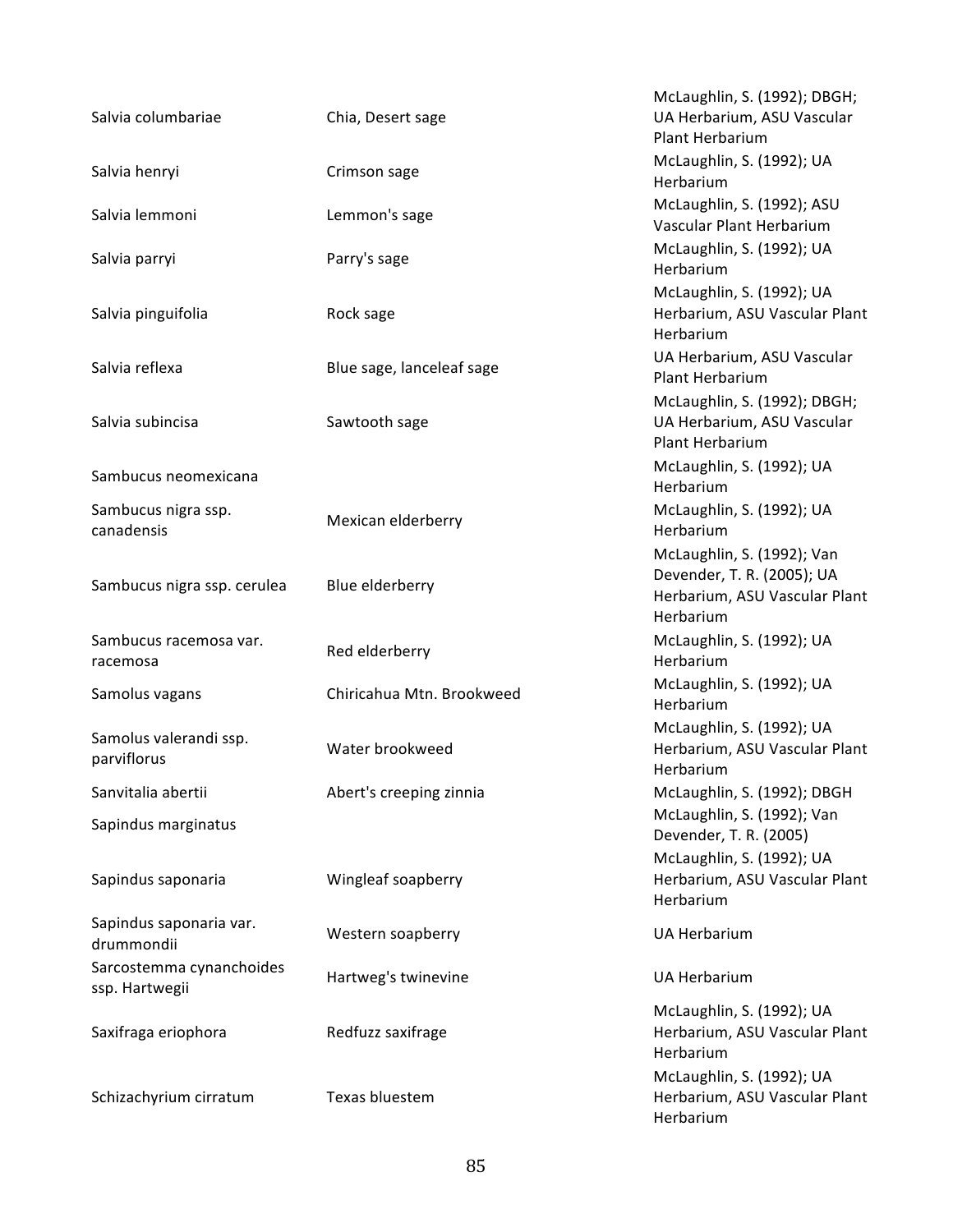| | | |
|---|---|---|
| Salvia columbariae | Chia, Desert sage | McLaughlin, S. (1992); DBGH; UA Herbarium, ASU Vascular Plant Herbarium |
| Salvia henryi | Crimson sage | McLaughlin, S. (1992); UA Herbarium |
| Salvia lemmoni | Lemmon's sage | McLaughlin, S. (1992); ASU Vascular Plant Herbarium |
| Salvia parryi | Parry's sage | McLaughlin, S. (1992); UA Herbarium |
| Salvia pinguifolia | Rock sage | McLaughlin, S. (1992); UA Herbarium, ASU Vascular Plant Herbarium |
| Salvia reflexa | Blue sage, lanceleaf sage | UA Herbarium, ASU Vascular Plant Herbarium |
| Salvia subincisa | Sawtooth sage | McLaughlin, S. (1992); DBGH; UA Herbarium, ASU Vascular Plant Herbarium |
| Sambucus neomexicana | | McLaughlin, S. (1992); UA Herbarium |
| Sambucus nigra ssp. canadensis | Mexican elderberry | McLaughlin, S. (1992); UA Herbarium |
| Sambucus nigra ssp. cerulea | Blue elderberry | McLaughlin, S. (1992); Van Devender, T. R. (2005); UA Herbarium, ASU Vascular Plant Herbarium |
| Sambucus racemosa var. racemosa | Red elderberry | McLaughlin, S. (1992); UA Herbarium |
| Samolus vagans | Chiricahua Mtn. Brookweed | McLaughlin, S. (1992); UA Herbarium |
| Samolus valerandi ssp. parviflorus | Water brookweed | McLaughlin, S. (1992); UA Herbarium, ASU Vascular Plant Herbarium |
| Sanvitalia abertii | Abert's creeping zinnia | McLaughlin, S. (1992); DBGH |
| Sapindus marginatus | | McLaughlin, S. (1992); Van Devender, T. R. (2005) |
| Sapindus saponaria | Wingleaf soapberry | McLaughlin, S. (1992); UA Herbarium, ASU Vascular Plant Herbarium |
| Sapindus saponaria var. drummondii | Western soapberry | UA Herbarium |
| Sarcostemma cynanchoides ssp. Hartwegii | Hartweg's twinevine | UA Herbarium |
| Saxifraga eriophora | Redfuzz saxifrage | McLaughlin, S. (1992); UA Herbarium, ASU Vascular Plant Herbarium |
| Schizachyrium cirratum | Texas bluestem | McLaughlin, S. (1992); UA Herbarium, ASU Vascular Plant Herbarium |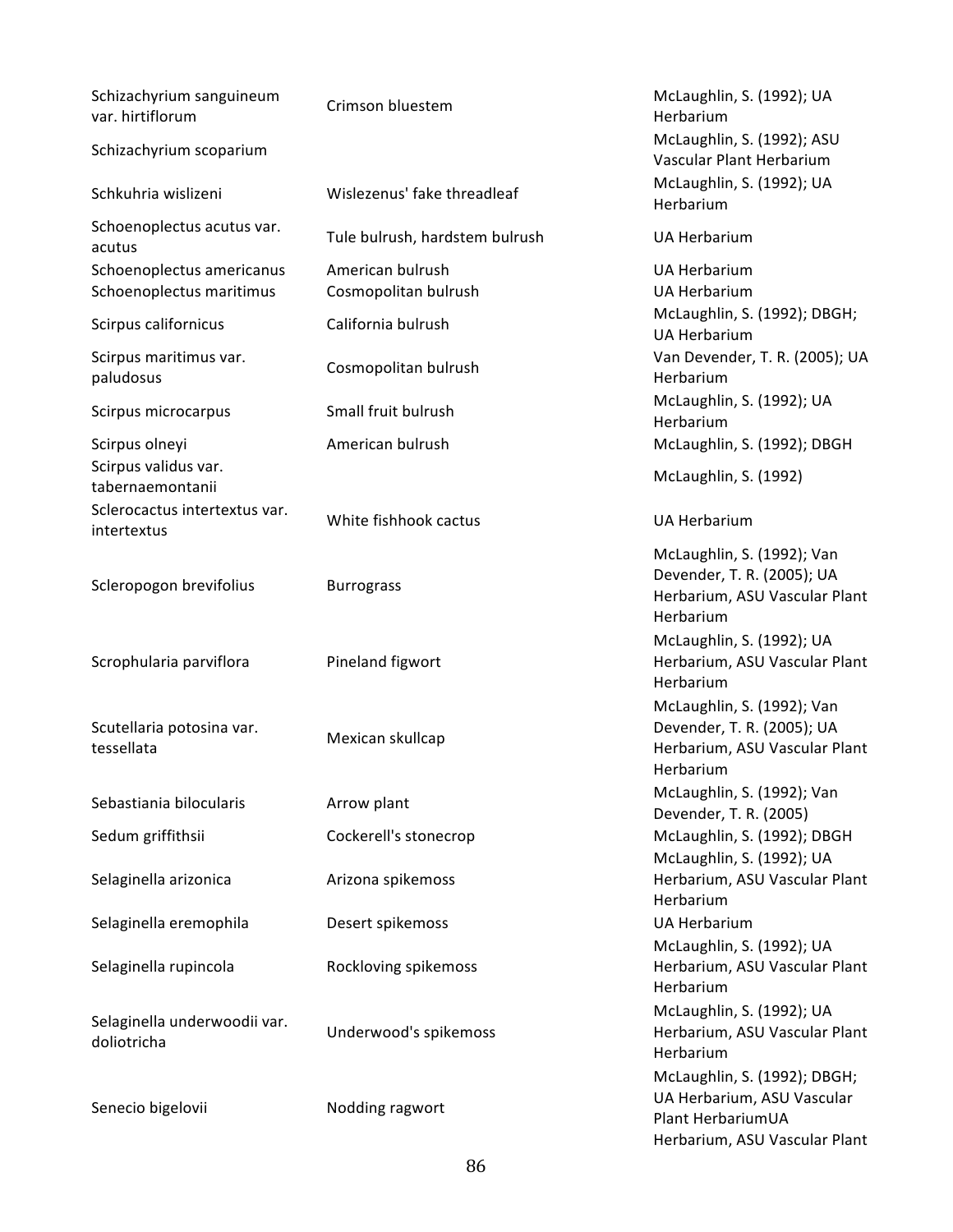| | | |
|---|---|---|
| Schizachyrium sanguineum var. hirtiflorum | Crimson bluestem | McLaughlin, S. (1992); UA Herbarium |
| Schizachyrium scoparium | | McLaughlin, S. (1992); ASU Vascular Plant Herbarium |
| Schkuhria wislizeni | Wislezenus' fake threadleaf | McLaughlin, S. (1992); UA Herbarium |
| Schoenoplectus acutus var. acutus | Tule bulrush, hardstem bulrush | UA Herbarium |
| Schoenoplectus americanus | American bulrush | UA Herbarium |
| Schoenoplectus maritimus | Cosmopolitan bulrush | UA Herbarium |
| Scirpus californicus | California bulrush | McLaughlin, S. (1992); DBGH; UA Herbarium |
| Scirpus maritimus var. paludosus | Cosmopolitan bulrush | Van Devender, T. R. (2005); UA Herbarium |
| Scirpus microcarpus | Small fruit bulrush | McLaughlin, S. (1992); UA Herbarium |
| Scirpus olneyi | American bulrush | McLaughlin, S. (1992); DBGH |
| Scirpus validus var. tabernaemontanii | | McLaughlin, S. (1992) |
| Sclerocactus intertextus var. intertextus | White fishhook cactus | UA Herbarium |
| Scleropogon brevifolius | Burrograss | McLaughlin, S. (1992); Van Devender, T. R. (2005); UA Herbarium, ASU Vascular Plant Herbarium |
| Scrophularia parviflora | Pineland figwort | McLaughlin, S. (1992); UA Herbarium, ASU Vascular Plant Herbarium |
| Scutellaria potosina var. tessellata | Mexican skullcap | McLaughlin, S. (1992); Van Devender, T. R. (2005); UA Herbarium, ASU Vascular Plant Herbarium |
| Sebastiania bilocularis | Arrow plant | McLaughlin, S. (1992); Van Devender, T. R. (2005) |
| Sedum griffithsii | Cockerell's stonecrop | McLaughlin, S. (1992); DBGH |
| Selaginella arizonica | Arizona spikemoss | McLaughlin, S. (1992); UA Herbarium, ASU Vascular Plant Herbarium |
| Selaginella eremophila | Desert spikemoss | UA Herbarium |
| Selaginella rupincola | Rockloving spikemoss | McLaughlin, S. (1992); UA Herbarium, ASU Vascular Plant Herbarium |
| Selaginella underwoodii var. doliotricha | Underwood's spikemoss | McLaughlin, S. (1992); UA Herbarium, ASU Vascular Plant Herbarium |
| Senecio bigelovii | Nodding ragwort | McLaughlin, S. (1992); DBGH; UA Herbarium, ASU Vascular Plant HerbariumUA Herbarium, ASU Vascular Plant |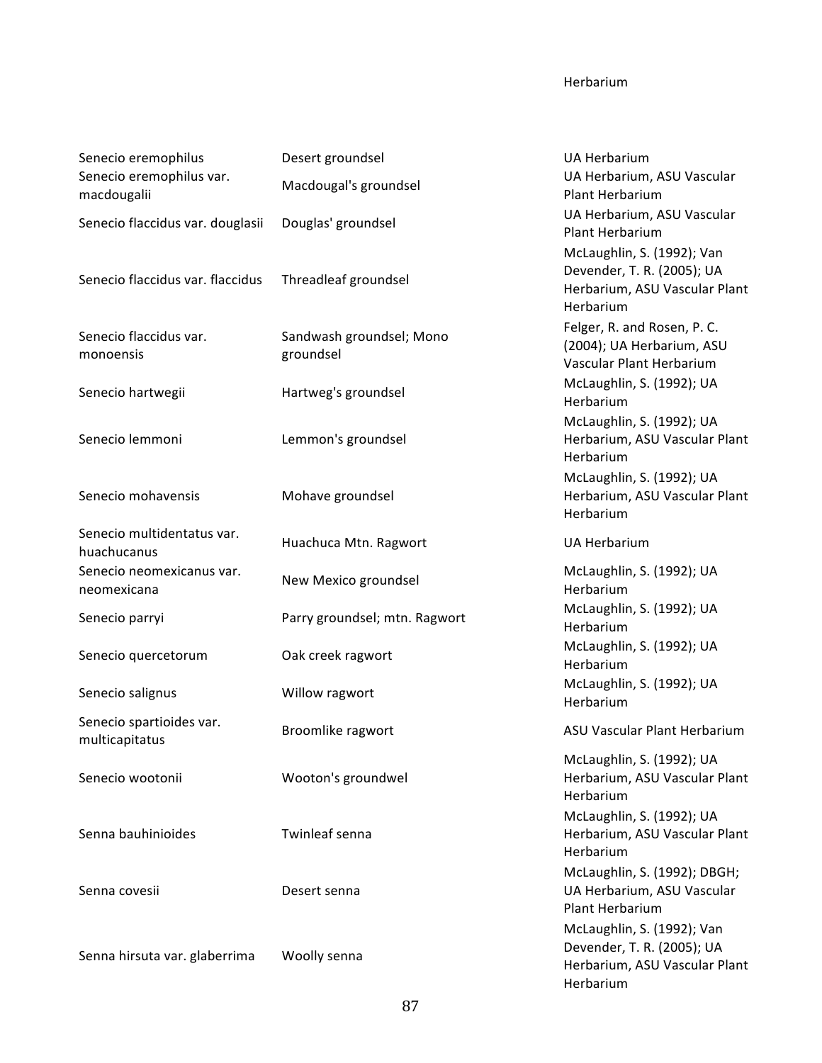| | | Herbarium |
|---|---|---|
| Senecio eremophilus | Desert groundsel | UA Herbarium |
| Senecio eremophilus var. macdougalii | Macdougal's groundsel | UA Herbarium, ASU Vascular Plant Herbarium |
| Senecio flaccidus var. douglasii | Douglas' groundsel | UA Herbarium, ASU Vascular Plant Herbarium |
| Senecio flaccidus var. flaccidus | Threadleaf groundsel | McLaughlin, S. (1992); Van Devender, T. R. (2005); UA Herbarium, ASU Vascular Plant Herbarium |
| Senecio flaccidus var. monoensis | Sandwash groundsel; Mono groundsel | Felger, R. and Rosen, P. C. (2004); UA Herbarium, ASU Vascular Plant Herbarium |
| Senecio hartwegii | Hartweg's groundsel | McLaughlin, S. (1992); UA Herbarium |
| Senecio lemmoni | Lemmon's groundsel | McLaughlin, S. (1992); UA Herbarium, ASU Vascular Plant Herbarium |
| Senecio mohavensis | Mohave groundsel | McLaughlin, S. (1992); UA Herbarium, ASU Vascular Plant Herbarium |
| Senecio multidentatus var. huachucanus | Huachuca Mtn. Ragwort | UA Herbarium |
| Senecio neomexicanus var. neomexicana | New Mexico groundsel | McLaughlin, S. (1992); UA Herbarium |
| Senecio parryi | Parry groundsel; mtn. Ragwort | McLaughlin, S. (1992); UA Herbarium |
| Senecio quercetorum | Oak creek ragwort | McLaughlin, S. (1992); UA Herbarium |
| Senecio salignus | Willow ragwort | McLaughlin, S. (1992); UA Herbarium |
| Senecio spartioides var. multicapitatus | Broomlike ragwort | ASU Vascular Plant Herbarium |
| Senecio wootonii | Wooton's groundwel | McLaughlin, S. (1992); UA Herbarium, ASU Vascular Plant Herbarium |
| Senna bauhinioides | Twinleaf senna | McLaughlin, S. (1992); UA Herbarium, ASU Vascular Plant Herbarium |
| Senna covesii | Desert senna | McLaughlin, S. (1992); DBGH; UA Herbarium, ASU Vascular Plant Herbarium |
| Senna hirsuta var. glaberrima | Woolly senna | McLaughlin, S. (1992); Van Devender, T. R. (2005); UA Herbarium, ASU Vascular Plant Herbarium |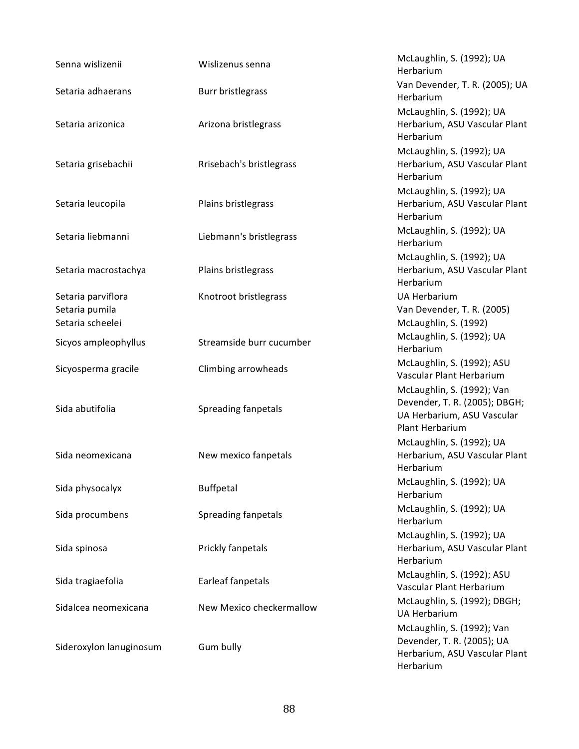| | | |
|---|---|---|
| Senna wislizenii | Wislizenus senna | McLaughlin, S. (1992); UA Herbarium |
| Setaria adhaerans | Burr bristlegrass | Van Devender, T. R. (2005); UA Herbarium |
| Setaria arizonica | Arizona bristlegrass | McLaughlin, S. (1992); UA Herbarium, ASU Vascular Plant Herbarium |
| Setaria grisebachii | Rrisebach's bristlegrass | McLaughlin, S. (1992); UA Herbarium, ASU Vascular Plant Herbarium |
| Setaria leucopila | Plains bristlegrass | McLaughlin, S. (1992); UA Herbarium, ASU Vascular Plant Herbarium |
| Setaria liebmanni | Liebmann's bristlegrass | McLaughlin, S. (1992); UA Herbarium |
| Setaria macrostachya | Plains bristlegrass | McLaughlin, S. (1992); UA Herbarium, ASU Vascular Plant Herbarium |
| Setaria parviflora | Knotroot bristlegrass | UA Herbarium |
| Setaria pumila | | Van Devender, T. R. (2005) |
| Setaria scheelei | | McLaughlin, S. (1992) |
| Sicyos ampleophyllus | Streamside burr cucumber | McLaughlin, S. (1992); UA Herbarium |
| Sicyosperma gracile | Climbing arrowheads | McLaughlin, S. (1992); ASU Vascular Plant Herbarium |
| Sida abutifolia | Spreading fanpetals | McLaughlin, S. (1992); Van Devender, T. R. (2005); DBGH; UA Herbarium, ASU Vascular Plant Herbarium |
| Sida neomexicana | New mexico fanpetals | McLaughlin, S. (1992); UA Herbarium, ASU Vascular Plant Herbarium |
| Sida physocalyx | Buffpetal | McLaughlin, S. (1992); UA Herbarium |
| Sida procumbens | Spreading fanpetals | McLaughlin, S. (1992); UA Herbarium |
| Sida spinosa | Prickly fanpetals | McLaughlin, S. (1992); UA Herbarium, ASU Vascular Plant Herbarium |
| Sida tragiaefolia | Earleaf fanpetals | McLaughlin, S. (1992); ASU Vascular Plant Herbarium |
| Sidalcea neomexicana | New Mexico checkermallow | McLaughlin, S. (1992); DBGH; UA Herbarium |
| Sideroxylon lanuginosum | Gum bully | McLaughlin, S. (1992); Van Devender, T. R. (2005); UA Herbarium, ASU Vascular Plant Herbarium |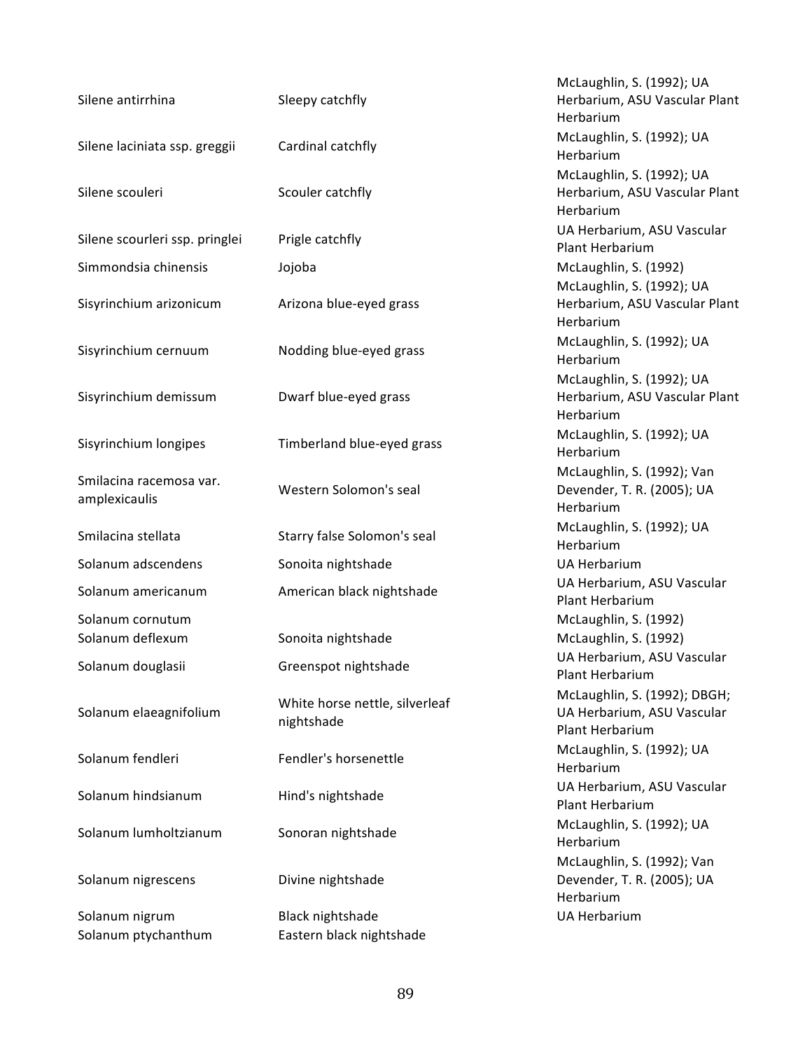| | | |
|---|---|---|
| Silene antirrhina | Sleepy catchfly | McLaughlin, S. (1992); UA Herbarium, ASU Vascular Plant Herbarium |
| Silene laciniata ssp. greggii | Cardinal catchfly | McLaughlin, S. (1992); UA Herbarium |
| Silene scouleri | Scouler catchfly | McLaughlin, S. (1992); UA Herbarium, ASU Vascular Plant Herbarium |
| Silene scourleri ssp. pringlei | Prigle catchfly | UA Herbarium, ASU Vascular Plant Herbarium |
| Simmondsia chinensis | Jojoba | McLaughlin, S. (1992) |
| Sisyrinchium arizonicum | Arizona blue-eyed grass | McLaughlin, S. (1992); UA Herbarium, ASU Vascular Plant Herbarium |
| Sisyrinchium cernuum | Nodding blue-eyed grass | McLaughlin, S. (1992); UA Herbarium |
| Sisyrinchium demissum | Dwarf blue-eyed grass | McLaughlin, S. (1992); UA Herbarium, ASU Vascular Plant Herbarium |
| Sisyrinchium longipes | Timberland blue-eyed grass | McLaughlin, S. (1992); UA Herbarium |
| Smilacina racemosa var. amplexicaulis | Western Solomon's seal | McLaughlin, S. (1992); Van Devender, T. R. (2005); UA Herbarium |
| Smilacina stellata | Starry false Solomon's seal | McLaughlin, S. (1992); UA Herbarium |
| Solanum adscendens | Sonoita nightshade | UA Herbarium |
| Solanum americanum | American black nightshade | UA Herbarium, ASU Vascular Plant Herbarium |
| Solanum cornutum | | McLaughlin, S. (1992) |
| Solanum deflexum | Sonoita nightshade | McLaughlin, S. (1992) |
| Solanum douglasii | Greenspot nightshade | UA Herbarium, ASU Vascular Plant Herbarium |
| Solanum elaeagnifolium | White horse nettle, silverleaf nightshade | McLaughlin, S. (1992); DBGH; UA Herbarium, ASU Vascular Plant Herbarium |
| Solanum fendleri | Fendler's horsenettle | McLaughlin, S. (1992); UA Herbarium |
| Solanum hindsianum | Hind's nightshade | UA Herbarium, ASU Vascular Plant Herbarium |
| Solanum lumholtzianum | Sonoran nightshade | McLaughlin, S. (1992); UA Herbarium |
| Solanum nigrescens | Divine nightshade | McLaughlin, S. (1992); Van Devender, T. R. (2005); UA Herbarium |
| Solanum nigrum | Black nightshade | UA Herbarium |
| Solanum ptychanthum | Eastern black nightshade | |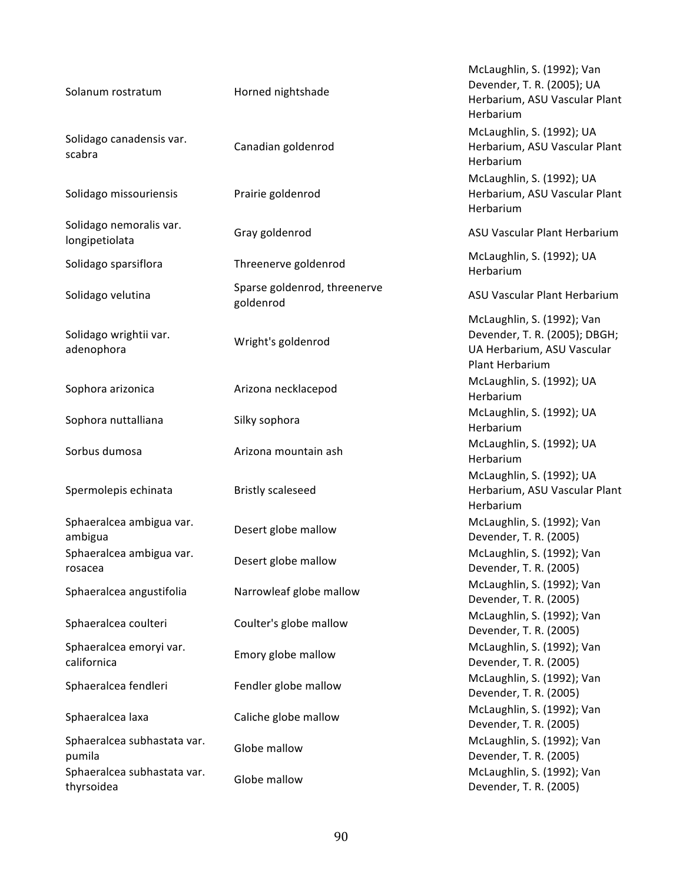| | | |
|---|---|---|
| Solanum rostratum | Horned nightshade | McLaughlin, S. (1992); Van Devender, T. R. (2005); UA Herbarium, ASU Vascular Plant Herbarium |
| Solidago canadensis var. scabra | Canadian goldenrod | McLaughlin, S. (1992); UA Herbarium, ASU Vascular Plant Herbarium |
| Solidago missouriensis | Prairie goldenrod | McLaughlin, S. (1992); UA Herbarium, ASU Vascular Plant Herbarium |
| Solidago nemoralis var. longipetiolata | Gray goldenrod | ASU Vascular Plant Herbarium |
| Solidago sparsiflora | Threenerve goldenrod | McLaughlin, S. (1992); UA Herbarium |
| Solidago velutina | Sparse goldenrod, threenerve goldenrod | ASU Vascular Plant Herbarium |
| Solidago wrightii var. adenophora | Wright's goldenrod | McLaughlin, S. (1992); Van Devender, T. R. (2005); DBGH; UA Herbarium, ASU Vascular Plant Herbarium |
| Sophora arizonica | Arizona necklacepod | McLaughlin, S. (1992); UA Herbarium |
| Sophora nuttalliana | Silky sophora | McLaughlin, S. (1992); UA Herbarium |
| Sorbus dumosa | Arizona mountain ash | McLaughlin, S. (1992); UA Herbarium |
| Spermolepis echinata | Bristly scaleseed | McLaughlin, S. (1992); UA Herbarium, ASU Vascular Plant Herbarium |
| Sphaeralcea ambigua var. ambigua | Desert globe mallow | McLaughlin, S. (1992); Van Devender, T. R. (2005) |
| Sphaeralcea ambigua var. rosacea | Desert globe mallow | McLaughlin, S. (1992); Van Devender, T. R. (2005) |
| Sphaeralcea angustifolia | Narrowleaf globe mallow | McLaughlin, S. (1992); Van Devender, T. R. (2005) |
| Sphaeralcea coulteri | Coulter's globe mallow | McLaughlin, S. (1992); Van Devender, T. R. (2005) |
| Sphaeralcea emoryi var. californica | Emory globe mallow | McLaughlin, S. (1992); Van Devender, T. R. (2005) |
| Sphaeralcea fendleri | Fendler globe mallow | McLaughlin, S. (1992); Van Devender, T. R. (2005) |
| Sphaeralcea laxa | Caliche globe mallow | McLaughlin, S. (1992); Van Devender, T. R. (2005) |
| Sphaeralcea subhastata var. pumila | Globe mallow | McLaughlin, S. (1992); Van Devender, T. R. (2005) |
| Sphaeralcea subhastata var. thyrsoidea | Globe mallow | McLaughlin, S. (1992); Van Devender, T. R. (2005) |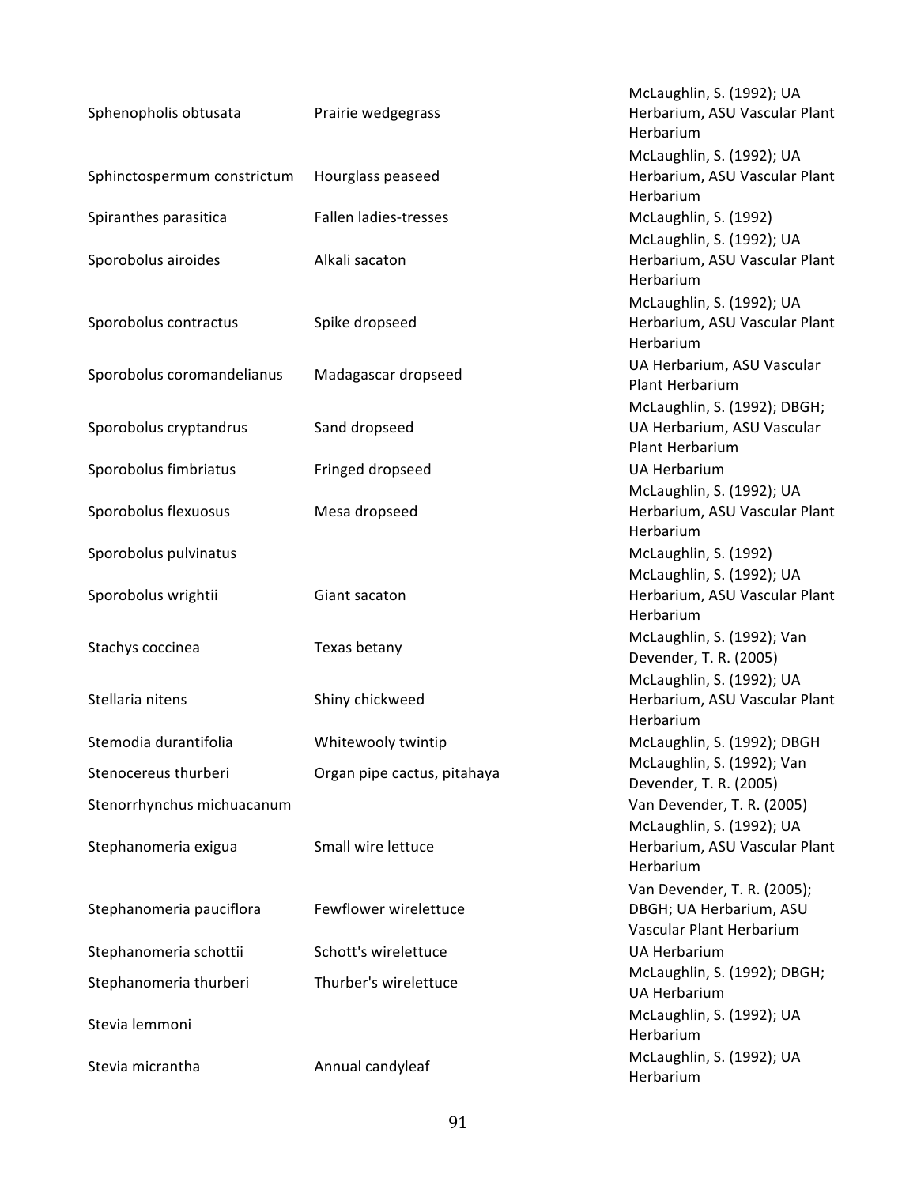| | | |
|---|---|---|
| Sphenopholis obtusata | Prairie wedgegrass | McLaughlin, S. (1992); UA Herbarium, ASU Vascular Plant Herbarium |
| Sphinctospermum constrictum | Hourglass peaseed | McLaughlin, S. (1992); UA Herbarium, ASU Vascular Plant Herbarium |
| Spiranthes parasitica | Fallen ladies-tresses | McLaughlin, S. (1992) |
| Sporobolus airoides | Alkali sacaton | McLaughlin, S. (1992); UA Herbarium, ASU Vascular Plant Herbarium |
| Sporobolus contractus | Spike dropseed | McLaughlin, S. (1992); UA Herbarium, ASU Vascular Plant Herbarium |
| Sporobolus coromandelianus | Madagascar dropseed | UA Herbarium, ASU Vascular Plant Herbarium |
| Sporobolus cryptandrus | Sand dropseed | McLaughlin, S. (1992); DBGH; UA Herbarium, ASU Vascular Plant Herbarium |
| Sporobolus fimbriatus | Fringed dropseed | UA Herbarium |
| Sporobolus flexuosus | Mesa dropseed | McLaughlin, S. (1992); UA Herbarium, ASU Vascular Plant Herbarium |
| Sporobolus pulvinatus | | McLaughlin, S. (1992) |
| Sporobolus wrightii | Giant sacaton | McLaughlin, S. (1992); UA Herbarium, ASU Vascular Plant Herbarium |
| Stachys coccinea | Texas betany | McLaughlin, S. (1992); Van Devender, T. R. (2005) |
| Stellaria nitens | Shiny chickweed | McLaughlin, S. (1992); UA Herbarium, ASU Vascular Plant Herbarium |
| Stemodia durantifolia | Whitewooly twintip | McLaughlin, S. (1992); DBGH |
| Stenocereus thurberi | Organ pipe cactus, pitahaya | McLaughlin, S. (1992); Van Devender, T. R. (2005) |
| Stenorrhynchus michuacanum | | Van Devender, T. R. (2005) |
| Stephanomeria exigua | Small wire lettuce | McLaughlin, S. (1992); UA Herbarium, ASU Vascular Plant Herbarium |
| Stephanomeria pauciflora | Fewflower wirelettuce | Van Devender, T. R. (2005); DBGH; UA Herbarium, ASU Vascular Plant Herbarium |
| Stephanomeria schottii | Schott's wirelettuce | UA Herbarium |
| Stephanomeria thurberi | Thurber's wirelettuce | McLaughlin, S. (1992); DBGH; UA Herbarium |
| Stevia lemmoni | | McLaughlin, S. (1992); UA Herbarium |
| Stevia micrantha | Annual candyleaf | McLaughlin, S. (1992); UA Herbarium |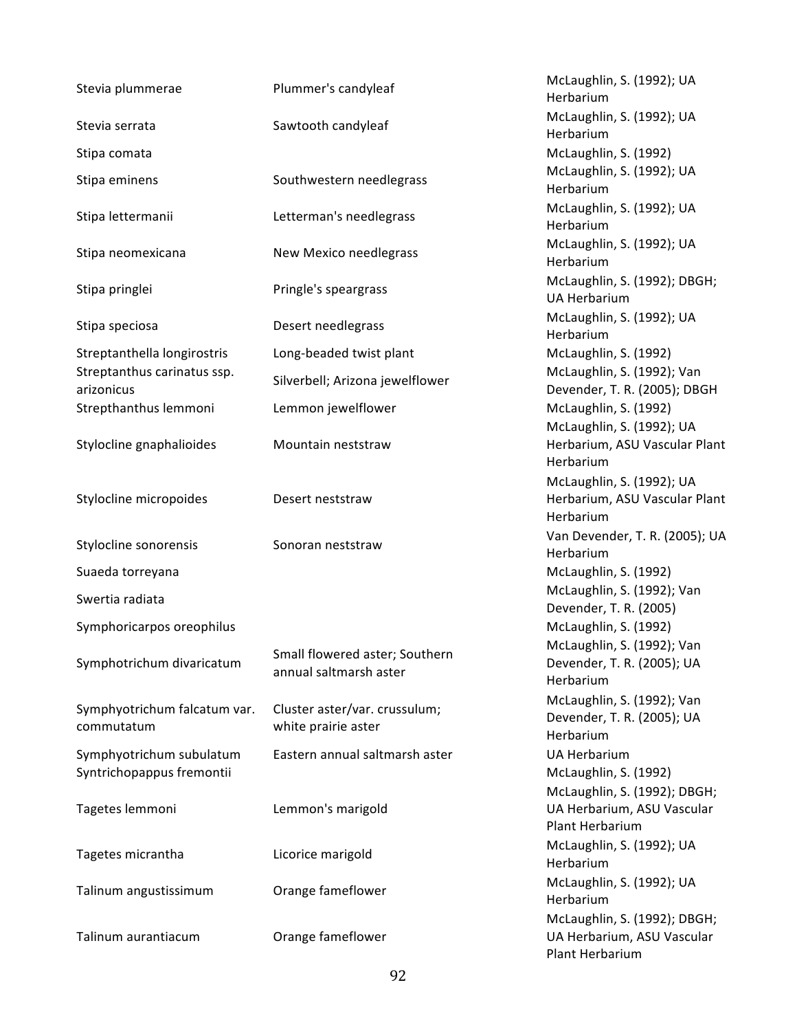| | | |
|---|---|---|
| Stevia plummerae | Plummer's candyleaf | McLaughlin, S. (1992); UA Herbarium |
| Stevia serrata | Sawtooth candyleaf | McLaughlin, S. (1992); UA Herbarium |
| Stipa comata | | McLaughlin, S. (1992) |
| Stipa eminens | Southwestern needlegrass | McLaughlin, S. (1992); UA Herbarium |
| Stipa lettermanii | Letterman's needlegrass | McLaughlin, S. (1992); UA Herbarium |
| Stipa neomexicana | New Mexico needlegrass | McLaughlin, S. (1992); UA Herbarium |
| Stipa pringlei | Pringle's speargrass | McLaughlin, S. (1992); DBGH; UA Herbarium |
| Stipa speciosa | Desert needlegrass | McLaughlin, S. (1992); UA Herbarium |
| Streptanthella longirostris | Long-beaded twist plant | McLaughlin, S. (1992) |
| Streptanthus carinatus ssp. arizonicus | Silverbell; Arizona jewelflower | McLaughlin, S. (1992); Van Devender, T. R. (2005); DBGH |
| Strepthanthus lemmoni | Lemmon jewelflower | McLaughlin, S. (1992) |
| Stylocline gnaphalioides | Mountain neststraw | McLaughlin, S. (1992); UA Herbarium, ASU Vascular Plant Herbarium |
| Stylocline micropoides | Desert neststraw | McLaughlin, S. (1992); UA Herbarium, ASU Vascular Plant Herbarium |
| Stylocline sonorensis | Sonoran neststraw | Van Devender, T. R. (2005); UA Herbarium |
| Suaeda torreyana | | McLaughlin, S. (1992) |
| Swertia radiata | | McLaughlin, S. (1992); Van Devender, T. R. (2005) |
| Symphoricarpos oreophilus | | McLaughlin, S. (1992) |
| Symphotrichum divaricatum | Small flowered aster; Southern annual saltmarsh aster | McLaughlin, S. (1992); Van Devender, T. R. (2005); UA Herbarium |
| Symphyotrichum falcatum var. commutatum | Cluster aster/var. crussulum; white prairie aster | McLaughlin, S. (1992); Van Devender, T. R. (2005); UA Herbarium |
| Symphyotrichum subulatum | Eastern annual saltmarsh aster | UA Herbarium |
| Syntrichopappus fremontii | | McLaughlin, S. (1992) |
| Tagetes lemmoni | Lemmon's marigold | McLaughlin, S. (1992); DBGH; UA Herbarium, ASU Vascular Plant Herbarium |
| Tagetes micrantha | Licorice marigold | McLaughlin, S. (1992); UA Herbarium |
| Talinum angustissimum | Orange fameflower | McLaughlin, S. (1992); UA Herbarium |
| Talinum aurantiacum | Orange fameflower | McLaughlin, S. (1992); DBGH; UA Herbarium, ASU Vascular Plant Herbarium |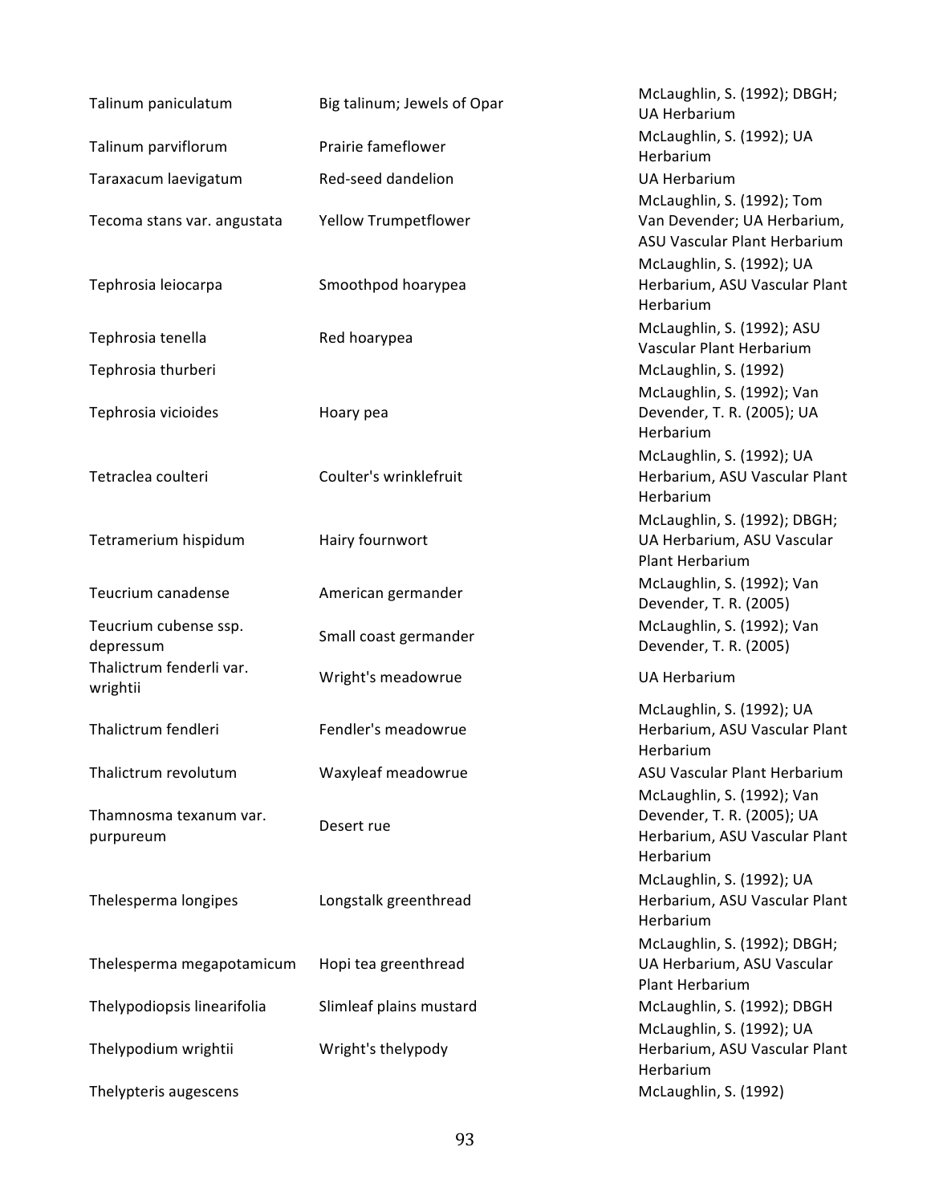| | | |
|---|---|---|
| Talinum paniculatum | Big talinum; Jewels of Opar | McLaughlin, S. (1992); DBGH; UA Herbarium |
| Talinum parviflorum | Prairie fameflower | McLaughlin, S. (1992); UA Herbarium |
| Taraxacum laevigatum | Red-seed dandelion | UA Herbarium |
| Tecoma stans var. angustata | Yellow Trumpetflower | McLaughlin, S. (1992); Tom Van Devender; UA Herbarium, ASU Vascular Plant Herbarium |
| Tephrosia leiocarpa | Smoothpod hoarypea | McLaughlin, S. (1992); UA Herbarium, ASU Vascular Plant Herbarium |
| Tephrosia tenella | Red hoarypea | McLaughlin, S. (1992); ASU Vascular Plant Herbarium |
| Tephrosia thurberi | | McLaughlin, S. (1992) |
| Tephrosia vicioides | Hoary pea | McLaughlin, S. (1992); Van Devender, T. R. (2005); UA Herbarium |
| Tetraclea coulteri | Coulter's wrinklefruit | McLaughlin, S. (1992); UA Herbarium, ASU Vascular Plant Herbarium |
| Tetramerium hispidum | Hairy fournwort | McLaughlin, S. (1992); DBGH; UA Herbarium, ASU Vascular Plant Herbarium |
| Teucrium canadense | American germander | McLaughlin, S. (1992); Van Devender, T. R. (2005) |
| Teucrium cubense ssp. depressum | Small coast germander | McLaughlin, S. (1992); Van Devender, T. R. (2005) |
| Thalictrum fenderli var. wrightii | Wright's meadowrue | UA Herbarium |
| Thalictrum fendleri | Fendler's meadowrue | McLaughlin, S. (1992); UA Herbarium, ASU Vascular Plant Herbarium |
| Thalictrum revolutum | Waxyleaf meadowrue | ASU Vascular Plant Herbarium |
| Thamnosma texanum var. purpureum | Desert rue | McLaughlin, S. (1992); Van Devender, T. R. (2005); UA Herbarium, ASU Vascular Plant Herbarium |
| Thelesperma longipes | Longstalk greenthread | McLaughlin, S. (1992); UA Herbarium, ASU Vascular Plant Herbarium |
| Thelesperma megapotamicum | Hopi tea greenthread | McLaughlin, S. (1992); DBGH; UA Herbarium, ASU Vascular Plant Herbarium |
| Thelypodiopsis linearifolia | Slimleaf plains mustard | McLaughlin, S. (1992); DBGH |
| Thelypodium wrightii | Wright's thelypody | McLaughlin, S. (1992); UA Herbarium, ASU Vascular Plant Herbarium |
| Thelypteris augescens | | McLaughlin, S. (1992) |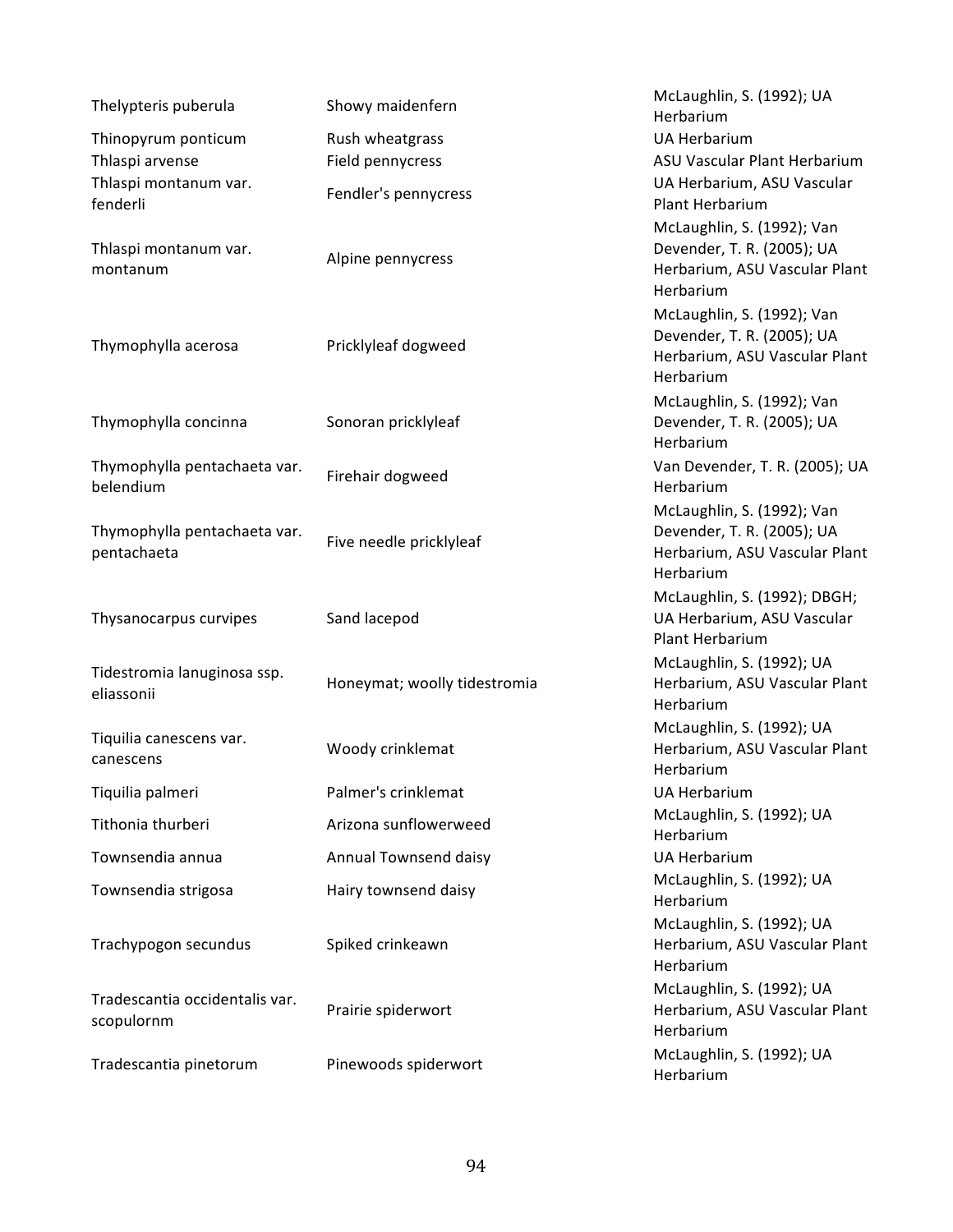| | | |
|---|---|---|
| Thelypteris puberula | Showy maidenfern | McLaughlin, S. (1992); UA Herbarium |
| Thinopyrum ponticum | Rush wheatgrass | UA Herbarium |
| Thlaspi arvense | Field pennycress | ASU Vascular Plant Herbarium |
| Thlaspi montanum var. fenderli | Fendler's pennycress | UA Herbarium, ASU Vascular Plant Herbarium |
| Thlaspi montanum var. montanum | Alpine pennycress | McLaughlin, S. (1992); Van Devender, T. R. (2005); UA Herbarium, ASU Vascular Plant Herbarium |
| Thymophylla acerosa | Pricklyleaf dogweed | McLaughlin, S. (1992); Van Devender, T. R. (2005); UA Herbarium, ASU Vascular Plant Herbarium |
| Thymophylla concinna | Sonoran pricklyleaf | McLaughlin, S. (1992); Van Devender, T. R. (2005); UA Herbarium |
| Thymophylla pentachaeta var. belendium | Firehair dogweed | Van Devender, T. R. (2005); UA Herbarium |
| Thymophylla pentachaeta var. pentachaeta | Five needle pricklyleaf | McLaughlin, S. (1992); Van Devender, T. R. (2005); UA Herbarium, ASU Vascular Plant Herbarium |
| Thysanocarpus curvipes | Sand lacepod | McLaughlin, S. (1992); DBGH; UA Herbarium, ASU Vascular Plant Herbarium |
| Tidestromia lanuginosa ssp. eliassonii | Honeymat; woolly tidestromia | McLaughlin, S. (1992); UA Herbarium, ASU Vascular Plant Herbarium |
| Tiquilia canescens var. canescens | Woody crinklemat | McLaughlin, S. (1992); UA Herbarium, ASU Vascular Plant Herbarium |
| Tiquilia palmeri | Palmer's crinklemat | UA Herbarium |
| Tithonia thurberi | Arizona sunflowerweed | McLaughlin, S. (1992); UA Herbarium |
| Townsendia annua | Annual Townsend daisy | UA Herbarium |
| Townsendia strigosa | Hairy townsend daisy | McLaughlin, S. (1992); UA Herbarium |
| Trachypogon secundus | Spiked crinkeawn | McLaughlin, S. (1992); UA Herbarium, ASU Vascular Plant Herbarium |
| Tradescantia occidentalis var. scopulornm | Prairie spiderwort | McLaughlin, S. (1992); UA Herbarium, ASU Vascular Plant Herbarium |
| Tradescantia pinetorum | Pinewoods spiderwort | McLaughlin, S. (1992); UA Herbarium |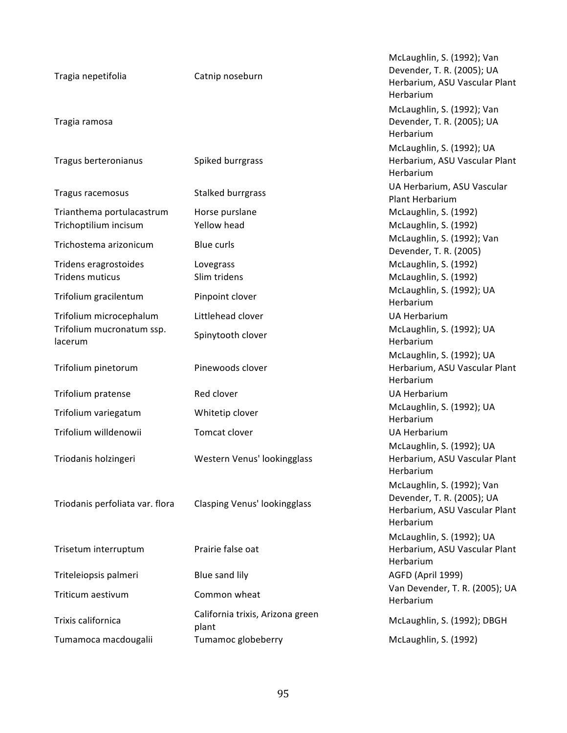| | | |
|---|---|---|
| Tragia nepetifolia | Catnip noseburn | McLaughlin, S. (1992); Van Devender, T. R. (2005); UA Herbarium, ASU Vascular Plant Herbarium |
| Tragia ramosa | | McLaughlin, S. (1992); Van Devender, T. R. (2005); UA Herbarium |
| Tragus berteronianus | Spiked burrgrass | McLaughlin, S. (1992); UA Herbarium, ASU Vascular Plant Herbarium |
| Tragus racemosus | Stalked burrgrass | UA Herbarium, ASU Vascular Plant Herbarium |
| Trianthema portulacastrum | Horse purslane | McLaughlin, S. (1992) |
| Trichoptilium incisum | Yellow head | McLaughlin, S. (1992) |
| Trichostema arizonicum | Blue curls | McLaughlin, S. (1992); Van Devender, T. R. (2005) |
| Tridens eragrostoides | Lovegrass | McLaughlin, S. (1992) |
| Tridens muticus | Slim tridens | McLaughlin, S. (1992) |
| Trifolium gracilentum | Pinpoint clover | McLaughlin, S. (1992); UA Herbarium |
| Trifolium microcephalum | Littlehead clover | UA Herbarium |
| Trifolium mucronatum ssp. lacerum | Spinytooth clover | McLaughlin, S. (1992); UA Herbarium |
| Trifolium pinetorum | Pinewoods clover | McLaughlin, S. (1992); UA Herbarium, ASU Vascular Plant Herbarium |
| Trifolium pratense | Red clover | UA Herbarium |
| Trifolium variegatum | Whitetip clover | McLaughlin, S. (1992); UA Herbarium |
| Trifolium willdenowii | Tomcat clover | UA Herbarium |
| Triodanis holzingeri | Western Venus' lookingglass | McLaughlin, S. (1992); UA Herbarium, ASU Vascular Plant Herbarium |
| Triodanis perfoliata var. flora | Clasping Venus' lookingglass | McLaughlin, S. (1992); Van Devender, T. R. (2005); UA Herbarium, ASU Vascular Plant Herbarium |
| Trisetum interruptum | Prairie false oat | McLaughlin, S. (1992); UA Herbarium, ASU Vascular Plant Herbarium |
| Triteleiopsis palmeri | Blue sand lily | AGFD (April 1999) |
| Triticum aestivum | Common wheat | Van Devender, T. R. (2005); UA Herbarium |
| Trixis californica | California trixis, Arizona green plant | McLaughlin, S. (1992); DBGH |
| Tumamoca macdougalii | Tumamoc globeberry | McLaughlin, S. (1992) |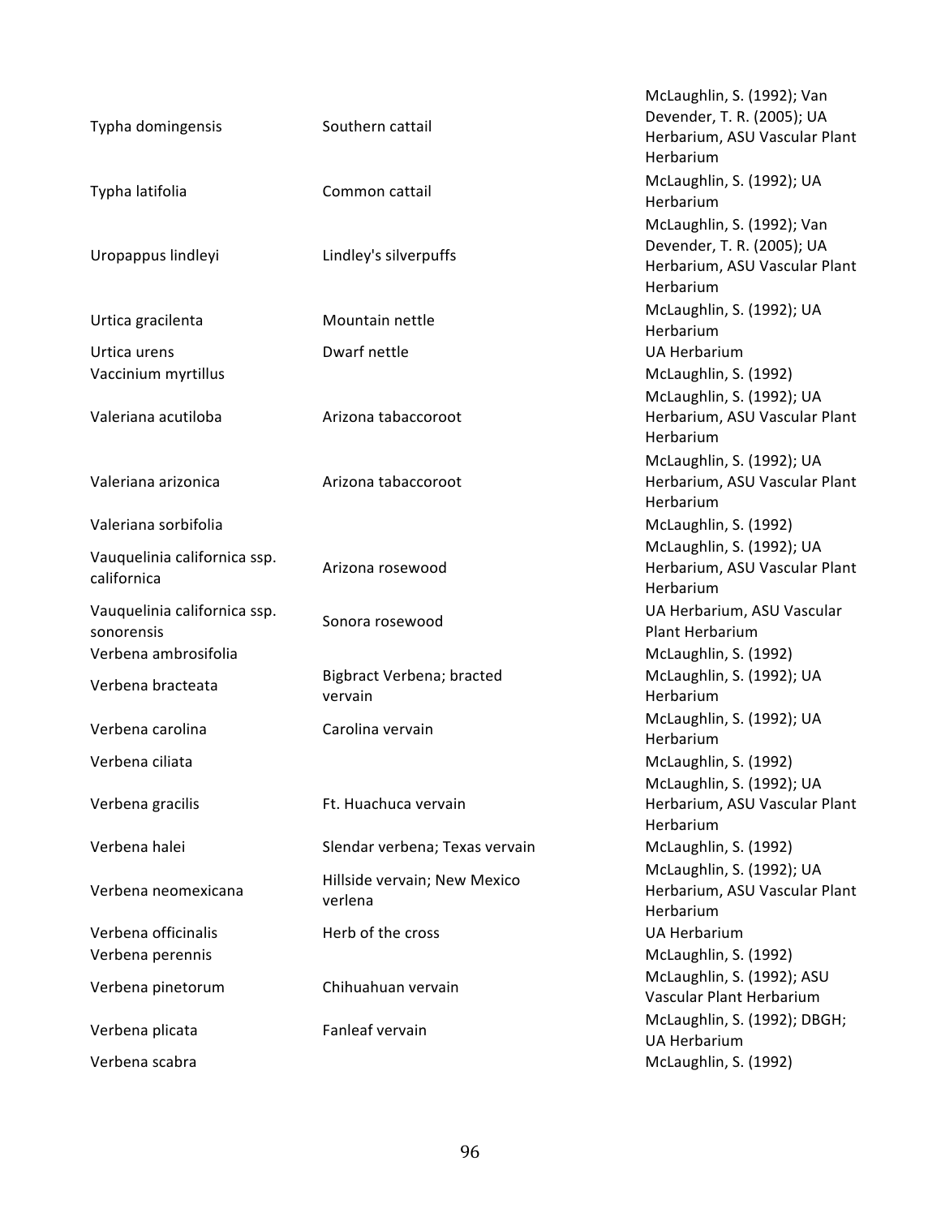| | | |
|---|---|---|
| Typha domingensis | Southern cattail | McLaughlin, S. (1992); Van Devender, T. R. (2005); UA Herbarium, ASU Vascular Plant Herbarium |
| Typha latifolia | Common cattail | McLaughlin, S. (1992); UA Herbarium |
| Uropappus lindleyi | Lindley's silverpuffs | McLaughlin, S. (1992); Van Devender, T. R. (2005); UA Herbarium, ASU Vascular Plant Herbarium |
| Urtica gracilenta | Mountain nettle | McLaughlin, S. (1992); UA Herbarium |
| Urtica urens | Dwarf nettle | UA Herbarium |
| Vaccinium myrtillus | | McLaughlin, S. (1992) |
| Valeriana acutiloba | Arizona tabaccoroot | McLaughlin, S. (1992); UA Herbarium, ASU Vascular Plant Herbarium |
| Valeriana arizonica | Arizona tabaccoroot | McLaughlin, S. (1992); UA Herbarium, ASU Vascular Plant Herbarium |
| Valeriana sorbifolia | | McLaughlin, S. (1992) |
| Vauquelinia californica ssp. californica | Arizona rosewood | McLaughlin, S. (1992); UA Herbarium, ASU Vascular Plant Herbarium |
| Vauquelinia californica ssp. sonorensis | Sonora rosewood | UA Herbarium, ASU Vascular Plant Herbarium |
| Verbena ambrosifolia | | McLaughlin, S. (1992) |
| Verbena bracteata | Bigbract Verbena; bracted vervain | McLaughlin, S. (1992); UA Herbarium |
| Verbena carolina | Carolina vervain | McLaughlin, S. (1992); UA Herbarium |
| Verbena ciliata | | McLaughlin, S. (1992) |
| Verbena gracilis | Ft. Huachuca vervain | McLaughlin, S. (1992); UA Herbarium, ASU Vascular Plant Herbarium |
| Verbena halei | Slendar verbena; Texas vervain | McLaughlin, S. (1992) |
| Verbena neomexicana | Hillside vervain; New Mexico verlena | McLaughlin, S. (1992); UA Herbarium, ASU Vascular Plant Herbarium |
| Verbena officinalis | Herb of the cross | UA Herbarium |
| Verbena perennis | | McLaughlin, S. (1992) |
| Verbena pinetorum | Chihuahuan vervain | McLaughlin, S. (1992); ASU Vascular Plant Herbarium |
| Verbena plicata | Fanleaf vervain | McLaughlin, S. (1992); DBGH; UA Herbarium |
| Verbena scabra | | McLaughlin, S. (1992) |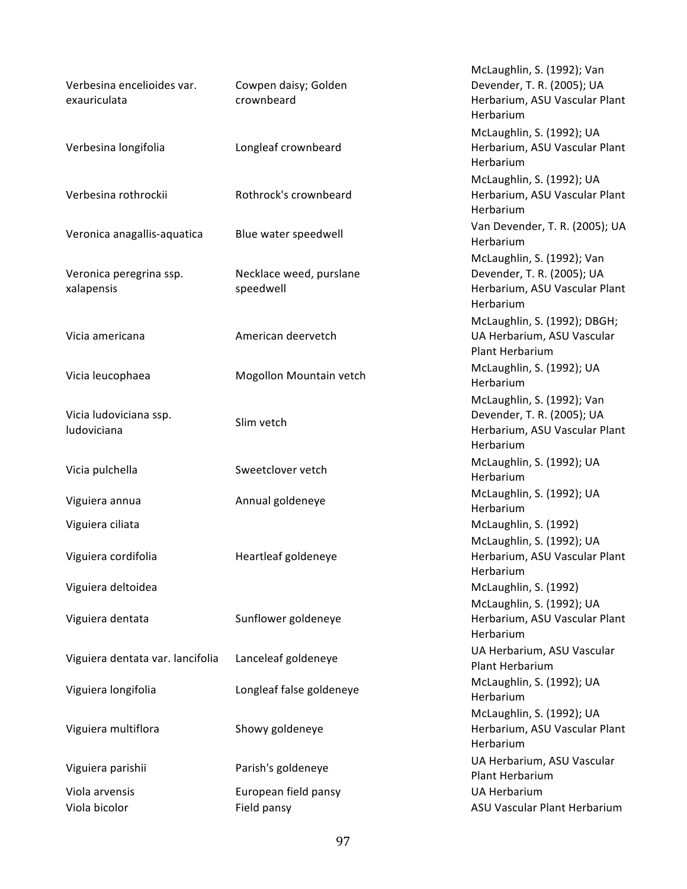| | | |
|---|---|---|
| Verbesina encelioides var. exauriculata | Cowpen daisy; Golden crownbeard | McLaughlin, S. (1992); Van Devender, T. R. (2005); UA Herbarium, ASU Vascular Plant Herbarium |
| Verbesina longifolia | Longleaf crownbeard | McLaughlin, S. (1992); UA Herbarium, ASU Vascular Plant Herbarium |
| Verbesina rothrockii | Rothrock's crownbeard | McLaughlin, S. (1992); UA Herbarium, ASU Vascular Plant Herbarium |
| Veronica anagallis-aquatica | Blue water speedwell | Van Devender, T. R. (2005); UA Herbarium |
| Veronica peregrina ssp. xalapensis | Necklace weed, purslane speedwell | McLaughlin, S. (1992); Van Devender, T. R. (2005); UA Herbarium, ASU Vascular Plant Herbarium |
| Vicia americana | American deervetch | McLaughlin, S. (1992); DBGH; UA Herbarium, ASU Vascular Plant Herbarium |
| Vicia leucophaea | Mogollon Mountain vetch | McLaughlin, S. (1992); UA Herbarium |
| Vicia ludoviciana ssp. ludoviciana | Slim vetch | McLaughlin, S. (1992); Van Devender, T. R. (2005); UA Herbarium, ASU Vascular Plant Herbarium |
| Vicia pulchella | Sweetclover vetch | McLaughlin, S. (1992); UA Herbarium |
| Viguiera annua | Annual goldeneye | McLaughlin, S. (1992); UA Herbarium |
| Viguiera ciliata | | McLaughlin, S. (1992) |
| Viguiera cordifolia | Heartleaf goldeneye | McLaughlin, S. (1992); UA Herbarium, ASU Vascular Plant Herbarium |
| Viguiera deltoidea | | McLaughlin, S. (1992) |
| Viguiera dentata | Sunflower goldeneye | McLaughlin, S. (1992); UA Herbarium, ASU Vascular Plant Herbarium |
| Viguiera dentata var. lancifolia | Lanceleaf goldeneye | UA Herbarium, ASU Vascular Plant Herbarium |
| Viguiera longifolia | Longleaf false goldeneye | McLaughlin, S. (1992); UA Herbarium |
| Viguiera multiflora | Showy goldeneye | McLaughlin, S. (1992); UA Herbarium, ASU Vascular Plant Herbarium |
| Viguiera parishii | Parish's goldeneye | UA Herbarium, ASU Vascular Plant Herbarium |
| Viola arvensis | European field pansy | UA Herbarium |
| Viola bicolor | Field pansy | ASU Vascular Plant Herbarium |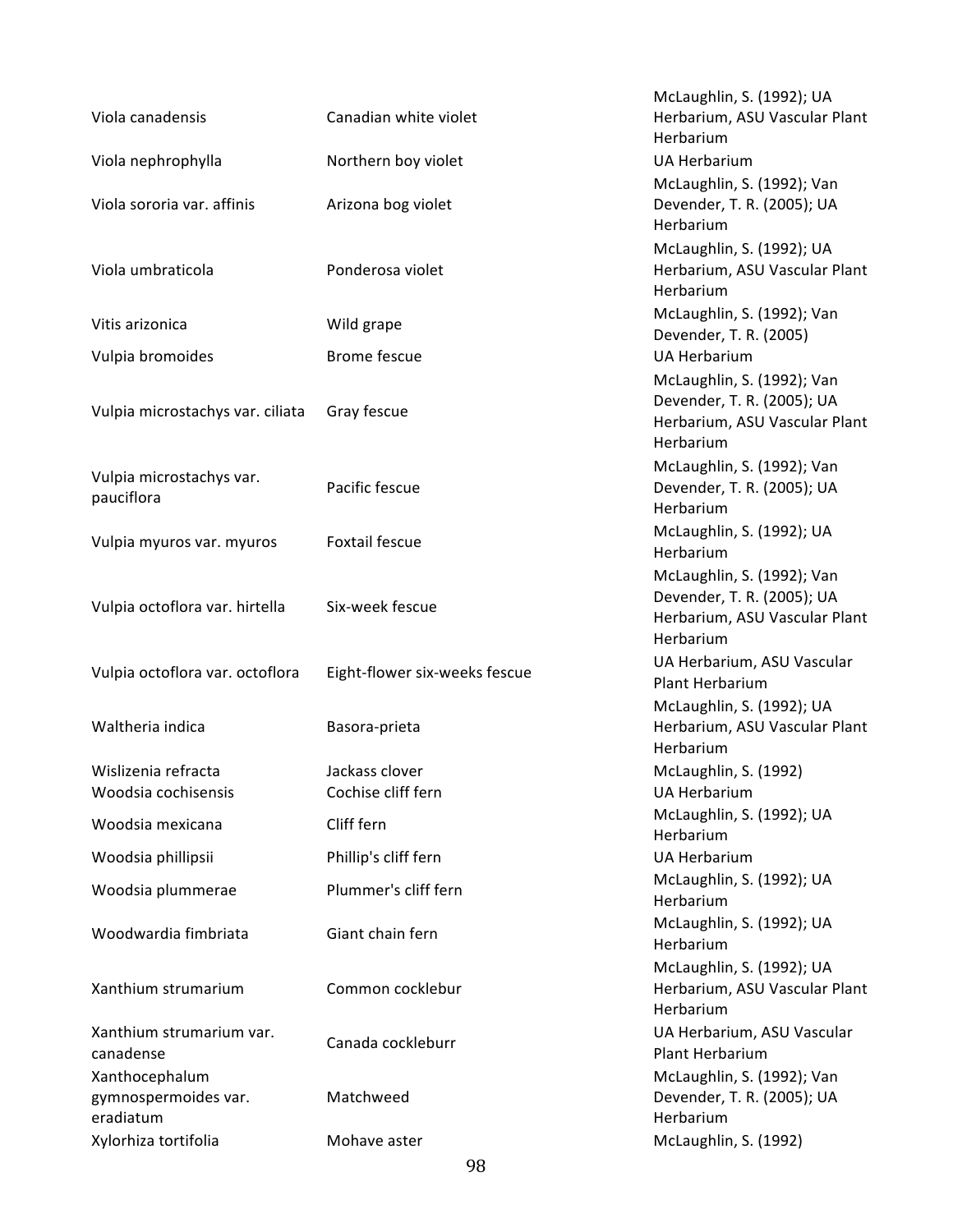| | | |
|---|---|---|
| Viola canadensis | Canadian white violet | McLaughlin, S. (1992); UA Herbarium, ASU Vascular Plant Herbarium |
| Viola nephrophylla | Northern boy violet | UA Herbarium |
| Viola sororia var. affinis | Arizona bog violet | McLaughlin, S. (1992); Van Devender, T. R. (2005); UA Herbarium |
| Viola umbraticola | Ponderosa violet | McLaughlin, S. (1992); UA Herbarium, ASU Vascular Plant Herbarium |
| Vitis arizonica | Wild grape | McLaughlin, S. (1992); Van Devender, T. R. (2005) |
| Vulpia bromoides | Brome fescue | UA Herbarium |
| Vulpia microstachys var. ciliata | Gray fescue | McLaughlin, S. (1992); Van Devender, T. R. (2005); UA Herbarium, ASU Vascular Plant Herbarium |
| Vulpia microstachys var. pauciflora | Pacific fescue | McLaughlin, S. (1992); Van Devender, T. R. (2005); UA Herbarium |
| Vulpia myuros var. myuros | Foxtail fescue | McLaughlin, S. (1992); UA Herbarium |
| Vulpia octoflora var. hirtella | Six-week fescue | McLaughlin, S. (1992); Van Devender, T. R. (2005); UA Herbarium, ASU Vascular Plant Herbarium |
| Vulpia octoflora var. octoflora | Eight-flower six-weeks fescue | UA Herbarium, ASU Vascular Plant Herbarium |
| Waltheria indica | Basora-prieta | McLaughlin, S. (1992); UA Herbarium, ASU Vascular Plant Herbarium |
| Wislizenia refracta | Jackass clover | McLaughlin, S. (1992) |
| Woodsia cochisensis | Cochise cliff fern | UA Herbarium |
| Woodsia mexicana | Cliff fern | McLaughlin, S. (1992); UA Herbarium |
| Woodsia phillipsii | Phillip's cliff fern | UA Herbarium |
| Woodsia plummerae | Plummer's cliff fern | McLaughlin, S. (1992); UA Herbarium |
| Woodwardia fimbriata | Giant chain fern | McLaughlin, S. (1992); UA Herbarium |
| Xanthium strumarium | Common cocklebur | McLaughlin, S. (1992); UA Herbarium, ASU Vascular Plant Herbarium |
| Xanthium strumarium var. canadense | Canada cockleburr | UA Herbarium, ASU Vascular Plant Herbarium |
| Xanthocephalum gymnospermoides var. eradiatum | Matchweed | McLaughlin, S. (1992); Van Devender, T. R. (2005); UA Herbarium |
| Xylorhiza tortifolia | Mohave aster | McLaughlin, S. (1992) |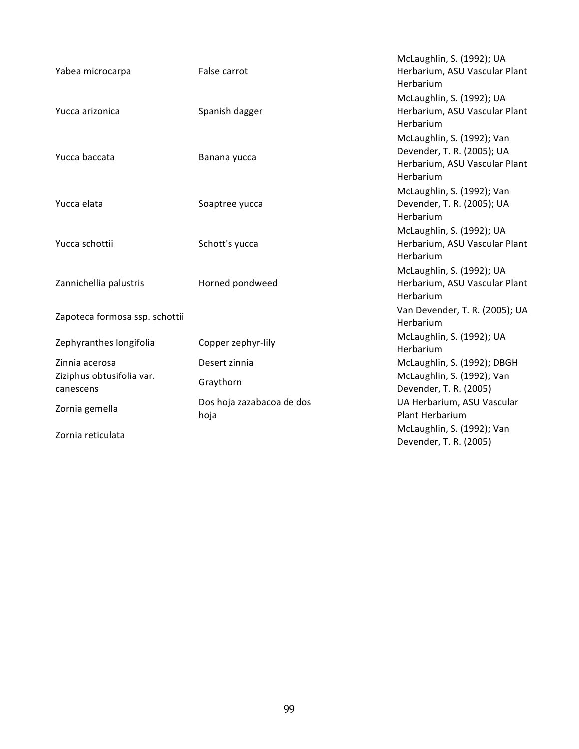| | | |
|---|---|---|
| Yabea microcarpa | False carrot | McLaughlin, S. (1992); UA Herbarium, ASU Vascular Plant Herbarium |
| Yucca arizonica | Spanish dagger | McLaughlin, S. (1992); UA Herbarium, ASU Vascular Plant Herbarium |
| Yucca baccata | Banana yucca | McLaughlin, S. (1992); Van Devender, T. R. (2005); UA Herbarium, ASU Vascular Plant Herbarium |
| Yucca elata | Soaptree yucca | McLaughlin, S. (1992); Van Devender, T. R. (2005); UA Herbarium |
| Yucca schottii | Schott's yucca | McLaughlin, S. (1992); UA Herbarium, ASU Vascular Plant Herbarium |
| Zannichellia palustris | Horned pondweed | McLaughlin, S. (1992); UA Herbarium, ASU Vascular Plant Herbarium |
| Zapoteca formosa ssp. schottii | | Van Devender, T. R. (2005); UA Herbarium |
| Zephyranthes longifolia | Copper zephyr-lily | McLaughlin, S. (1992); UA Herbarium |
| Zinnia acerosa | Desert zinnia | McLaughlin, S. (1992); DBGH |
| Ziziphus obtusifolia var. canescens | Graythorn | McLaughlin, S. (1992); Van Devender, T. R. (2005) |
| Zornia gemella | Dos hoja zazabacoa de dos hoja | UA Herbarium, ASU Vascular Plant Herbarium |
| Zornia reticulata | | McLaughlin, S. (1992); Van Devender, T. R. (2005) |